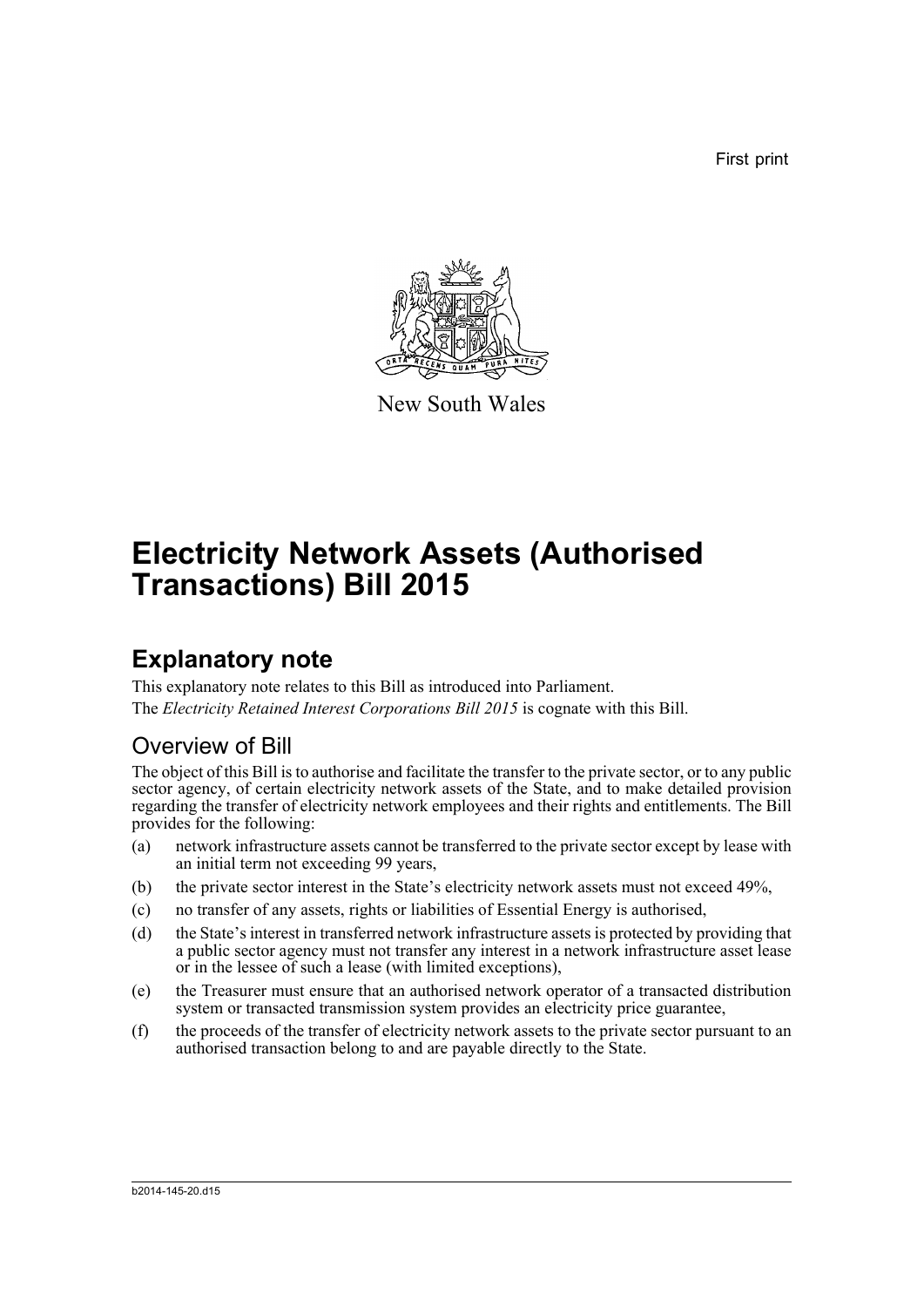First print

New South Wales

# Electricity Network Assets (Authorised Transactions) Bill 2015

## Explanatory note

This explanatory note relates to this Bill as introduced into Parliament.

The *Electricity Retained Interest Corporations Bill 2015* is cognate with this Bill.

### Overview of Bill

The object of this Bill is to authorise and facilitate the transfer to the private sector, or to any public sector agency, of certain electricity network assets of the State, and to make detailed provision regarding the transfer of electricity network employees and their rights and entitlements. The Bill provides for the following:

(a) network infrastructure assets cannot be transferred to the private sector except by lease with an initial term not exceeding 99 years,

(b) the private sector interest in the State's electricity network assets must not exceed 49%,

(c) no transfer of any assets, rights or liabilities of Essential Energy is authorised,

(d) the State's interest in transferred network infrastructure assets is protected by providing that a public sector agency must not transfer any interest in a network infrastructure asset lease or in the lessee of such a lease (with limited exceptions),

(e) the Treasurer must ensure that an authorised network operator of a transacted distribution system or transacted transmission system provides an electricity price guarantee,

(f) the proceeds of the transfer of electricity network assets to the private sector pursuant to an authorised transaction belong to and are payable directly to the State.

b2014-145-20.d15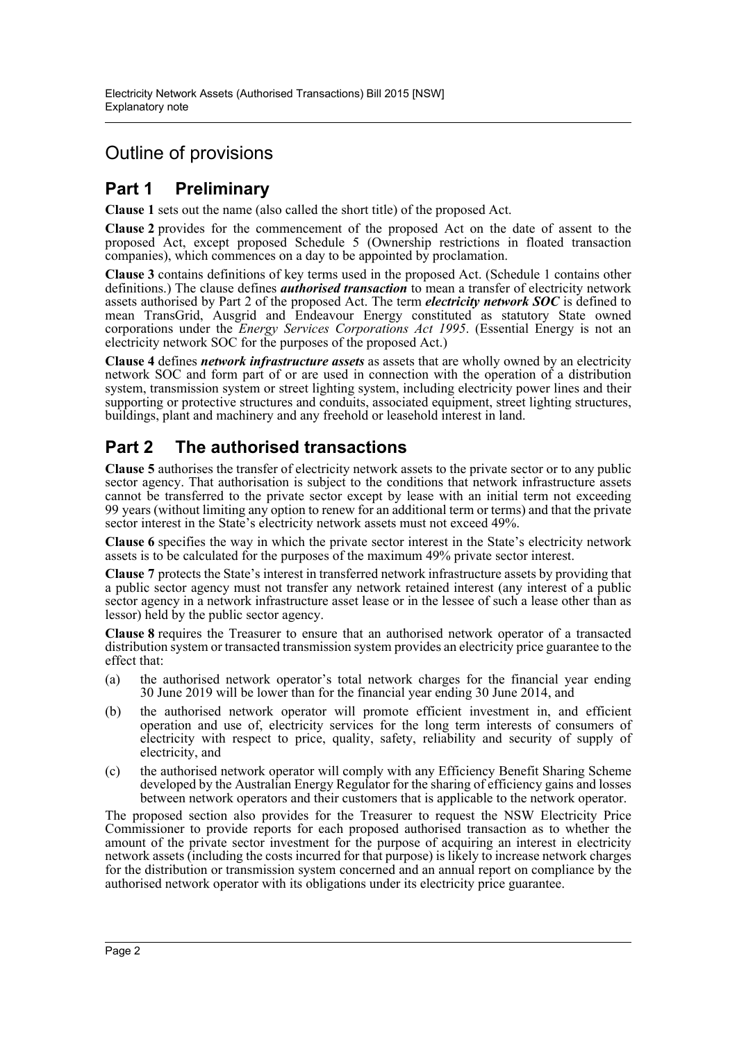# Outline of provisions

## Part 1 Preliminary

**Clause 1** sets out the name (also called the short title) of the proposed Act.

**Clause 2** provides for the commencement of the proposed Act on the date of assent to the proposed Act, except proposed Schedule 5 (Ownership restrictions in floated transaction companies), which commences on a day to be appointed by proclamation.

**Clause 3** contains definitions of key terms used in the proposed Act. (Schedule 1 contains other definitions.) The clause defines ***authorised transaction*** to mean a transfer of electricity network assets authorised by Part 2 of the proposed Act. The term ***electricity network SOC*** is defined to mean TransGrid, Ausgrid and Endeavour Energy constituted as statutory State owned corporations under the *Energy Services Corporations Act 1995*. (Essential Energy is not an electricity network SOC for the purposes of the proposed Act.)

**Clause 4** defines ***network infrastructure assets*** as assets that are wholly owned by an electricity network SOC and form part of or are used in connection with the operation of a distribution system, transmission system or street lighting system, including electricity power lines and their supporting or protective structures and conduits, associated equipment, street lighting structures, buildings, plant and machinery and any freehold or leasehold interest in land.

## Part 2 The authorised transactions

**Clause 5** authorises the transfer of electricity network assets to the private sector or to any public sector agency. That authorisation is subject to the conditions that network infrastructure assets cannot be transferred to the private sector except by lease with an initial term not exceeding 99 years (without limiting any option to renew for an additional term or terms) and that the private sector interest in the State's electricity network assets must not exceed 49%.

**Clause 6** specifies the way in which the private sector interest in the State's electricity network assets is to be calculated for the purposes of the maximum 49% private sector interest.

**Clause 7** protects the State's interest in transferred network infrastructure assets by providing that a public sector agency must not transfer any network retained interest (any interest of a public sector agency in a network infrastructure asset lease or in the lessee of such a lease other than as lessor) held by the public sector agency.

**Clause 8** requires the Treasurer to ensure that an authorised network operator of a transacted distribution system or transacted transmission system provides an electricity price guarantee to the effect that:

(a) the authorised network operator's total network charges for the financial year ending 30 June 2019 will be lower than for the financial year ending 30 June 2014, and

(b) the authorised network operator will promote efficient investment in, and efficient operation and use of, electricity services for the long term interests of consumers of electricity with respect to price, quality, safety, reliability and security of supply of electricity, and

(c) the authorised network operator will comply with any Efficiency Benefit Sharing Scheme developed by the Australian Energy Regulator for the sharing of efficiency gains and losses between network operators and their customers that is applicable to the network operator.

The proposed section also provides for the Treasurer to request the NSW Electricity Price Commissioner to provide reports for each proposed authorised transaction as to whether the amount of the private sector investment for the purpose of acquiring an interest in electricity network assets (including the costs incurred for that purpose) is likely to increase network charges for the distribution or transmission system concerned and an annual report on compliance by the authorised network operator with its obligations under its electricity price guarantee.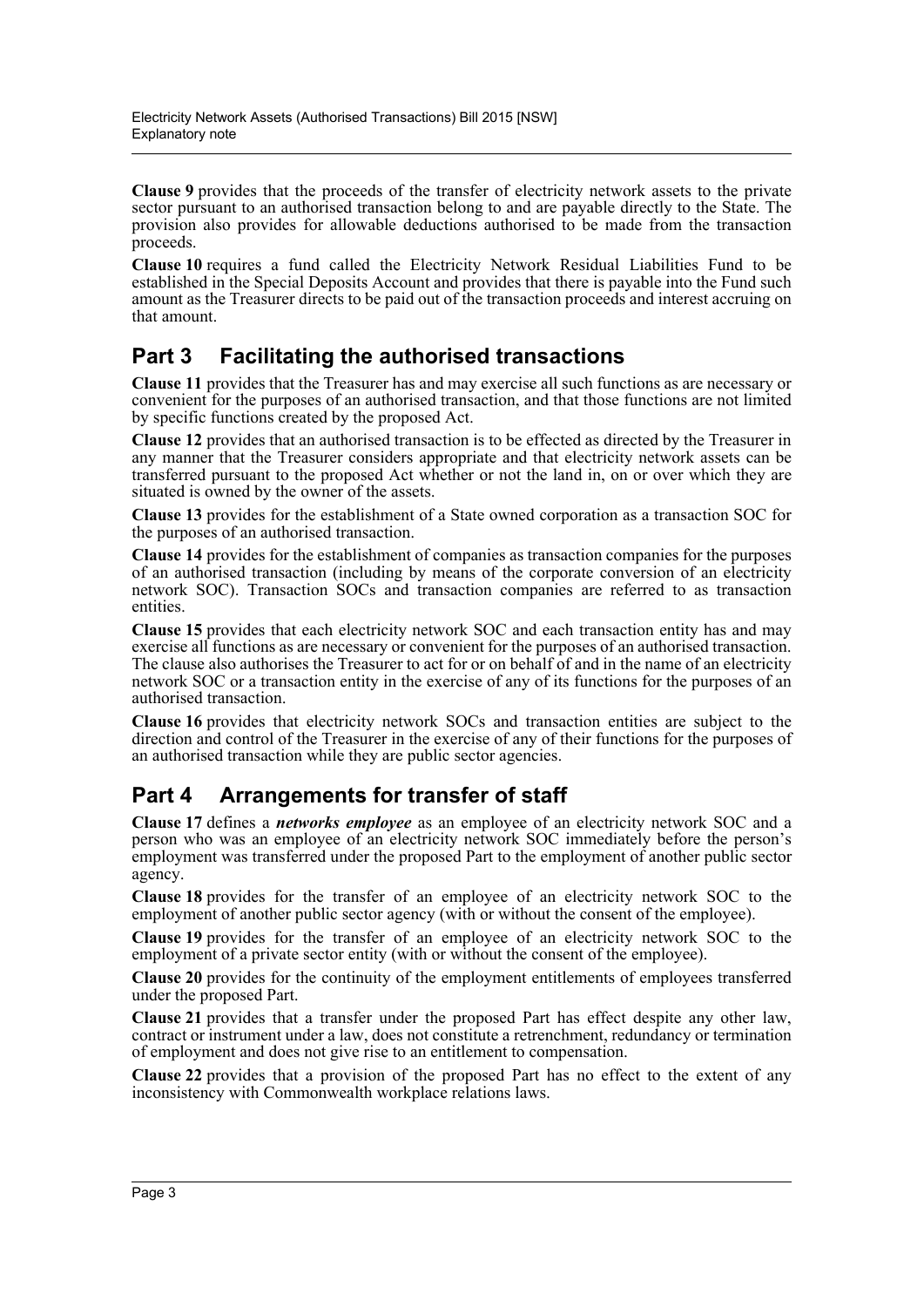**Clause 9** provides that the proceeds of the transfer of electricity network assets to the private sector pursuant to an authorised transaction belong to and are payable directly to the State. The provision also provides for allowable deductions authorised to be made from the transaction proceeds.

**Clause 10** requires a fund called the Electricity Network Residual Liabilities Fund to be established in the Special Deposits Account and provides that there is payable into the Fund such amount as the Treasurer directs to be paid out of the transaction proceeds and interest accruing on that amount.

## Part 3 Facilitating the authorised transactions

**Clause 11** provides that the Treasurer has and may exercise all such functions as are necessary or convenient for the purposes of an authorised transaction, and that those functions are not limited by specific functions created by the proposed Act.

**Clause 12** provides that an authorised transaction is to be effected as directed by the Treasurer in any manner that the Treasurer considers appropriate and that electricity network assets can be transferred pursuant to the proposed Act whether or not the land in, on or over which they are situated is owned by the owner of the assets.

**Clause 13** provides for the establishment of a State owned corporation as a transaction SOC for the purposes of an authorised transaction.

**Clause 14** provides for the establishment of companies as transaction companies for the purposes of an authorised transaction (including by means of the corporate conversion of an electricity network SOC). Transaction SOCs and transaction companies are referred to as transaction entities.

**Clause 15** provides that each electricity network SOC and each transaction entity has and may exercise all functions as are necessary or convenient for the purposes of an authorised transaction. The clause also authorises the Treasurer to act for or on behalf of and in the name of an electricity network SOC or a transaction entity in the exercise of any of its functions for the purposes of an authorised transaction.

**Clause 16** provides that electricity network SOCs and transaction entities are subject to the direction and control of the Treasurer in the exercise of any of their functions for the purposes of an authorised transaction while they are public sector agencies.

## Part 4 Arrangements for transfer of staff

**Clause 17** defines a ***networks employee*** as an employee of an electricity network SOC and a person who was an employee of an electricity network SOC immediately before the person's employment was transferred under the proposed Part to the employment of another public sector agency.

**Clause 18** provides for the transfer of an employee of an electricity network SOC to the employment of another public sector agency (with or without the consent of the employee).

**Clause 19** provides for the transfer of an employee of an electricity network SOC to the employment of a private sector entity (with or without the consent of the employee).

**Clause 20** provides for the continuity of the employment entitlements of employees transferred under the proposed Part.

**Clause 21** provides that a transfer under the proposed Part has effect despite any other law, contract or instrument under a law, does not constitute a retrenchment, redundancy or termination of employment and does not give rise to an entitlement to compensation.

**Clause 22** provides that a provision of the proposed Part has no effect to the extent of any inconsistency with Commonwealth workplace relations laws.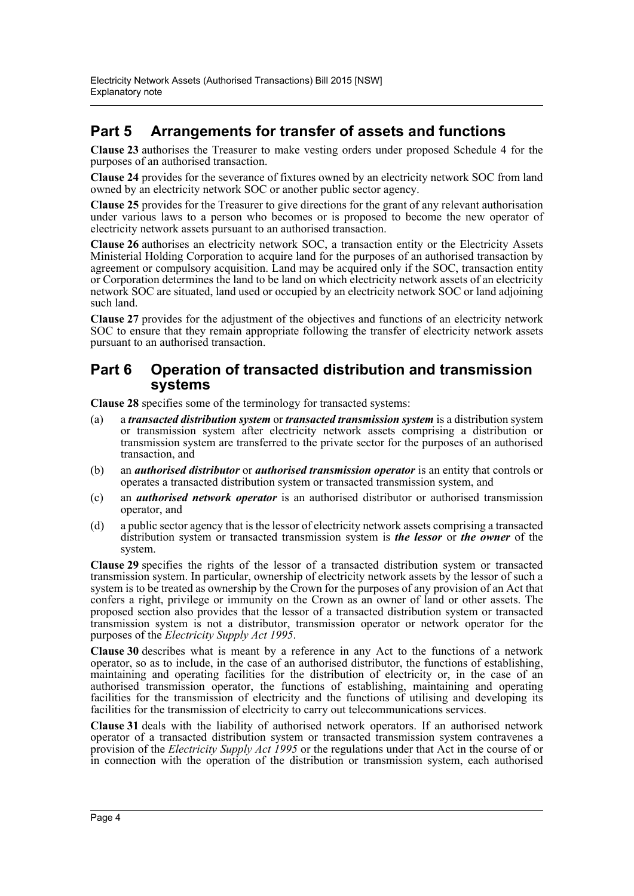## Part 5 Arrangements for transfer of assets and functions

**Clause 23** authorises the Treasurer to make vesting orders under proposed Schedule 4 for the purposes of an authorised transaction.

**Clause 24** provides for the severance of fixtures owned by an electricity network SOC from land owned by an electricity network SOC or another public sector agency.

**Clause 25** provides for the Treasurer to give directions for the grant of any relevant authorisation under various laws to a person who becomes or is proposed to become the new operator of electricity network assets pursuant to an authorised transaction.

**Clause 26** authorises an electricity network SOC, a transaction entity or the Electricity Assets Ministerial Holding Corporation to acquire land for the purposes of an authorised transaction by agreement or compulsory acquisition. Land may be acquired only if the SOC, transaction entity or Corporation determines the land to be land on which electricity network assets of an electricity network SOC are situated, land used or occupied by an electricity network SOC or land adjoining such land.

**Clause 27** provides for the adjustment of the objectives and functions of an electricity network SOC to ensure that they remain appropriate following the transfer of electricity network assets pursuant to an authorised transaction.

## Part 6 Operation of transacted distribution and transmission systems

**Clause 28** specifies some of the terminology for transacted systems:

(a) a ***transacted distribution system*** or ***transacted transmission system*** is a distribution system or transmission system after electricity network assets comprising a distribution or transmission system are transferred to the private sector for the purposes of an authorised transaction, and

(b) an ***authorised distributor*** or ***authorised transmission operator*** is an entity that controls or operates a transacted distribution system or transacted transmission system, and

(c) an ***authorised network operator*** is an authorised distributor or authorised transmission operator, and

(d) a public sector agency that is the lessor of electricity network assets comprising a transacted distribution system or transacted transmission system is ***the lessor*** or ***the owner*** of the system.

**Clause 29** specifies the rights of the lessor of a transacted distribution system or transacted transmission system. In particular, ownership of electricity network assets by the lessor of such a system is to be treated as ownership by the Crown for the purposes of any provision of an Act that confers a right, privilege or immunity on the Crown as an owner of land or other assets. The proposed section also provides that the lessor of a transacted distribution system or transacted transmission system is not a distributor, transmission operator or network operator for the purposes of the *Electricity Supply Act 1995*.

**Clause 30** describes what is meant by a reference in any Act to the functions of a network operator, so as to include, in the case of an authorised distributor, the functions of establishing, maintaining and operating facilities for the distribution of electricity or, in the case of an authorised transmission operator, the functions of establishing, maintaining and operating facilities for the transmission of electricity and the functions of utilising and developing its facilities for the transmission of electricity to carry out telecommunications services.

**Clause 31** deals with the liability of authorised network operators. If an authorised network operator of a transacted distribution system or transacted transmission system contravenes a provision of the *Electricity Supply Act 1995* or the regulations under that Act in the course of or in connection with the operation of the distribution or transmission system, each authorised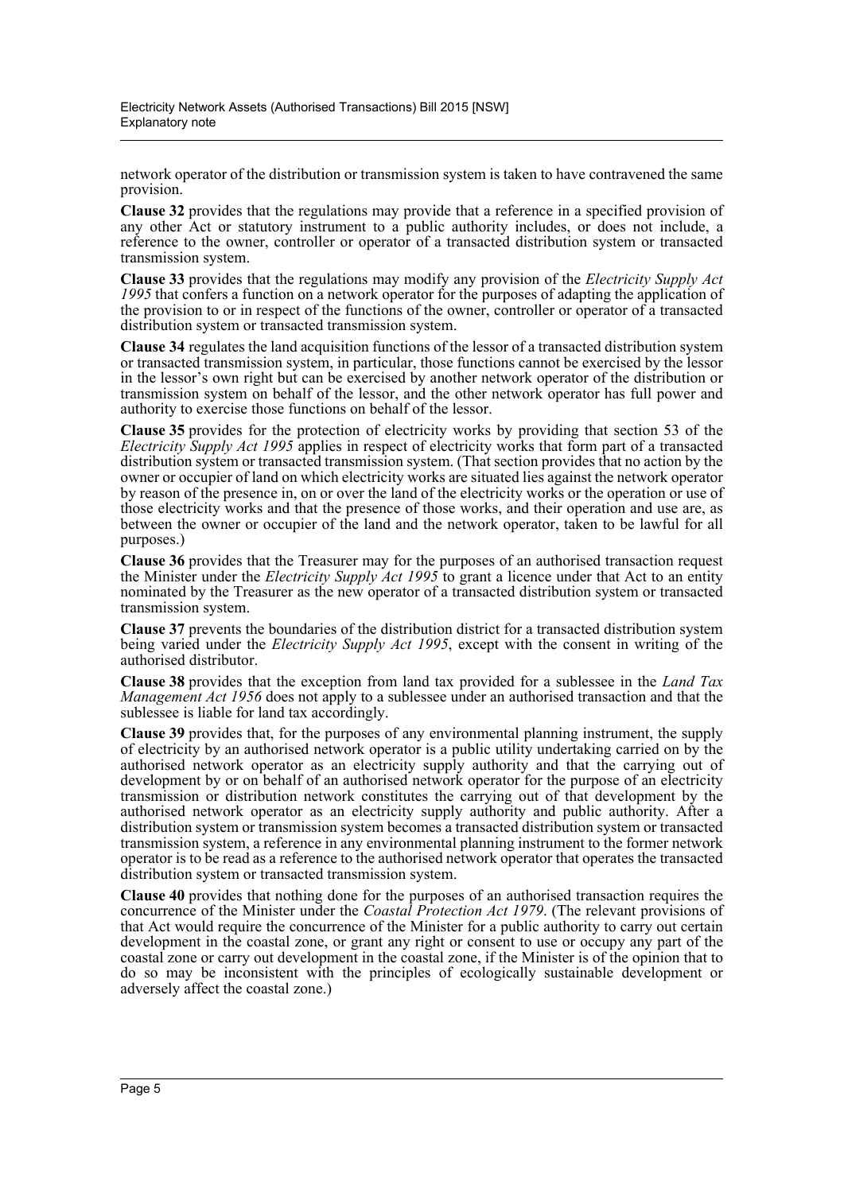network operator of the distribution or transmission system is taken to have contravened the same provision.

**Clause 32** provides that the regulations may provide that a reference in a specified provision of any other Act or statutory instrument to a public authority includes, or does not include, a reference to the owner, controller or operator of a transacted distribution system or transacted transmission system.

**Clause 33** provides that the regulations may modify any provision of the *Electricity Supply Act 1995* that confers a function on a network operator for the purposes of adapting the application of the provision to or in respect of the functions of the owner, controller or operator of a transacted distribution system or transacted transmission system.

**Clause 34** regulates the land acquisition functions of the lessor of a transacted distribution system or transacted transmission system, in particular, those functions cannot be exercised by the lessor in the lessor's own right but can be exercised by another network operator of the distribution or transmission system on behalf of the lessor, and the other network operator has full power and authority to exercise those functions on behalf of the lessor.

**Clause 35** provides for the protection of electricity works by providing that section 53 of the *Electricity Supply Act 1995* applies in respect of electricity works that form part of a transacted distribution system or transacted transmission system. (That section provides that no action by the owner or occupier of land on which electricity works are situated lies against the network operator by reason of the presence in, on or over the land of the electricity works or the operation or use of those electricity works and that the presence of those works, and their operation and use are, as between the owner or occupier of the land and the network operator, taken to be lawful for all purposes.)

**Clause 36** provides that the Treasurer may for the purposes of an authorised transaction request the Minister under the *Electricity Supply Act 1995* to grant a licence under that Act to an entity nominated by the Treasurer as the new operator of a transacted distribution system or transacted transmission system.

**Clause 37** prevents the boundaries of the distribution district for a transacted distribution system being varied under the *Electricity Supply Act 1995*, except with the consent in writing of the authorised distributor.

**Clause 38** provides that the exception from land tax provided for a sublessee in the *Land Tax Management Act 1956* does not apply to a sublessee under an authorised transaction and that the sublessee is liable for land tax accordingly.

**Clause 39** provides that, for the purposes of any environmental planning instrument, the supply of electricity by an authorised network operator is a public utility undertaking carried on by the authorised network operator as an electricity supply authority and that the carrying out of development by or on behalf of an authorised network operator for the purpose of an electricity transmission or distribution network constitutes the carrying out of that development by the authorised network operator as an electricity supply authority and public authority. After a distribution system or transmission system becomes a transacted distribution system or transacted transmission system, a reference in any environmental planning instrument to the former network operator is to be read as a reference to the authorised network operator that operates the transacted distribution system or transacted transmission system.

**Clause 40** provides that nothing done for the purposes of an authorised transaction requires the concurrence of the Minister under the *Coastal Protection Act 1979*. (The relevant provisions of that Act would require the concurrence of the Minister for a public authority to carry out certain development in the coastal zone, or grant any right or consent to use or occupy any part of the coastal zone or carry out development in the coastal zone, if the Minister is of the opinion that to do so may be inconsistent with the principles of ecologically sustainable development or adversely affect the coastal zone.)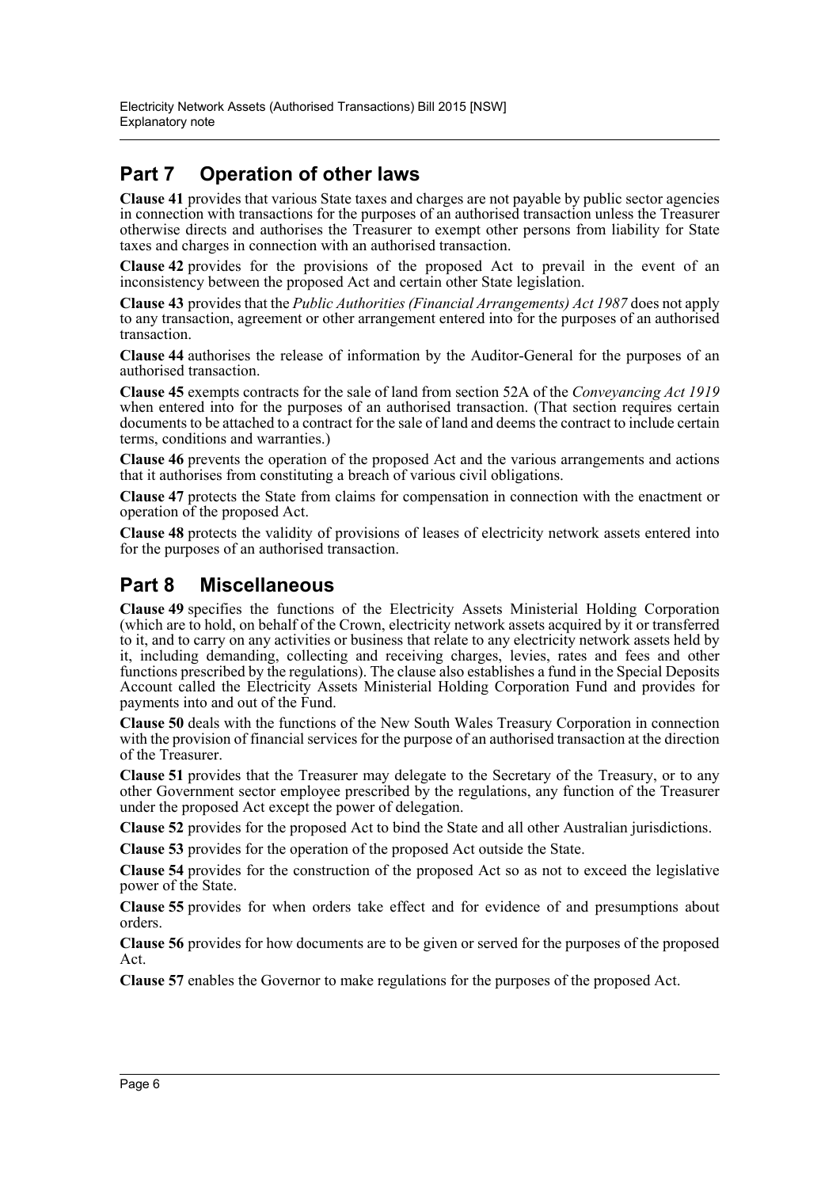## Part 7 Operation of other laws

**Clause 41** provides that various State taxes and charges are not payable by public sector agencies in connection with transactions for the purposes of an authorised transaction unless the Treasurer otherwise directs and authorises the Treasurer to exempt other persons from liability for State taxes and charges in connection with an authorised transaction.

**Clause 42** provides for the provisions of the proposed Act to prevail in the event of an inconsistency between the proposed Act and certain other State legislation.

**Clause 43** provides that the *Public Authorities (Financial Arrangements) Act 1987* does not apply to any transaction, agreement or other arrangement entered into for the purposes of an authorised transaction.

**Clause 44** authorises the release of information by the Auditor-General for the purposes of an authorised transaction.

**Clause 45** exempts contracts for the sale of land from section 52A of the *Conveyancing Act 1919* when entered into for the purposes of an authorised transaction. (That section requires certain documents to be attached to a contract for the sale of land and deems the contract to include certain terms, conditions and warranties.)

**Clause 46** prevents the operation of the proposed Act and the various arrangements and actions that it authorises from constituting a breach of various civil obligations.

**Clause 47** protects the State from claims for compensation in connection with the enactment or operation of the proposed Act.

**Clause 48** protects the validity of provisions of leases of electricity network assets entered into for the purposes of an authorised transaction.

## Part 8 Miscellaneous

**Clause 49** specifies the functions of the Electricity Assets Ministerial Holding Corporation (which are to hold, on behalf of the Crown, electricity network assets acquired by it or transferred to it, and to carry on any activities or business that relate to any electricity network assets held by it, including demanding, collecting and receiving charges, levies, rates and fees and other functions prescribed by the regulations). The clause also establishes a fund in the Special Deposits Account called the Electricity Assets Ministerial Holding Corporation Fund and provides for payments into and out of the Fund.

**Clause 50** deals with the functions of the New South Wales Treasury Corporation in connection with the provision of financial services for the purpose of an authorised transaction at the direction of the Treasurer.

**Clause 51** provides that the Treasurer may delegate to the Secretary of the Treasury, or to any other Government sector employee prescribed by the regulations, any function of the Treasurer under the proposed Act except the power of delegation.

**Clause 52** provides for the proposed Act to bind the State and all other Australian jurisdictions.

**Clause 53** provides for the operation of the proposed Act outside the State.

**Clause 54** provides for the construction of the proposed Act so as not to exceed the legislative power of the State.

**Clause 55** provides for when orders take effect and for evidence of and presumptions about orders.

**Clause 56** provides for how documents are to be given or served for the purposes of the proposed Act.

**Clause 57** enables the Governor to make regulations for the purposes of the proposed Act.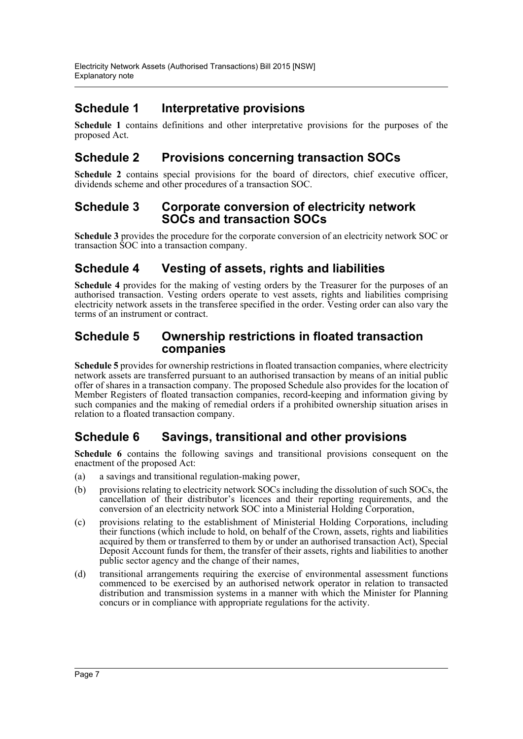## Schedule 1 Interpretative provisions

**Schedule 1** contains definitions and other interpretative provisions for the purposes of the proposed Act.

## Schedule 2 Provisions concerning transaction SOCs

**Schedule 2** contains special provisions for the board of directors, chief executive officer, dividends scheme and other procedures of a transaction SOC.

## Schedule 3 Corporate conversion of electricity network SOCs and transaction SOCs

**Schedule 3** provides the procedure for the corporate conversion of an electricity network SOC or transaction SOC into a transaction company.

## Schedule 4 Vesting of assets, rights and liabilities

**Schedule 4** provides for the making of vesting orders by the Treasurer for the purposes of an authorised transaction. Vesting orders operate to vest assets, rights and liabilities comprising electricity network assets in the transferee specified in the order. Vesting order can also vary the terms of an instrument or contract.

## Schedule 5 Ownership restrictions in floated transaction companies

**Schedule 5** provides for ownership restrictions in floated transaction companies, where electricity network assets are transferred pursuant to an authorised transaction by means of an initial public offer of shares in a transaction company. The proposed Schedule also provides for the location of Member Registers of floated transaction companies, record-keeping and information giving by such companies and the making of remedial orders if a prohibited ownership situation arises in relation to a floated transaction company.

## Schedule 6 Savings, transitional and other provisions

**Schedule 6** contains the following savings and transitional provisions consequent on the enactment of the proposed Act:

(a) a savings and transitional regulation-making power,

(b) provisions relating to electricity network SOCs including the dissolution of such SOCs, the cancellation of their distributor's licences and their reporting requirements, and the conversion of an electricity network SOC into a Ministerial Holding Corporation,

(c) provisions relating to the establishment of Ministerial Holding Corporations, including their functions (which include to hold, on behalf of the Crown, assets, rights and liabilities acquired by them or transferred to them by or under an authorised transaction Act), Special Deposit Account funds for them, the transfer of their assets, rights and liabilities to another public sector agency and the change of their names,

(d) transitional arrangements requiring the exercise of environmental assessment functions commenced to be exercised by an authorised network operator in relation to transacted distribution and transmission systems in a manner with which the Minister for Planning concurs or in compliance with appropriate regulations for the activity.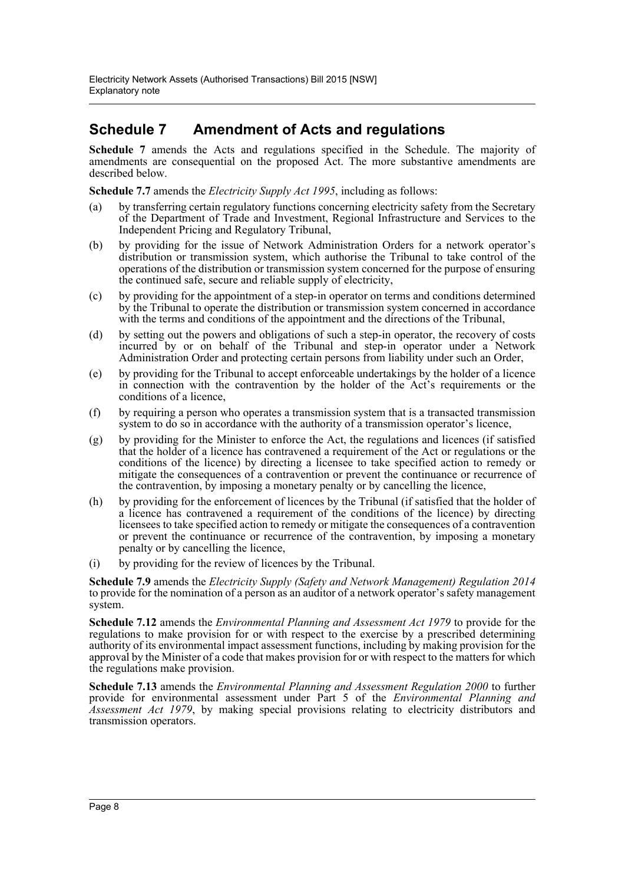## Schedule 7 Amendment of Acts and regulations

**Schedule 7** amends the Acts and regulations specified in the Schedule. The majority of amendments are consequential on the proposed Act. The more substantive amendments are described below.

**Schedule 7.7** amends the *Electricity Supply Act 1995*, including as follows:

(a) by transferring certain regulatory functions concerning electricity safety from the Secretary of the Department of Trade and Investment, Regional Infrastructure and Services to the Independent Pricing and Regulatory Tribunal,

(b) by providing for the issue of Network Administration Orders for a network operator's distribution or transmission system, which authorise the Tribunal to take control of the operations of the distribution or transmission system concerned for the purpose of ensuring the continued safe, secure and reliable supply of electricity,

(c) by providing for the appointment of a step-in operator on terms and conditions determined by the Tribunal to operate the distribution or transmission system concerned in accordance with the terms and conditions of the appointment and the directions of the Tribunal,

(d) by setting out the powers and obligations of such a step-in operator, the recovery of costs incurred by or on behalf of the Tribunal and step-in operator under a Network Administration Order and protecting certain persons from liability under such an Order,

(e) by providing for the Tribunal to accept enforceable undertakings by the holder of a licence in connection with the contravention by the holder of the Act's requirements or the conditions of a licence,

(f) by requiring a person who operates a transmission system that is a transacted transmission system to do so in accordance with the authority of a transmission operator's licence,

(g) by providing for the Minister to enforce the Act, the regulations and licences (if satisfied that the holder of a licence has contravened a requirement of the Act or regulations or the conditions of the licence) by directing a licensee to take specified action to remedy or mitigate the consequences of a contravention or prevent the continuance or recurrence of the contravention, by imposing a monetary penalty or by cancelling the licence,

(h) by providing for the enforcement of licences by the Tribunal (if satisfied that the holder of a licence has contravened a requirement of the conditions of the licence) by directing licensees to take specified action to remedy or mitigate the consequences of a contravention or prevent the continuance or recurrence of the contravention, by imposing a monetary penalty or by cancelling the licence,

(i) by providing for the review of licences by the Tribunal.

**Schedule 7.9** amends the *Electricity Supply (Safety and Network Management) Regulation 2014* to provide for the nomination of a person as an auditor of a network operator's safety management system.

**Schedule 7.12** amends the *Environmental Planning and Assessment Act 1979* to provide for the regulations to make provision for or with respect to the exercise by a prescribed determining authority of its environmental impact assessment functions, including by making provision for the approval by the Minister of a code that makes provision for or with respect to the matters for which the regulations make provision.

**Schedule 7.13** amends the *Environmental Planning and Assessment Regulation 2000* to further provide for environmental assessment under Part 5 of the *Environmental Planning and Assessment Act 1979*, by making special provisions relating to electricity distributors and transmission operators.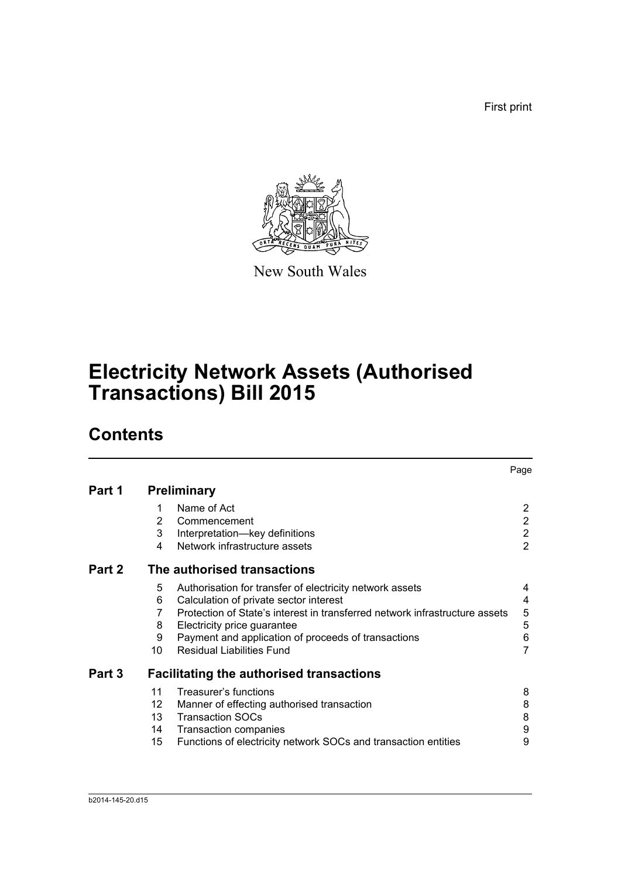First print

New South Wales

# Electricity Network Assets (Authorised Transactions) Bill 2015

## Contents

| | | | Page |
|---|---|---|---|
| **Part 1** | **Preliminary** | | |
| | 1 | Name of Act | 2 |
| | 2 | Commencement | 2 |
| | 3 | Interpretation—key definitions | 2 |
| | 4 | Network infrastructure assets | 2 |
| **Part 2** | **The authorised transactions** | | |
| | 5 | Authorisation for transfer of electricity network assets | 4 |
| | 6 | Calculation of private sector interest | 4 |
| | 7 | Protection of State's interest in transferred network infrastructure assets | 5 |
| | 8 | Electricity price guarantee | 5 |
| | 9 | Payment and application of proceeds of transactions | 6 |
| | 10 | Residual Liabilities Fund | 7 |
| **Part 3** | **Facilitating the authorised transactions** | | |
| | 11 | Treasurer's functions | 8 |
| | 12 | Manner of effecting authorised transaction | 8 |
| | 13 | Transaction SOCs | 8 |
| | 14 | Transaction companies | 9 |
| | 15 | Functions of electricity network SOCs and transaction entities | 9 |

b2014-145-20.d15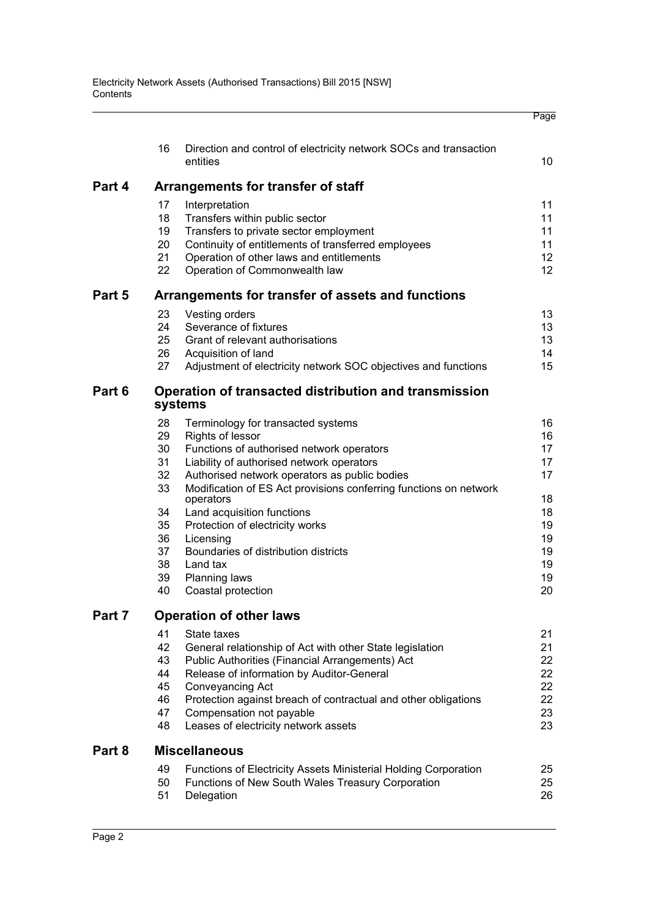| | | | Page |
|---|---|---|---|
| | 16 | Direction and control of electricity network SOCs and transaction entities | 10 |
| **Part 4** | | **Arrangements for transfer of staff** | |
| | 17 | Interpretation | 11 |
| | 18 | Transfers within public sector | 11 |
| | 19 | Transfers to private sector employment | 11 |
| | 20 | Continuity of entitlements of transferred employees | 11 |
| | 21 | Operation of other laws and entitlements | 12 |
| | 22 | Operation of Commonwealth law | 12 |
| **Part 5** | | **Arrangements for transfer of assets and functions** | |
| | 23 | Vesting orders | 13 |
| | 24 | Severance of fixtures | 13 |
| | 25 | Grant of relevant authorisations | 13 |
| | 26 | Acquisition of land | 14 |
| | 27 | Adjustment of electricity network SOC objectives and functions | 15 |
| **Part 6** | | **Operation of transacted distribution and transmission systems** | |
| | 28 | Terminology for transacted systems | 16 |
| | 29 | Rights of lessor | 16 |
| | 30 | Functions of authorised network operators | 17 |
| | 31 | Liability of authorised network operators | 17 |
| | 32 | Authorised network operators as public bodies | 17 |
| | 33 | Modification of ES Act provisions conferring functions on network operators | 18 |
| | 34 | Land acquisition functions | 18 |
| | 35 | Protection of electricity works | 19 |
| | 36 | Licensing | 19 |
| | 37 | Boundaries of distribution districts | 19 |
| | 38 | Land tax | 19 |
| | 39 | Planning laws | 19 |
| | 40 | Coastal protection | 20 |
| **Part 7** | | **Operation of other laws** | |
| | 41 | State taxes | 21 |
| | 42 | General relationship of Act with other State legislation | 21 |
| | 43 | Public Authorities (Financial Arrangements) Act | 22 |
| | 44 | Release of information by Auditor-General | 22 |
| | 45 | Conveyancing Act | 22 |
| | 46 | Protection against breach of contractual and other obligations | 22 |
| | 47 | Compensation not payable | 23 |
| | 48 | Leases of electricity network assets | 23 |
| **Part 8** | | **Miscellaneous** | |
| | 49 | Functions of Electricity Assets Ministerial Holding Corporation | 25 |
| | 50 | Functions of New South Wales Treasury Corporation | 25 |
| | 51 | Delegation | 26 |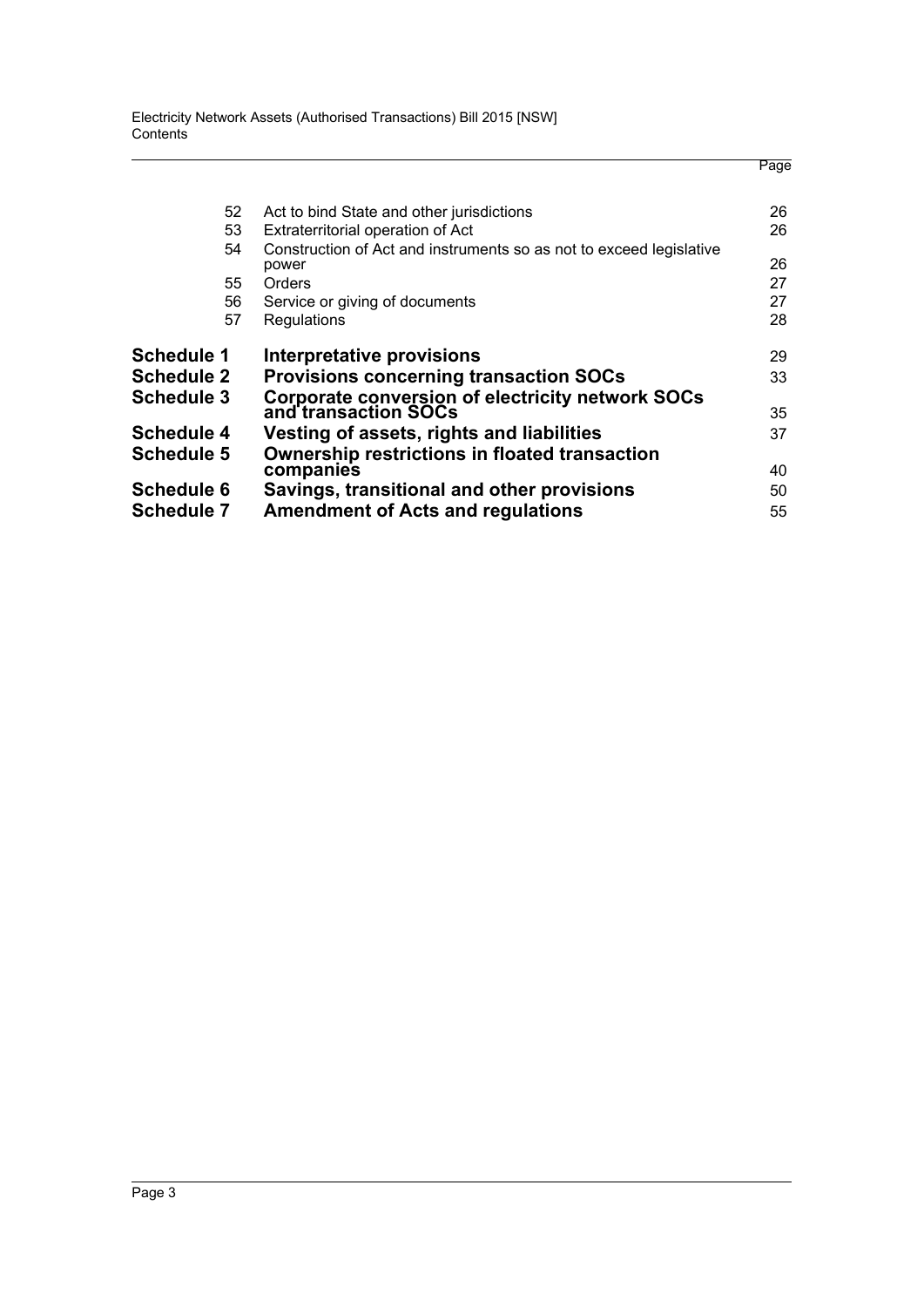| | | Page |
|---|---|---|
| 52 | Act to bind State and other jurisdictions | 26 |
| 53 | Extraterritorial operation of Act | 26 |
| 54 | Construction of Act and instruments so as not to exceed legislative power | 26 |
| 55 | Orders | 27 |
| 56 | Service or giving of documents | 27 |
| 57 | Regulations | 28 |
| **Schedule 1** | **Interpretative provisions** | 29 |
| **Schedule 2** | **Provisions concerning transaction SOCs** | 33 |
| **Schedule 3** | **Corporate conversion of electricity network SOCs and transaction SOCs** | 35 |
| **Schedule 4** | **Vesting of assets, rights and liabilities** | 37 |
| **Schedule 5** | **Ownership restrictions in floated transaction companies** | 40 |
| **Schedule 6** | **Savings, transitional and other provisions** | 50 |
| **Schedule 7** | **Amendment of Acts and regulations** | 55 |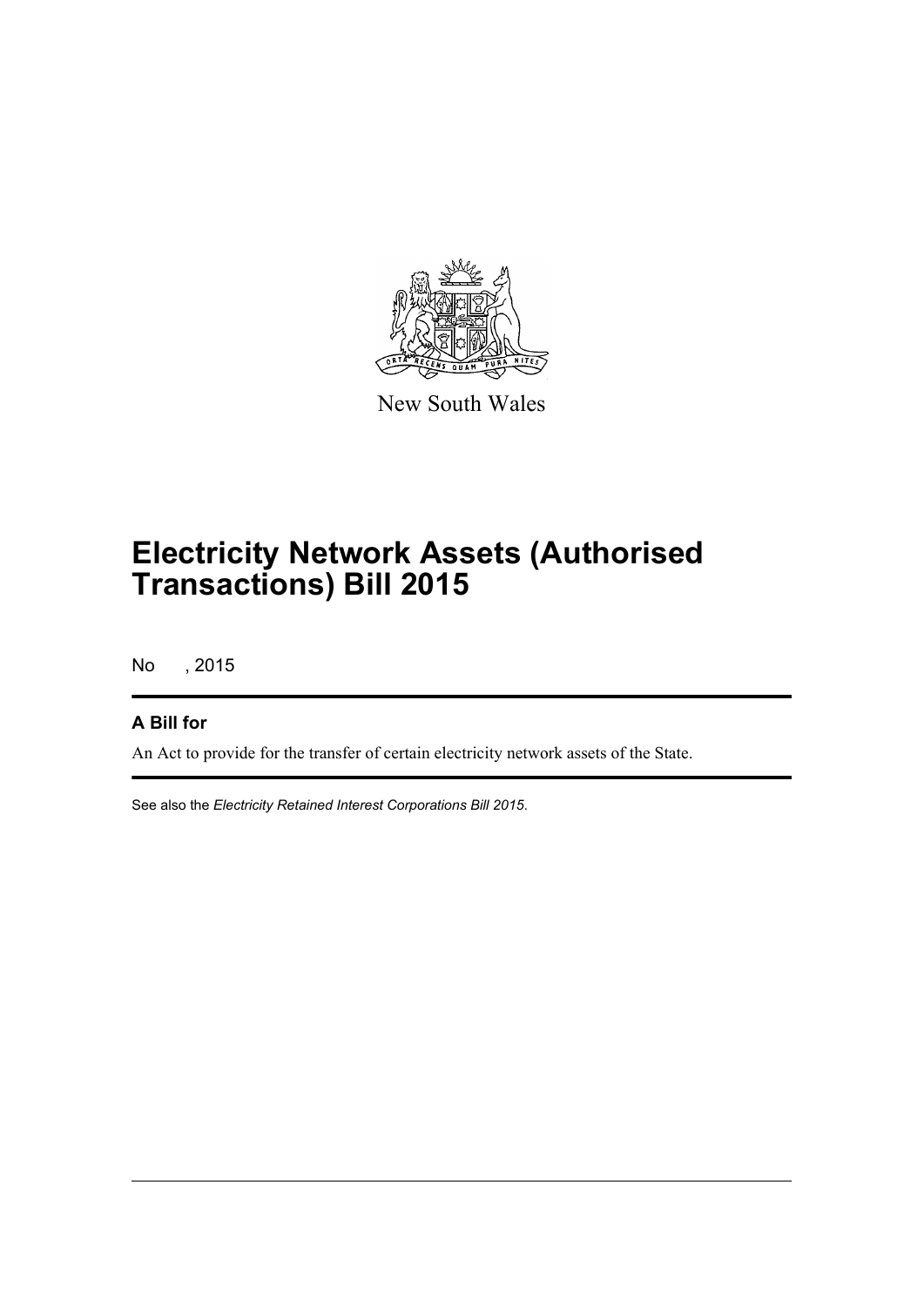New South Wales

# Electricity Network Assets (Authorised Transactions) Bill 2015

No , 2015

## A Bill for

An Act to provide for the transfer of certain electricity network assets of the State.

See also the *Electricity Retained Interest Corporations Bill 2015*.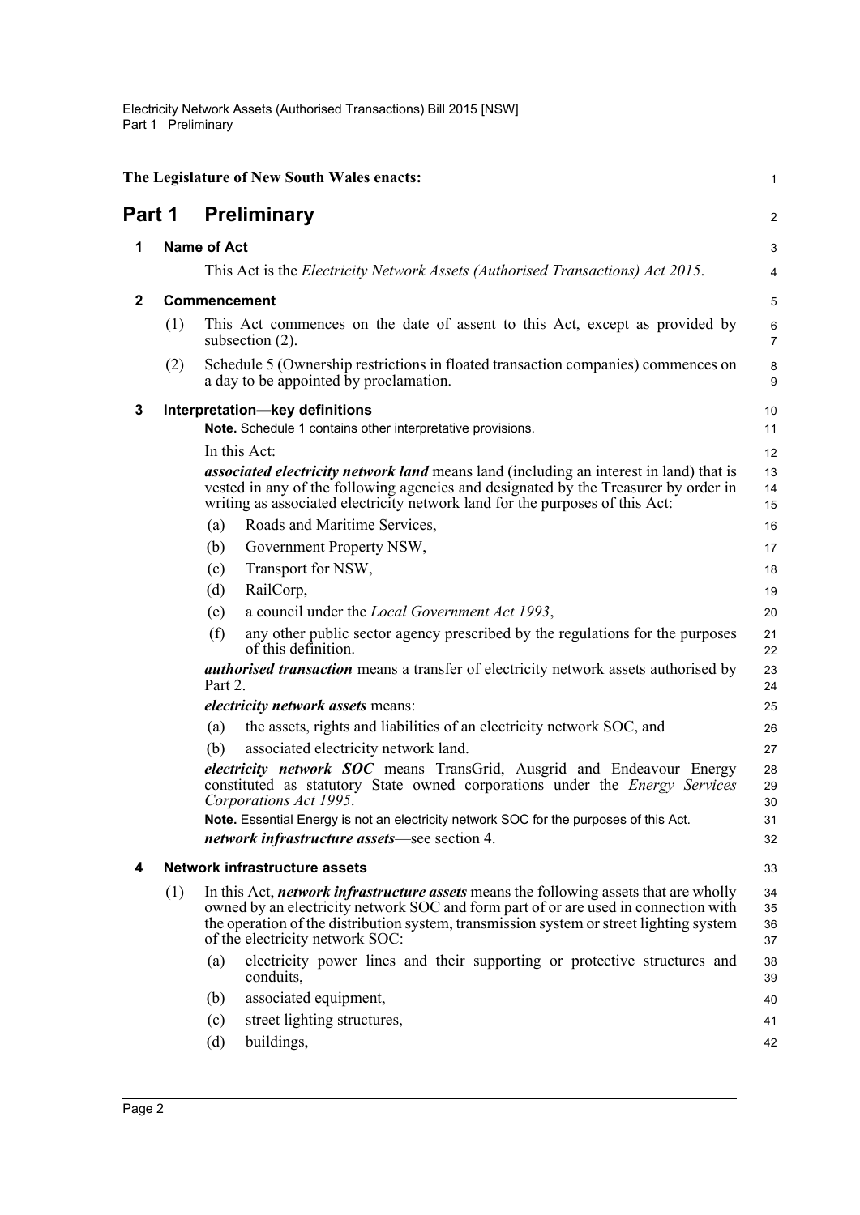The Legislature of New South Wales enacts:

# Part 1 Preliminary

## 1 Name of Act

This Act is the *Electricity Network Assets (Authorised Transactions) Act 2015*.

## 2 Commencement

(1) This Act commences on the date of assent to this Act, except as provided by subsection (2).

(2) Schedule 5 (Ownership restrictions in floated transaction companies) commences on a day to be appointed by proclamation.

## 3 Interpretation—key definitions

**Note.** Schedule 1 contains other interpretative provisions.

In this Act:

***associated electricity network land*** means land (including an interest in land) that is vested in any of the following agencies and designated by the Treasurer by order in writing as associated electricity network land for the purposes of this Act:

(a) Roads and Maritime Services,

(b) Government Property NSW,

(c) Transport for NSW,

(d) RailCorp,

(e) a council under the *Local Government Act 1993*,

(f) any other public sector agency prescribed by the regulations for the purposes of this definition.

***authorised transaction*** means a transfer of electricity network assets authorised by Part 2.

***electricity network assets*** means:

(a) the assets, rights and liabilities of an electricity network SOC, and

(b) associated electricity network land.

***electricity network SOC*** means TransGrid, Ausgrid and Endeavour Energy constituted as statutory State owned corporations under the *Energy Services Corporations Act 1995*.

**Note.** Essential Energy is not an electricity network SOC for the purposes of this Act.

***network infrastructure assets***—see section 4.

## 4 Network infrastructure assets

(1) In this Act, ***network infrastructure assets*** means the following assets that are wholly owned by an electricity network SOC and form part of or are used in connection with the operation of the distribution system, transmission system or street lighting system of the electricity network SOC:

(a) electricity power lines and their supporting or protective structures and conduits,

(b) associated equipment,

(c) street lighting structures,

(d) buildings,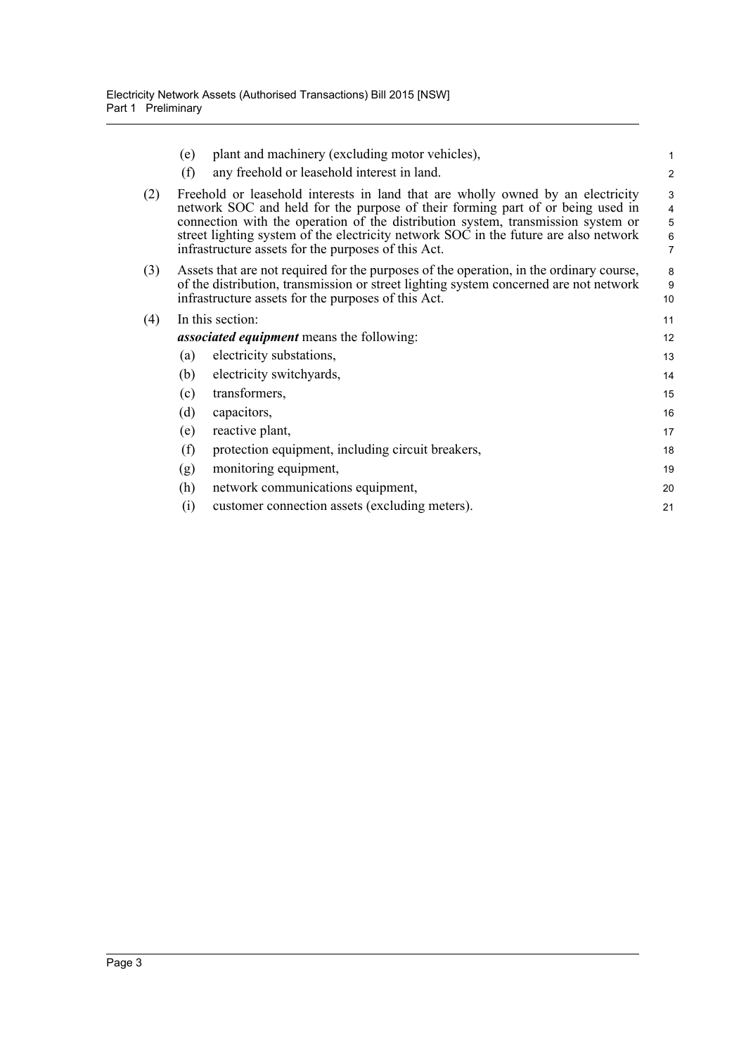(e) plant and machinery (excluding motor vehicles),

(f) any freehold or leasehold interest in land.

(2) Freehold or leasehold interests in land that are wholly owned by an electricity network SOC and held for the purpose of their forming part of or being used in connection with the operation of the distribution system, transmission system or street lighting system of the electricity network SOC in the future are also network infrastructure assets for the purposes of this Act.

(3) Assets that are not required for the purposes of the operation, in the ordinary course, of the distribution, transmission or street lighting system concerned are not network infrastructure assets for the purposes of this Act.

(4) In this section:

***associated equipment*** means the following:

(a) electricity substations,

(b) electricity switchyards,

(c) transformers,

(d) capacitors,

(e) reactive plant,

(f) protection equipment, including circuit breakers,

(g) monitoring equipment,

(h) network communications equipment,

(i) customer connection assets (excluding meters).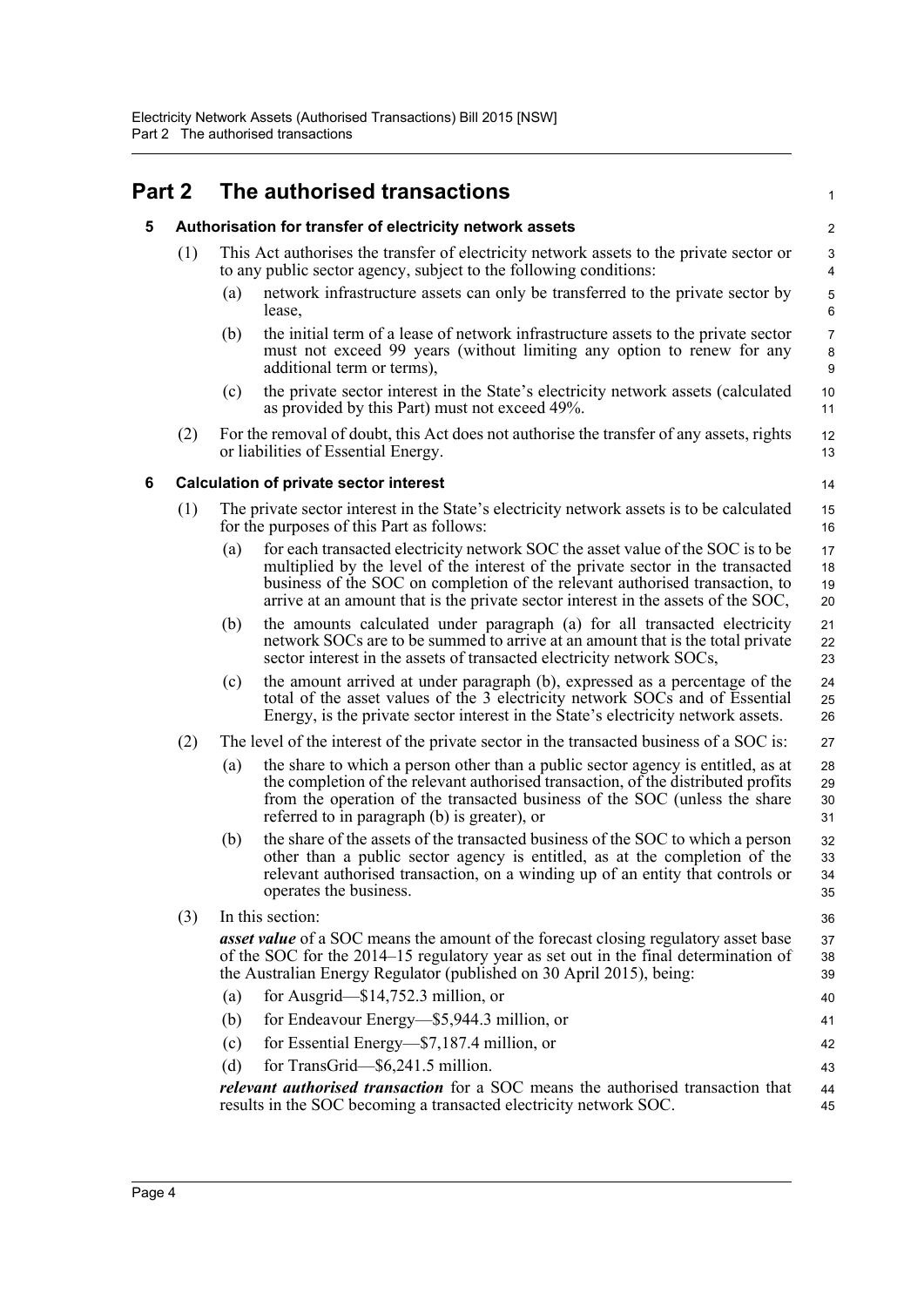# Part 2 The authorised transactions

## 5 Authorisation for transfer of electricity network assets

(1) This Act authorises the transfer of electricity network assets to the private sector or to any public sector agency, subject to the following conditions:

- (a) network infrastructure assets can only be transferred to the private sector by lease,
- (b) the initial term of a lease of network infrastructure assets to the private sector must not exceed 99 years (without limiting any option to renew for any additional term or terms),
- (c) the private sector interest in the State's electricity network assets (calculated as provided by this Part) must not exceed 49%.

(2) For the removal of doubt, this Act does not authorise the transfer of any assets, rights or liabilities of Essential Energy.

## 6 Calculation of private sector interest

(1) The private sector interest in the State's electricity network assets is to be calculated for the purposes of this Part as follows:

- (a) for each transacted electricity network SOC the asset value of the SOC is to be multiplied by the level of the interest of the private sector in the transacted business of the SOC on completion of the relevant authorised transaction, to arrive at an amount that is the private sector interest in the assets of the SOC,
- (b) the amounts calculated under paragraph (a) for all transacted electricity network SOCs are to be summed to arrive at an amount that is the total private sector interest in the assets of transacted electricity network SOCs,
- (c) the amount arrived at under paragraph (b), expressed as a percentage of the total of the asset values of the 3 electricity network SOCs and of Essential Energy, is the private sector interest in the State's electricity network assets.

(2) The level of the interest of the private sector in the transacted business of a SOC is:

- (a) the share to which a person other than a public sector agency is entitled, as at the completion of the relevant authorised transaction, of the distributed profits from the operation of the transacted business of the SOC (unless the share referred to in paragraph (b) is greater), or
- (b) the share of the assets of the transacted business of the SOC to which a person other than a public sector agency is entitled, as at the completion of the relevant authorised transaction, on a winding up of an entity that controls or operates the business.

(3) In this section:

***asset value*** of a SOC means the amount of the forecast closing regulatory asset base of the SOC for the 2014–15 regulatory year as set out in the final determination of the Australian Energy Regulator (published on 30 April 2015), being:

- (a) for Ausgrid—$14,752.3 million, or
- (b) for Endeavour Energy—$5,944.3 million, or
- (c) for Essential Energy—$7,187.4 million, or
- (d) for TransGrid—$6,241.5 million.

***relevant authorised transaction*** for a SOC means the authorised transaction that results in the SOC becoming a transacted electricity network SOC.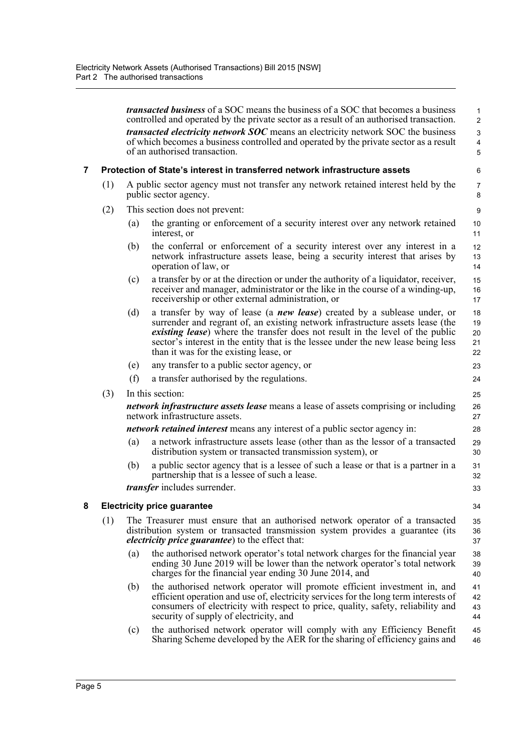***transacted business*** of a SOC means the business of a SOC that becomes a business controlled and operated by the private sector as a result of an authorised transaction.

***transacted electricity network SOC*** means an electricity network SOC the business of which becomes a business controlled and operated by the private sector as a result of an authorised transaction.

### 7 Protection of State's interest in transferred network infrastructure assets

(1) A public sector agency must not transfer any network retained interest held by the public sector agency.

(2) This section does not prevent:

- (a) the granting or enforcement of a security interest over any network retained interest, or
- (b) the conferral or enforcement of a security interest over any interest in a network infrastructure assets lease, being a security interest that arises by operation of law, or
- (c) a transfer by or at the direction or under the authority of a liquidator, receiver, receiver and manager, administrator or the like in the course of a winding-up, receivership or other external administration, or
- (d) a transfer by way of lease (a ***new lease***) created by a sublease under, or surrender and regrant of, an existing network infrastructure assets lease (the ***existing lease***) where the transfer does not result in the level of the public sector's interest in the entity that is the lessee under the new lease being less than it was for the existing lease, or
- (e) any transfer to a public sector agency, or
- (f) a transfer authorised by the regulations.

(3) In this section:

***network infrastructure assets lease*** means a lease of assets comprising or including network infrastructure assets.

***network retained interest*** means any interest of a public sector agency in:

- (a) a network infrastructure assets lease (other than as the lessor of a transacted distribution system or transacted transmission system), or
- (b) a public sector agency that is a lessee of such a lease or that is a partner in a partnership that is a lessee of such a lease.

***transfer*** includes surrender.

### 8 Electricity price guarantee

(1) The Treasurer must ensure that an authorised network operator of a transacted distribution system or transacted transmission system provides a guarantee (its ***electricity price guarantee***) to the effect that:

- (a) the authorised network operator's total network charges for the financial year ending 30 June 2019 will be lower than the network operator's total network charges for the financial year ending 30 June 2014, and
- (b) the authorised network operator will promote efficient investment in, and efficient operation and use of, electricity services for the long term interests of consumers of electricity with respect to price, quality, safety, reliability and security of supply of electricity, and
- (c) the authorised network operator will comply with any Efficiency Benefit Sharing Scheme developed by the AER for the sharing of efficiency gains and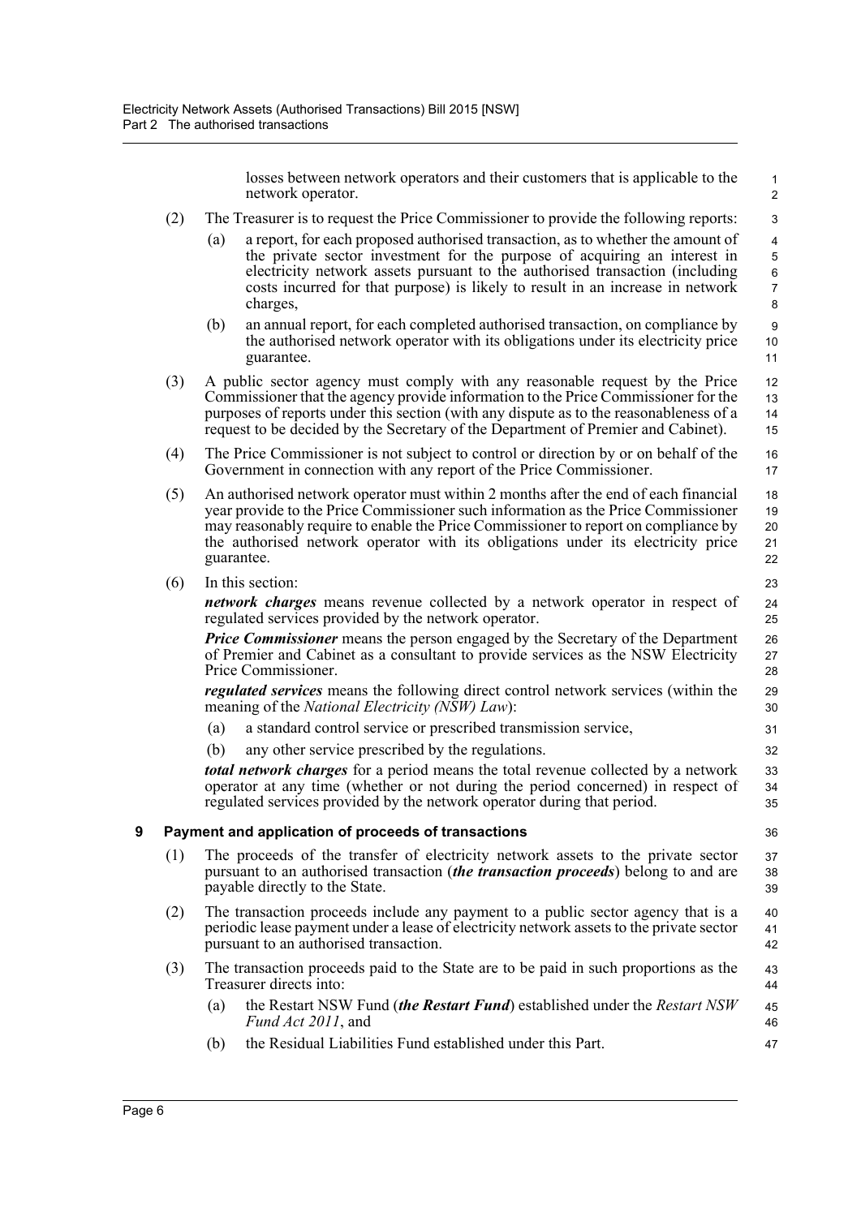losses between network operators and their customers that is applicable to the network operator.

(2) The Treasurer is to request the Price Commissioner to provide the following reports:

(a) a report, for each proposed authorised transaction, as to whether the amount of the private sector investment for the purpose of acquiring an interest in electricity network assets pursuant to the authorised transaction (including costs incurred for that purpose) is likely to result in an increase in network charges,

(b) an annual report, for each completed authorised transaction, on compliance by the authorised network operator with its obligations under its electricity price guarantee.

(3) A public sector agency must comply with any reasonable request by the Price Commissioner that the agency provide information to the Price Commissioner for the purposes of reports under this section (with any dispute as to the reasonableness of a request to be decided by the Secretary of the Department of Premier and Cabinet).

(4) The Price Commissioner is not subject to control or direction by or on behalf of the Government in connection with any report of the Price Commissioner.

(5) An authorised network operator must within 2 months after the end of each financial year provide to the Price Commissioner such information as the Price Commissioner may reasonably require to enable the Price Commissioner to report on compliance by the authorised network operator with its obligations under its electricity price guarantee.

(6) In this section:

***network charges*** means revenue collected by a network operator in respect of regulated services provided by the network operator.

***Price Commissioner*** means the person engaged by the Secretary of the Department of Premier and Cabinet as a consultant to provide services as the NSW Electricity Price Commissioner.

***regulated services*** means the following direct control network services (within the meaning of the *National Electricity (NSW) Law*):

(a) a standard control service or prescribed transmission service,

(b) any other service prescribed by the regulations.

***total network charges*** for a period means the total revenue collected by a network operator at any time (whether or not during the period concerned) in respect of regulated services provided by the network operator during that period.

## 9 Payment and application of proceeds of transactions

(1) The proceeds of the transfer of electricity network assets to the private sector pursuant to an authorised transaction (***the transaction proceeds***) belong to and are payable directly to the State.

(2) The transaction proceeds include any payment to a public sector agency that is a periodic lease payment under a lease of electricity network assets to the private sector pursuant to an authorised transaction.

(3) The transaction proceeds paid to the State are to be paid in such proportions as the Treasurer directs into:

(a) the Restart NSW Fund (***the Restart Fund***) established under the *Restart NSW Fund Act 2011*, and

(b) the Residual Liabilities Fund established under this Part.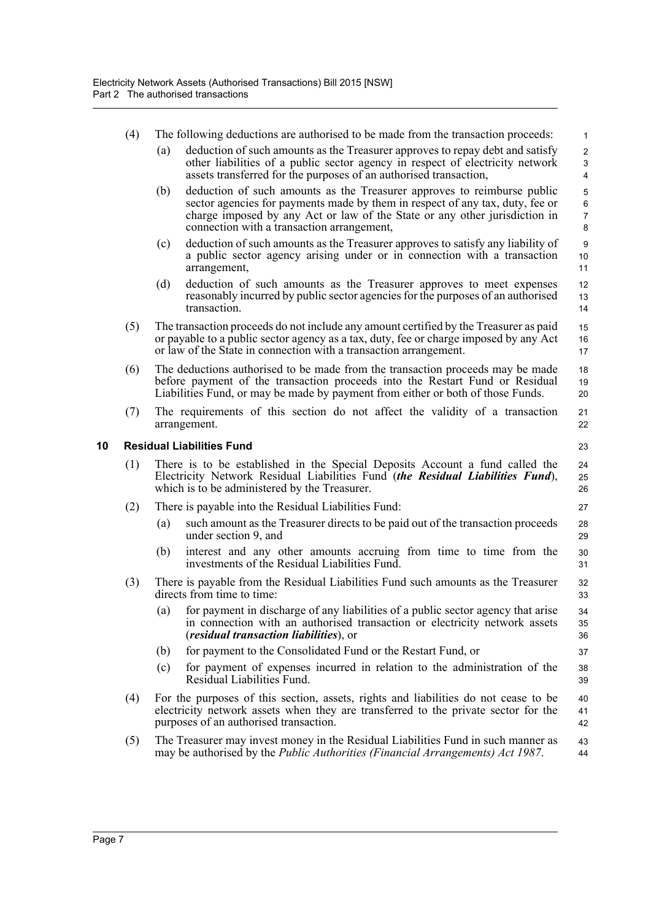(4) The following deductions are authorised to be made from the transaction proceeds:

(a) deduction of such amounts as the Treasurer approves to repay debt and satisfy other liabilities of a public sector agency in respect of electricity network assets transferred for the purposes of an authorised transaction,

(b) deduction of such amounts as the Treasurer approves to reimburse public sector agencies for payments made by them in respect of any tax, duty, fee or charge imposed by any Act or law of the State or any other jurisdiction in connection with a transaction arrangement,

(c) deduction of such amounts as the Treasurer approves to satisfy any liability of a public sector agency arising under or in connection with a transaction arrangement,

(d) deduction of such amounts as the Treasurer approves to meet expenses reasonably incurred by public sector agencies for the purposes of an authorised transaction.

(5) The transaction proceeds do not include any amount certified by the Treasurer as paid or payable to a public sector agency as a tax, duty, fee or charge imposed by any Act or law of the State in connection with a transaction arrangement.

(6) The deductions authorised to be made from the transaction proceeds may be made before payment of the transaction proceeds into the Restart Fund or Residual Liabilities Fund, or may be made by payment from either or both of those Funds.

(7) The requirements of this section do not affect the validity of a transaction arrangement.

## 10 Residual Liabilities Fund

(1) There is to be established in the Special Deposits Account a fund called the Electricity Network Residual Liabilities Fund (***the Residual Liabilities Fund***), which is to be administered by the Treasurer.

(2) There is payable into the Residual Liabilities Fund:

(a) such amount as the Treasurer directs to be paid out of the transaction proceeds under section 9, and

(b) interest and any other amounts accruing from time to time from the investments of the Residual Liabilities Fund.

(3) There is payable from the Residual Liabilities Fund such amounts as the Treasurer directs from time to time:

(a) for payment in discharge of any liabilities of a public sector agency that arise in connection with an authorised transaction or electricity network assets (***residual transaction liabilities***), or

(b) for payment to the Consolidated Fund or the Restart Fund, or

(c) for payment of expenses incurred in relation to the administration of the Residual Liabilities Fund.

(4) For the purposes of this section, assets, rights and liabilities do not cease to be electricity network assets when they are transferred to the private sector for the purposes of an authorised transaction.

(5) The Treasurer may invest money in the Residual Liabilities Fund in such manner as may be authorised by the *Public Authorities (Financial Arrangements) Act 1987*.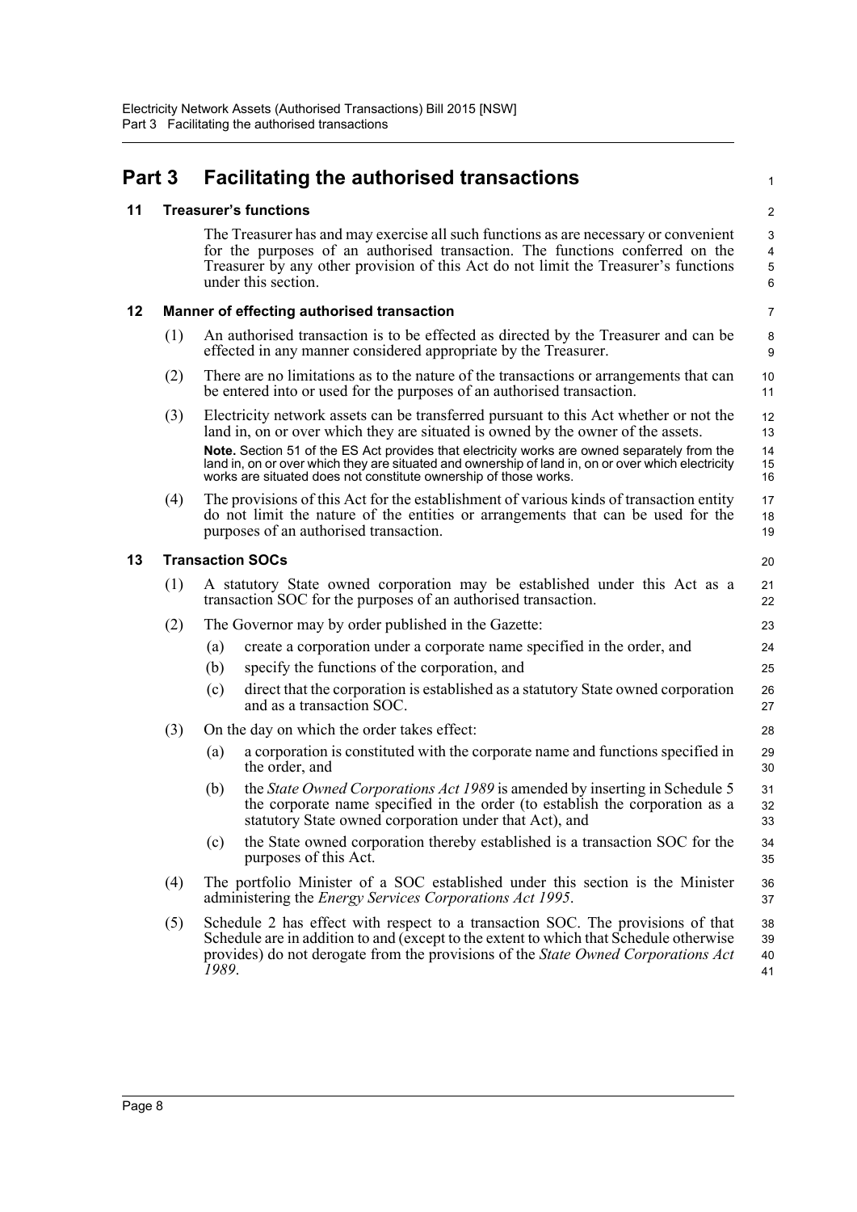# Part 3 Facilitating the authorised transactions

## 11 Treasurer's functions

The Treasurer has and may exercise all such functions as are necessary or convenient for the purposes of an authorised transaction. The functions conferred on the Treasurer by any other provision of this Act do not limit the Treasurer's functions under this section.

## 12 Manner of effecting authorised transaction

(1) An authorised transaction is to be effected as directed by the Treasurer and can be effected in any manner considered appropriate by the Treasurer.

(2) There are no limitations as to the nature of the transactions or arrangements that can be entered into or used for the purposes of an authorised transaction.

(3) Electricity network assets can be transferred pursuant to this Act whether or not the land in, on or over which they are situated is owned by the owner of the assets.

**Note.** Section 51 of the ES Act provides that electricity works are owned separately from the land in, on or over which they are situated and ownership of land in, on or over which electricity works are situated does not constitute ownership of those works.

(4) The provisions of this Act for the establishment of various kinds of transaction entity do not limit the nature of the entities or arrangements that can be used for the purposes of an authorised transaction.

## 13 Transaction SOCs

(1) A statutory State owned corporation may be established under this Act as a transaction SOC for the purposes of an authorised transaction.

(2) The Governor may by order published in the Gazette:

(a) create a corporation under a corporate name specified in the order, and

(b) specify the functions of the corporation, and

(c) direct that the corporation is established as a statutory State owned corporation and as a transaction SOC.

(3) On the day on which the order takes effect:

(a) a corporation is constituted with the corporate name and functions specified in the order, and

(b) the *State Owned Corporations Act 1989* is amended by inserting in Schedule 5 the corporate name specified in the order (to establish the corporation as a statutory State owned corporation under that Act), and

(c) the State owned corporation thereby established is a transaction SOC for the purposes of this Act.

(4) The portfolio Minister of a SOC established under this section is the Minister administering the *Energy Services Corporations Act 1995*.

(5) Schedule 2 has effect with respect to a transaction SOC. The provisions of that Schedule are in addition to and (except to the extent to which that Schedule otherwise provides) do not derogate from the provisions of the *State Owned Corporations Act 1989*.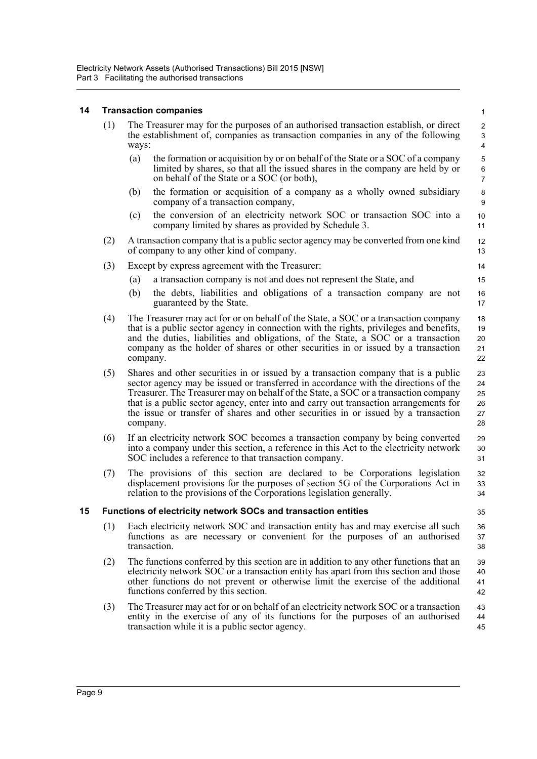### 14 Transaction companies

(1) The Treasurer may for the purposes of an authorised transaction establish, or direct the establishment of, companies as transaction companies in any of the following ways:

- (a) the formation or acquisition by or on behalf of the State or a SOC of a company limited by shares, so that all the issued shares in the company are held by or on behalf of the State or a SOC (or both),
- (b) the formation or acquisition of a company as a wholly owned subsidiary company of a transaction company,
- (c) the conversion of an electricity network SOC or transaction SOC into a company limited by shares as provided by Schedule 3.

(2) A transaction company that is a public sector agency may be converted from one kind of company to any other kind of company.

(3) Except by express agreement with the Treasurer:

- (a) a transaction company is not and does not represent the State, and
- (b) the debts, liabilities and obligations of a transaction company are not guaranteed by the State.

(4) The Treasurer may act for or on behalf of the State, a SOC or a transaction company that is a public sector agency in connection with the rights, privileges and benefits, and the duties, liabilities and obligations, of the State, a SOC or a transaction company as the holder of shares or other securities in or issued by a transaction company.

(5) Shares and other securities in or issued by a transaction company that is a public sector agency may be issued or transferred in accordance with the directions of the Treasurer. The Treasurer may on behalf of the State, a SOC or a transaction company that is a public sector agency, enter into and carry out transaction arrangements for the issue or transfer of shares and other securities in or issued by a transaction company.

(6) If an electricity network SOC becomes a transaction company by being converted into a company under this section, a reference in this Act to the electricity network SOC includes a reference to that transaction company.

(7) The provisions of this section are declared to be Corporations legislation displacement provisions for the purposes of section 5G of the Corporations Act in relation to the provisions of the Corporations legislation generally.

### 15 Functions of electricity network SOCs and transaction entities

(1) Each electricity network SOC and transaction entity has and may exercise all such functions as are necessary or convenient for the purposes of an authorised transaction.

(2) The functions conferred by this section are in addition to any other functions that an electricity network SOC or a transaction entity has apart from this section and those other functions do not prevent or otherwise limit the exercise of the additional functions conferred by this section.

(3) The Treasurer may act for or on behalf of an electricity network SOC or a transaction entity in the exercise of any of its functions for the purposes of an authorised transaction while it is a public sector agency.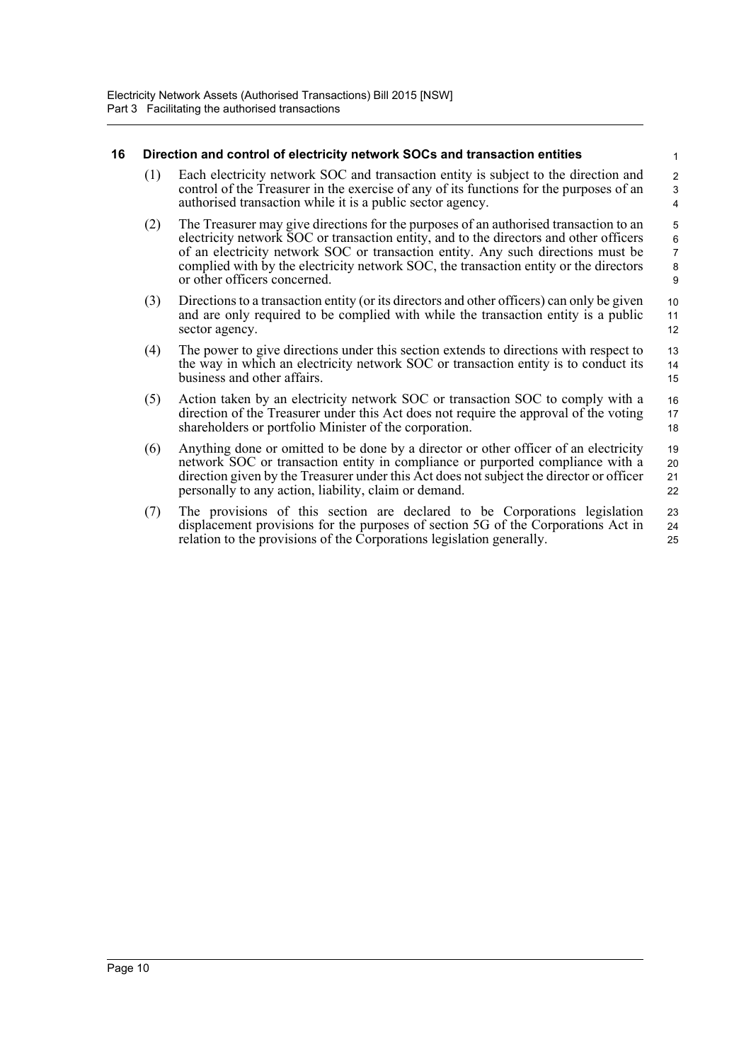### 16 Direction and control of electricity network SOCs and transaction entities

(1) Each electricity network SOC and transaction entity is subject to the direction and control of the Treasurer in the exercise of any of its functions for the purposes of an authorised transaction while it is a public sector agency.

(2) The Treasurer may give directions for the purposes of an authorised transaction to an electricity network SOC or transaction entity, and to the directors and other officers of an electricity network SOC or transaction entity. Any such directions must be complied with by the electricity network SOC, the transaction entity or the directors or other officers concerned.

(3) Directions to a transaction entity (or its directors and other officers) can only be given and are only required to be complied with while the transaction entity is a public sector agency.

(4) The power to give directions under this section extends to directions with respect to the way in which an electricity network SOC or transaction entity is to conduct its business and other affairs.

(5) Action taken by an electricity network SOC or transaction SOC to comply with a direction of the Treasurer under this Act does not require the approval of the voting shareholders or portfolio Minister of the corporation.

(6) Anything done or omitted to be done by a director or other officer of an electricity network SOC or transaction entity in compliance or purported compliance with a direction given by the Treasurer under this Act does not subject the director or officer personally to any action, liability, claim or demand.

(7) The provisions of this section are declared to be Corporations legislation displacement provisions for the purposes of section 5G of the Corporations Act in relation to the provisions of the Corporations legislation generally.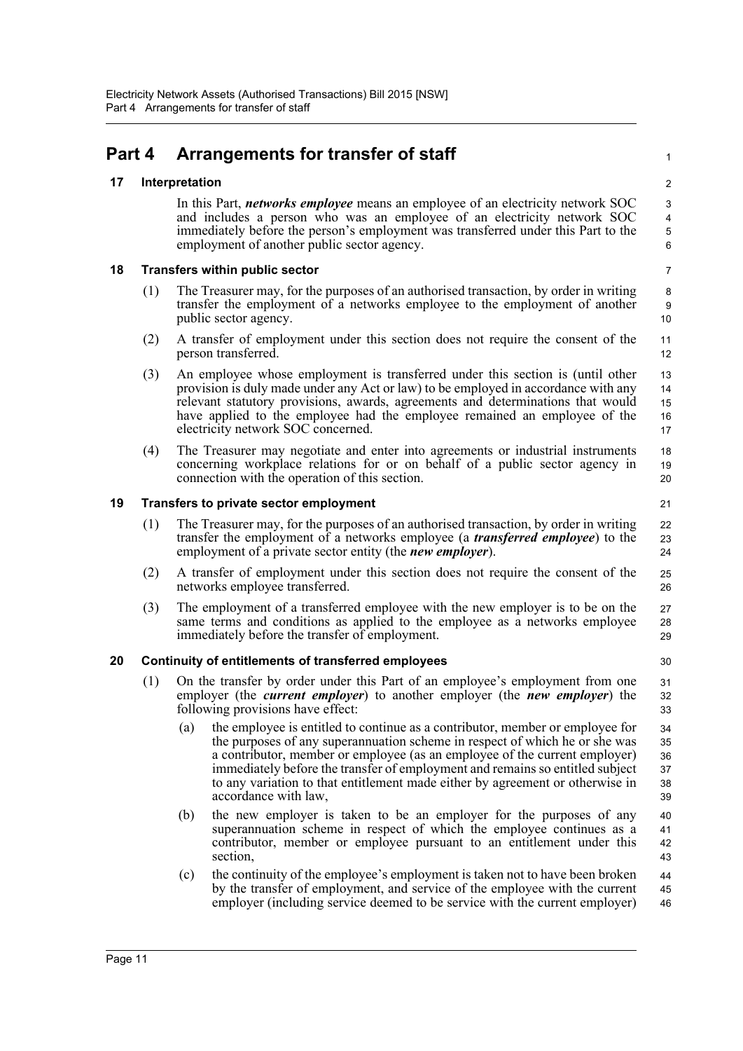# Part 4 Arrangements for transfer of staff

### 17 Interpretation

In this Part, ***networks employee*** means an employee of an electricity network SOC and includes a person who was an employee of an electricity network SOC immediately before the person's employment was transferred under this Part to the employment of another public sector agency.

### 18 Transfers within public sector

(1) The Treasurer may, for the purposes of an authorised transaction, by order in writing transfer the employment of a networks employee to the employment of another public sector agency.

(2) A transfer of employment under this section does not require the consent of the person transferred.

(3) An employee whose employment is transferred under this section is (until other provision is duly made under any Act or law) to be employed in accordance with any relevant statutory provisions, awards, agreements and determinations that would have applied to the employee had the employee remained an employee of the electricity network SOC concerned.

(4) The Treasurer may negotiate and enter into agreements or industrial instruments concerning workplace relations for or on behalf of a public sector agency in connection with the operation of this section.

### 19 Transfers to private sector employment

(1) The Treasurer may, for the purposes of an authorised transaction, by order in writing transfer the employment of a networks employee (a ***transferred employee***) to the employment of a private sector entity (the ***new employer***).

(2) A transfer of employment under this section does not require the consent of the networks employee transferred.

(3) The employment of a transferred employee with the new employer is to be on the same terms and conditions as applied to the employee as a networks employee immediately before the transfer of employment.

### 20 Continuity of entitlements of transferred employees

(1) On the transfer by order under this Part of an employee's employment from one employer (the ***current employer***) to another employer (the ***new employer***) the following provisions have effect:

(a) the employee is entitled to continue as a contributor, member or employee for the purposes of any superannuation scheme in respect of which he or she was a contributor, member or employee (as an employee of the current employer) immediately before the transfer of employment and remains so entitled subject to any variation to that entitlement made either by agreement or otherwise in accordance with law,

(b) the new employer is taken to be an employer for the purposes of any superannuation scheme in respect of which the employee continues as a contributor, member or employee pursuant to an entitlement under this section,

(c) the continuity of the employee's employment is taken not to have been broken by the transfer of employment, and service of the employee with the current employer (including service deemed to be service with the current employer)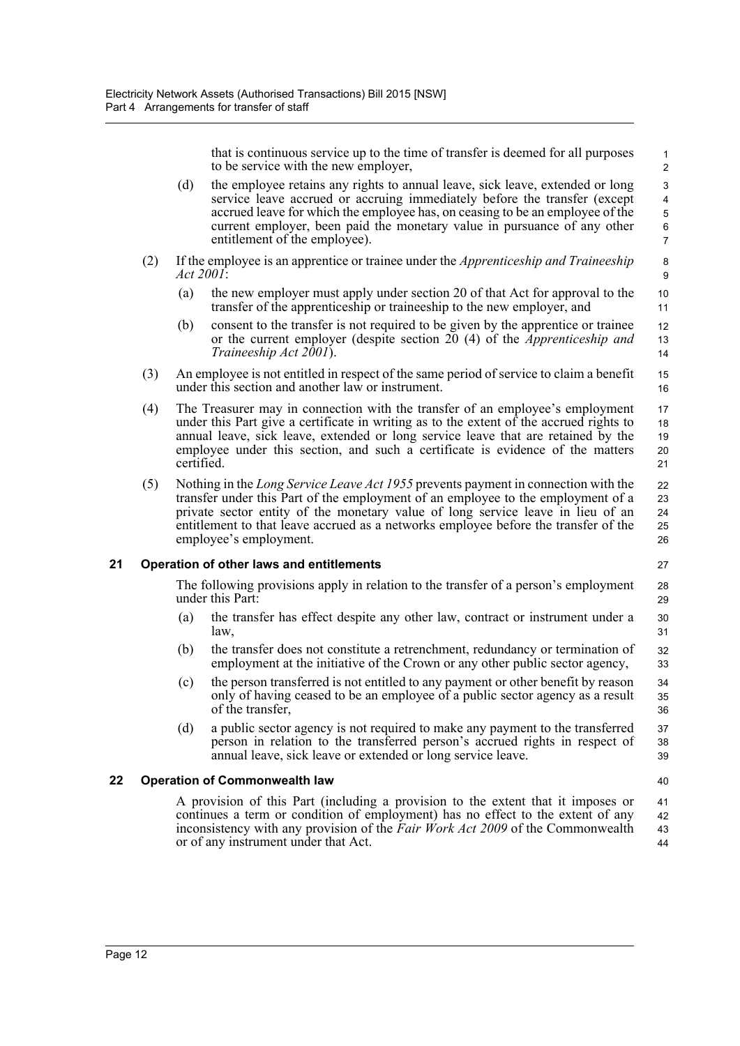that is continuous service up to the time of transfer is deemed for all purposes to be service with the new employer,

(d) the employee retains any rights to annual leave, sick leave, extended or long service leave accrued or accruing immediately before the transfer (except accrued leave for which the employee has, on ceasing to be an employee of the current employer, been paid the monetary value in pursuance of any other entitlement of the employee).

(2) If the employee is an apprentice or trainee under the *Apprenticeship and Traineeship Act 2001*:

(a) the new employer must apply under section 20 of that Act for approval to the transfer of the apprenticeship or traineeship to the new employer, and

(b) consent to the transfer is not required to be given by the apprentice or trainee or the current employer (despite section 20 (4) of the *Apprenticeship and Traineeship Act 2001*).

(3) An employee is not entitled in respect of the same period of service to claim a benefit under this section and another law or instrument.

(4) The Treasurer may in connection with the transfer of an employee's employment under this Part give a certificate in writing as to the extent of the accrued rights to annual leave, sick leave, extended or long service leave that are retained by the employee under this section, and such a certificate is evidence of the matters certified.

(5) Nothing in the *Long Service Leave Act 1955* prevents payment in connection with the transfer under this Part of the employment of an employee to the employment of a private sector entity of the monetary value of long service leave in lieu of an entitlement to that leave accrued as a networks employee before the transfer of the employee's employment.

### 21 Operation of other laws and entitlements

The following provisions apply in relation to the transfer of a person's employment under this Part:

(a) the transfer has effect despite any other law, contract or instrument under a law,

(b) the transfer does not constitute a retrenchment, redundancy or termination of employment at the initiative of the Crown or any other public sector agency,

(c) the person transferred is not entitled to any payment or other benefit by reason only of having ceased to be an employee of a public sector agency as a result of the transfer,

(d) a public sector agency is not required to make any payment to the transferred person in relation to the transferred person's accrued rights in respect of annual leave, sick leave or extended or long service leave.

### 22 Operation of Commonwealth law

A provision of this Part (including a provision to the extent that it imposes or continues a term or condition of employment) has no effect to the extent of any inconsistency with any provision of the *Fair Work Act 2009* of the Commonwealth or of any instrument under that Act.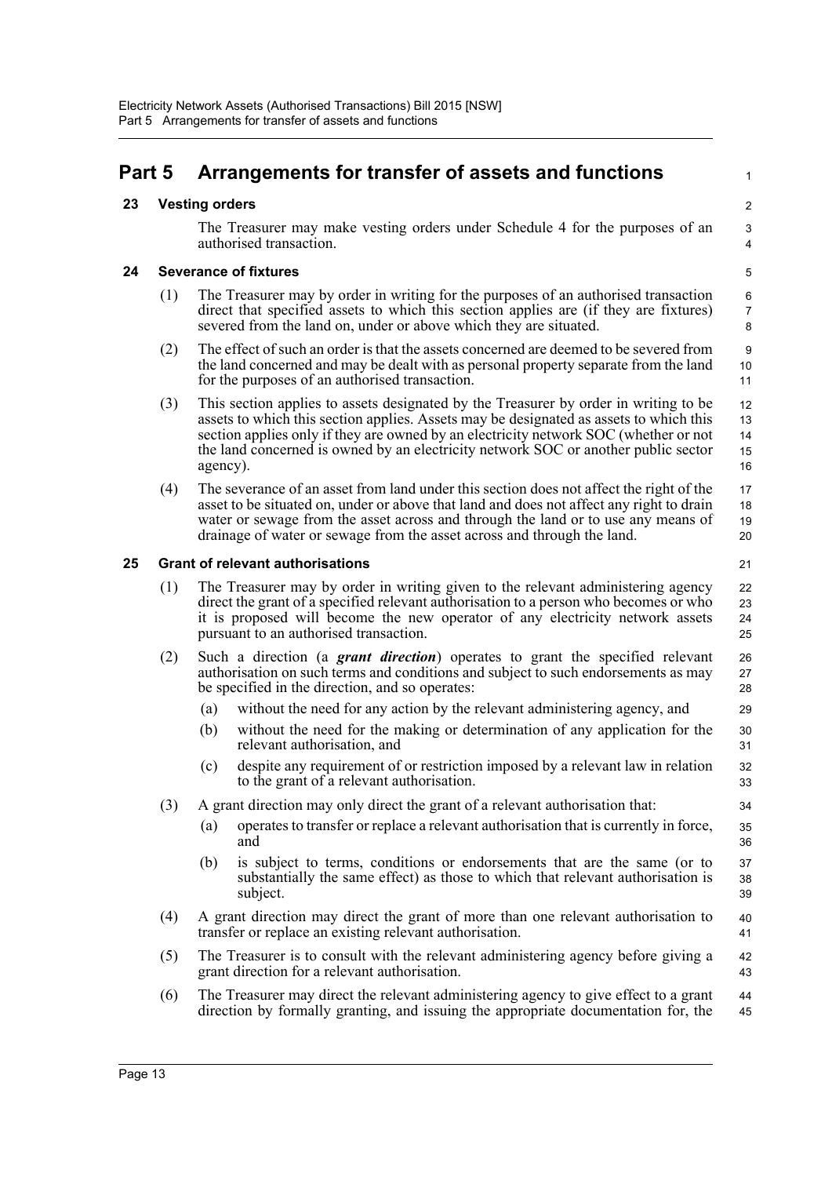# Part 5 Arrangements for transfer of assets and functions

## 23 Vesting orders

The Treasurer may make vesting orders under Schedule 4 for the purposes of an authorised transaction.

## 24 Severance of fixtures

(1) The Treasurer may by order in writing for the purposes of an authorised transaction direct that specified assets to which this section applies are (if they are fixtures) severed from the land on, under or above which they are situated.

(2) The effect of such an order is that the assets concerned are deemed to be severed from the land concerned and may be dealt with as personal property separate from the land for the purposes of an authorised transaction.

(3) This section applies to assets designated by the Treasurer by order in writing to be assets to which this section applies. Assets may be designated as assets to which this section applies only if they are owned by an electricity network SOC (whether or not the land concerned is owned by an electricity network SOC or another public sector agency).

(4) The severance of an asset from land under this section does not affect the right of the asset to be situated on, under or above that land and does not affect any right to drain water or sewage from the asset across and through the land or to use any means of drainage of water or sewage from the asset across and through the land.

## 25 Grant of relevant authorisations

(1) The Treasurer may by order in writing given to the relevant administering agency direct the grant of a specified relevant authorisation to a person who becomes or who it is proposed will become the new operator of any electricity network assets pursuant to an authorised transaction.

(2) Such a direction (a ***grant direction***) operates to grant the specified relevant authorisation on such terms and conditions and subject to such endorsements as may be specified in the direction, and so operates:

- (a) without the need for any action by the relevant administering agency, and
- (b) without the need for the making or determination of any application for the relevant authorisation, and
- (c) despite any requirement of or restriction imposed by a relevant law in relation to the grant of a relevant authorisation.

(3) A grant direction may only direct the grant of a relevant authorisation that:

- (a) operates to transfer or replace a relevant authorisation that is currently in force, and
- (b) is subject to terms, conditions or endorsements that are the same (or to substantially the same effect) as those to which that relevant authorisation is subject.

(4) A grant direction may direct the grant of more than one relevant authorisation to transfer or replace an existing relevant authorisation.

(5) The Treasurer is to consult with the relevant administering agency before giving a grant direction for a relevant authorisation.

(6) The Treasurer may direct the relevant administering agency to give effect to a grant direction by formally granting, and issuing the appropriate documentation for, the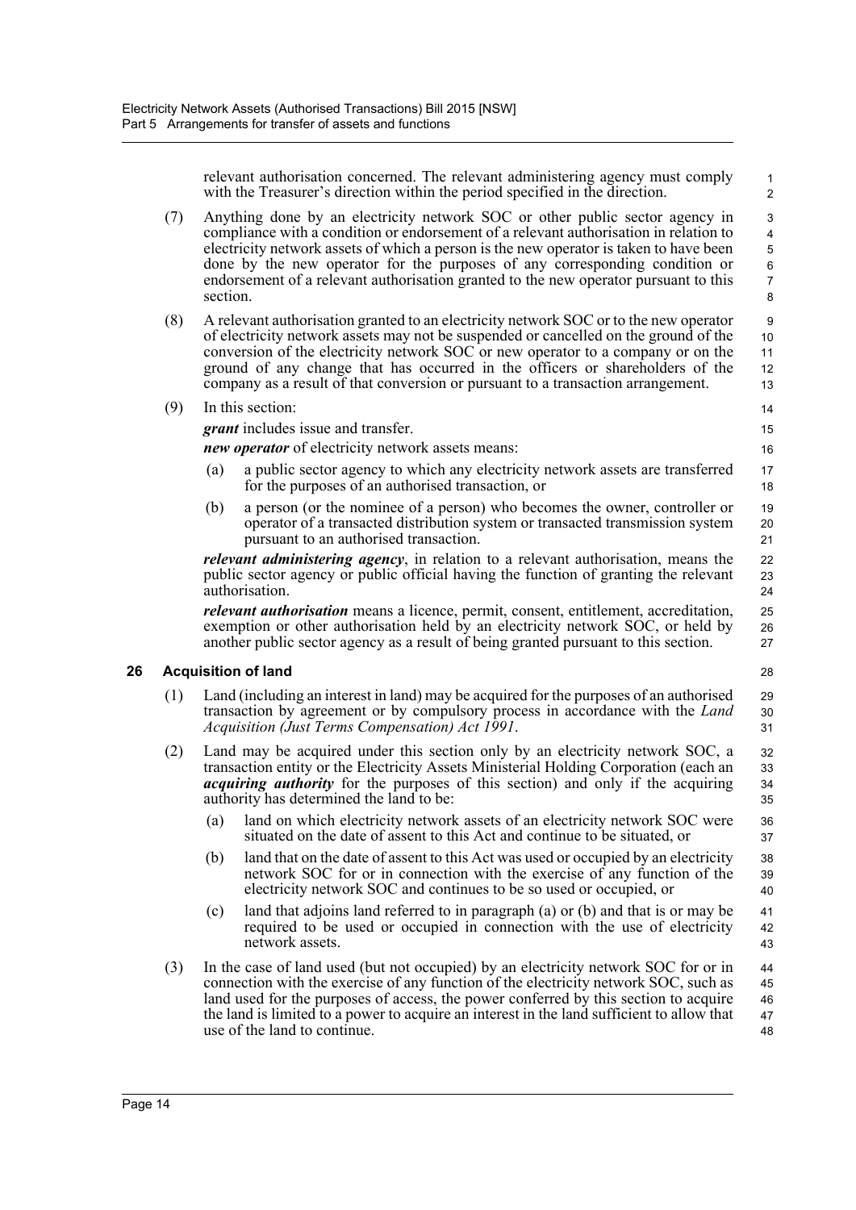relevant authorisation concerned. The relevant administering agency must comply with the Treasurer's direction within the period specified in the direction.

(7) Anything done by an electricity network SOC or other public sector agency in compliance with a condition or endorsement of a relevant authorisation in relation to electricity network assets of which a person is the new operator is taken to have been done by the new operator for the purposes of any corresponding condition or endorsement of a relevant authorisation granted to the new operator pursuant to this section.

(8) A relevant authorisation granted to an electricity network SOC or to the new operator of electricity network assets may not be suspended or cancelled on the ground of the conversion of the electricity network SOC or new operator to a company or on the ground of any change that has occurred in the officers or shareholders of the company as a result of that conversion or pursuant to a transaction arrangement.

(9) In this section:

***grant*** includes issue and transfer.

***new operator*** of electricity network assets means:

(a) a public sector agency to which any electricity network assets are transferred for the purposes of an authorised transaction, or

(b) a person (or the nominee of a person) who becomes the owner, controller or operator of a transacted distribution system or transacted transmission system pursuant to an authorised transaction.

***relevant administering agency***, in relation to a relevant authorisation, means the public sector agency or public official having the function of granting the relevant authorisation.

***relevant authorisation*** means a licence, permit, consent, entitlement, accreditation, exemption or other authorisation held by an electricity network SOC, or held by another public sector agency as a result of being granted pursuant to this section.

## 26 Acquisition of land

(1) Land (including an interest in land) may be acquired for the purposes of an authorised transaction by agreement or by compulsory process in accordance with the *Land Acquisition (Just Terms Compensation) Act 1991*.

(2) Land may be acquired under this section only by an electricity network SOC, a transaction entity or the Electricity Assets Ministerial Holding Corporation (each an ***acquiring authority*** for the purposes of this section) and only if the acquiring authority has determined the land to be:

(a) land on which electricity network assets of an electricity network SOC were situated on the date of assent to this Act and continue to be situated, or

(b) land that on the date of assent to this Act was used or occupied by an electricity network SOC for or in connection with the exercise of any function of the electricity network SOC and continues to be so used or occupied, or

(c) land that adjoins land referred to in paragraph (a) or (b) and that is or may be required to be used or occupied in connection with the use of electricity network assets.

(3) In the case of land used (but not occupied) by an electricity network SOC for or in connection with the exercise of any function of the electricity network SOC, such as land used for the purposes of access, the power conferred by this section to acquire the land is limited to a power to acquire an interest in the land sufficient to allow that use of the land to continue.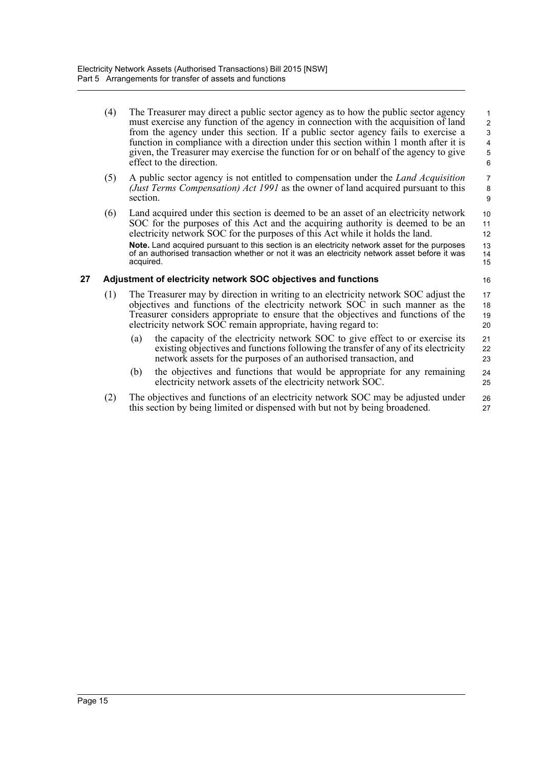(4) The Treasurer may direct a public sector agency as to how the public sector agency must exercise any function of the agency in connection with the acquisition of land from the agency under this section. If a public sector agency fails to exercise a function in compliance with a direction under this section within 1 month after it is given, the Treasurer may exercise the function for or on behalf of the agency to give effect to the direction.

(5) A public sector agency is not entitled to compensation under the *Land Acquisition (Just Terms Compensation) Act 1991* as the owner of land acquired pursuant to this section.

(6) Land acquired under this section is deemed to be an asset of an electricity network SOC for the purposes of this Act and the acquiring authority is deemed to be an electricity network SOC for the purposes of this Act while it holds the land.

**Note.** Land acquired pursuant to this section is an electricity network asset for the purposes of an authorised transaction whether or not it was an electricity network asset before it was acquired.

### 27 Adjustment of electricity network SOC objectives and functions

(1) The Treasurer may by direction in writing to an electricity network SOC adjust the objectives and functions of the electricity network SOC in such manner as the Treasurer considers appropriate to ensure that the objectives and functions of the electricity network SOC remain appropriate, having regard to:

(a) the capacity of the electricity network SOC to give effect to or exercise its existing objectives and functions following the transfer of any of its electricity network assets for the purposes of an authorised transaction, and

(b) the objectives and functions that would be appropriate for any remaining electricity network assets of the electricity network SOC.

(2) The objectives and functions of an electricity network SOC may be adjusted under this section by being limited or dispensed with but not by being broadened.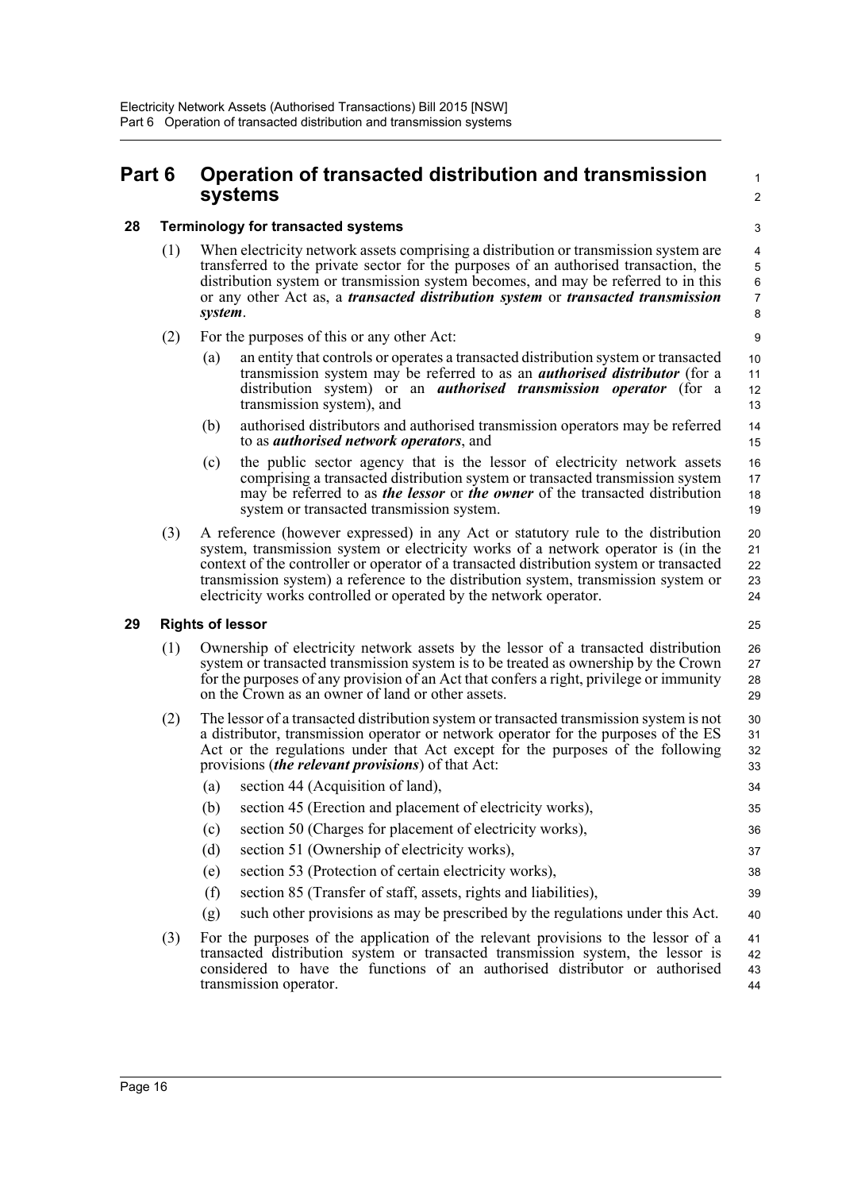# Part 6 Operation of transacted distribution and transmission systems

## 28 Terminology for transacted systems

(1) When electricity network assets comprising a distribution or transmission system are transferred to the private sector for the purposes of an authorised transaction, the distribution system or transmission system becomes, and may be referred to in this or any other Act as, a ***transacted distribution system*** or ***transacted transmission system***.

(2) For the purposes of this or any other Act:

- (a) an entity that controls or operates a transacted distribution system or transacted transmission system may be referred to as an ***authorised distributor*** (for a distribution system) or an ***authorised transmission operator*** (for a transmission system), and
- (b) authorised distributors and authorised transmission operators may be referred to as ***authorised network operators***, and
- (c) the public sector agency that is the lessor of electricity network assets comprising a transacted distribution system or transacted transmission system may be referred to as ***the lessor*** or ***the owner*** of the transacted distribution system or transacted transmission system.

(3) A reference (however expressed) in any Act or statutory rule to the distribution system, transmission system or electricity works of a network operator is (in the context of the controller or operator of a transacted distribution system or transacted transmission system) a reference to the distribution system, transmission system or electricity works controlled or operated by the network operator.

## 29 Rights of lessor

(1) Ownership of electricity network assets by the lessor of a transacted distribution system or transacted transmission system is to be treated as ownership by the Crown for the purposes of any provision of an Act that confers a right, privilege or immunity on the Crown as an owner of land or other assets.

(2) The lessor of a transacted distribution system or transacted transmission system is not a distributor, transmission operator or network operator for the purposes of the ES Act or the regulations under that Act except for the purposes of the following provisions (***the relevant provisions***) of that Act:

- (a) section 44 (Acquisition of land),
- (b) section 45 (Erection and placement of electricity works),
- (c) section 50 (Charges for placement of electricity works),
- (d) section 51 (Ownership of electricity works),
- (e) section 53 (Protection of certain electricity works),
- (f) section 85 (Transfer of staff, assets, rights and liabilities),
- (g) such other provisions as may be prescribed by the regulations under this Act.

(3) For the purposes of the application of the relevant provisions to the lessor of a transacted distribution system or transacted transmission system, the lessor is considered to have the functions of an authorised distributor or authorised transmission operator.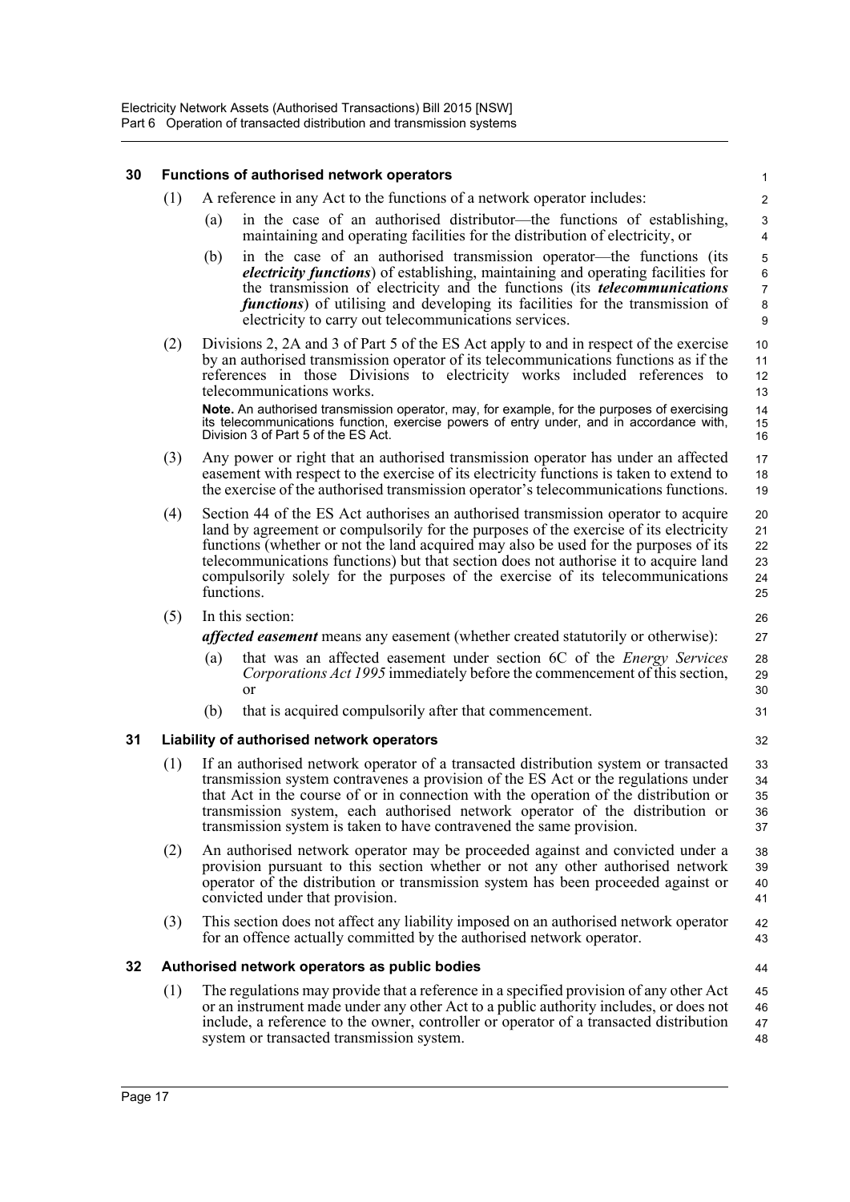### 30 Functions of authorised network operators

(1) A reference in any Act to the functions of a network operator includes:

(a) in the case of an authorised distributor—the functions of establishing, maintaining and operating facilities for the distribution of electricity, or

(b) in the case of an authorised transmission operator—the functions (its ***electricity functions***) of establishing, maintaining and operating facilities for the transmission of electricity and the functions (its ***telecommunications functions***) of utilising and developing its facilities for the transmission of electricity to carry out telecommunications services.

(2) Divisions 2, 2A and 3 of Part 5 of the ES Act apply to and in respect of the exercise by an authorised transmission operator of its telecommunications functions as if the references in those Divisions to electricity works included references to telecommunications works.

**Note.** An authorised transmission operator, may, for example, for the purposes of exercising its telecommunications function, exercise powers of entry under, and in accordance with, Division 3 of Part 5 of the ES Act.

(3) Any power or right that an authorised transmission operator has under an affected easement with respect to the exercise of its electricity functions is taken to extend to the exercise of the authorised transmission operator's telecommunications functions.

(4) Section 44 of the ES Act authorises an authorised transmission operator to acquire land by agreement or compulsorily for the purposes of the exercise of its electricity functions (whether or not the land acquired may also be used for the purposes of its telecommunications functions) but that section does not authorise it to acquire land compulsorily solely for the purposes of the exercise of its telecommunications functions.

(5) In this section:

***affected easement*** means any easement (whether created statutorily or otherwise):

(a) that was an affected easement under section 6C of the *Energy Services Corporations Act 1995* immediately before the commencement of this section, or

(b) that is acquired compulsorily after that commencement.

### 31 Liability of authorised network operators

(1) If an authorised network operator of a transacted distribution system or transacted transmission system contravenes a provision of the ES Act or the regulations under that Act in the course of or in connection with the operation of the distribution or transmission system, each authorised network operator of the distribution or transmission system is taken to have contravened the same provision.

(2) An authorised network operator may be proceeded against and convicted under a provision pursuant to this section whether or not any other authorised network operator of the distribution or transmission system has been proceeded against or convicted under that provision.

(3) This section does not affect any liability imposed on an authorised network operator for an offence actually committed by the authorised network operator.

### 32 Authorised network operators as public bodies

(1) The regulations may provide that a reference in a specified provision of any other Act or an instrument made under any other Act to a public authority includes, or does not include, a reference to the owner, controller or operator of a transacted distribution system or transacted transmission system.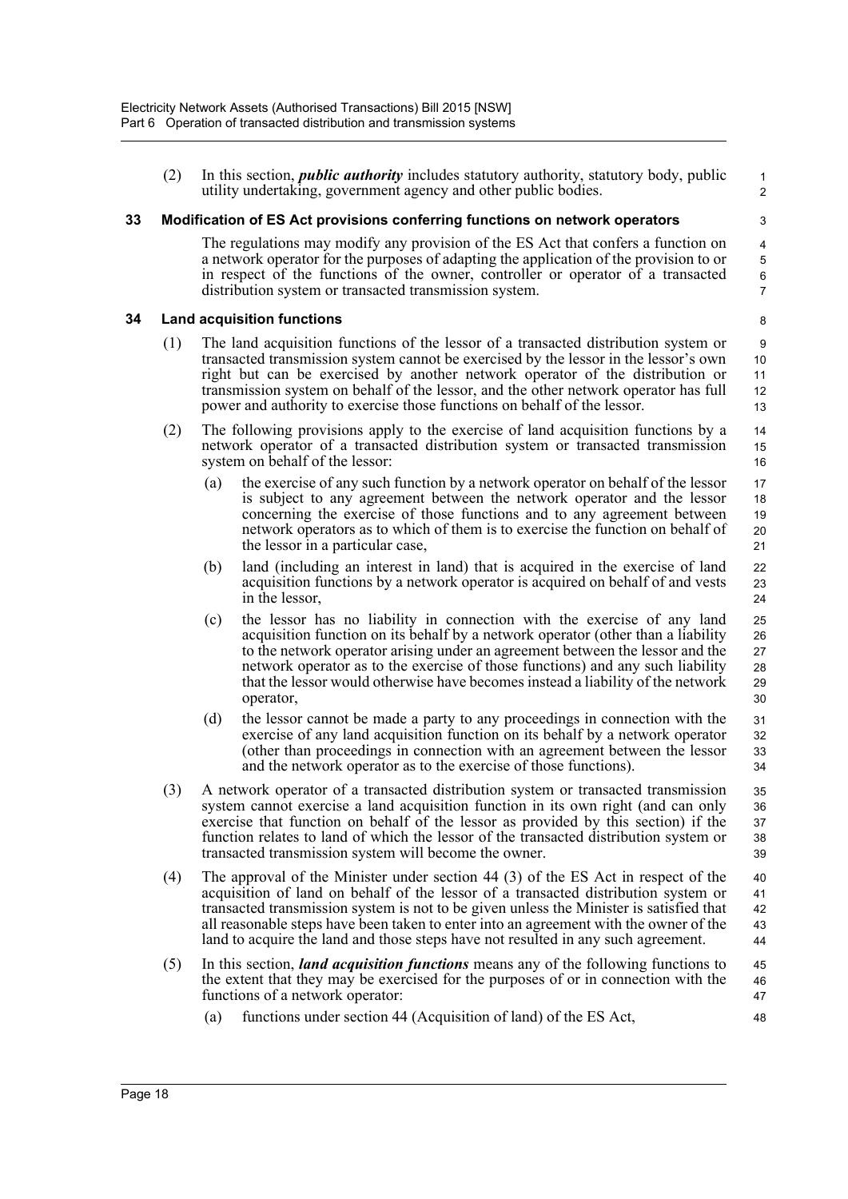(2) In this section, ***public authority*** includes statutory authority, statutory body, public utility undertaking, government agency and other public bodies.

### 33 Modification of ES Act provisions conferring functions on network operators

The regulations may modify any provision of the ES Act that confers a function on a network operator for the purposes of adapting the application of the provision to or in respect of the functions of the owner, controller or operator of a transacted distribution system or transacted transmission system.

### 34 Land acquisition functions

(1) The land acquisition functions of the lessor of a transacted distribution system or transacted transmission system cannot be exercised by the lessor in the lessor's own right but can be exercised by another network operator of the distribution or transmission system on behalf of the lessor, and the other network operator has full power and authority to exercise those functions on behalf of the lessor.

(2) The following provisions apply to the exercise of land acquisition functions by a network operator of a transacted distribution system or transacted transmission system on behalf of the lessor:

(a) the exercise of any such function by a network operator on behalf of the lessor is subject to any agreement between the network operator and the lessor concerning the exercise of those functions and to any agreement between network operators as to which of them is to exercise the function on behalf of the lessor in a particular case,

(b) land (including an interest in land) that is acquired in the exercise of land acquisition functions by a network operator is acquired on behalf of and vests in the lessor,

(c) the lessor has no liability in connection with the exercise of any land acquisition function on its behalf by a network operator (other than a liability to the network operator arising under an agreement between the lessor and the network operator as to the exercise of those functions) and any such liability that the lessor would otherwise have becomes instead a liability of the network operator,

(d) the lessor cannot be made a party to any proceedings in connection with the exercise of any land acquisition function on its behalf by a network operator (other than proceedings in connection with an agreement between the lessor and the network operator as to the exercise of those functions).

(3) A network operator of a transacted distribution system or transacted transmission system cannot exercise a land acquisition function in its own right (and can only exercise that function on behalf of the lessor as provided by this section) if the function relates to land of which the lessor of the transacted distribution system or transacted transmission system will become the owner.

(4) The approval of the Minister under section 44 (3) of the ES Act in respect of the acquisition of land on behalf of the lessor of a transacted distribution system or transacted transmission system is not to be given unless the Minister is satisfied that all reasonable steps have been taken to enter into an agreement with the owner of the land to acquire the land and those steps have not resulted in any such agreement.

(5) In this section, ***land acquisition functions*** means any of the following functions to the extent that they may be exercised for the purposes of or in connection with the functions of a network operator:

(a) functions under section 44 (Acquisition of land) of the ES Act,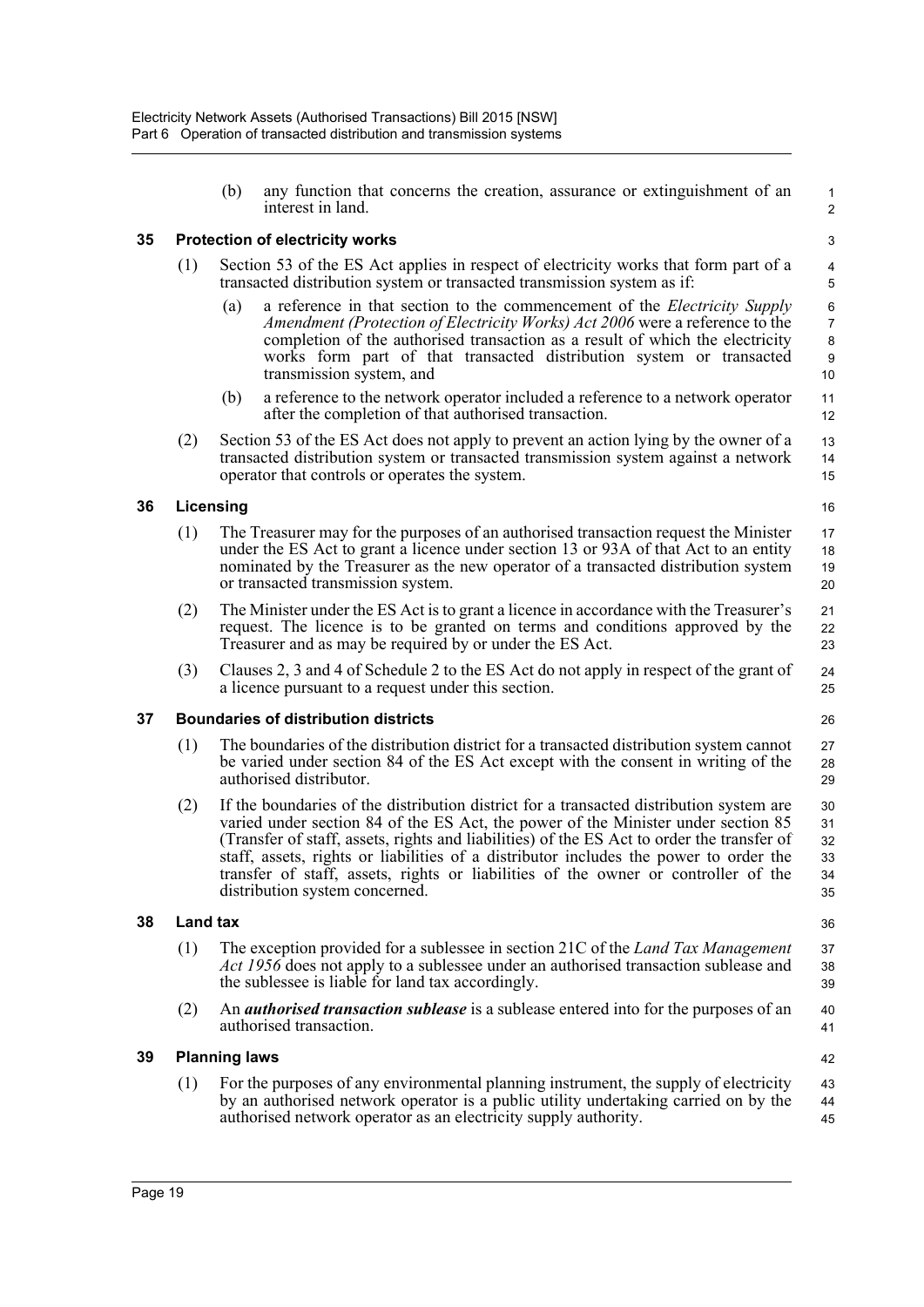(b) any function that concerns the creation, assurance or extinguishment of an interest in land.

## 35 Protection of electricity works

(1) Section 53 of the ES Act applies in respect of electricity works that form part of a transacted distribution system or transacted transmission system as if:

(a) a reference in that section to the commencement of the *Electricity Supply Amendment (Protection of Electricity Works) Act 2006* were a reference to the completion of the authorised transaction as a result of which the electricity works form part of that transacted distribution system or transacted transmission system, and

(b) a reference to the network operator included a reference to a network operator after the completion of that authorised transaction.

(2) Section 53 of the ES Act does not apply to prevent an action lying by the owner of a transacted distribution system or transacted transmission system against a network operator that controls or operates the system.

## 36 Licensing

(1) The Treasurer may for the purposes of an authorised transaction request the Minister under the ES Act to grant a licence under section 13 or 93A of that Act to an entity nominated by the Treasurer as the new operator of a transacted distribution system or transacted transmission system.

(2) The Minister under the ES Act is to grant a licence in accordance with the Treasurer's request. The licence is to be granted on terms and conditions approved by the Treasurer and as may be required by or under the ES Act.

(3) Clauses 2, 3 and 4 of Schedule 2 to the ES Act do not apply in respect of the grant of a licence pursuant to a request under this section.

## 37 Boundaries of distribution districts

(1) The boundaries of the distribution district for a transacted distribution system cannot be varied under section 84 of the ES Act except with the consent in writing of the authorised distributor.

(2) If the boundaries of the distribution district for a transacted distribution system are varied under section 84 of the ES Act, the power of the Minister under section 85 (Transfer of staff, assets, rights and liabilities) of the ES Act to order the transfer of staff, assets, rights or liabilities of a distributor includes the power to order the transfer of staff, assets, rights or liabilities of the owner or controller of the distribution system concerned.

## 38 Land tax

(1) The exception provided for a sublessee in section 21C of the *Land Tax Management Act 1956* does not apply to a sublessee under an authorised transaction sublease and the sublessee is liable for land tax accordingly.

(2) An ***authorised transaction sublease*** is a sublease entered into for the purposes of an authorised transaction.

## 39 Planning laws

(1) For the purposes of any environmental planning instrument, the supply of electricity by an authorised network operator is a public utility undertaking carried on by the authorised network operator as an electricity supply authority.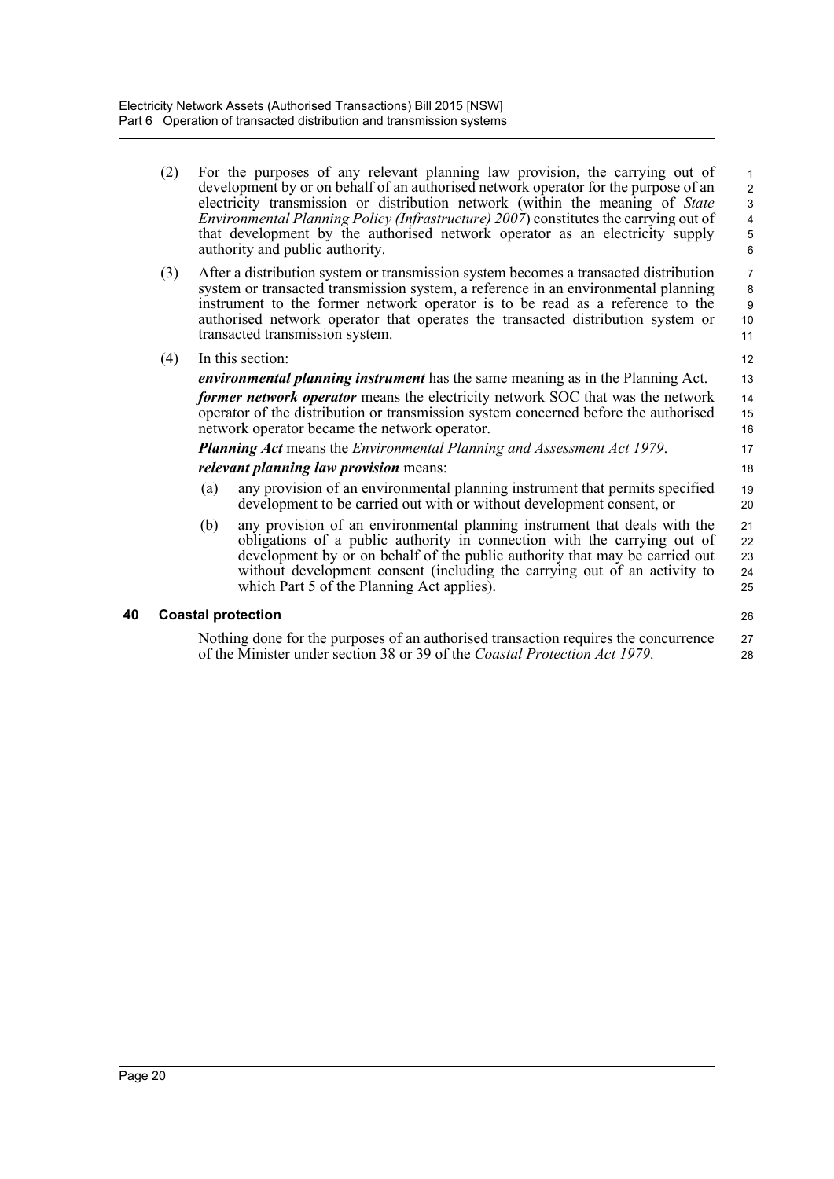(2) For the purposes of any relevant planning law provision, the carrying out of development by or on behalf of an authorised network operator for the purpose of an electricity transmission or distribution network (within the meaning of *State Environmental Planning Policy (Infrastructure) 2007*) constitutes the carrying out of that development by the authorised network operator as an electricity supply authority and public authority.

(3) After a distribution system or transmission system becomes a transacted distribution system or transacted transmission system, a reference in an environmental planning instrument to the former network operator is to be read as a reference to the authorised network operator that operates the transacted distribution system or transacted transmission system.

(4) In this section:

***environmental planning instrument*** has the same meaning as in the Planning Act.

***former network operator*** means the electricity network SOC that was the network operator of the distribution or transmission system concerned before the authorised network operator became the network operator.

***Planning Act*** means the *Environmental Planning and Assessment Act 1979*.

***relevant planning law provision*** means:

(a) any provision of an environmental planning instrument that permits specified development to be carried out with or without development consent, or

(b) any provision of an environmental planning instrument that deals with the obligations of a public authority in connection with the carrying out of development by or on behalf of the public authority that may be carried out without development consent (including the carrying out of an activity to which Part 5 of the Planning Act applies).

### 40 Coastal protection

Nothing done for the purposes of an authorised transaction requires the concurrence of the Minister under section 38 or 39 of the *Coastal Protection Act 1979*.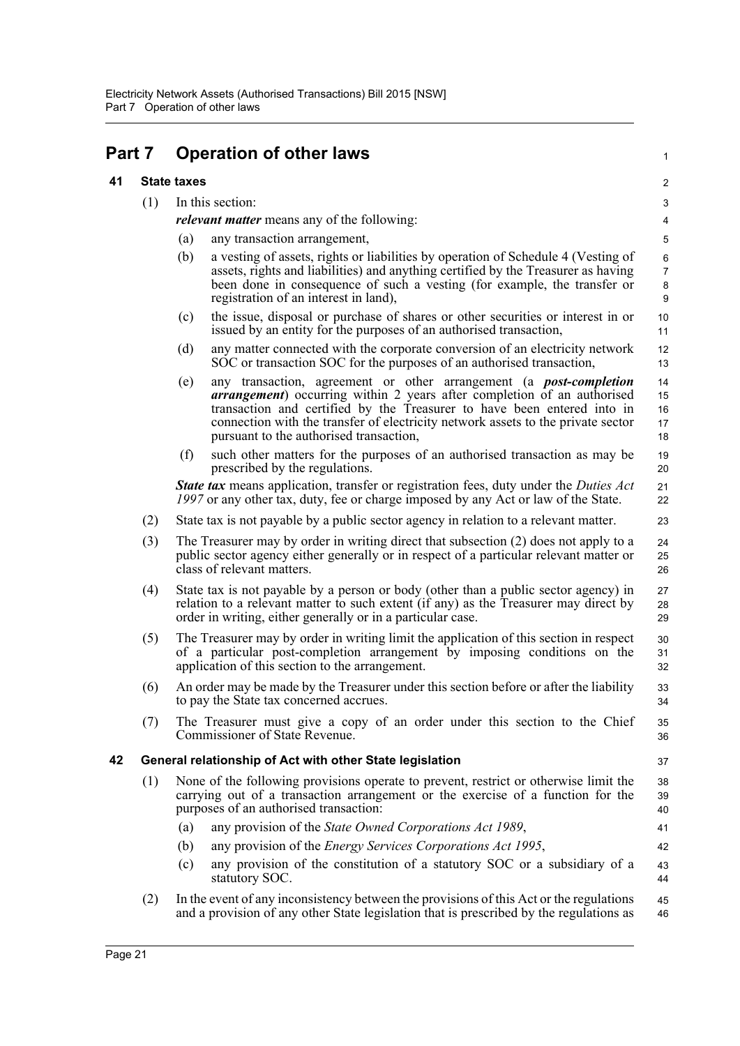# Part 7 Operation of other laws

## 41 State taxes

(1) In this section:

***relevant matter*** means any of the following:

(a) any transaction arrangement,

(b) a vesting of assets, rights or liabilities by operation of Schedule 4 (Vesting of assets, rights and liabilities) and anything certified by the Treasurer as having been done in consequence of such a vesting (for example, the transfer or registration of an interest in land),

(c) the issue, disposal or purchase of shares or other securities or interest in or issued by an entity for the purposes of an authorised transaction,

(d) any matter connected with the corporate conversion of an electricity network SOC or transaction SOC for the purposes of an authorised transaction,

(e) any transaction, agreement or other arrangement (a ***post-completion arrangement***) occurring within 2 years after completion of an authorised transaction and certified by the Treasurer to have been entered into in connection with the transfer of electricity network assets to the private sector pursuant to the authorised transaction,

(f) such other matters for the purposes of an authorised transaction as may be prescribed by the regulations.

***State tax*** means application, transfer or registration fees, duty under the *Duties Act 1997* or any other tax, duty, fee or charge imposed by any Act or law of the State.

(2) State tax is not payable by a public sector agency in relation to a relevant matter.

(3) The Treasurer may by order in writing direct that subsection (2) does not apply to a public sector agency either generally or in respect of a particular relevant matter or class of relevant matters.

(4) State tax is not payable by a person or body (other than a public sector agency) in relation to a relevant matter to such extent (if any) as the Treasurer may direct by order in writing, either generally or in a particular case.

(5) The Treasurer may by order in writing limit the application of this section in respect of a particular post-completion arrangement by imposing conditions on the application of this section to the arrangement.

(6) An order may be made by the Treasurer under this section before or after the liability to pay the State tax concerned accrues.

(7) The Treasurer must give a copy of an order under this section to the Chief Commissioner of State Revenue.

## 42 General relationship of Act with other State legislation

(1) None of the following provisions operate to prevent, restrict or otherwise limit the carrying out of a transaction arrangement or the exercise of a function for the purposes of an authorised transaction:

(a) any provision of the *State Owned Corporations Act 1989*,

(b) any provision of the *Energy Services Corporations Act 1995*,

(c) any provision of the constitution of a statutory SOC or a subsidiary of a statutory SOC.

(2) In the event of any inconsistency between the provisions of this Act or the regulations and a provision of any other State legislation that is prescribed by the regulations as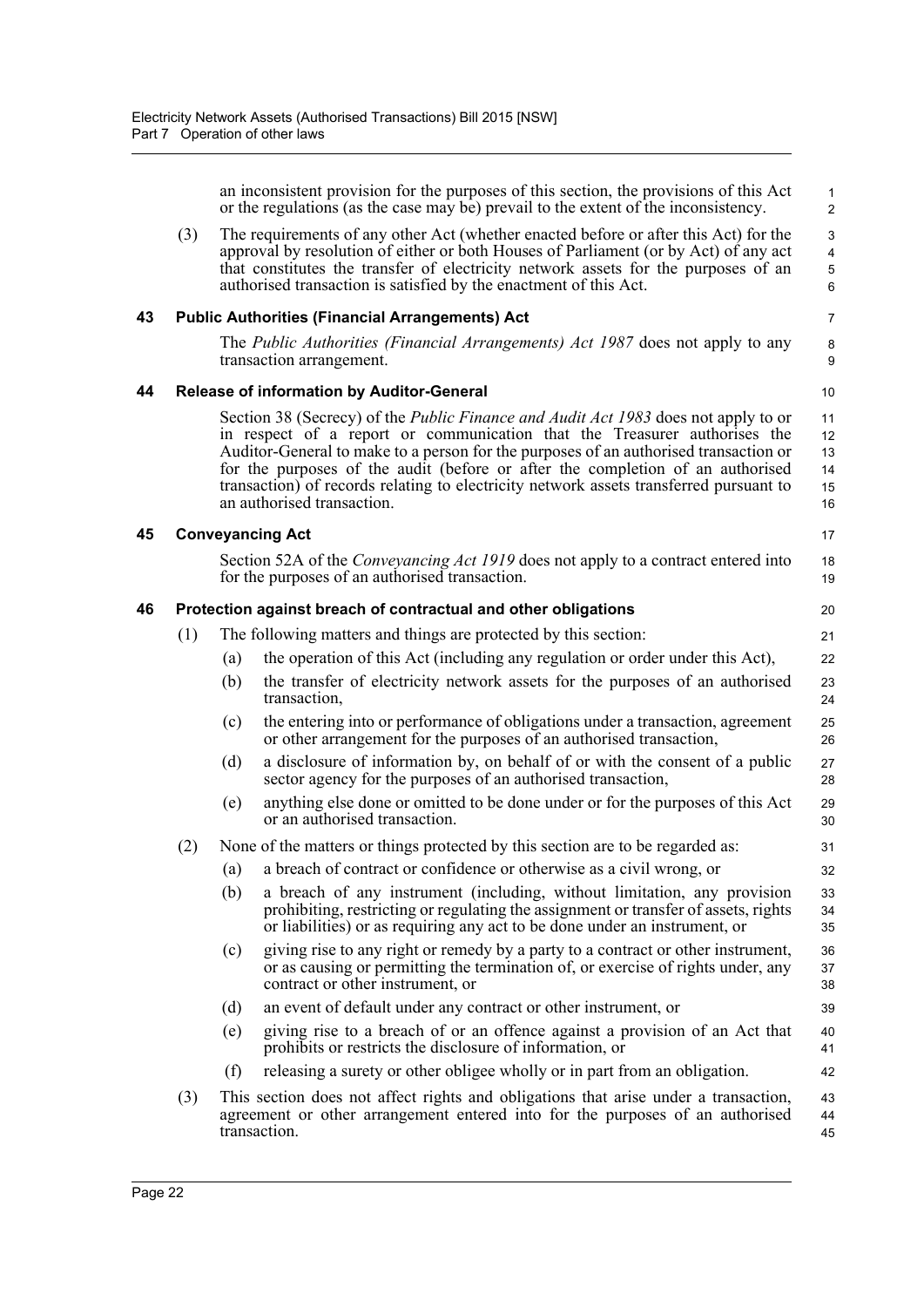an inconsistent provision for the purposes of this section, the provisions of this Act or the regulations (as the case may be) prevail to the extent of the inconsistency.

(3) The requirements of any other Act (whether enacted before or after this Act) for the approval by resolution of either or both Houses of Parliament (or by Act) of any act that constitutes the transfer of electricity network assets for the purposes of an authorised transaction is satisfied by the enactment of this Act.

### 43 Public Authorities (Financial Arrangements) Act

The *Public Authorities (Financial Arrangements) Act 1987* does not apply to any transaction arrangement.

### 44 Release of information by Auditor-General

Section 38 (Secrecy) of the *Public Finance and Audit Act 1983* does not apply to or in respect of a report or communication that the Treasurer authorises the Auditor-General to make to a person for the purposes of an authorised transaction or for the purposes of the audit (before or after the completion of an authorised transaction) of records relating to electricity network assets transferred pursuant to an authorised transaction.

### 45 Conveyancing Act

Section 52A of the *Conveyancing Act 1919* does not apply to a contract entered into for the purposes of an authorised transaction.

### 46 Protection against breach of contractual and other obligations

(1) The following matters and things are protected by this section:

(a) the operation of this Act (including any regulation or order under this Act),

(b) the transfer of electricity network assets for the purposes of an authorised transaction,

(c) the entering into or performance of obligations under a transaction, agreement or other arrangement for the purposes of an authorised transaction,

(d) a disclosure of information by, on behalf of or with the consent of a public sector agency for the purposes of an authorised transaction,

(e) anything else done or omitted to be done under or for the purposes of this Act or an authorised transaction.

(2) None of the matters or things protected by this section are to be regarded as:

(a) a breach of contract or confidence or otherwise as a civil wrong, or

(b) a breach of any instrument (including, without limitation, any provision prohibiting, restricting or regulating the assignment or transfer of assets, rights or liabilities) or as requiring any act to be done under an instrument, or

(c) giving rise to any right or remedy by a party to a contract or other instrument, or as causing or permitting the termination of, or exercise of rights under, any contract or other instrument, or

(d) an event of default under any contract or other instrument, or

(e) giving rise to a breach of or an offence against a provision of an Act that prohibits or restricts the disclosure of information, or

(f) releasing a surety or other obligee wholly or in part from an obligation.

(3) This section does not affect rights and obligations that arise under a transaction, agreement or other arrangement entered into for the purposes of an authorised transaction.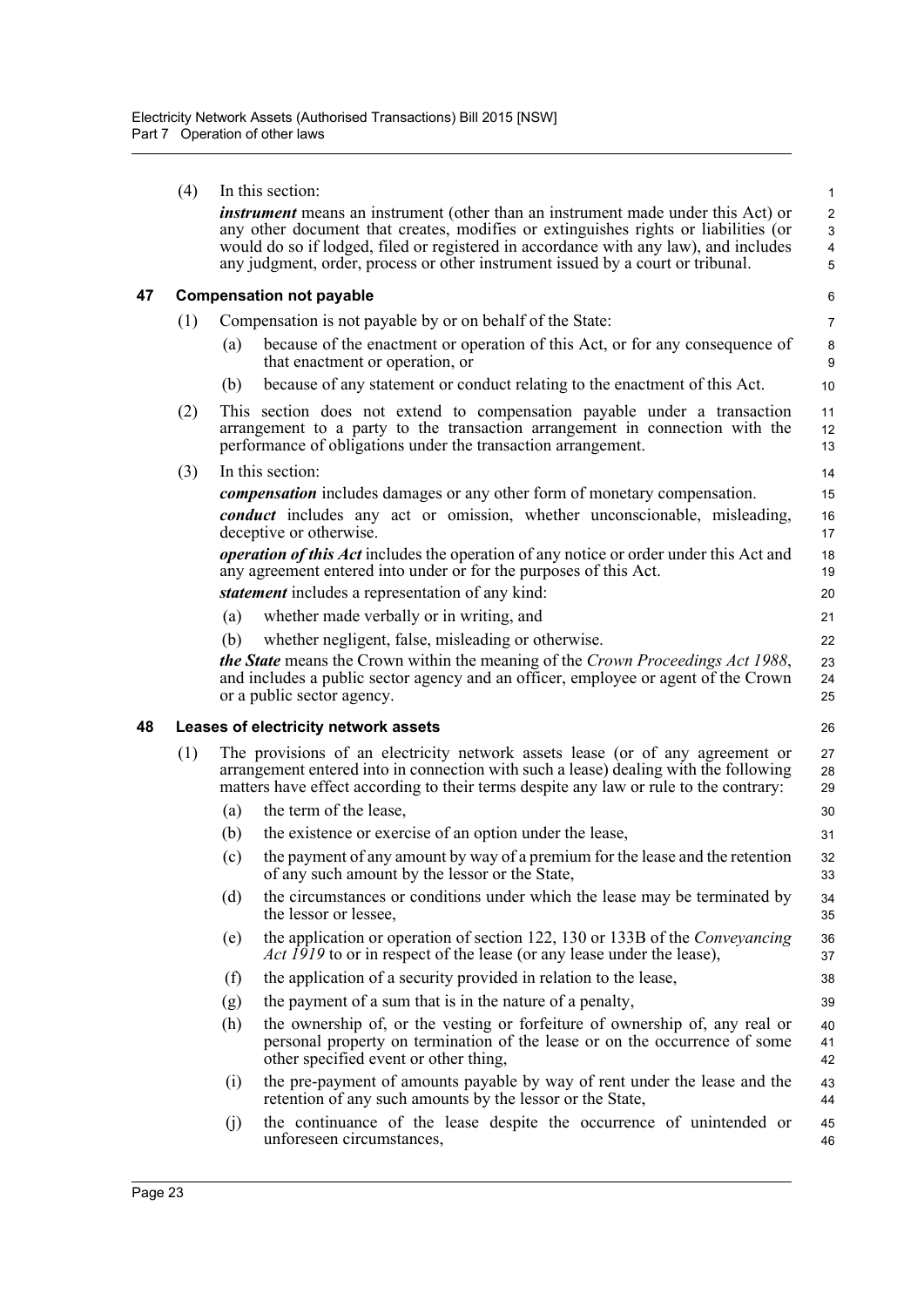(4) In this section:

*instrument* means an instrument (other than an instrument made under this Act) or any other document that creates, modifies or extinguishes rights or liabilities (or would do so if lodged, filed or registered in accordance with any law), and includes any judgment, order, process or other instrument issued by a court or tribunal.

### 47 Compensation not payable

(1) Compensation is not payable by or on behalf of the State:

(a) because of the enactment or operation of this Act, or for any consequence of that enactment or operation, or

(b) because of any statement or conduct relating to the enactment of this Act.

(2) This section does not extend to compensation payable under a transaction arrangement to a party to the transaction arrangement in connection with the performance of obligations under the transaction arrangement.

(3) In this section:

*compensation* includes damages or any other form of monetary compensation.

*conduct* includes any act or omission, whether unconscionable, misleading, deceptive or otherwise.

*operation of this Act* includes the operation of any notice or order under this Act and any agreement entered into under or for the purposes of this Act.

*statement* includes a representation of any kind:

(a) whether made verbally or in writing, and

(b) whether negligent, false, misleading or otherwise.

*the State* means the Crown within the meaning of the *Crown Proceedings Act 1988*, and includes a public sector agency and an officer, employee or agent of the Crown or a public sector agency.

### 48 Leases of electricity network assets

(1) The provisions of an electricity network assets lease (or of any agreement or arrangement entered into in connection with such a lease) dealing with the following matters have effect according to their terms despite any law or rule to the contrary:

(a) the term of the lease,

(b) the existence or exercise of an option under the lease,

(c) the payment of any amount by way of a premium for the lease and the retention of any such amount by the lessor or the State,

(d) the circumstances or conditions under which the lease may be terminated by the lessor or lessee,

(e) the application or operation of section 122, 130 or 133B of the *Conveyancing Act 1919* to or in respect of the lease (or any lease under the lease),

(f) the application of a security provided in relation to the lease,

(g) the payment of a sum that is in the nature of a penalty,

(h) the ownership of, or the vesting or forfeiture of ownership of, any real or personal property on termination of the lease or on the occurrence of some other specified event or other thing,

(i) the pre-payment of amounts payable by way of rent under the lease and the retention of any such amounts by the lessor or the State,

(j) the continuance of the lease despite the occurrence of unintended or unforeseen circumstances,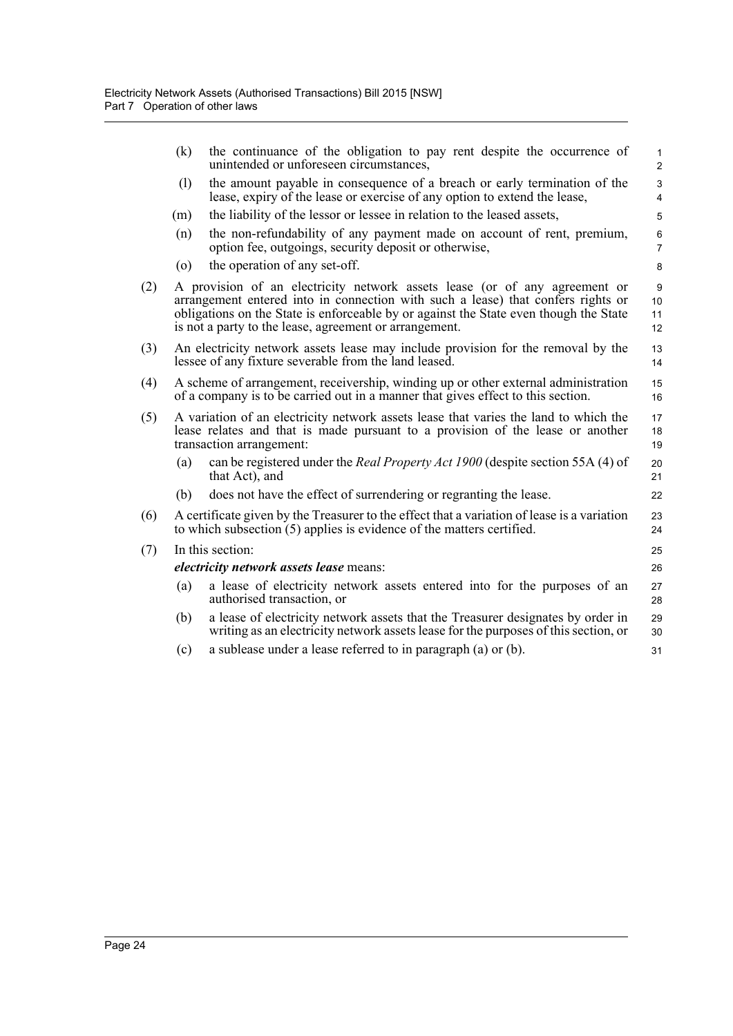(k) the continuance of the obligation to pay rent despite the occurrence of unintended or unforeseen circumstances,

(l) the amount payable in consequence of a breach or early termination of the lease, expiry of the lease or exercise of any option to extend the lease,

(m) the liability of the lessor or lessee in relation to the leased assets,

(n) the non-refundability of any payment made on account of rent, premium, option fee, outgoings, security deposit or otherwise,

(o) the operation of any set-off.

(2) A provision of an electricity network assets lease (or of any agreement or arrangement entered into in connection with such a lease) that confers rights or obligations on the State is enforceable by or against the State even though the State is not a party to the lease, agreement or arrangement.

(3) An electricity network assets lease may include provision for the removal by the lessee of any fixture severable from the land leased.

(4) A scheme of arrangement, receivership, winding up or other external administration of a company is to be carried out in a manner that gives effect to this section.

(5) A variation of an electricity network assets lease that varies the land to which the lease relates and that is made pursuant to a provision of the lease or another transaction arrangement:

(a) can be registered under the *Real Property Act 1900* (despite section 55A (4) of that Act), and

(b) does not have the effect of surrendering or regranting the lease.

(6) A certificate given by the Treasurer to the effect that a variation of lease is a variation to which subsection (5) applies is evidence of the matters certified.

(7) In this section:

***electricity network assets lease*** means:

(a) a lease of electricity network assets entered into for the purposes of an authorised transaction, or

(b) a lease of electricity network assets that the Treasurer designates by order in writing as an electricity network assets lease for the purposes of this section, or

(c) a sublease under a lease referred to in paragraph (a) or (b).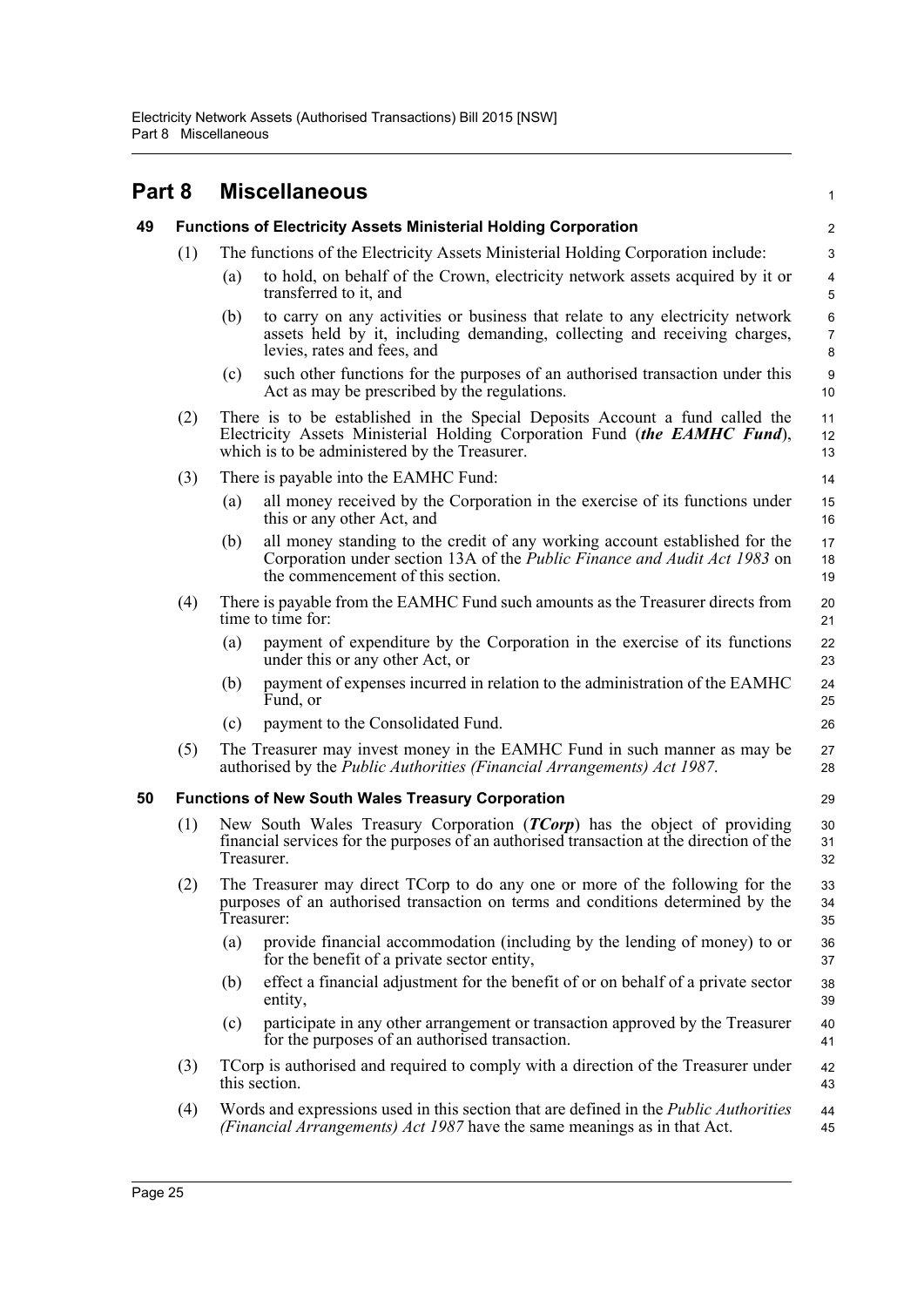# Part 8 Miscellaneous

## 49 Functions of Electricity Assets Ministerial Holding Corporation

(1) The functions of the Electricity Assets Ministerial Holding Corporation include:

(a) to hold, on behalf of the Crown, electricity network assets acquired by it or transferred to it, and

(b) to carry on any activities or business that relate to any electricity network assets held by it, including demanding, collecting and receiving charges, levies, rates and fees, and

(c) such other functions for the purposes of an authorised transaction under this Act as may be prescribed by the regulations.

(2) There is to be established in the Special Deposits Account a fund called the Electricity Assets Ministerial Holding Corporation Fund (***the EAMHC Fund***), which is to be administered by the Treasurer.

(3) There is payable into the EAMHC Fund:

(a) all money received by the Corporation in the exercise of its functions under this or any other Act, and

(b) all money standing to the credit of any working account established for the Corporation under section 13A of the *Public Finance and Audit Act 1983* on the commencement of this section.

(4) There is payable from the EAMHC Fund such amounts as the Treasurer directs from time to time for:

(a) payment of expenditure by the Corporation in the exercise of its functions under this or any other Act, or

(b) payment of expenses incurred in relation to the administration of the EAMHC Fund, or

(c) payment to the Consolidated Fund.

(5) The Treasurer may invest money in the EAMHC Fund in such manner as may be authorised by the *Public Authorities (Financial Arrangements) Act 1987*.

## 50 Functions of New South Wales Treasury Corporation

(1) New South Wales Treasury Corporation (***TCorp***) has the object of providing financial services for the purposes of an authorised transaction at the direction of the Treasurer.

(2) The Treasurer may direct TCorp to do any one or more of the following for the purposes of an authorised transaction on terms and conditions determined by the Treasurer:

(a) provide financial accommodation (including by the lending of money) to or for the benefit of a private sector entity,

(b) effect a financial adjustment for the benefit of or on behalf of a private sector entity,

(c) participate in any other arrangement or transaction approved by the Treasurer for the purposes of an authorised transaction.

(3) TCorp is authorised and required to comply with a direction of the Treasurer under this section.

(4) Words and expressions used in this section that are defined in the *Public Authorities (Financial Arrangements) Act 1987* have the same meanings as in that Act.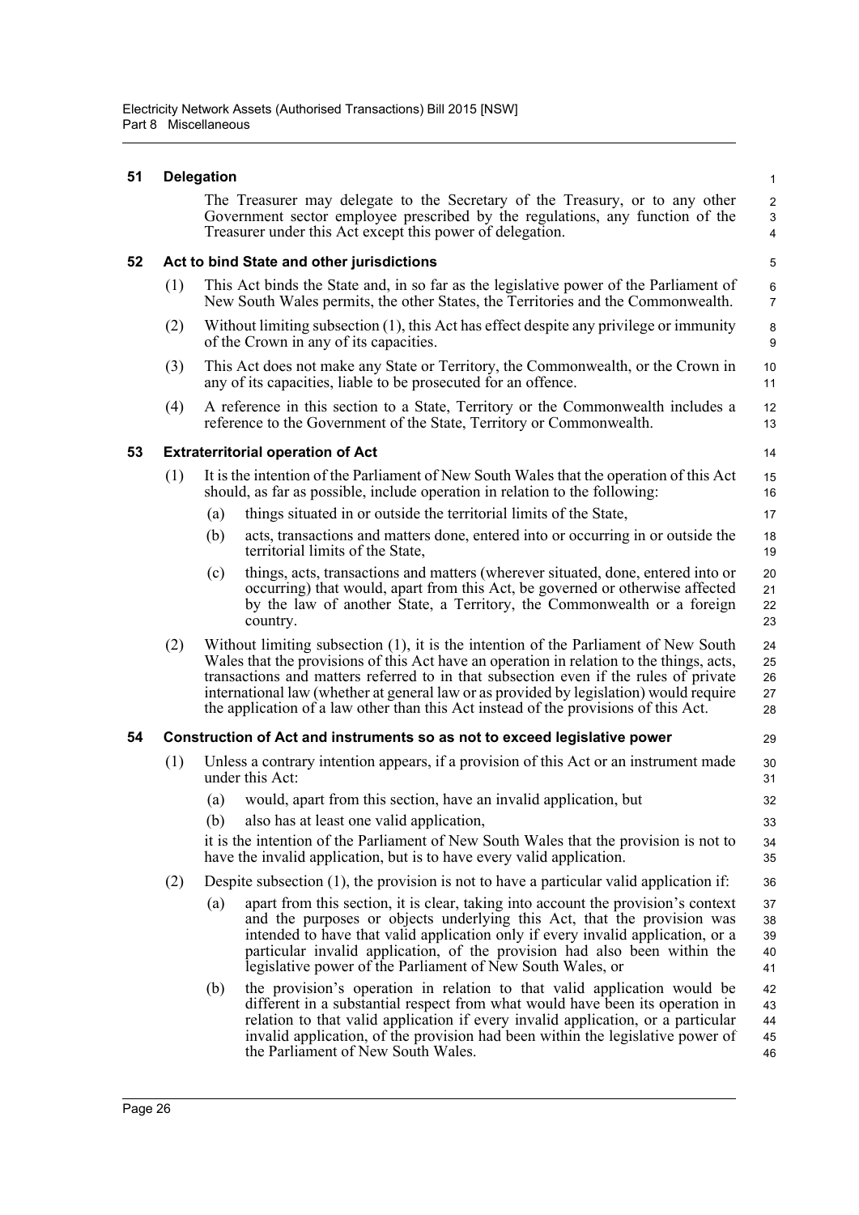## 51 Delegation

The Treasurer may delegate to the Secretary of the Treasury, or to any other Government sector employee prescribed by the regulations, any function of the Treasurer under this Act except this power of delegation.

## 52 Act to bind State and other jurisdictions

(1) This Act binds the State and, in so far as the legislative power of the Parliament of New South Wales permits, the other States, the Territories and the Commonwealth.

(2) Without limiting subsection (1), this Act has effect despite any privilege or immunity of the Crown in any of its capacities.

(3) This Act does not make any State or Territory, the Commonwealth, or the Crown in any of its capacities, liable to be prosecuted for an offence.

(4) A reference in this section to a State, Territory or the Commonwealth includes a reference to the Government of the State, Territory or Commonwealth.

## 53 Extraterritorial operation of Act

(1) It is the intention of the Parliament of New South Wales that the operation of this Act should, as far as possible, include operation in relation to the following:

- (a) things situated in or outside the territorial limits of the State,
- (b) acts, transactions and matters done, entered into or occurring in or outside the territorial limits of the State,
- (c) things, acts, transactions and matters (wherever situated, done, entered into or occurring) that would, apart from this Act, be governed or otherwise affected by the law of another State, a Territory, the Commonwealth or a foreign country.

(2) Without limiting subsection (1), it is the intention of the Parliament of New South Wales that the provisions of this Act have an operation in relation to the things, acts, transactions and matters referred to in that subsection even if the rules of private international law (whether at general law or as provided by legislation) would require the application of a law other than this Act instead of the provisions of this Act.

## 54 Construction of Act and instruments so as not to exceed legislative power

(1) Unless a contrary intention appears, if a provision of this Act or an instrument made under this Act:

- (a) would, apart from this section, have an invalid application, but
- (b) also has at least one valid application,

it is the intention of the Parliament of New South Wales that the provision is not to have the invalid application, but is to have every valid application.

(2) Despite subsection (1), the provision is not to have a particular valid application if:

- (a) apart from this section, it is clear, taking into account the provision's context and the purposes or objects underlying this Act, that the provision was intended to have that valid application only if every invalid application, or a particular invalid application, of the provision had also been within the legislative power of the Parliament of New South Wales, or
- (b) the provision's operation in relation to that valid application would be different in a substantial respect from what would have been its operation in relation to that valid application if every invalid application, or a particular invalid application, of the provision had been within the legislative power of the Parliament of New South Wales.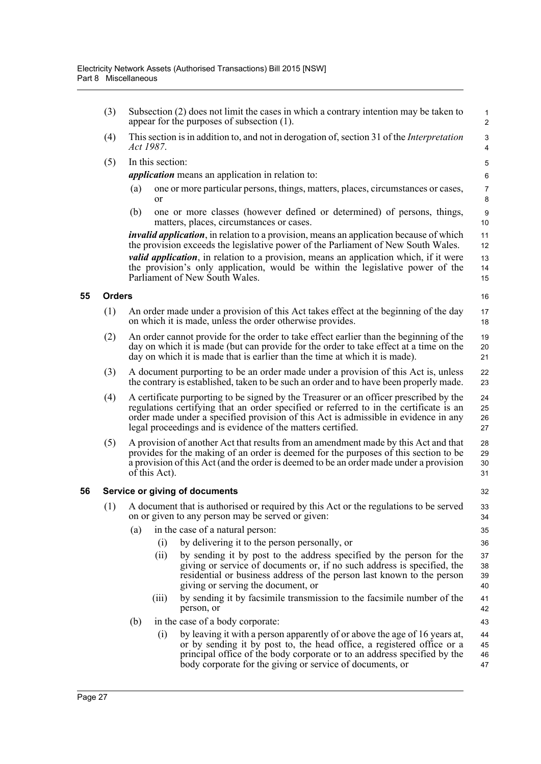(3) Subsection (2) does not limit the cases in which a contrary intention may be taken to appear for the purposes of subsection (1).

(4) This section is in addition to, and not in derogation of, section 31 of the *Interpretation Act 1987*.

(5) In this section:

***application*** means an application in relation to:

(a) one or more particular persons, things, matters, places, circumstances or cases, or

(b) one or more classes (however defined or determined) of persons, things, matters, places, circumstances or cases.

***invalid application***, in relation to a provision, means an application because of which the provision exceeds the legislative power of the Parliament of New South Wales.

***valid application***, in relation to a provision, means an application which, if it were the provision's only application, would be within the legislative power of the Parliament of New South Wales.

## 55 Orders

(1) An order made under a provision of this Act takes effect at the beginning of the day on which it is made, unless the order otherwise provides.

(2) An order cannot provide for the order to take effect earlier than the beginning of the day on which it is made (but can provide for the order to take effect at a time on the day on which it is made that is earlier than the time at which it is made).

(3) A document purporting to be an order made under a provision of this Act is, unless the contrary is established, taken to be such an order and to have been properly made.

(4) A certificate purporting to be signed by the Treasurer or an officer prescribed by the regulations certifying that an order specified or referred to in the certificate is an order made under a specified provision of this Act is admissible in evidence in any legal proceedings and is evidence of the matters certified.

(5) A provision of another Act that results from an amendment made by this Act and that provides for the making of an order is deemed for the purposes of this section to be a provision of this Act (and the order is deemed to be an order made under a provision of this Act).

## 56 Service or giving of documents

(1) A document that is authorised or required by this Act or the regulations to be served on or given to any person may be served or given:

(a) in the case of a natural person:

(i) by delivering it to the person personally, or

(ii) by sending it by post to the address specified by the person for the giving or service of documents or, if no such address is specified, the residential or business address of the person last known to the person giving or serving the document, or

(iii) by sending it by facsimile transmission to the facsimile number of the person, or

(b) in the case of a body corporate:

(i) by leaving it with a person apparently of or above the age of 16 years at, or by sending it by post to, the head office, a registered office or a principal office of the body corporate or to an address specified by the body corporate for the giving or service of documents, or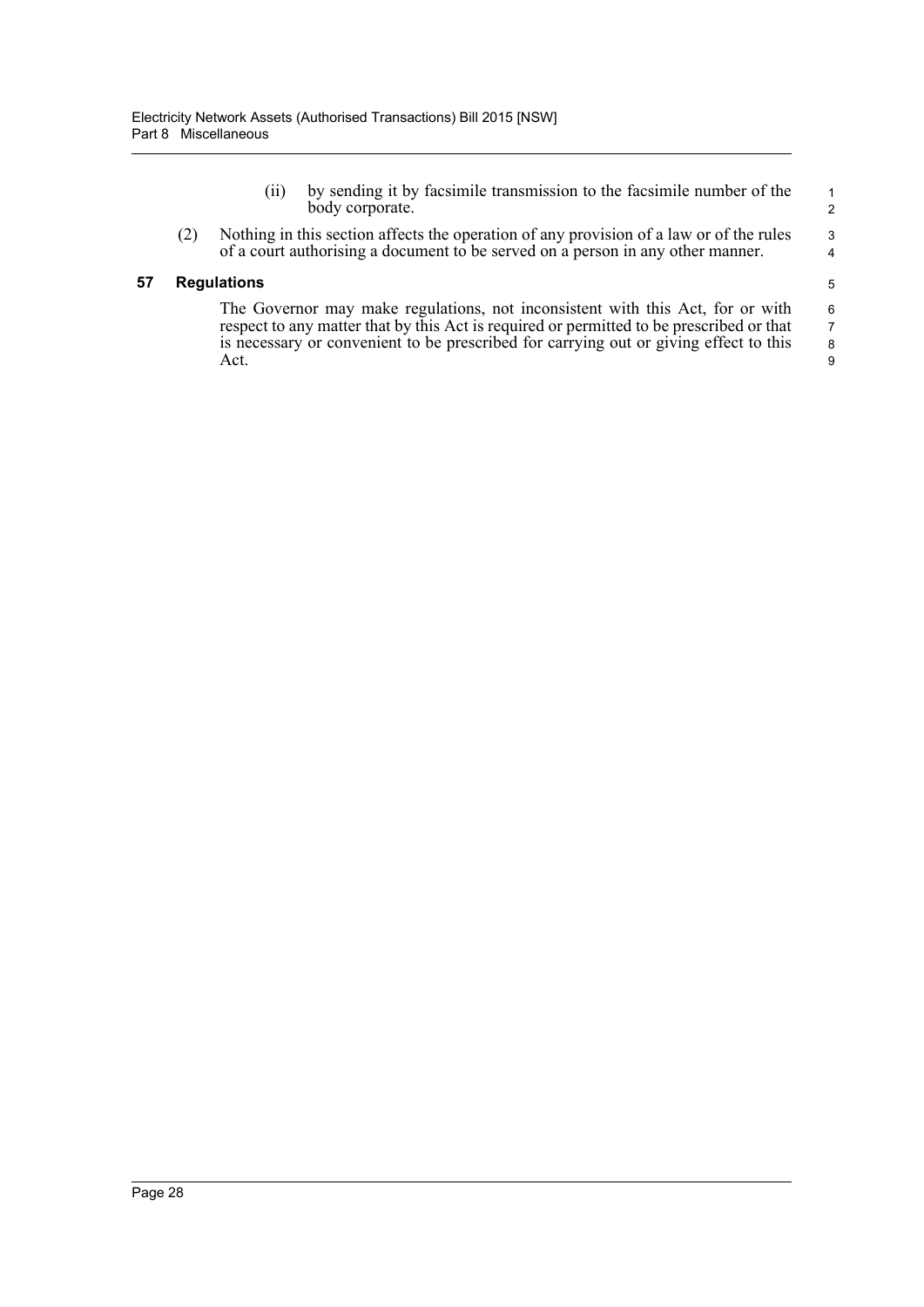(ii) by sending it by facsimile transmission to the facsimile number of the body corporate.

(2) Nothing in this section affects the operation of any provision of a law or of the rules of a court authorising a document to be served on a person in any other manner.

### 57 Regulations

The Governor may make regulations, not inconsistent with this Act, for or with respect to any matter that by this Act is required or permitted to be prescribed or that is necessary or convenient to be prescribed for carrying out or giving effect to this Act.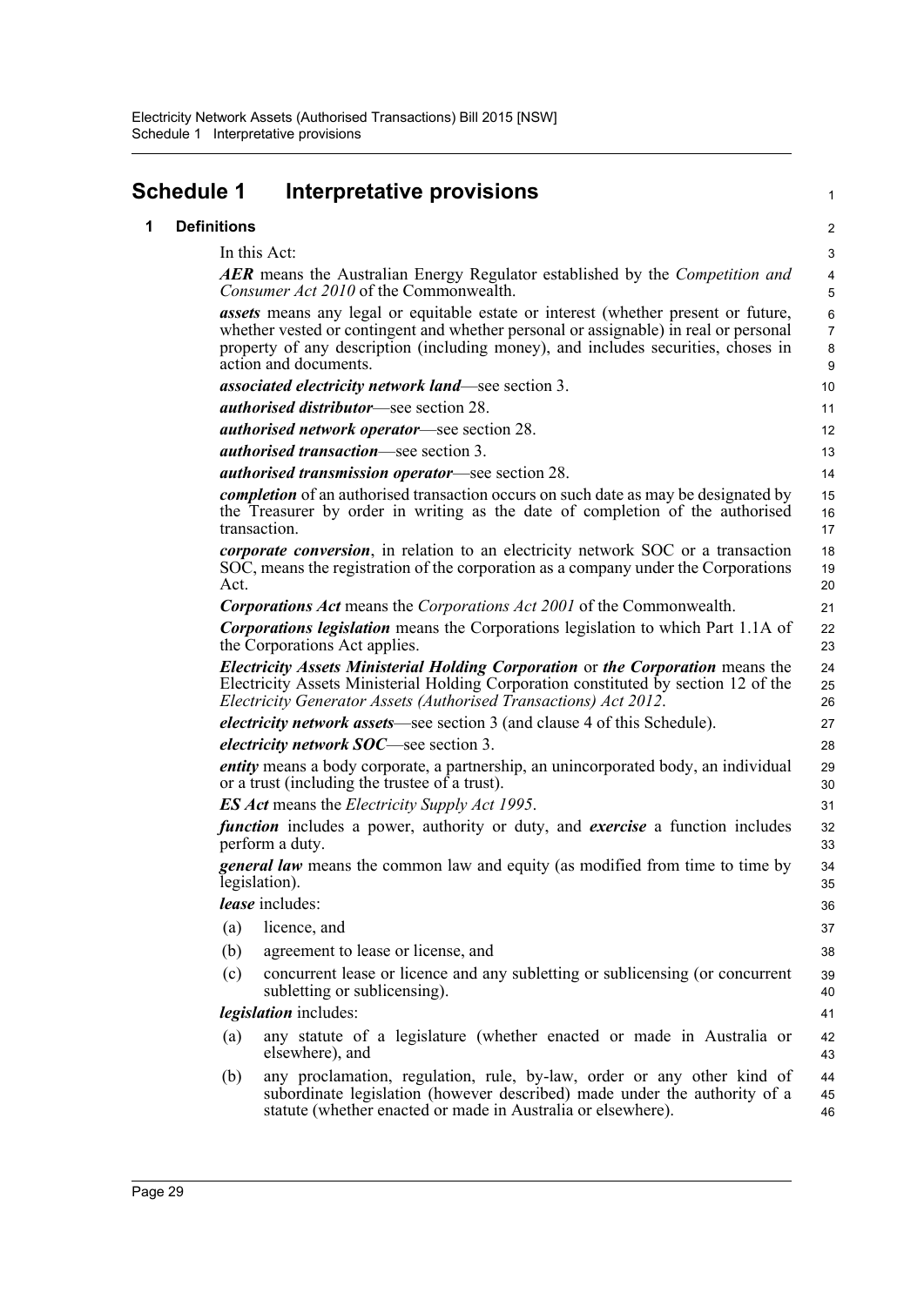# Schedule 1 Interpretative provisions

## 1 Definitions

In this Act:

***AER*** means the Australian Energy Regulator established by the *Competition and Consumer Act 2010* of the Commonwealth.

***assets*** means any legal or equitable estate or interest (whether present or future, whether vested or contingent and whether personal or assignable) in real or personal property of any description (including money), and includes securities, choses in action and documents.

***associated electricity network land***—see section 3.

***authorised distributor***—see section 28.

***authorised network operator***—see section 28.

***authorised transaction***—see section 3.

***authorised transmission operator***—see section 28.

***completion*** of an authorised transaction occurs on such date as may be designated by the Treasurer by order in writing as the date of completion of the authorised transaction.

***corporate conversion***, in relation to an electricity network SOC or a transaction SOC, means the registration of the corporation as a company under the Corporations Act.

***Corporations Act*** means the *Corporations Act 2001* of the Commonwealth.

***Corporations legislation*** means the Corporations legislation to which Part 1.1A of the Corporations Act applies.

***Electricity Assets Ministerial Holding Corporation*** or ***the Corporation*** means the Electricity Assets Ministerial Holding Corporation constituted by section 12 of the *Electricity Generator Assets (Authorised Transactions) Act 2012*.

***electricity network assets***—see section 3 (and clause 4 of this Schedule).

***electricity network SOC***—see section 3.

***entity*** means a body corporate, a partnership, an unincorporated body, an individual or a trust (including the trustee of a trust).

***ES Act*** means the *Electricity Supply Act 1995*.

***function*** includes a power, authority or duty, and ***exercise*** a function includes perform a duty.

***general law*** means the common law and equity (as modified from time to time by legislation).

***lease*** includes:

(a) licence, and

(b) agreement to lease or license, and

(c) concurrent lease or licence and any subletting or sublicensing (or concurrent subletting or sublicensing).

***legislation*** includes:

(a) any statute of a legislature (whether enacted or made in Australia or elsewhere), and

(b) any proclamation, regulation, rule, by-law, order or any other kind of subordinate legislation (however described) made under the authority of a statute (whether enacted or made in Australia or elsewhere).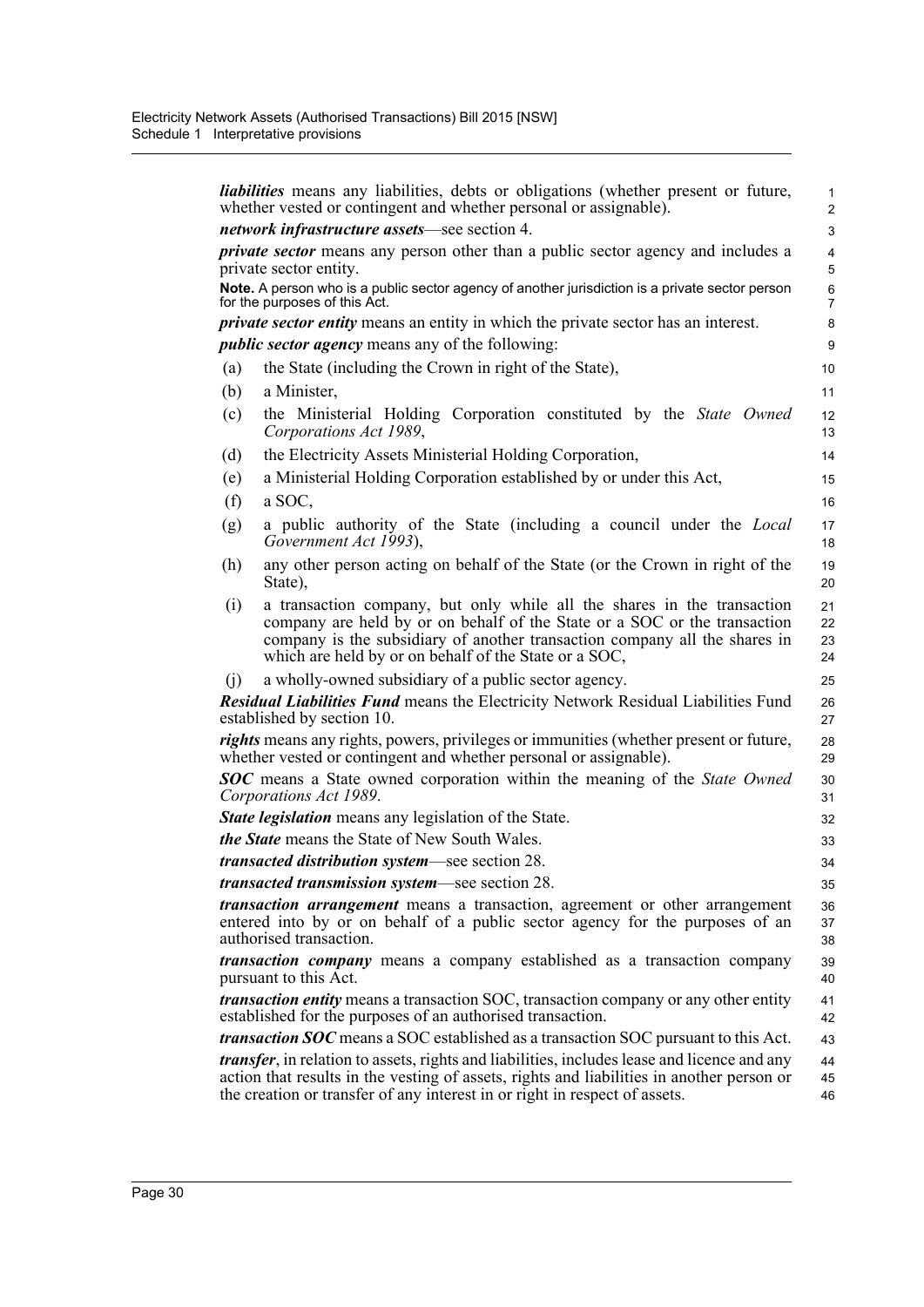***liabilities*** means any liabilities, debts or obligations (whether present or future, whether vested or contingent and whether personal or assignable).

***network infrastructure assets***—see section 4.

***private sector*** means any person other than a public sector agency and includes a private sector entity.

**Note.** A person who is a public sector agency of another jurisdiction is a private sector person for the purposes of this Act.

***private sector entity*** means an entity in which the private sector has an interest.

***public sector agency*** means any of the following:

(a) the State (including the Crown in right of the State),

(b) a Minister,

(c) the Ministerial Holding Corporation constituted by the *State Owned Corporations Act 1989*,

(d) the Electricity Assets Ministerial Holding Corporation,

(e) a Ministerial Holding Corporation established by or under this Act,

(f) a SOC,

(g) a public authority of the State (including a council under the *Local Government Act 1993*),

(h) any other person acting on behalf of the State (or the Crown in right of the State),

(i) a transaction company, but only while all the shares in the transaction company are held by or on behalf of the State or a SOC or the transaction company is the subsidiary of another transaction company all the shares in which are held by or on behalf of the State or a SOC,

(j) a wholly-owned subsidiary of a public sector agency.

***Residual Liabilities Fund*** means the Electricity Network Residual Liabilities Fund established by section 10.

***rights*** means any rights, powers, privileges or immunities (whether present or future, whether vested or contingent and whether personal or assignable).

***SOC*** means a State owned corporation within the meaning of the *State Owned Corporations Act 1989*.

***State legislation*** means any legislation of the State.

***the State*** means the State of New South Wales.

***transacted distribution system***—see section 28.

***transacted transmission system***—see section 28.

***transaction arrangement*** means a transaction, agreement or other arrangement entered into by or on behalf of a public sector agency for the purposes of an authorised transaction.

***transaction company*** means a company established as a transaction company pursuant to this Act.

***transaction entity*** means a transaction SOC, transaction company or any other entity established for the purposes of an authorised transaction.

***transaction SOC*** means a SOC established as a transaction SOC pursuant to this Act.

***transfer***, in relation to assets, rights and liabilities, includes lease and licence and any action that results in the vesting of assets, rights and liabilities in another person or the creation or transfer of any interest in or right in respect of assets.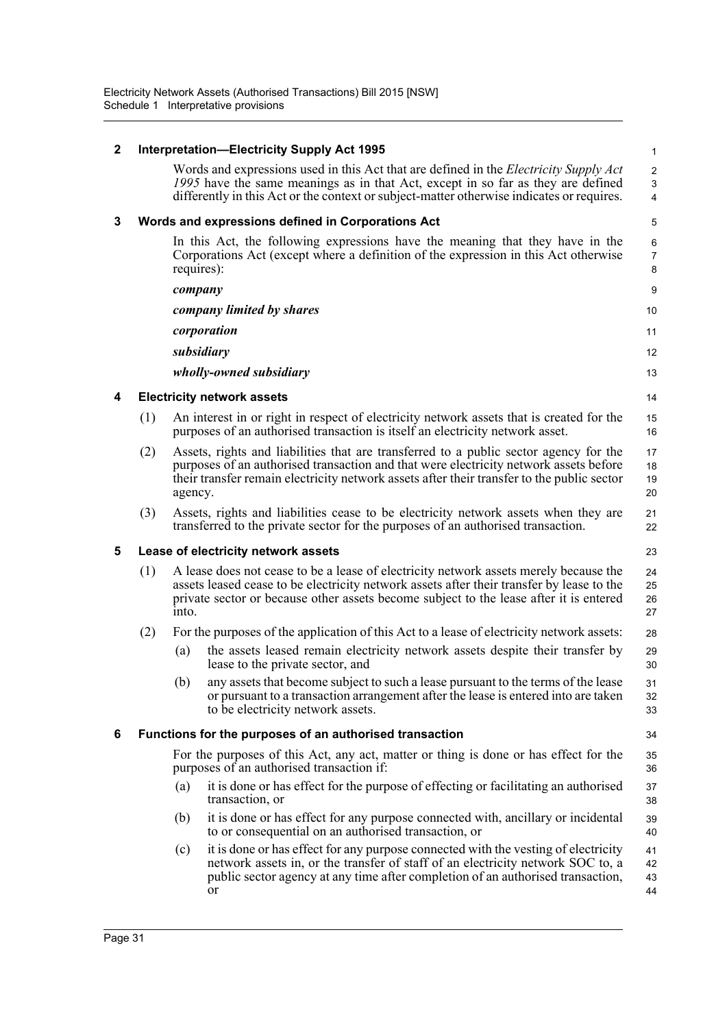## 2 Interpretation—Electricity Supply Act 1995

Words and expressions used in this Act that are defined in the *Electricity Supply Act 1995* have the same meanings as in that Act, except in so far as they are defined differently in this Act or the context or subject-matter otherwise indicates or requires.

## 3 Words and expressions defined in Corporations Act

In this Act, the following expressions have the meaning that they have in the Corporations Act (except where a definition of the expression in this Act otherwise requires):

***company***

***company limited by shares***

***corporation***

***subsidiary***

***wholly-owned subsidiary***

## 4 Electricity network assets

(1) An interest in or right in respect of electricity network assets that is created for the purposes of an authorised transaction is itself an electricity network asset.

(2) Assets, rights and liabilities that are transferred to a public sector agency for the purposes of an authorised transaction and that were electricity network assets before their transfer remain electricity network assets after their transfer to the public sector agency.

(3) Assets, rights and liabilities cease to be electricity network assets when they are transferred to the private sector for the purposes of an authorised transaction.

## 5 Lease of electricity network assets

(1) A lease does not cease to be a lease of electricity network assets merely because the assets leased cease to be electricity network assets after their transfer by lease to the private sector or because other assets become subject to the lease after it is entered into.

(2) For the purposes of the application of this Act to a lease of electricity network assets:

(a) the assets leased remain electricity network assets despite their transfer by lease to the private sector, and

(b) any assets that become subject to such a lease pursuant to the terms of the lease or pursuant to a transaction arrangement after the lease is entered into are taken to be electricity network assets.

## 6 Functions for the purposes of an authorised transaction

For the purposes of this Act, any act, matter or thing is done or has effect for the purposes of an authorised transaction if:

(a) it is done or has effect for the purpose of effecting or facilitating an authorised transaction, or

(b) it is done or has effect for any purpose connected with, ancillary or incidental to or consequential on an authorised transaction, or

(c) it is done or has effect for any purpose connected with the vesting of electricity network assets in, or the transfer of staff of an electricity network SOC to, a public sector agency at any time after completion of an authorised transaction, or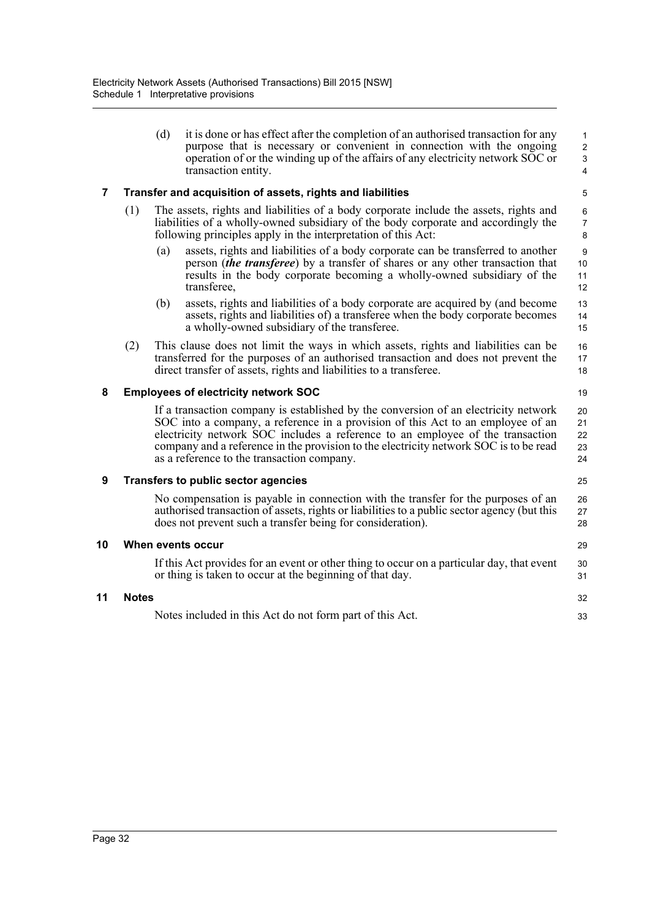(d) it is done or has effect after the completion of an authorised transaction for any purpose that is necessary or convenient in connection with the ongoing operation of or the winding up of the affairs of any electricity network SOC or transaction entity.

**7 Transfer and acquisition of assets, rights and liabilities**

(1) The assets, rights and liabilities of a body corporate include the assets, rights and liabilities of a wholly-owned subsidiary of the body corporate and accordingly the following principles apply in the interpretation of this Act:

(a) assets, rights and liabilities of a body corporate can be transferred to another person (***the transferee***) by a transfer of shares or any other transaction that results in the body corporate becoming a wholly-owned subsidiary of the transferee,

(b) assets, rights and liabilities of a body corporate are acquired by (and become assets, rights and liabilities of) a transferee when the body corporate becomes a wholly-owned subsidiary of the transferee.

(2) This clause does not limit the ways in which assets, rights and liabilities can be transferred for the purposes of an authorised transaction and does not prevent the direct transfer of assets, rights and liabilities to a transferee.

**8 Employees of electricity network SOC**

If a transaction company is established by the conversion of an electricity network SOC into a company, a reference in a provision of this Act to an employee of an electricity network SOC includes a reference to an employee of the transaction company and a reference in the provision to the electricity network SOC is to be read as a reference to the transaction company.

**9 Transfers to public sector agencies**

No compensation is payable in connection with the transfer for the purposes of an authorised transaction of assets, rights or liabilities to a public sector agency (but this does not prevent such a transfer being for consideration).

**10 When events occur**

If this Act provides for an event or other thing to occur on a particular day, that event or thing is taken to occur at the beginning of that day.

**11 Notes**

Notes included in this Act do not form part of this Act.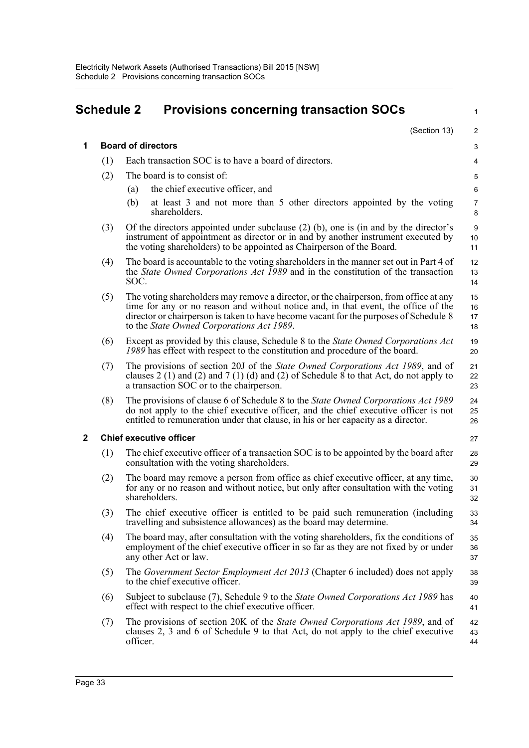# Schedule 2 Provisions concerning transaction SOCs

(Section 13)

## 1 Board of directors

(1) Each transaction SOC is to have a board of directors.

(2) The board is to consist of:

(a) the chief executive officer, and

(b) at least 3 and not more than 5 other directors appointed by the voting shareholders.

(3) Of the directors appointed under subclause (2) (b), one is (in and by the director's instrument of appointment as director or in and by another instrument executed by the voting shareholders) to be appointed as Chairperson of the Board.

(4) The board is accountable to the voting shareholders in the manner set out in Part 4 of the *State Owned Corporations Act 1989* and in the constitution of the transaction SOC.

(5) The voting shareholders may remove a director, or the chairperson, from office at any time for any or no reason and without notice and, in that event, the office of the director or chairperson is taken to have become vacant for the purposes of Schedule 8 to the *State Owned Corporations Act 1989*.

(6) Except as provided by this clause, Schedule 8 to the *State Owned Corporations Act 1989* has effect with respect to the constitution and procedure of the board.

(7) The provisions of section 20J of the *State Owned Corporations Act 1989*, and of clauses 2 (1) and (2) and 7 (1) (d) and (2) of Schedule 8 to that Act, do not apply to a transaction SOC or to the chairperson.

(8) The provisions of clause 6 of Schedule 8 to the *State Owned Corporations Act 1989* do not apply to the chief executive officer, and the chief executive officer is not entitled to remuneration under that clause, in his or her capacity as a director.

## 2 Chief executive officer

(1) The chief executive officer of a transaction SOC is to be appointed by the board after consultation with the voting shareholders.

(2) The board may remove a person from office as chief executive officer, at any time, for any or no reason and without notice, but only after consultation with the voting shareholders.

(3) The chief executive officer is entitled to be paid such remuneration (including travelling and subsistence allowances) as the board may determine.

(4) The board may, after consultation with the voting shareholders, fix the conditions of employment of the chief executive officer in so far as they are not fixed by or under any other Act or law.

(5) The *Government Sector Employment Act 2013* (Chapter 6 included) does not apply to the chief executive officer.

(6) Subject to subclause (7), Schedule 9 to the *State Owned Corporations Act 1989* has effect with respect to the chief executive officer.

(7) The provisions of section 20K of the *State Owned Corporations Act 1989*, and of clauses 2, 3 and 6 of Schedule 9 to that Act, do not apply to the chief executive officer.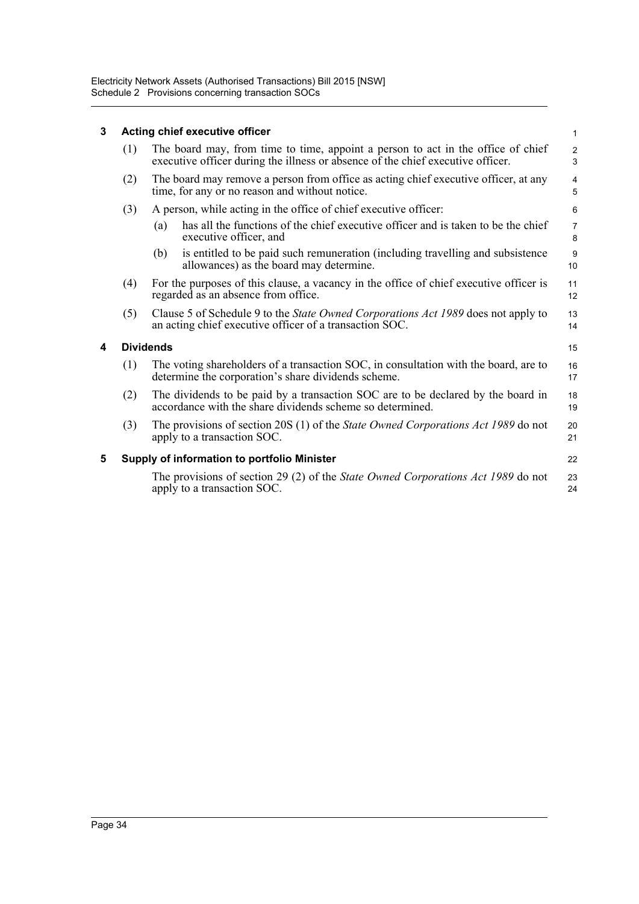### 3 Acting chief executive officer

(1) The board may, from time to time, appoint a person to act in the office of chief executive officer during the illness or absence of the chief executive officer.

(2) The board may remove a person from office as acting chief executive officer, at any time, for any or no reason and without notice.

(3) A person, while acting in the office of chief executive officer:

(a) has all the functions of the chief executive officer and is taken to be the chief executive officer, and

(b) is entitled to be paid such remuneration (including travelling and subsistence allowances) as the board may determine.

(4) For the purposes of this clause, a vacancy in the office of chief executive officer is regarded as an absence from office.

(5) Clause 5 of Schedule 9 to the *State Owned Corporations Act 1989* does not apply to an acting chief executive officer of a transaction SOC.

### 4 Dividends

(1) The voting shareholders of a transaction SOC, in consultation with the board, are to determine the corporation's share dividends scheme.

(2) The dividends to be paid by a transaction SOC are to be declared by the board in accordance with the share dividends scheme so determined.

(3) The provisions of section 20S (1) of the *State Owned Corporations Act 1989* do not apply to a transaction SOC.

### 5 Supply of information to portfolio Minister

The provisions of section 29 (2) of the *State Owned Corporations Act 1989* do not apply to a transaction SOC.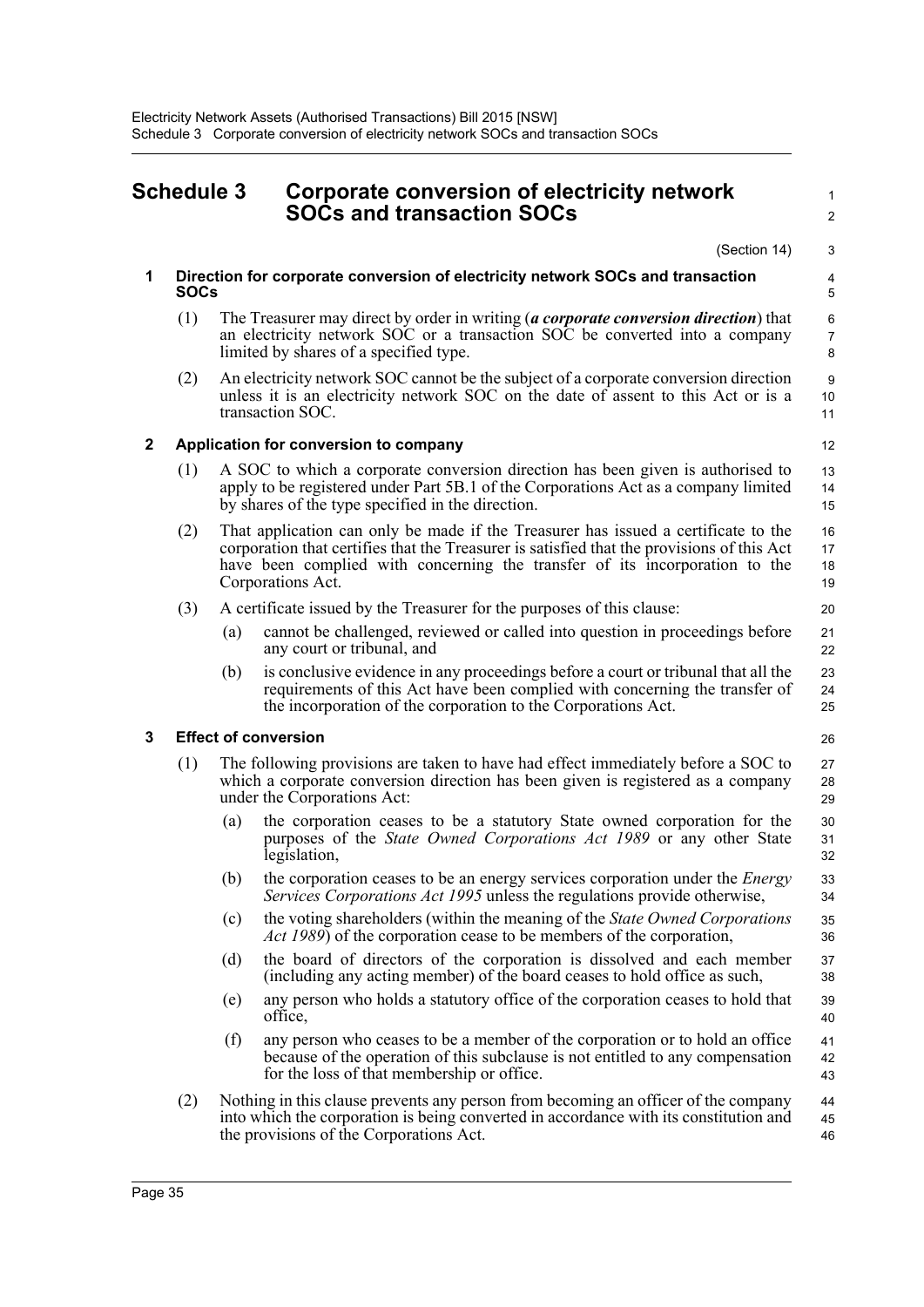# Schedule 3 Corporate conversion of electricity network SOCs and transaction SOCs

(Section 14)

### 1 Direction for corporate conversion of electricity network SOCs and transaction SOCs

(1) The Treasurer may direct by order in writing (***a corporate conversion direction***) that an electricity network SOC or a transaction SOC be converted into a company limited by shares of a specified type.

(2) An electricity network SOC cannot be the subject of a corporate conversion direction unless it is an electricity network SOC on the date of assent to this Act or is a transaction SOC.

### 2 Application for conversion to company

(1) A SOC to which a corporate conversion direction has been given is authorised to apply to be registered under Part 5B.1 of the Corporations Act as a company limited by shares of the type specified in the direction.

(2) That application can only be made if the Treasurer has issued a certificate to the corporation that certifies that the Treasurer is satisfied that the provisions of this Act have been complied with concerning the transfer of its incorporation to the Corporations Act.

(3) A certificate issued by the Treasurer for the purposes of this clause:

(a) cannot be challenged, reviewed or called into question in proceedings before any court or tribunal, and

(b) is conclusive evidence in any proceedings before a court or tribunal that all the requirements of this Act have been complied with concerning the transfer of the incorporation of the corporation to the Corporations Act.

### 3 Effect of conversion

(1) The following provisions are taken to have had effect immediately before a SOC to which a corporate conversion direction has been given is registered as a company under the Corporations Act:

(a) the corporation ceases to be a statutory State owned corporation for the purposes of the *State Owned Corporations Act 1989* or any other State legislation,

(b) the corporation ceases to be an energy services corporation under the *Energy Services Corporations Act 1995* unless the regulations provide otherwise,

(c) the voting shareholders (within the meaning of the *State Owned Corporations Act 1989*) of the corporation cease to be members of the corporation,

(d) the board of directors of the corporation is dissolved and each member (including any acting member) of the board ceases to hold office as such,

(e) any person who holds a statutory office of the corporation ceases to hold that office,

(f) any person who ceases to be a member of the corporation or to hold an office because of the operation of this subclause is not entitled to any compensation for the loss of that membership or office.

(2) Nothing in this clause prevents any person from becoming an officer of the company into which the corporation is being converted in accordance with its constitution and the provisions of the Corporations Act.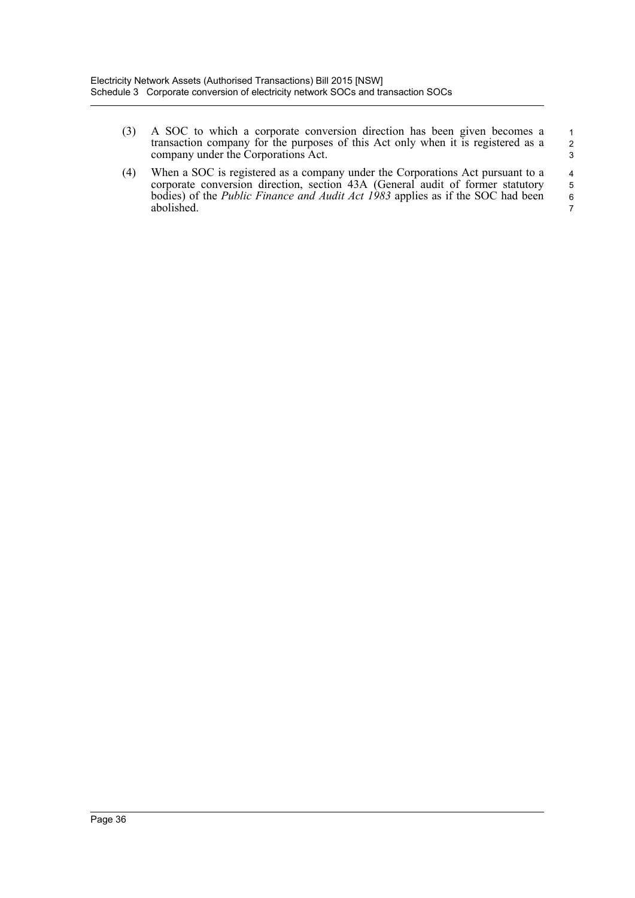(3) A SOC to which a corporate conversion direction has been given becomes a transaction company for the purposes of this Act only when it is registered as a company under the Corporations Act.

(4) When a SOC is registered as a company under the Corporations Act pursuant to a corporate conversion direction, section 43A (General audit of former statutory bodies) of the *Public Finance and Audit Act 1983* applies as if the SOC had been abolished.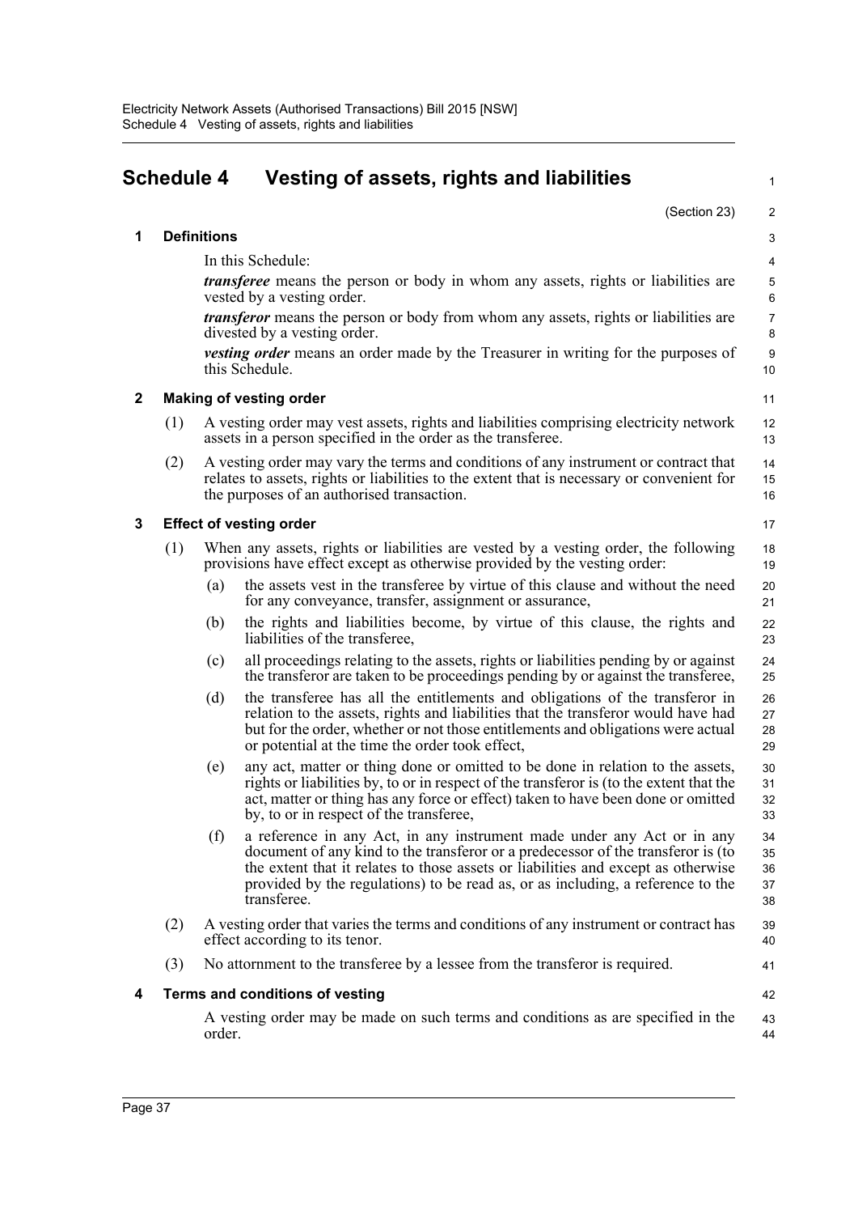# Schedule 4 Vesting of assets, rights and liabilities

(Section 23)

## 1 Definitions

In this Schedule:

***transferee*** means the person or body in whom any assets, rights or liabilities are vested by a vesting order.

***transferor*** means the person or body from whom any assets, rights or liabilities are divested by a vesting order.

***vesting order*** means an order made by the Treasurer in writing for the purposes of this Schedule.

## 2 Making of vesting order

(1) A vesting order may vest assets, rights and liabilities comprising electricity network assets in a person specified in the order as the transferee.

(2) A vesting order may vary the terms and conditions of any instrument or contract that relates to assets, rights or liabilities to the extent that is necessary or convenient for the purposes of an authorised transaction.

## 3 Effect of vesting order

(1) When any assets, rights or liabilities are vested by a vesting order, the following provisions have effect except as otherwise provided by the vesting order:

- (a) the assets vest in the transferee by virtue of this clause and without the need for any conveyance, transfer, assignment or assurance,
- (b) the rights and liabilities become, by virtue of this clause, the rights and liabilities of the transferee,
- (c) all proceedings relating to the assets, rights or liabilities pending by or against the transferor are taken to be proceedings pending by or against the transferee,
- (d) the transferee has all the entitlements and obligations of the transferor in relation to the assets, rights and liabilities that the transferor would have had but for the order, whether or not those entitlements and obligations were actual or potential at the time the order took effect,
- (e) any act, matter or thing done or omitted to be done in relation to the assets, rights or liabilities by, to or in respect of the transferor is (to the extent that the act, matter or thing has any force or effect) taken to have been done or omitted by, to or in respect of the transferee,
- (f) a reference in any Act, in any instrument made under any Act or in any document of any kind to the transferor or a predecessor of the transferor is (to the extent that it relates to those assets or liabilities and except as otherwise provided by the regulations) to be read as, or as including, a reference to the transferee.

(2) A vesting order that varies the terms and conditions of any instrument or contract has effect according to its tenor.

(3) No attornment to the transferee by a lessee from the transferor is required.

## 4 Terms and conditions of vesting

A vesting order may be made on such terms and conditions as are specified in the order.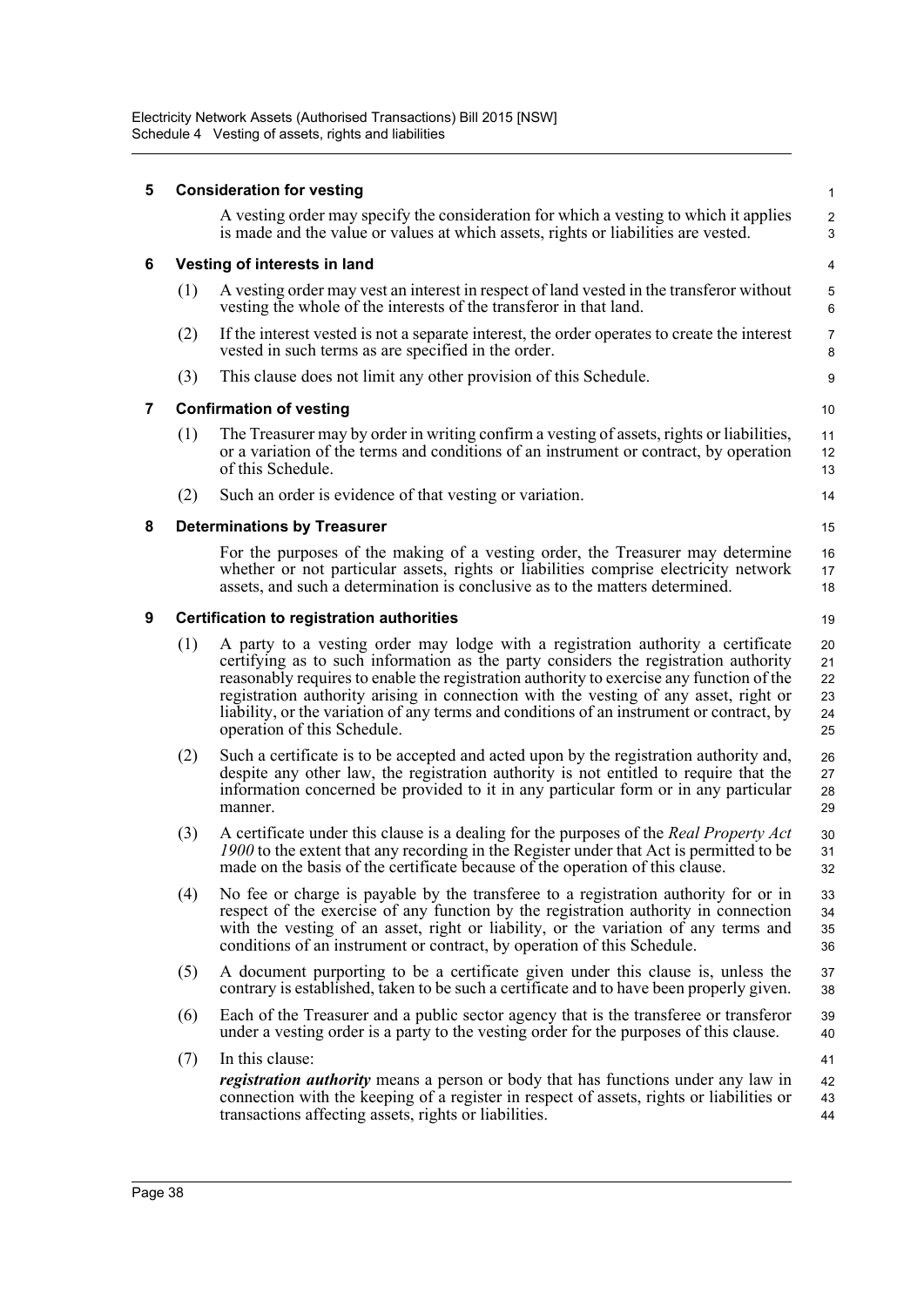### 5 Consideration for vesting

A vesting order may specify the consideration for which a vesting to which it applies is made and the value or values at which assets, rights or liabilities are vested.

### 6 Vesting of interests in land

(1) A vesting order may vest an interest in respect of land vested in the transferor without vesting the whole of the interests of the transferor in that land.

(2) If the interest vested is not a separate interest, the order operates to create the interest vested in such terms as are specified in the order.

(3) This clause does not limit any other provision of this Schedule.

### 7 Confirmation of vesting

(1) The Treasurer may by order in writing confirm a vesting of assets, rights or liabilities, or a variation of the terms and conditions of an instrument or contract, by operation of this Schedule.

(2) Such an order is evidence of that vesting or variation.

### 8 Determinations by Treasurer

For the purposes of the making of a vesting order, the Treasurer may determine whether or not particular assets, rights or liabilities comprise electricity network assets, and such a determination is conclusive as to the matters determined.

### 9 Certification to registration authorities

(1) A party to a vesting order may lodge with a registration authority a certificate certifying as to such information as the party considers the registration authority reasonably requires to enable the registration authority to exercise any function of the registration authority arising in connection with the vesting of any asset, right or liability, or the variation of any terms and conditions of an instrument or contract, by operation of this Schedule.

(2) Such a certificate is to be accepted and acted upon by the registration authority and, despite any other law, the registration authority is not entitled to require that the information concerned be provided to it in any particular form or in any particular manner.

(3) A certificate under this clause is a dealing for the purposes of the *Real Property Act 1900* to the extent that any recording in the Register under that Act is permitted to be made on the basis of the certificate because of the operation of this clause.

(4) No fee or charge is payable by the transferee to a registration authority for or in respect of the exercise of any function by the registration authority in connection with the vesting of an asset, right or liability, or the variation of any terms and conditions of an instrument or contract, by operation of this Schedule.

(5) A document purporting to be a certificate given under this clause is, unless the contrary is established, taken to be such a certificate and to have been properly given.

(6) Each of the Treasurer and a public sector agency that is the transferee or transferor under a vesting order is a party to the vesting order for the purposes of this clause.

(7) In this clause:

***registration authority*** means a person or body that has functions under any law in connection with the keeping of a register in respect of assets, rights or liabilities or transactions affecting assets, rights or liabilities.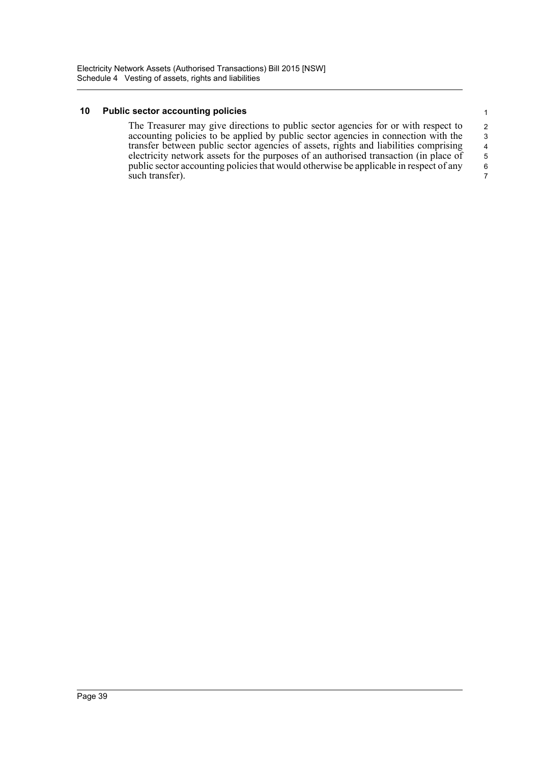### 10 Public sector accounting policies

The Treasurer may give directions to public sector agencies for or with respect to accounting policies to be applied by public sector agencies in connection with the transfer between public sector agencies of assets, rights and liabilities comprising electricity network assets for the purposes of an authorised transaction (in place of public sector accounting policies that would otherwise be applicable in respect of any such transfer).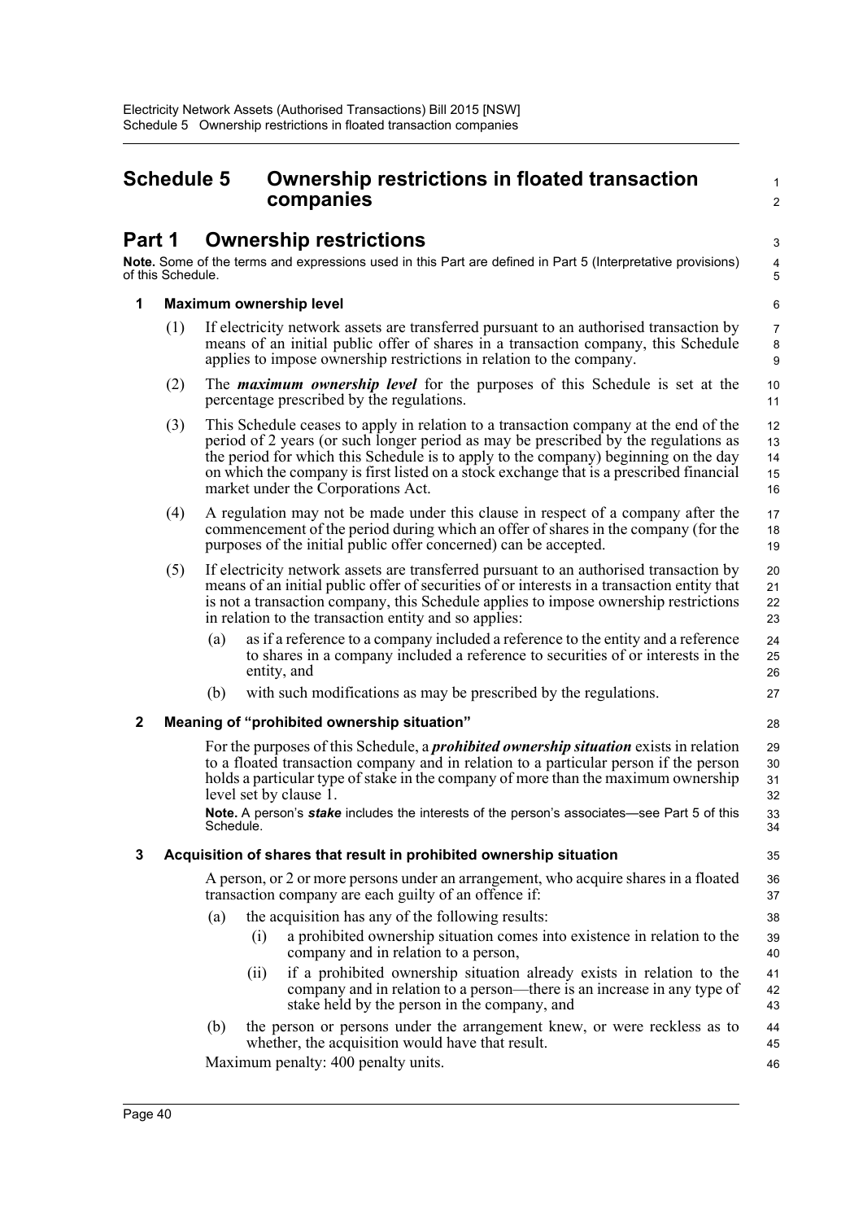# Schedule 5 Ownership restrictions in floated transaction companies

## Part 1 Ownership restrictions

**Note.** Some of the terms and expressions used in this Part are defined in Part 5 (Interpretative provisions) of this Schedule.

### 1 Maximum ownership level

(1) If electricity network assets are transferred pursuant to an authorised transaction by means of an initial public offer of shares in a transaction company, this Schedule applies to impose ownership restrictions in relation to the company.

(2) The ***maximum ownership level*** for the purposes of this Schedule is set at the percentage prescribed by the regulations.

(3) This Schedule ceases to apply in relation to a transaction company at the end of the period of 2 years (or such longer period as may be prescribed by the regulations as the period for which this Schedule is to apply to the company) beginning on the day on which the company is first listed on a stock exchange that is a prescribed financial market under the Corporations Act.

(4) A regulation may not be made under this clause in respect of a company after the commencement of the period during which an offer of shares in the company (for the purposes of the initial public offer concerned) can be accepted.

(5) If electricity network assets are transferred pursuant to an authorised transaction by means of an initial public offer of securities of or interests in a transaction entity that is not a transaction company, this Schedule applies to impose ownership restrictions in relation to the transaction entity and so applies:

- (a) as if a reference to a company included a reference to the entity and a reference to shares in a company included a reference to securities of or interests in the entity, and
- (b) with such modifications as may be prescribed by the regulations.

### 2 Meaning of "prohibited ownership situation"

For the purposes of this Schedule, a ***prohibited ownership situation*** exists in relation to a floated transaction company and in relation to a particular person if the person holds a particular type of stake in the company of more than the maximum ownership level set by clause 1.

**Note.** A person's ***stake*** includes the interests of the person's associates—see Part 5 of this Schedule.

### 3 Acquisition of shares that result in prohibited ownership situation

A person, or 2 or more persons under an arrangement, who acquire shares in a floated transaction company are each guilty of an offence if:

- (a) the acquisition has any of the following results:
  - (i) a prohibited ownership situation comes into existence in relation to the company and in relation to a person,
  - (ii) if a prohibited ownership situation already exists in relation to the company and in relation to a person—there is an increase in any type of stake held by the person in the company, and
- (b) the person or persons under the arrangement knew, or were reckless as to whether, the acquisition would have that result.

Maximum penalty: 400 penalty units.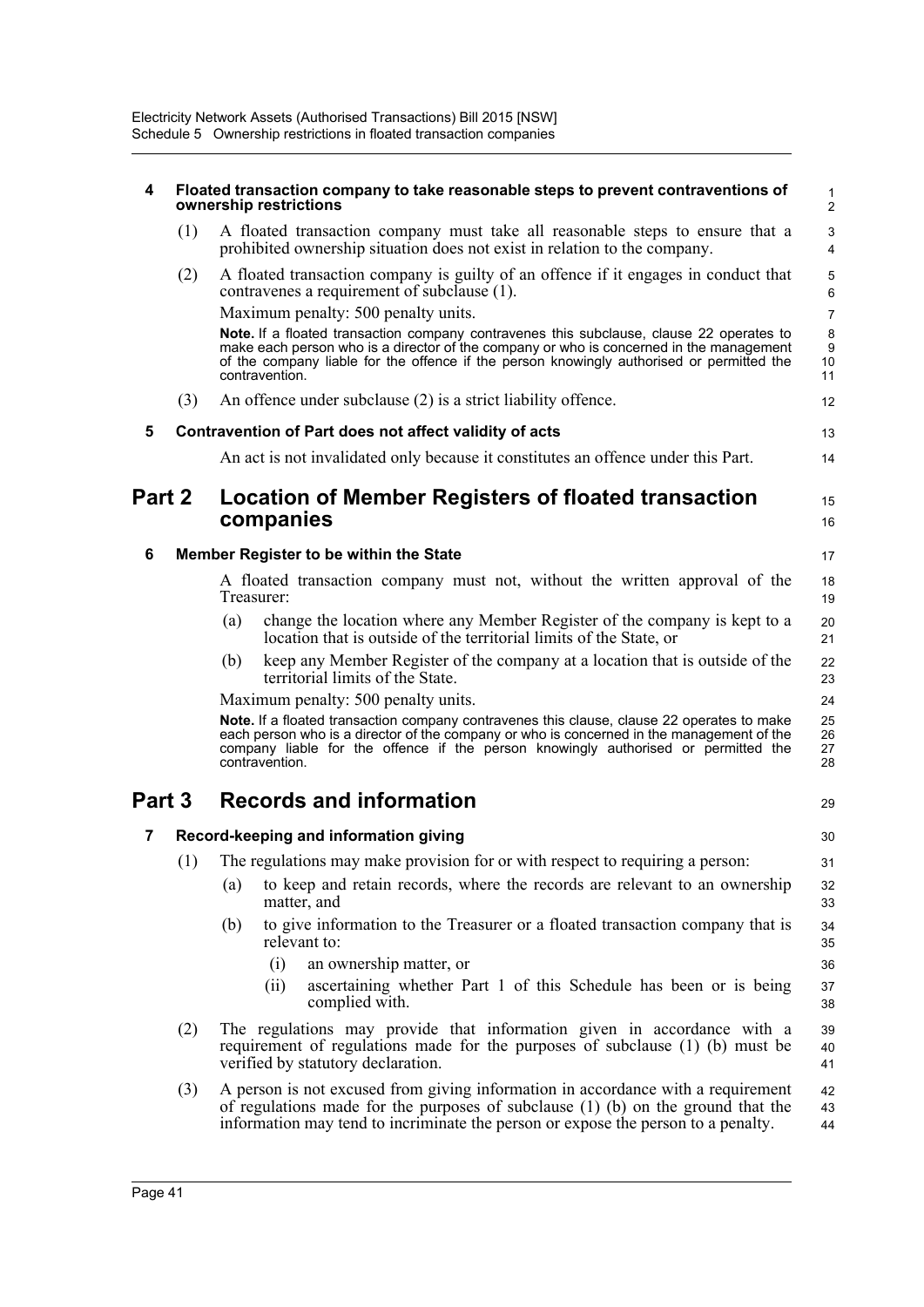### 4 Floated transaction company to take reasonable steps to prevent contraventions of ownership restrictions

(1) A floated transaction company must take all reasonable steps to ensure that a prohibited ownership situation does not exist in relation to the company.

(2) A floated transaction company is guilty of an offence if it engages in conduct that contravenes a requirement of subclause (1).

Maximum penalty: 500 penalty units.

**Note.** If a floated transaction company contravenes this subclause, clause 22 operates to make each person who is a director of the company or who is concerned in the management of the company liable for the offence if the person knowingly authorised or permitted the contravention.

(3) An offence under subclause (2) is a strict liability offence.

### 5 Contravention of Part does not affect validity of acts

An act is not invalidated only because it constitutes an offence under this Part.

## Part 2 Location of Member Registers of floated transaction companies

### 6 Member Register to be within the State

A floated transaction company must not, without the written approval of the Treasurer:

(a) change the location where any Member Register of the company is kept to a location that is outside of the territorial limits of the State, or

(b) keep any Member Register of the company at a location that is outside of the territorial limits of the State.

Maximum penalty: 500 penalty units.

**Note.** If a floated transaction company contravenes this clause, clause 22 operates to make each person who is a director of the company or who is concerned in the management of the company liable for the offence if the person knowingly authorised or permitted the contravention.

## Part 3 Records and information

### 7 Record-keeping and information giving

(1) The regulations may make provision for or with respect to requiring a person:

(a) to keep and retain records, where the records are relevant to an ownership matter, and

(b) to give information to the Treasurer or a floated transaction company that is relevant to:

(i) an ownership matter, or

(ii) ascertaining whether Part 1 of this Schedule has been or is being complied with.

(2) The regulations may provide that information given in accordance with a requirement of regulations made for the purposes of subclause (1) (b) must be verified by statutory declaration.

(3) A person is not excused from giving information in accordance with a requirement of regulations made for the purposes of subclause (1) (b) on the ground that the information may tend to incriminate the person or expose the person to a penalty.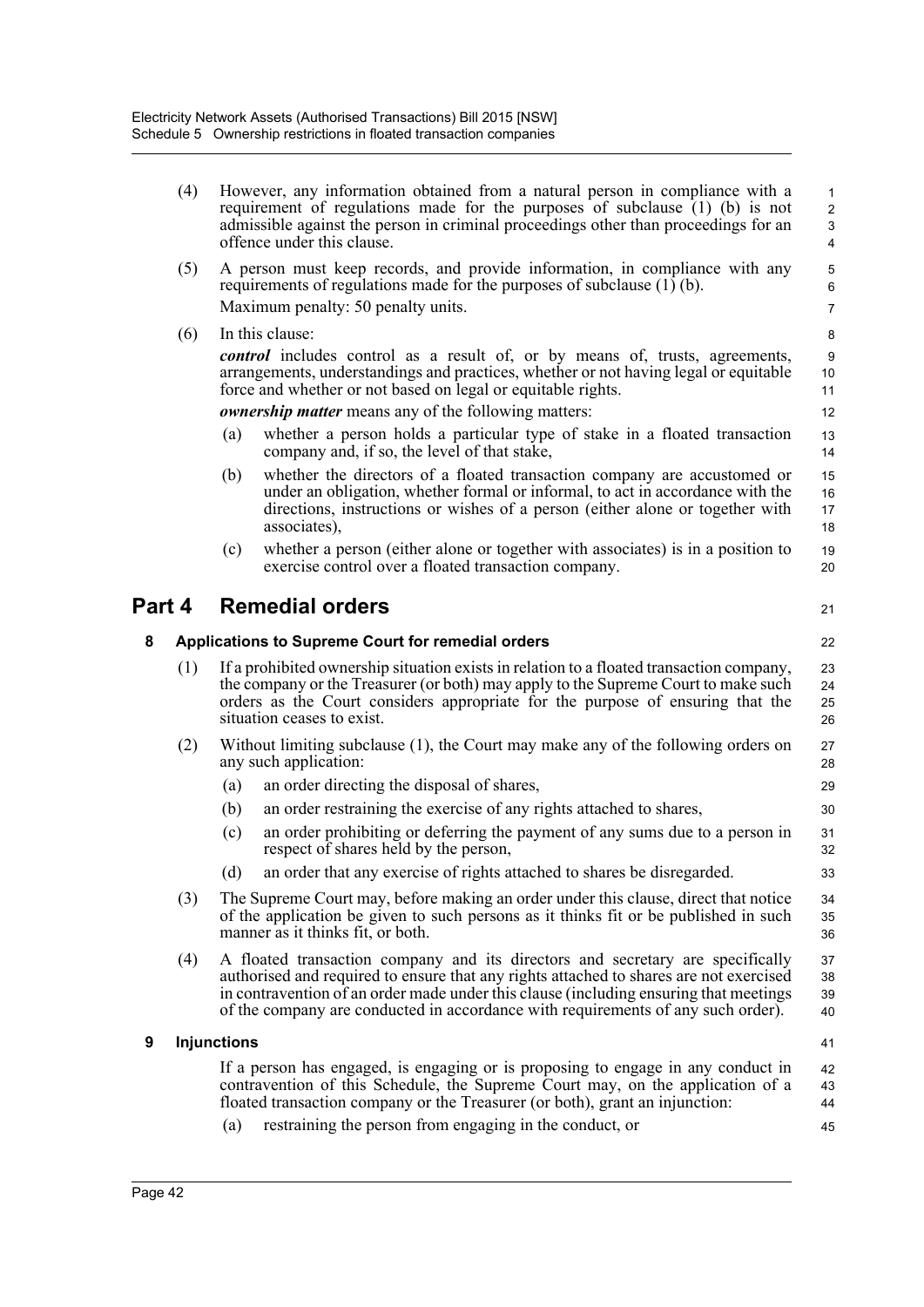(4) However, any information obtained from a natural person in compliance with a requirement of regulations made for the purposes of subclause (1) (b) is not admissible against the person in criminal proceedings other than proceedings for an offence under this clause.

(5) A person must keep records, and provide information, in compliance with any requirements of regulations made for the purposes of subclause (1) (b).

Maximum penalty: 50 penalty units.

(6) In this clause:

***control*** includes control as a result of, or by means of, trusts, agreements, arrangements, understandings and practices, whether or not having legal or equitable force and whether or not based on legal or equitable rights.

***ownership matter*** means any of the following matters:

(a) whether a person holds a particular type of stake in a floated transaction company and, if so, the level of that stake,

(b) whether the directors of a floated transaction company are accustomed or under an obligation, whether formal or informal, to act in accordance with the directions, instructions or wishes of a person (either alone or together with associates),

(c) whether a person (either alone or together with associates) is in a position to exercise control over a floated transaction company.

# Part 4 Remedial orders

## 8 Applications to Supreme Court for remedial orders

(1) If a prohibited ownership situation exists in relation to a floated transaction company, the company or the Treasurer (or both) may apply to the Supreme Court to make such orders as the Court considers appropriate for the purpose of ensuring that the situation ceases to exist.

(2) Without limiting subclause (1), the Court may make any of the following orders on any such application:

(a) an order directing the disposal of shares,

(b) an order restraining the exercise of any rights attached to shares,

(c) an order prohibiting or deferring the payment of any sums due to a person in respect of shares held by the person,

(d) an order that any exercise of rights attached to shares be disregarded.

(3) The Supreme Court may, before making an order under this clause, direct that notice of the application be given to such persons as it thinks fit or be published in such manner as it thinks fit, or both.

(4) A floated transaction company and its directors and secretary are specifically authorised and required to ensure that any rights attached to shares are not exercised in contravention of an order made under this clause (including ensuring that meetings of the company are conducted in accordance with requirements of any such order).

## 9 Injunctions

If a person has engaged, is engaging or is proposing to engage in any conduct in contravention of this Schedule, the Supreme Court may, on the application of a floated transaction company or the Treasurer (or both), grant an injunction:

(a) restraining the person from engaging in the conduct, or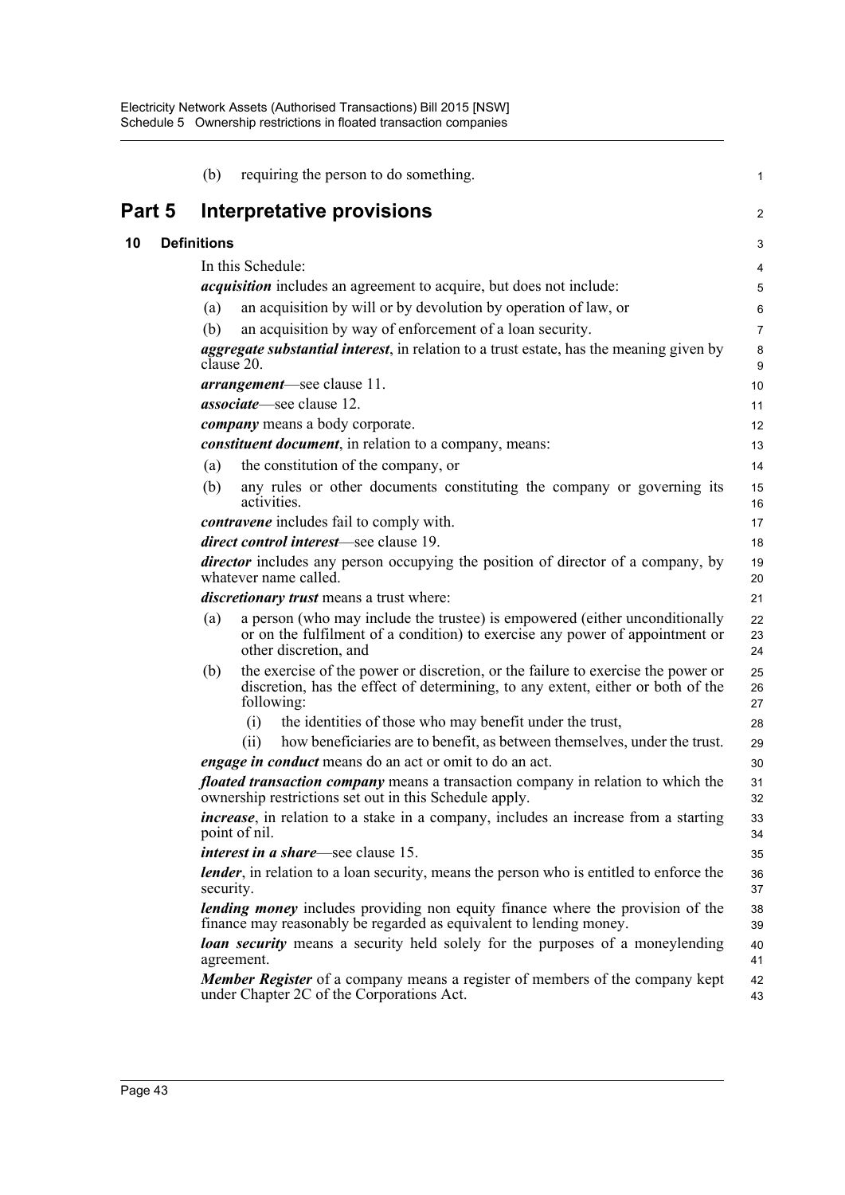(b) requiring the person to do something.

# Part 5 Interpretative provisions

## 10 Definitions

In this Schedule:

***acquisition*** includes an agreement to acquire, but does not include:

(a) an acquisition by will or by devolution by operation of law, or

(b) an acquisition by way of enforcement of a loan security.

***aggregate substantial interest***, in relation to a trust estate, has the meaning given by clause 20.

***arrangement***—see clause 11.

***associate***—see clause 12.

***company*** means a body corporate.

***constituent document***, in relation to a company, means:

(a) the constitution of the company, or

(b) any rules or other documents constituting the company or governing its activities.

***contravene*** includes fail to comply with.

***direct control interest***—see clause 19.

***director*** includes any person occupying the position of director of a company, by whatever name called.

***discretionary trust*** means a trust where:

(a) a person (who may include the trustee) is empowered (either unconditionally or on the fulfilment of a condition) to exercise any power of appointment or other discretion, and

(b) the exercise of the power or discretion, or the failure to exercise the power or discretion, has the effect of determining, to any extent, either or both of the following:

  (i) the identities of those who may benefit under the trust,

  (ii) how beneficiaries are to benefit, as between themselves, under the trust.

***engage in conduct*** means do an act or omit to do an act.

***floated transaction company*** means a transaction company in relation to which the ownership restrictions set out in this Schedule apply.

***increase***, in relation to a stake in a company, includes an increase from a starting point of nil.

***interest in a share***—see clause 15.

***lender***, in relation to a loan security, means the person who is entitled to enforce the security.

***lending money*** includes providing non equity finance where the provision of the finance may reasonably be regarded as equivalent to lending money.

***loan security*** means a security held solely for the purposes of a moneylending agreement.

***Member Register*** of a company means a register of members of the company kept under Chapter 2C of the Corporations Act.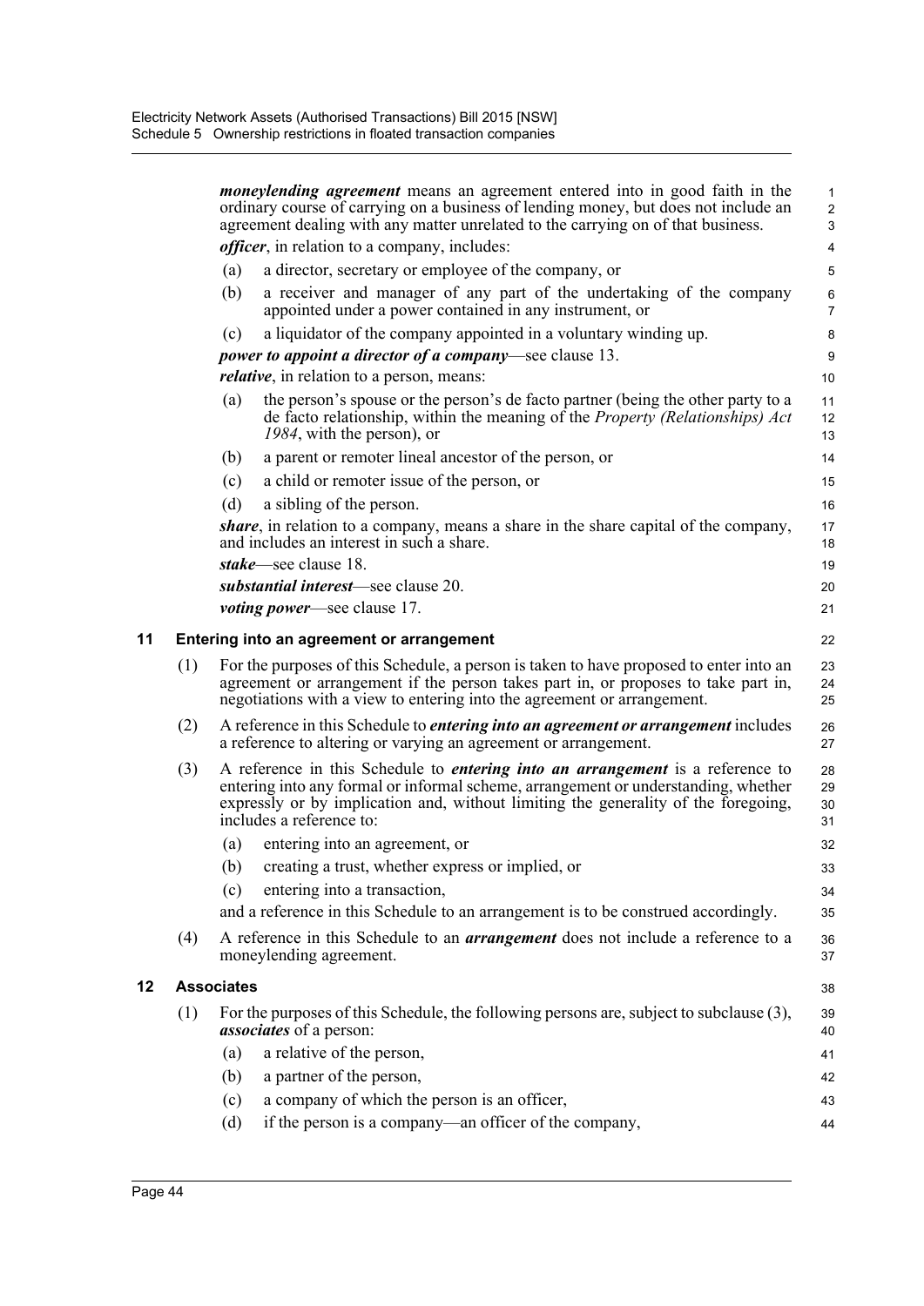***moneylending agreement*** means an agreement entered into in good faith in the ordinary course of carrying on a business of lending money, but does not include an agreement dealing with any matter unrelated to the carrying on of that business.

***officer***, in relation to a company, includes:

(a) a director, secretary or employee of the company, or

(b) a receiver and manager of any part of the undertaking of the company appointed under a power contained in any instrument, or

(c) a liquidator of the company appointed in a voluntary winding up.

***power to appoint a director of a company***—see clause 13.

***relative***, in relation to a person, means:

(a) the person's spouse or the person's de facto partner (being the other party to a de facto relationship, within the meaning of the *Property (Relationships) Act 1984*, with the person), or

(b) a parent or remoter lineal ancestor of the person, or

(c) a child or remoter issue of the person, or

(d) a sibling of the person.

***share***, in relation to a company, means a share in the share capital of the company, and includes an interest in such a share.

***stake***—see clause 18.

***substantial interest***—see clause 20.

***voting power***—see clause 17.

## 11 Entering into an agreement or arrangement

(1) For the purposes of this Schedule, a person is taken to have proposed to enter into an agreement or arrangement if the person takes part in, or proposes to take part in, negotiations with a view to entering into the agreement or arrangement.

(2) A reference in this Schedule to ***entering into an agreement or arrangement*** includes a reference to altering or varying an agreement or arrangement.

(3) A reference in this Schedule to ***entering into an arrangement*** is a reference to entering into any formal or informal scheme, arrangement or understanding, whether expressly or by implication and, without limiting the generality of the foregoing, includes a reference to:

(a) entering into an agreement, or

(b) creating a trust, whether express or implied, or

(c) entering into a transaction,

and a reference in this Schedule to an arrangement is to be construed accordingly.

(4) A reference in this Schedule to an ***arrangement*** does not include a reference to a moneylending agreement.

## 12 Associates

(1) For the purposes of this Schedule, the following persons are, subject to subclause (3), ***associates*** of a person:

(a) a relative of the person,

(b) a partner of the person,

(c) a company of which the person is an officer,

(d) if the person is a company—an officer of the company,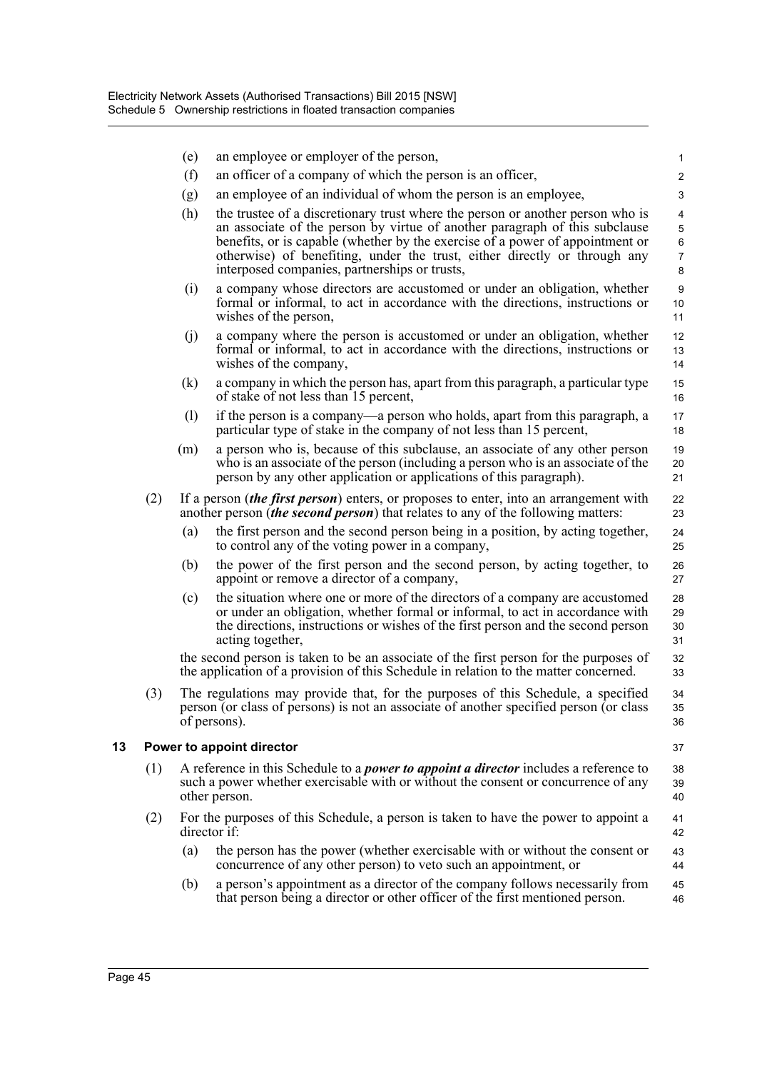(e) an employee or employer of the person,

(f) an officer of a company of which the person is an officer,

(g) an employee of an individual of whom the person is an employee,

(h) the trustee of a discretionary trust where the person or another person who is an associate of the person by virtue of another paragraph of this subclause benefits, or is capable (whether by the exercise of a power of appointment or otherwise) of benefiting, under the trust, either directly or through any interposed companies, partnerships or trusts,

(i) a company whose directors are accustomed or under an obligation, whether formal or informal, to act in accordance with the directions, instructions or wishes of the person,

(j) a company where the person is accustomed or under an obligation, whether formal or informal, to act in accordance with the directions, instructions or wishes of the company,

(k) a company in which the person has, apart from this paragraph, a particular type of stake of not less than 15 percent,

(l) if the person is a company—a person who holds, apart from this paragraph, a particular type of stake in the company of not less than 15 percent,

(m) a person who is, because of this subclause, an associate of any other person who is an associate of the person (including a person who is an associate of the person by any other application or applications of this paragraph).

(2) If a person (***the first person***) enters, or proposes to enter, into an arrangement with another person (***the second person***) that relates to any of the following matters:

(a) the first person and the second person being in a position, by acting together, to control any of the voting power in a company,

(b) the power of the first person and the second person, by acting together, to appoint or remove a director of a company,

(c) the situation where one or more of the directors of a company are accustomed or under an obligation, whether formal or informal, to act in accordance with the directions, instructions or wishes of the first person and the second person acting together,

the second person is taken to be an associate of the first person for the purposes of the application of a provision of this Schedule in relation to the matter concerned.

(3) The regulations may provide that, for the purposes of this Schedule, a specified person (or class of persons) is not an associate of another specified person (or class of persons).

## 13 Power to appoint director

(1) A reference in this Schedule to a ***power to appoint a director*** includes a reference to such a power whether exercisable with or without the consent or concurrence of any other person.

(2) For the purposes of this Schedule, a person is taken to have the power to appoint a director if:

(a) the person has the power (whether exercisable with or without the consent or concurrence of any other person) to veto such an appointment, or

(b) a person's appointment as a director of the company follows necessarily from that person being a director or other officer of the first mentioned person.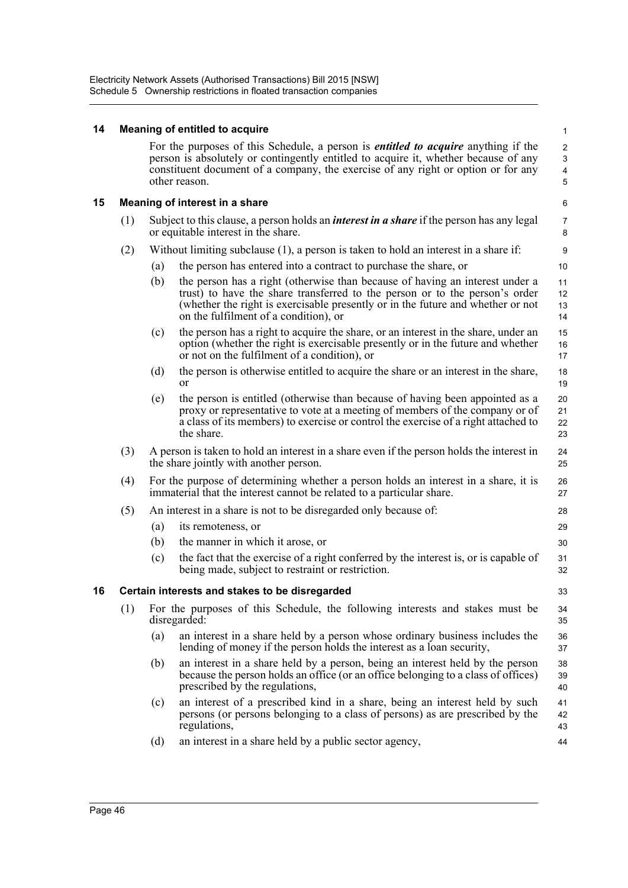### 14 Meaning of entitled to acquire

For the purposes of this Schedule, a person is ***entitled to acquire*** anything if the person is absolutely or contingently entitled to acquire it, whether because of any constituent document of a company, the exercise of any right or option or for any other reason.

### 15 Meaning of interest in a share

(1) Subject to this clause, a person holds an ***interest in a share*** if the person has any legal or equitable interest in the share.

(2) Without limiting subclause (1), a person is taken to hold an interest in a share if:

(a) the person has entered into a contract to purchase the share, or

(b) the person has a right (otherwise than because of having an interest under a trust) to have the share transferred to the person or to the person's order (whether the right is exercisable presently or in the future and whether or not on the fulfilment of a condition), or

(c) the person has a right to acquire the share, or an interest in the share, under an option (whether the right is exercisable presently or in the future and whether or not on the fulfilment of a condition), or

(d) the person is otherwise entitled to acquire the share or an interest in the share, or

(e) the person is entitled (otherwise than because of having been appointed as a proxy or representative to vote at a meeting of members of the company or of a class of its members) to exercise or control the exercise of a right attached to the share.

(3) A person is taken to hold an interest in a share even if the person holds the interest in the share jointly with another person.

(4) For the purpose of determining whether a person holds an interest in a share, it is immaterial that the interest cannot be related to a particular share.

(5) An interest in a share is not to be disregarded only because of:

(a) its remoteness, or

(b) the manner in which it arose, or

(c) the fact that the exercise of a right conferred by the interest is, or is capable of being made, subject to restraint or restriction.

### 16 Certain interests and stakes to be disregarded

(1) For the purposes of this Schedule, the following interests and stakes must be disregarded:

(a) an interest in a share held by a person whose ordinary business includes the lending of money if the person holds the interest as a loan security,

(b) an interest in a share held by a person, being an interest held by the person because the person holds an office (or an office belonging to a class of offices) prescribed by the regulations,

(c) an interest of a prescribed kind in a share, being an interest held by such persons (or persons belonging to a class of persons) as are prescribed by the regulations,

(d) an interest in a share held by a public sector agency,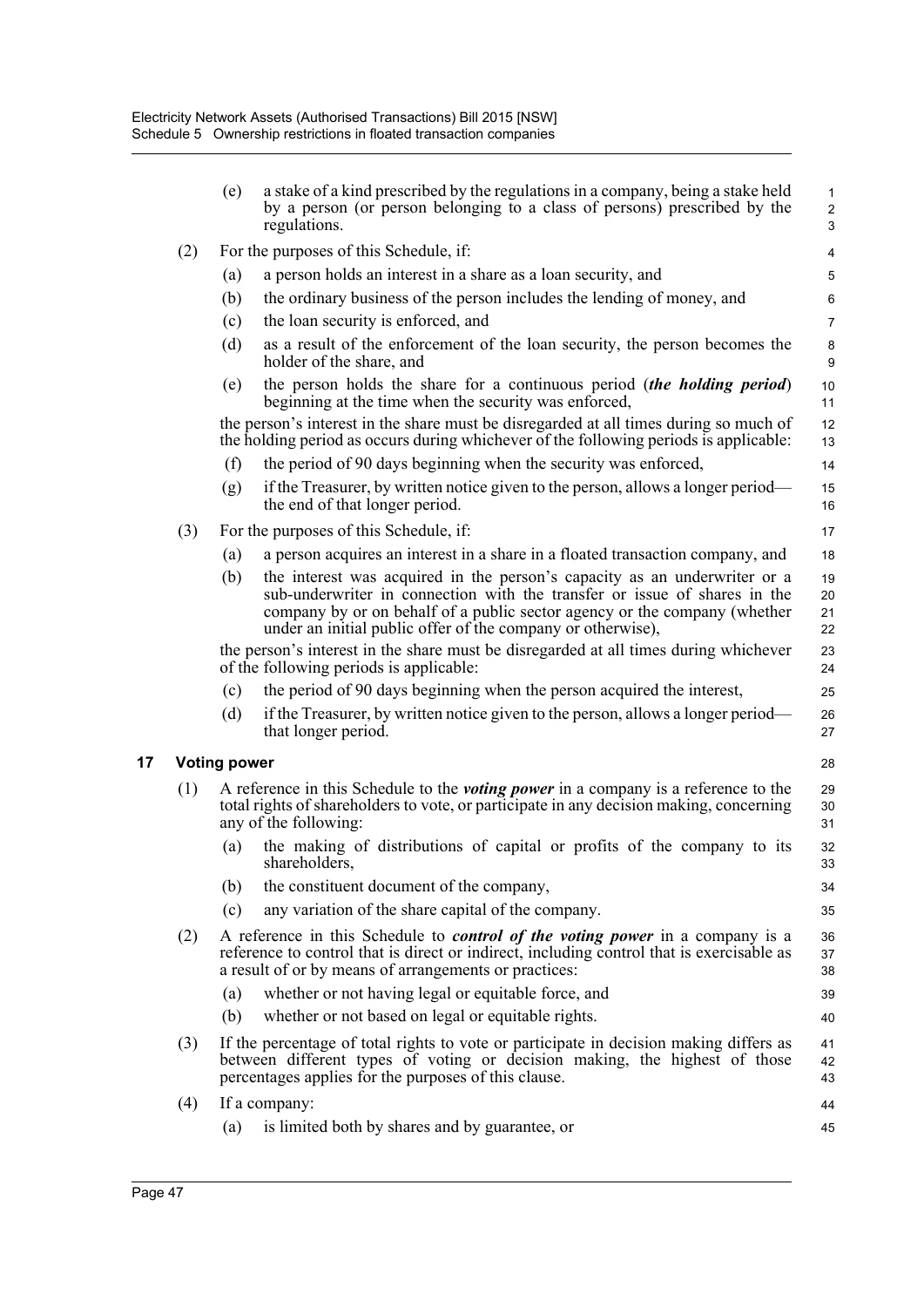(e) a stake of a kind prescribed by the regulations in a company, being a stake held by a person (or person belonging to a class of persons) prescribed by the regulations.

(2) For the purposes of this Schedule, if:

(a) a person holds an interest in a share as a loan security, and

(b) the ordinary business of the person includes the lending of money, and

(c) the loan security is enforced, and

(d) as a result of the enforcement of the loan security, the person becomes the holder of the share, and

(e) the person holds the share for a continuous period (***the holding period***) beginning at the time when the security was enforced,

the person's interest in the share must be disregarded at all times during so much of the holding period as occurs during whichever of the following periods is applicable:

(f) the period of 90 days beginning when the security was enforced,

(g) if the Treasurer, by written notice given to the person, allows a longer period—the end of that longer period.

(3) For the purposes of this Schedule, if:

(a) a person acquires an interest in a share in a floated transaction company, and

(b) the interest was acquired in the person's capacity as an underwriter or a sub-underwriter in connection with the transfer or issue of shares in the company by or on behalf of a public sector agency or the company (whether under an initial public offer of the company or otherwise),

the person's interest in the share must be disregarded at all times during whichever of the following periods is applicable:

(c) the period of 90 days beginning when the person acquired the interest,

(d) if the Treasurer, by written notice given to the person, allows a longer period—that longer period.

## 17 Voting power

(1) A reference in this Schedule to the ***voting power*** in a company is a reference to the total rights of shareholders to vote, or participate in any decision making, concerning any of the following:

(a) the making of distributions of capital or profits of the company to its shareholders,

(b) the constituent document of the company,

(c) any variation of the share capital of the company.

(2) A reference in this Schedule to ***control of the voting power*** in a company is a reference to control that is direct or indirect, including control that is exercisable as a result of or by means of arrangements or practices:

(a) whether or not having legal or equitable force, and

(b) whether or not based on legal or equitable rights.

(3) If the percentage of total rights to vote or participate in decision making differs as between different types of voting or decision making, the highest of those percentages applies for the purposes of this clause.

(4) If a company:

(a) is limited both by shares and by guarantee, or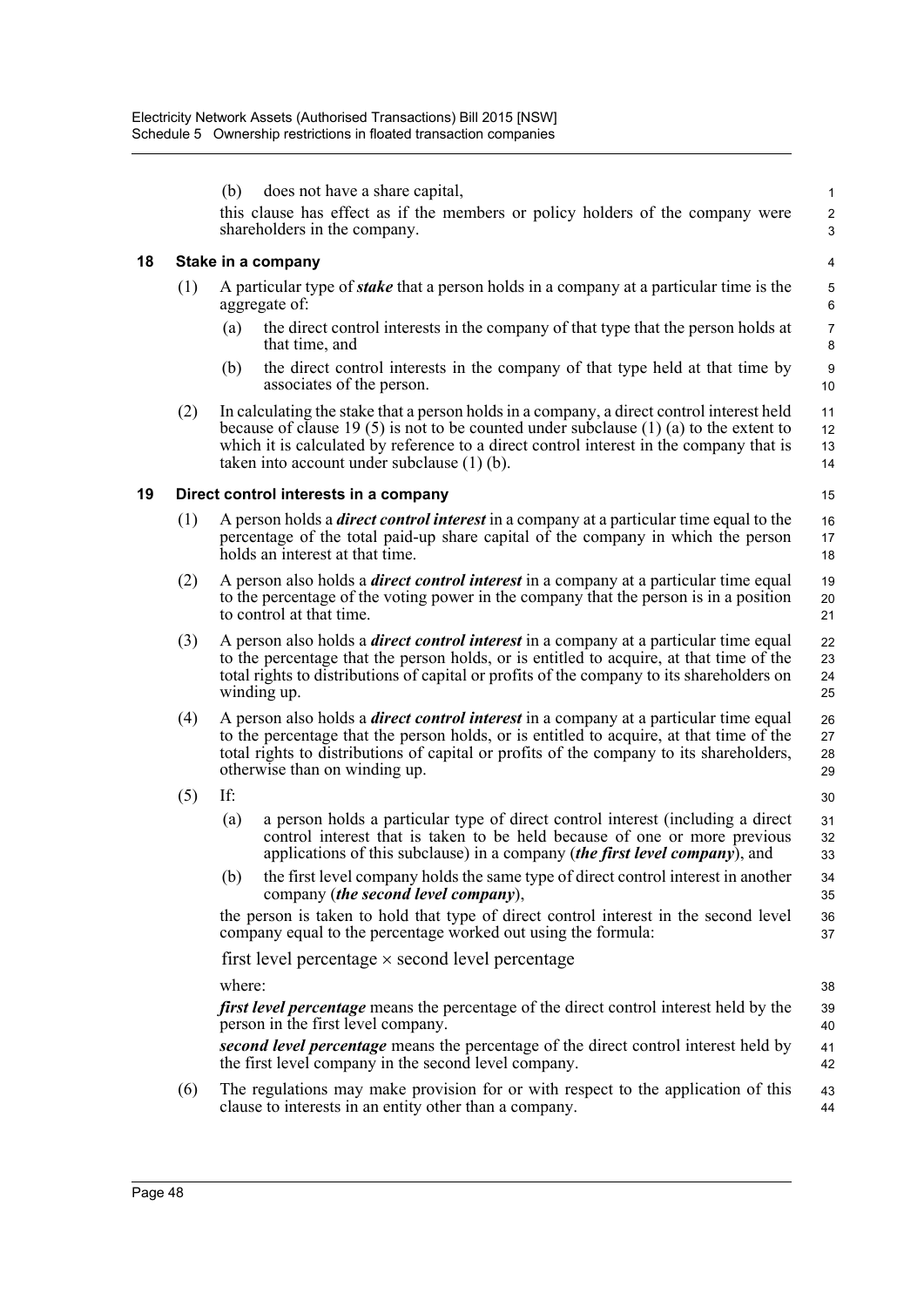(b) does not have a share capital,

this clause has effect as if the members or policy holders of the company were shareholders in the company.

### 18 Stake in a company

(1) A particular type of ***stake*** that a person holds in a company at a particular time is the aggregate of:

(a) the direct control interests in the company of that type that the person holds at that time, and

(b) the direct control interests in the company of that type held at that time by associates of the person.

(2) In calculating the stake that a person holds in a company, a direct control interest held because of clause 19 (5) is not to be counted under subclause (1) (a) to the extent to which it is calculated by reference to a direct control interest in the company that is taken into account under subclause (1) (b).

### 19 Direct control interests in a company

(1) A person holds a ***direct control interest*** in a company at a particular time equal to the percentage of the total paid-up share capital of the company in which the person holds an interest at that time.

(2) A person also holds a ***direct control interest*** in a company at a particular time equal to the percentage of the voting power in the company that the person is in a position to control at that time.

(3) A person also holds a ***direct control interest*** in a company at a particular time equal to the percentage that the person holds, or is entitled to acquire, at that time of the total rights to distributions of capital or profits of the company to its shareholders on winding up.

(4) A person also holds a ***direct control interest*** in a company at a particular time equal to the percentage that the person holds, or is entitled to acquire, at that time of the total rights to distributions of capital or profits of the company to its shareholders, otherwise than on winding up.

(5) If:

(a) a person holds a particular type of direct control interest (including a direct control interest that is taken to be held because of one or more previous applications of this subclause) in a company (***the first level company***), and

(b) the first level company holds the same type of direct control interest in another company (***the second level company***),

the person is taken to hold that type of direct control interest in the second level company equal to the percentage worked out using the formula:

$$\text{first level percentage} \times \text{second level percentage}$$

where:

***first level percentage*** means the percentage of the direct control interest held by the person in the first level company.

***second level percentage*** means the percentage of the direct control interest held by the first level company in the second level company.

(6) The regulations may make provision for or with respect to the application of this clause to interests in an entity other than a company.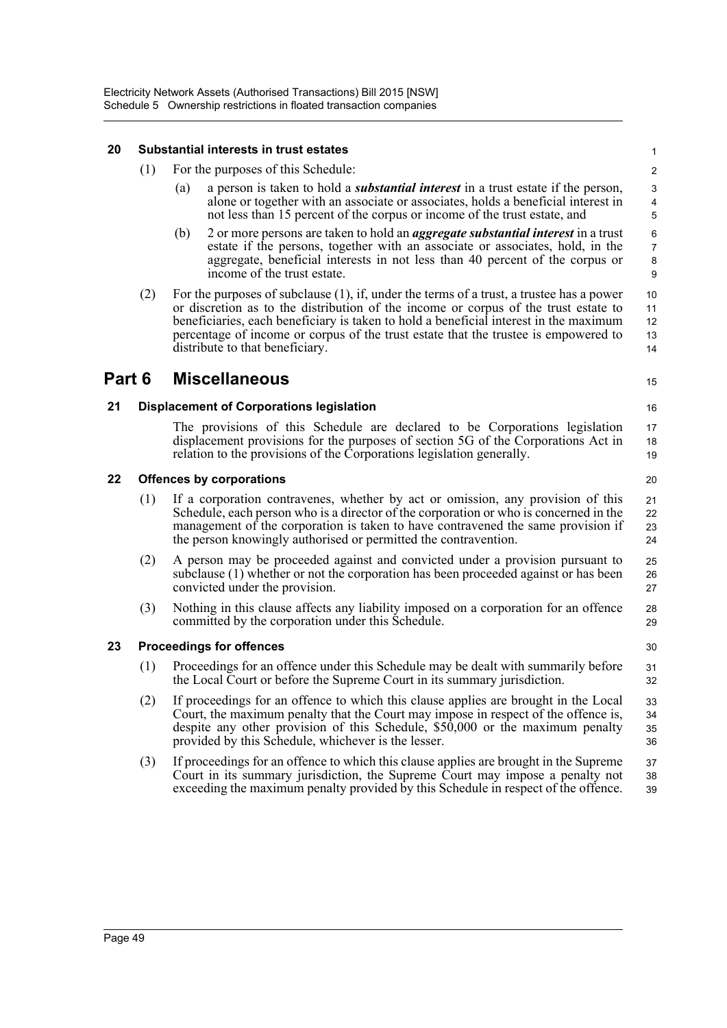### 20 Substantial interests in trust estates

(1) For the purposes of this Schedule:

(a) a person is taken to hold a ***substantial interest*** in a trust estate if the person, alone or together with an associate or associates, holds a beneficial interest in not less than 15 percent of the corpus or income of the trust estate, and

(b) 2 or more persons are taken to hold an ***aggregate substantial interest*** in a trust estate if the persons, together with an associate or associates, hold, in the aggregate, beneficial interests in not less than 40 percent of the corpus or income of the trust estate.

(2) For the purposes of subclause (1), if, under the terms of a trust, a trustee has a power or discretion as to the distribution of the income or corpus of the trust estate to beneficiaries, each beneficiary is taken to hold a beneficial interest in the maximum percentage of income or corpus of the trust estate that the trustee is empowered to distribute to that beneficiary.

## Part 6 Miscellaneous

### 21 Displacement of Corporations legislation

The provisions of this Schedule are declared to be Corporations legislation displacement provisions for the purposes of section 5G of the Corporations Act in relation to the provisions of the Corporations legislation generally.

### 22 Offences by corporations

(1) If a corporation contravenes, whether by act or omission, any provision of this Schedule, each person who is a director of the corporation or who is concerned in the management of the corporation is taken to have contravened the same provision if the person knowingly authorised or permitted the contravention.

(2) A person may be proceeded against and convicted under a provision pursuant to subclause (1) whether or not the corporation has been proceeded against or has been convicted under the provision.

(3) Nothing in this clause affects any liability imposed on a corporation for an offence committed by the corporation under this Schedule.

### 23 Proceedings for offences

(1) Proceedings for an offence under this Schedule may be dealt with summarily before the Local Court or before the Supreme Court in its summary jurisdiction.

(2) If proceedings for an offence to which this clause applies are brought in the Local Court, the maximum penalty that the Court may impose in respect of the offence is, despite any other provision of this Schedule, $50,000 or the maximum penalty provided by this Schedule, whichever is the lesser.

(3) If proceedings for an offence to which this clause applies are brought in the Supreme Court in its summary jurisdiction, the Supreme Court may impose a penalty not exceeding the maximum penalty provided by this Schedule in respect of the offence.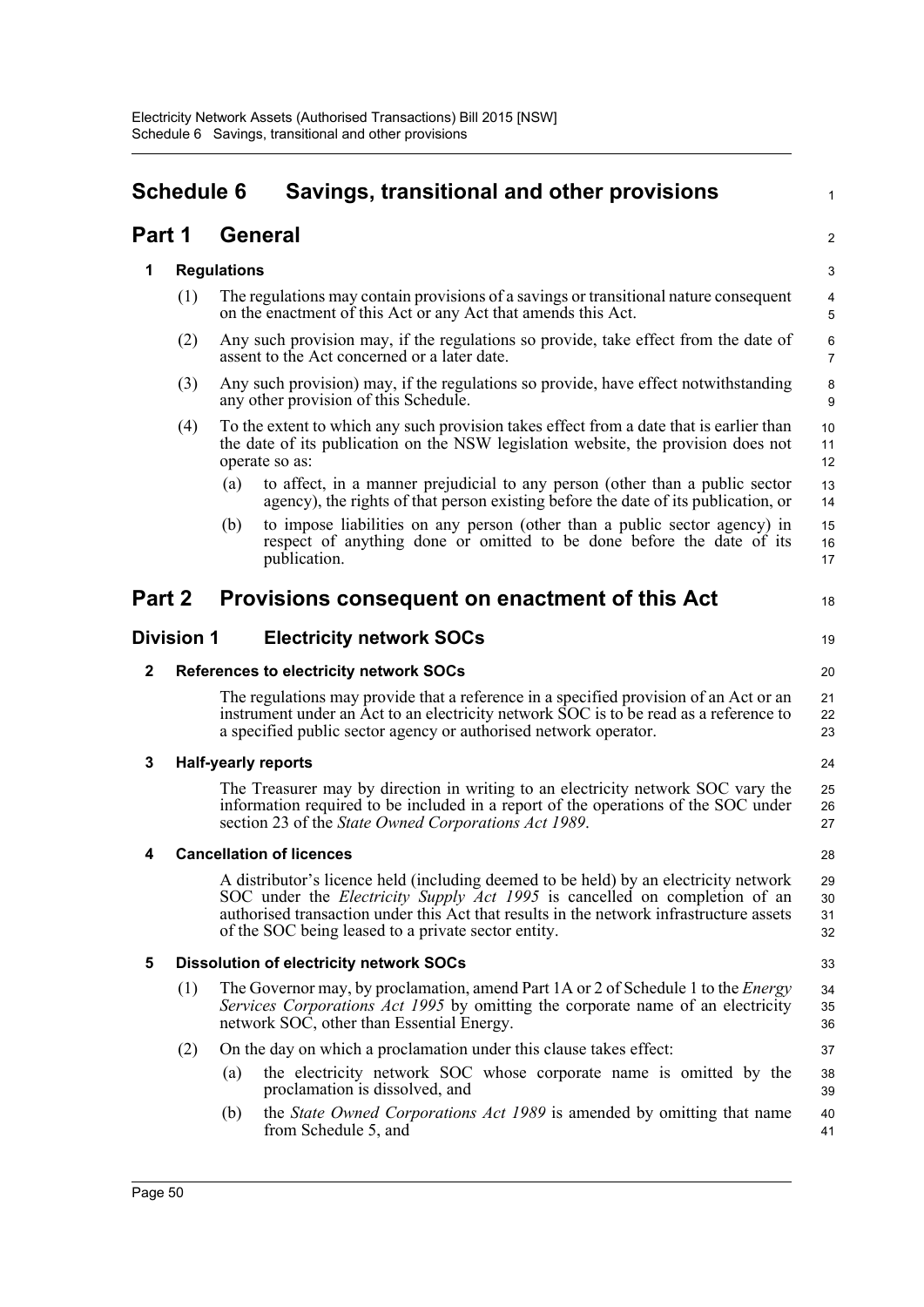# Schedule 6 Savings, transitional and other provisions

## Part 1 General

### 1 Regulations

(1) The regulations may contain provisions of a savings or transitional nature consequent on the enactment of this Act or any Act that amends this Act.

(2) Any such provision may, if the regulations so provide, take effect from the date of assent to the Act concerned or a later date.

(3) Any such provision) may, if the regulations so provide, have effect notwithstanding any other provision of this Schedule.

(4) To the extent to which any such provision takes effect from a date that is earlier than the date of its publication on the NSW legislation website, the provision does not operate so as:

(a) to affect, in a manner prejudicial to any person (other than a public sector agency), the rights of that person existing before the date of its publication, or

(b) to impose liabilities on any person (other than a public sector agency) in respect of anything done or omitted to be done before the date of its publication.

## Part 2 Provisions consequent on enactment of this Act

### Division 1 Electricity network SOCs

### 2 References to electricity network SOCs

The regulations may provide that a reference in a specified provision of an Act or an instrument under an Act to an electricity network SOC is to be read as a reference to a specified public sector agency or authorised network operator.

### 3 Half-yearly reports

The Treasurer may by direction in writing to an electricity network SOC vary the information required to be included in a report of the operations of the SOC under section 23 of the *State Owned Corporations Act 1989*.

### 4 Cancellation of licences

A distributor's licence held (including deemed to be held) by an electricity network SOC under the *Electricity Supply Act 1995* is cancelled on completion of an authorised transaction under this Act that results in the network infrastructure assets of the SOC being leased to a private sector entity.

### 5 Dissolution of electricity network SOCs

(1) The Governor may, by proclamation, amend Part 1A or 2 of Schedule 1 to the *Energy Services Corporations Act 1995* by omitting the corporate name of an electricity network SOC, other than Essential Energy.

(2) On the day on which a proclamation under this clause takes effect:

(a) the electricity network SOC whose corporate name is omitted by the proclamation is dissolved, and

(b) the *State Owned Corporations Act 1989* is amended by omitting that name from Schedule 5, and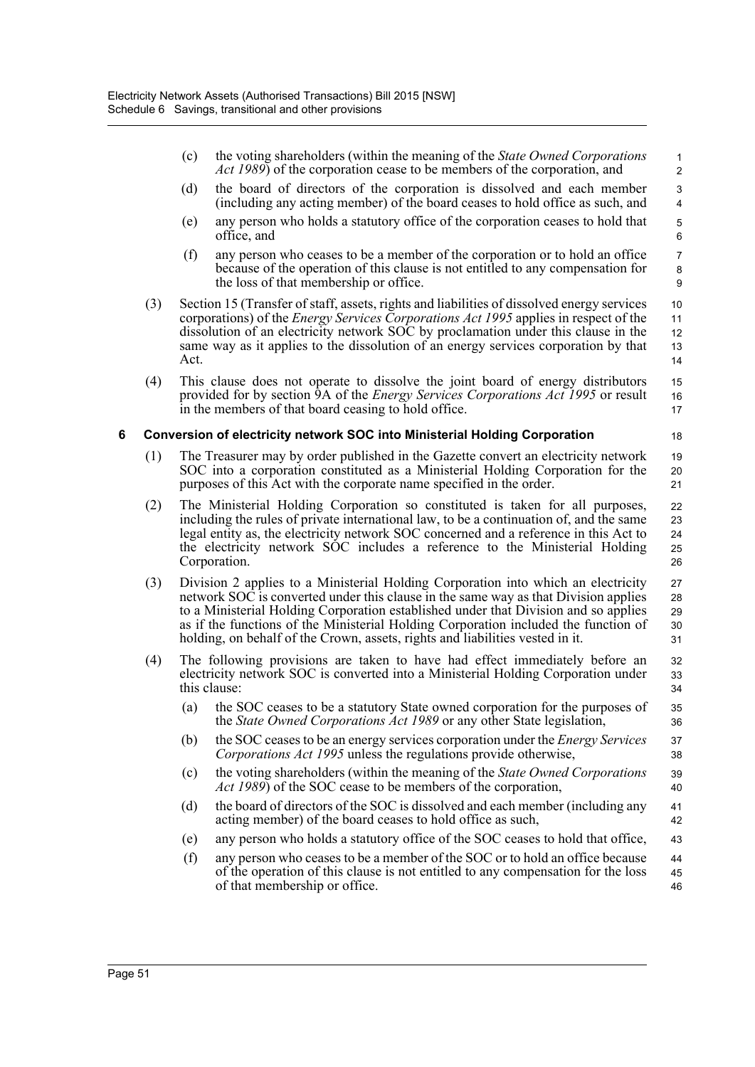(c) the voting shareholders (within the meaning of the *State Owned Corporations Act 1989*) of the corporation cease to be members of the corporation, and

(d) the board of directors of the corporation is dissolved and each member (including any acting member) of the board ceases to hold office as such, and

(e) any person who holds a statutory office of the corporation ceases to hold that office, and

(f) any person who ceases to be a member of the corporation or to hold an office because of the operation of this clause is not entitled to any compensation for the loss of that membership or office.

(3) Section 15 (Transfer of staff, assets, rights and liabilities of dissolved energy services corporations) of the *Energy Services Corporations Act 1995* applies in respect of the dissolution of an electricity network SOC by proclamation under this clause in the same way as it applies to the dissolution of an energy services corporation by that Act.

(4) This clause does not operate to dissolve the joint board of energy distributors provided for by section 9A of the *Energy Services Corporations Act 1995* or result in the members of that board ceasing to hold office.

## 6 Conversion of electricity network SOC into Ministerial Holding Corporation

(1) The Treasurer may by order published in the Gazette convert an electricity network SOC into a corporation constituted as a Ministerial Holding Corporation for the purposes of this Act with the corporate name specified in the order.

(2) The Ministerial Holding Corporation so constituted is taken for all purposes, including the rules of private international law, to be a continuation of, and the same legal entity as, the electricity network SOC concerned and a reference in this Act to the electricity network SOC includes a reference to the Ministerial Holding Corporation.

(3) Division 2 applies to a Ministerial Holding Corporation into which an electricity network SOC is converted under this clause in the same way as that Division applies to a Ministerial Holding Corporation established under that Division and so applies as if the functions of the Ministerial Holding Corporation included the function of holding, on behalf of the Crown, assets, rights and liabilities vested in it.

(4) The following provisions are taken to have had effect immediately before an electricity network SOC is converted into a Ministerial Holding Corporation under this clause:

(a) the SOC ceases to be a statutory State owned corporation for the purposes of the *State Owned Corporations Act 1989* or any other State legislation,

(b) the SOC ceases to be an energy services corporation under the *Energy Services Corporations Act 1995* unless the regulations provide otherwise,

(c) the voting shareholders (within the meaning of the *State Owned Corporations Act 1989*) of the SOC cease to be members of the corporation,

(d) the board of directors of the SOC is dissolved and each member (including any acting member) of the board ceases to hold office as such,

(e) any person who holds a statutory office of the SOC ceases to hold that office,

(f) any person who ceases to be a member of the SOC or to hold an office because of the operation of this clause is not entitled to any compensation for the loss of that membership or office.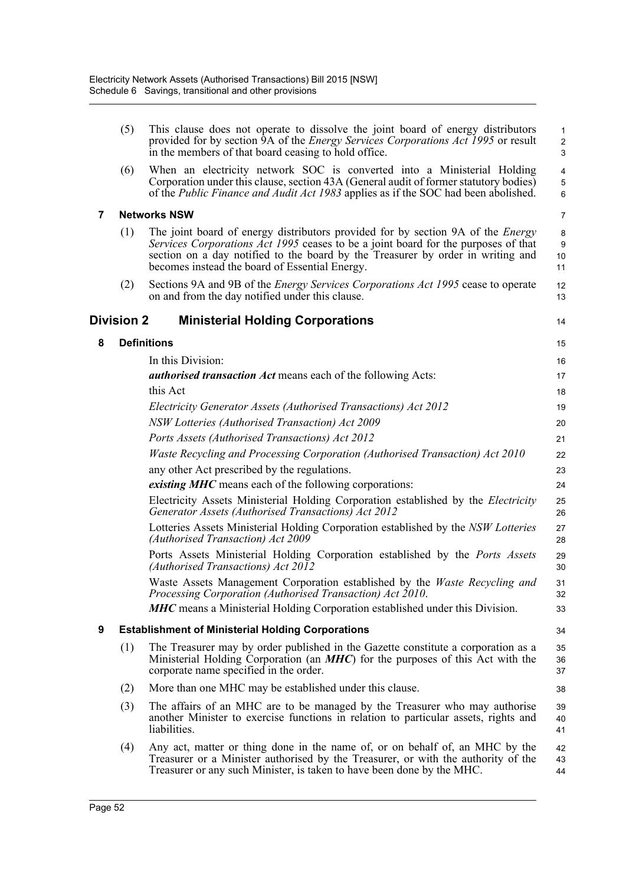(5) This clause does not operate to dissolve the joint board of energy distributors provided for by section 9A of the *Energy Services Corporations Act 1995* or result in the members of that board ceasing to hold office.

(6) When an electricity network SOC is converted into a Ministerial Holding Corporation under this clause, section 43A (General audit of former statutory bodies) of the *Public Finance and Audit Act 1983* applies as if the SOC had been abolished.

### 7 Networks NSW

(1) The joint board of energy distributors provided for by section 9A of the *Energy Services Corporations Act 1995* ceases to be a joint board for the purposes of that section on a day notified to the board by the Treasurer by order in writing and becomes instead the board of Essential Energy.

(2) Sections 9A and 9B of the *Energy Services Corporations Act 1995* cease to operate on and from the day notified under this clause.

## Division 2 Ministerial Holding Corporations

### 8 Definitions

In this Division:

***authorised transaction Act*** means each of the following Acts:

this Act

*Electricity Generator Assets (Authorised Transactions) Act 2012*

*NSW Lotteries (Authorised Transaction) Act 2009*

*Ports Assets (Authorised Transactions) Act 2012*

*Waste Recycling and Processing Corporation (Authorised Transaction) Act 2010*

any other Act prescribed by the regulations.

***existing MHC*** means each of the following corporations:

Electricity Assets Ministerial Holding Corporation established by the *Electricity Generator Assets (Authorised Transactions) Act 2012*

Lotteries Assets Ministerial Holding Corporation established by the *NSW Lotteries (Authorised Transaction) Act 2009*

Ports Assets Ministerial Holding Corporation established by the *Ports Assets (Authorised Transactions) Act 2012*

Waste Assets Management Corporation established by the *Waste Recycling and Processing Corporation (Authorised Transaction) Act 2010*.

***MHC*** means a Ministerial Holding Corporation established under this Division.

### 9 Establishment of Ministerial Holding Corporations

(1) The Treasurer may by order published in the Gazette constitute a corporation as a Ministerial Holding Corporation (an ***MHC***) for the purposes of this Act with the corporate name specified in the order.

(2) More than one MHC may be established under this clause.

(3) The affairs of an MHC are to be managed by the Treasurer who may authorise another Minister to exercise functions in relation to particular assets, rights and liabilities.

(4) Any act, matter or thing done in the name of, or on behalf of, an MHC by the Treasurer or a Minister authorised by the Treasurer, or with the authority of the Treasurer or any such Minister, is taken to have been done by the MHC.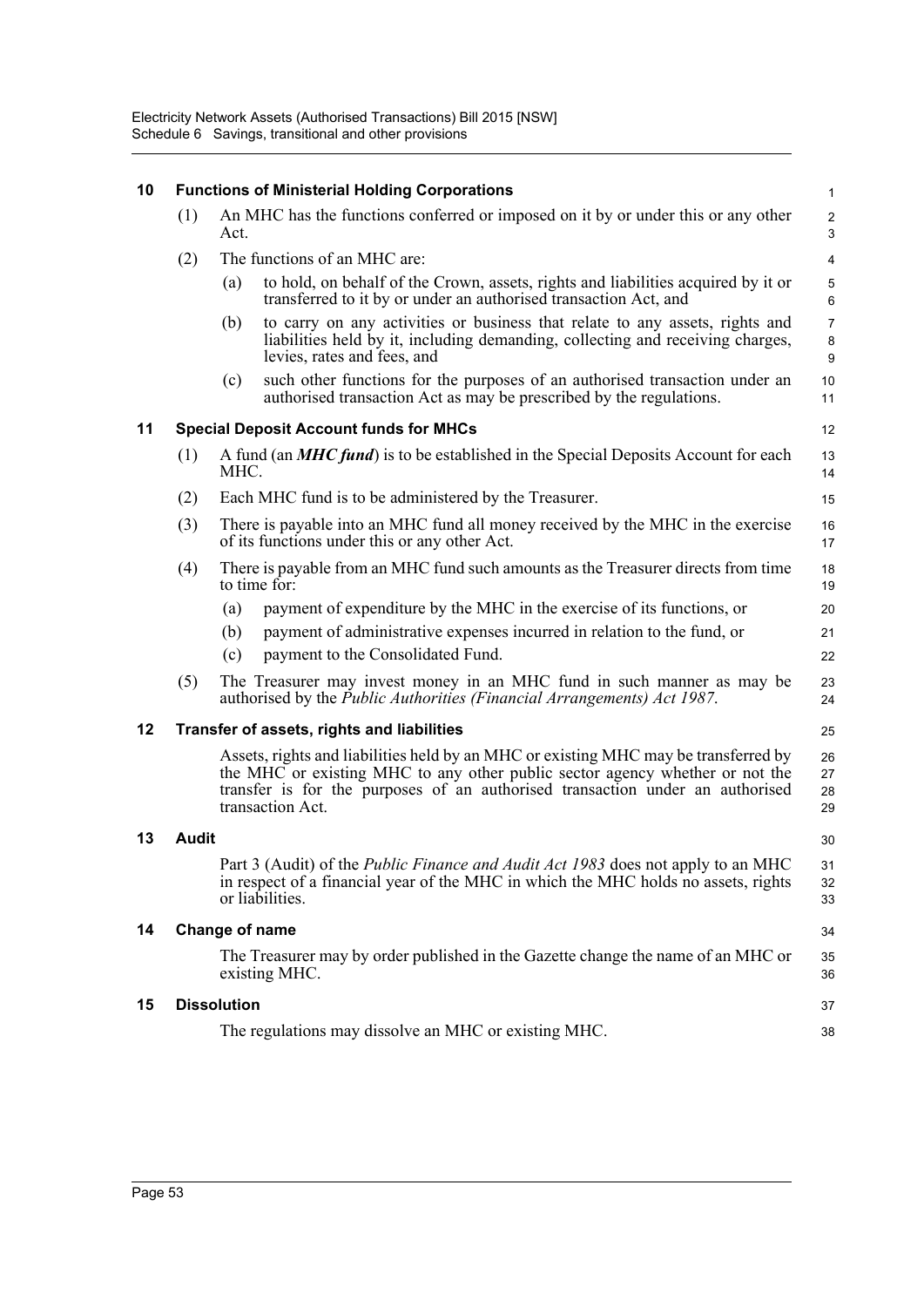## 10 Functions of Ministerial Holding Corporations

(1) An MHC has the functions conferred or imposed on it by or under this or any other Act.

(2) The functions of an MHC are:

(a) to hold, on behalf of the Crown, assets, rights and liabilities acquired by it or transferred to it by or under an authorised transaction Act, and

(b) to carry on any activities or business that relate to any assets, rights and liabilities held by it, including demanding, collecting and receiving charges, levies, rates and fees, and

(c) such other functions for the purposes of an authorised transaction under an authorised transaction Act as may be prescribed by the regulations.

## 11 Special Deposit Account funds for MHCs

(1) A fund (an ***MHC fund***) is to be established in the Special Deposits Account for each MHC.

(2) Each MHC fund is to be administered by the Treasurer.

(3) There is payable into an MHC fund all money received by the MHC in the exercise of its functions under this or any other Act.

(4) There is payable from an MHC fund such amounts as the Treasurer directs from time to time for:

(a) payment of expenditure by the MHC in the exercise of its functions, or

(b) payment of administrative expenses incurred in relation to the fund, or

(c) payment to the Consolidated Fund.

(5) The Treasurer may invest money in an MHC fund in such manner as may be authorised by the *Public Authorities (Financial Arrangements) Act 1987*.

## 12 Transfer of assets, rights and liabilities

Assets, rights and liabilities held by an MHC or existing MHC may be transferred by the MHC or existing MHC to any other public sector agency whether or not the transfer is for the purposes of an authorised transaction under an authorised transaction Act.

## 13 Audit

Part 3 (Audit) of the *Public Finance and Audit Act 1983* does not apply to an MHC in respect of a financial year of the MHC in which the MHC holds no assets, rights or liabilities.

## 14 Change of name

The Treasurer may by order published in the Gazette change the name of an MHC or existing MHC.

## 15 Dissolution

The regulations may dissolve an MHC or existing MHC.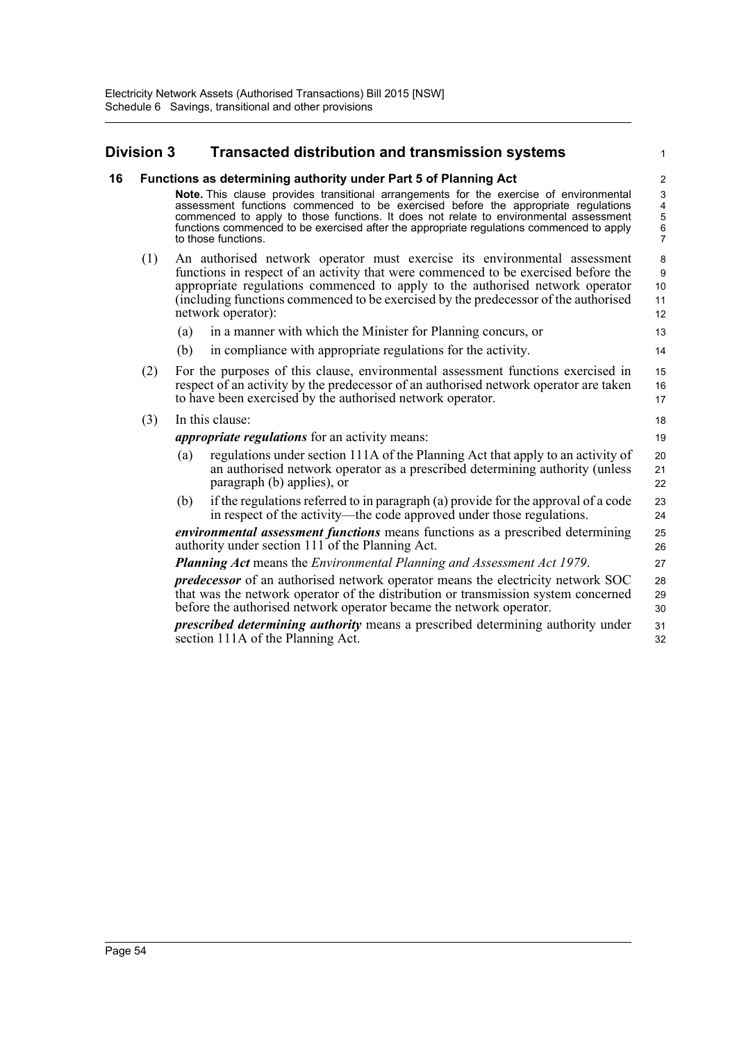## Division 3 Transacted distribution and transmission systems

### 16 Functions as determining authority under Part 5 of Planning Act

**Note.** This clause provides transitional arrangements for the exercise of environmental assessment functions commenced to be exercised before the appropriate regulations commenced to apply to those functions. It does not relate to environmental assessment functions commenced to be exercised after the appropriate regulations commenced to apply to those functions.

(1) An authorised network operator must exercise its environmental assessment functions in respect of an activity that were commenced to be exercised before the appropriate regulations commenced to apply to the authorised network operator (including functions commenced to be exercised by the predecessor of the authorised network operator):

- (a) in a manner with which the Minister for Planning concurs, or
- (b) in compliance with appropriate regulations for the activity.

(2) For the purposes of this clause, environmental assessment functions exercised in respect of an activity by the predecessor of an authorised network operator are taken to have been exercised by the authorised network operator.

(3) In this clause:

***appropriate regulations*** for an activity means:

- (a) regulations under section 111A of the Planning Act that apply to an activity of an authorised network operator as a prescribed determining authority (unless paragraph (b) applies), or
- (b) if the regulations referred to in paragraph (a) provide for the approval of a code in respect of the activity—the code approved under those regulations.

***environmental assessment functions*** means functions as a prescribed determining authority under section 111 of the Planning Act.

***Planning Act*** means the *Environmental Planning and Assessment Act 1979*.

***predecessor*** of an authorised network operator means the electricity network SOC that was the network operator of the distribution or transmission system concerned before the authorised network operator became the network operator.

***prescribed determining authority*** means a prescribed determining authority under section 111A of the Planning Act.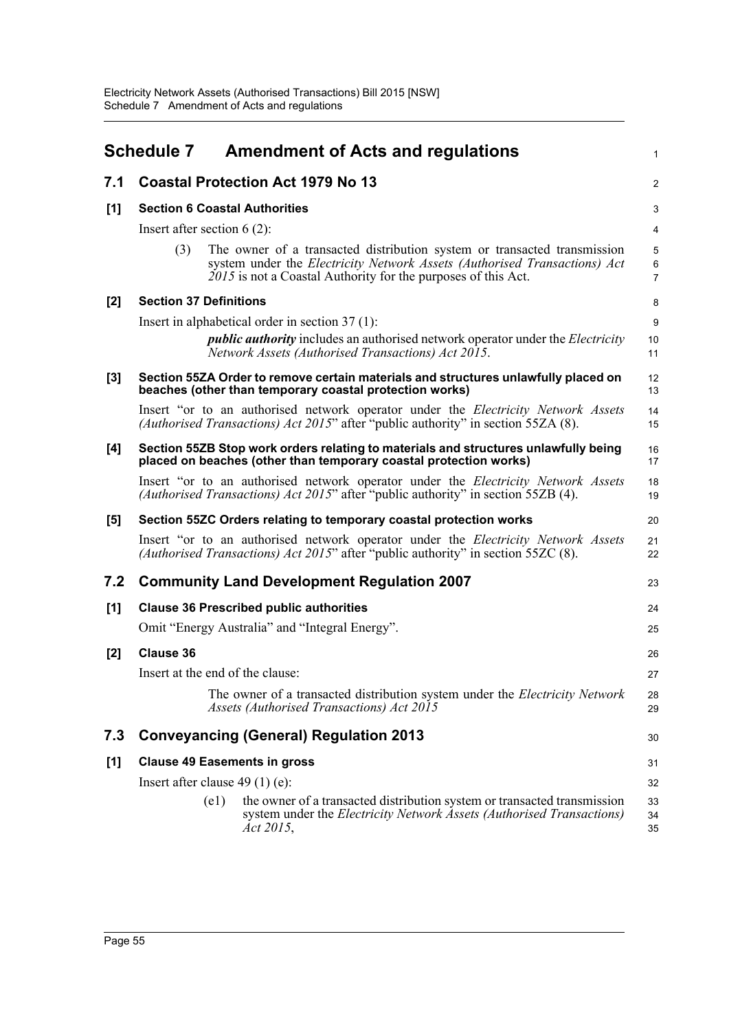# Schedule 7 Amendment of Acts and regulations

## 7.1 Coastal Protection Act 1979 No 13

### [1] Section 6 Coastal Authorities

Insert after section 6 (2):

(3) The owner of a transacted distribution system or transacted transmission system under the *Electricity Network Assets (Authorised Transactions) Act 2015* is not a Coastal Authority for the purposes of this Act.

### [2] Section 37 Definitions

Insert in alphabetical order in section 37 (1):

***public authority*** includes an authorised network operator under the *Electricity Network Assets (Authorised Transactions) Act 2015*.

### [3] Section 55ZA Order to remove certain materials and structures unlawfully placed on beaches (other than temporary coastal protection works)

Insert "or to an authorised network operator under the *Electricity Network Assets (Authorised Transactions) Act 2015*" after "public authority" in section 55ZA (8).

### [4] Section 55ZB Stop work orders relating to materials and structures unlawfully being placed on beaches (other than temporary coastal protection works)

Insert "or to an authorised network operator under the *Electricity Network Assets (Authorised Transactions) Act 2015*" after "public authority" in section 55ZB (4).

### [5] Section 55ZC Orders relating to temporary coastal protection works

Insert "or to an authorised network operator under the *Electricity Network Assets (Authorised Transactions) Act 2015*" after "public authority" in section 55ZC (8).

## 7.2 Community Land Development Regulation 2007

### [1] Clause 36 Prescribed public authorities

Omit "Energy Australia" and "Integral Energy".

### [2] Clause 36

Insert at the end of the clause:

The owner of a transacted distribution system under the *Electricity Network Assets (Authorised Transactions) Act 2015*

## 7.3 Conveyancing (General) Regulation 2013

### [1] Clause 49 Easements in gross

Insert after clause 49 (1) (e):

(e1) the owner of a transacted distribution system or transacted transmission system under the *Electricity Network Assets (Authorised Transactions) Act 2015*,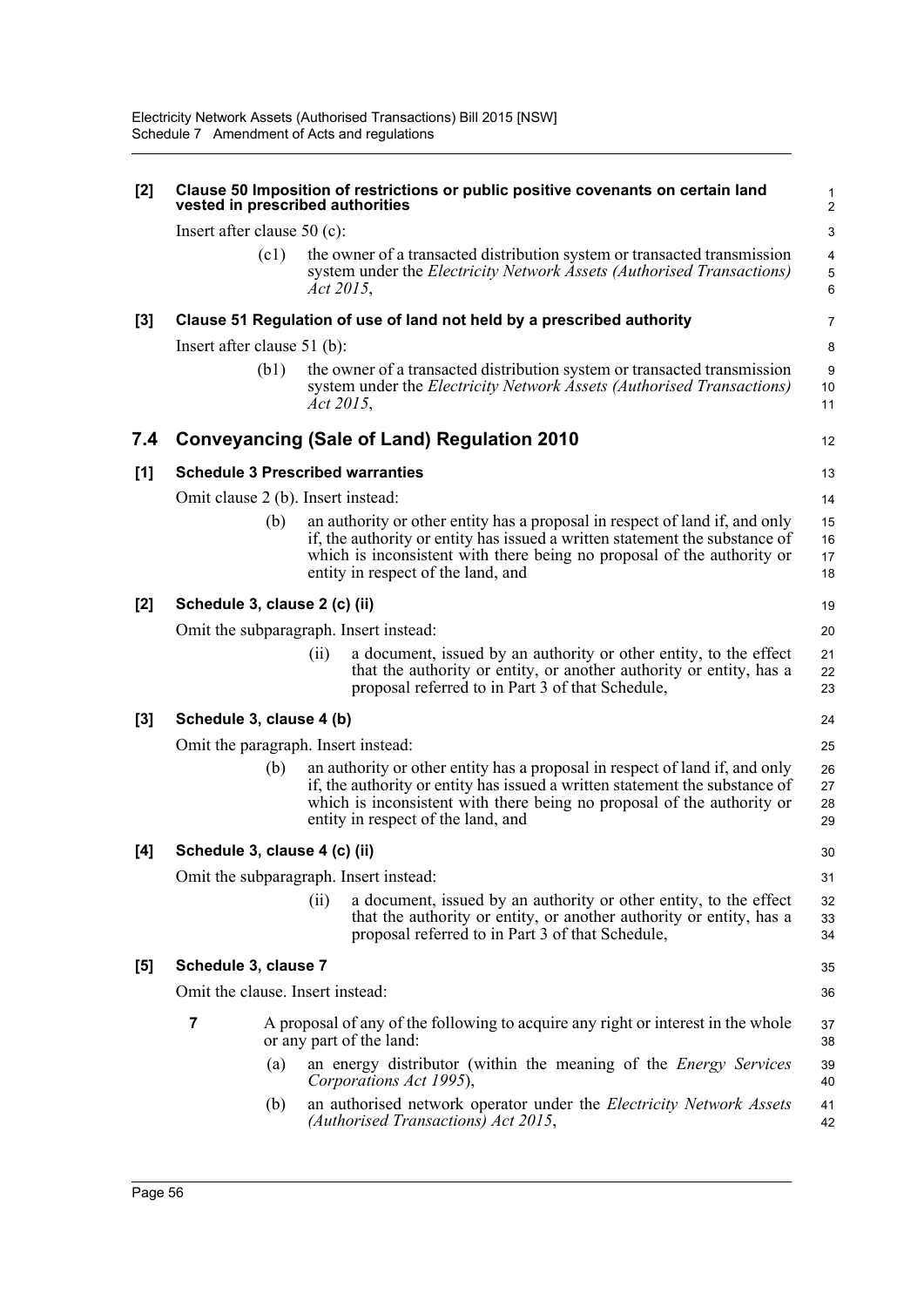**[2] Clause 50 Imposition of restrictions or public positive covenants on certain land vested in prescribed authorities**

Insert after clause 50 (c):

(c1) the owner of a transacted distribution system or transacted transmission system under the *Electricity Network Assets (Authorised Transactions) Act 2015*,

**[3] Clause 51 Regulation of use of land not held by a prescribed authority**

Insert after clause 51 (b):

(b1) the owner of a transacted distribution system or transacted transmission system under the *Electricity Network Assets (Authorised Transactions) Act 2015*,

## 7.4 Conveyancing (Sale of Land) Regulation 2010

**[1] Schedule 3 Prescribed warranties**

Omit clause 2 (b). Insert instead:

(b) an authority or other entity has a proposal in respect of land if, and only if, the authority or entity has issued a written statement the substance of which is inconsistent with there being no proposal of the authority or entity in respect of the land, and

**[2] Schedule 3, clause 2 (c) (ii)**

Omit the subparagraph. Insert instead:

(ii) a document, issued by an authority or other entity, to the effect that the authority or entity, or another authority or entity, has a proposal referred to in Part 3 of that Schedule,

**[3] Schedule 3, clause 4 (b)**

Omit the paragraph. Insert instead:

(b) an authority or other entity has a proposal in respect of land if, and only if, the authority or entity has issued a written statement the substance of which is inconsistent with there being no proposal of the authority or entity in respect of the land, and

**[4] Schedule 3, clause 4 (c) (ii)**

Omit the subparagraph. Insert instead:

(ii) a document, issued by an authority or other entity, to the effect that the authority or entity, or another authority or entity, has a proposal referred to in Part 3 of that Schedule,

**[5] Schedule 3, clause 7**

Omit the clause. Insert instead:

**7** A proposal of any of the following to acquire any right or interest in the whole or any part of the land:

(a) an energy distributor (within the meaning of the *Energy Services Corporations Act 1995*),

(b) an authorised network operator under the *Electricity Network Assets (Authorised Transactions) Act 2015*,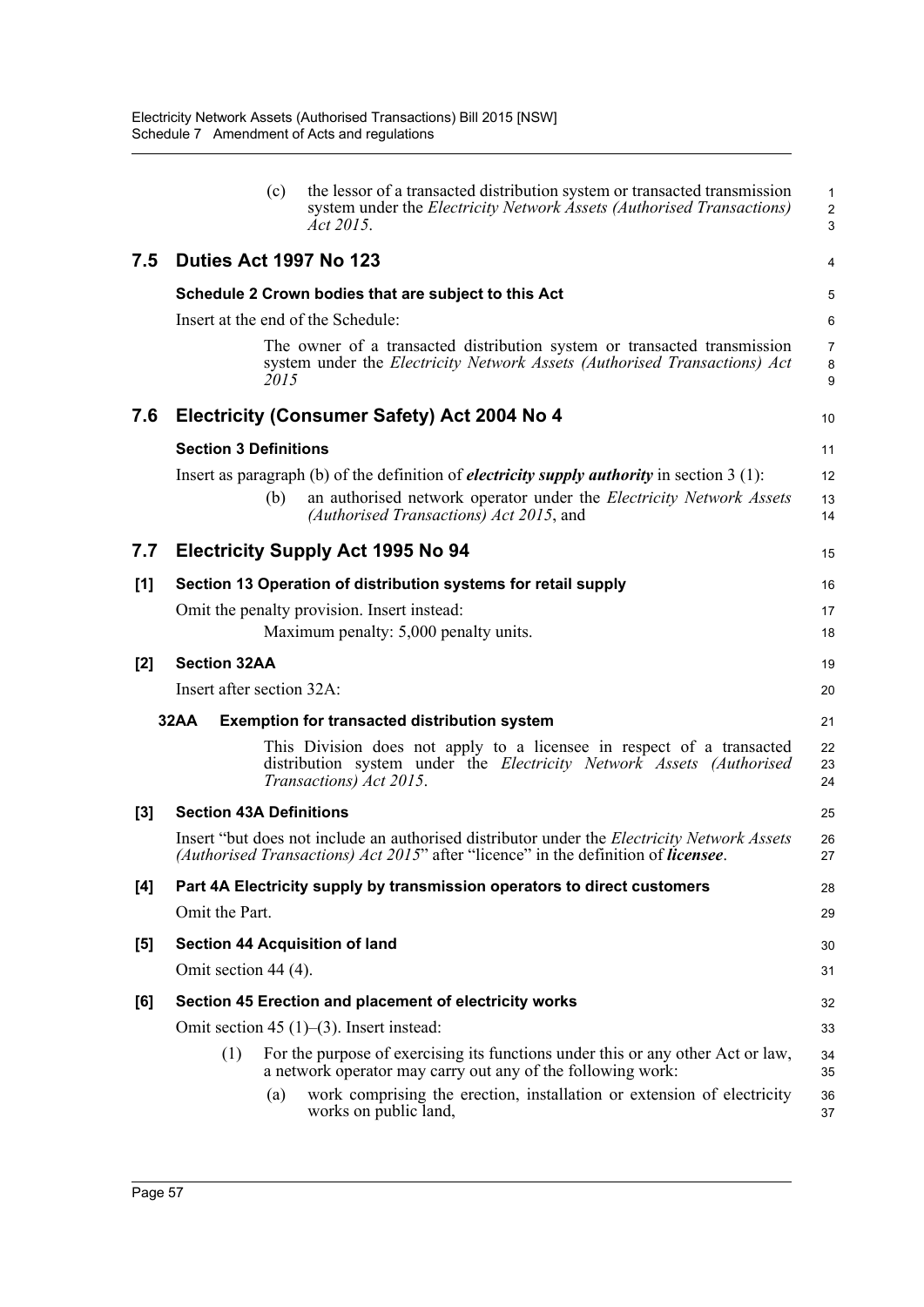(c) the lessor of a transacted distribution system or transacted transmission system under the *Electricity Network Assets (Authorised Transactions) Act 2015*.

## 7.5 Duties Act 1997 No 123

### Schedule 2 Crown bodies that are subject to this Act

Insert at the end of the Schedule:

The owner of a transacted distribution system or transacted transmission system under the *Electricity Network Assets (Authorised Transactions) Act 2015*

## 7.6 Electricity (Consumer Safety) Act 2004 No 4

### Section 3 Definitions

Insert as paragraph (b) of the definition of ***electricity supply authority*** in section 3 (1):

(b) an authorised network operator under the *Electricity Network Assets (Authorised Transactions) Act 2015*, and

## 7.7 Electricity Supply Act 1995 No 94

### [1] Section 13 Operation of distribution systems for retail supply

Omit the penalty provision. Insert instead:

Maximum penalty: 5,000 penalty units.

### [2] Section 32AA

Insert after section 32A:

**32AA Exemption for transacted distribution system**

This Division does not apply to a licensee in respect of a transacted distribution system under the *Electricity Network Assets (Authorised Transactions) Act 2015*.

### [3] Section 43A Definitions

Insert "but does not include an authorised distributor under the *Electricity Network Assets (Authorised Transactions) Act 2015*" after "licence" in the definition of ***licensee***.

### [4] Part 4A Electricity supply by transmission operators to direct customers

Omit the Part.

### [5] Section 44 Acquisition of land

Omit section 44 (4).

### [6] Section 45 Erection and placement of electricity works

Omit section 45 (1)–(3). Insert instead:

(1) For the purpose of exercising its functions under this or any other Act or law, a network operator may carry out any of the following work:

(a) work comprising the erection, installation or extension of electricity works on public land,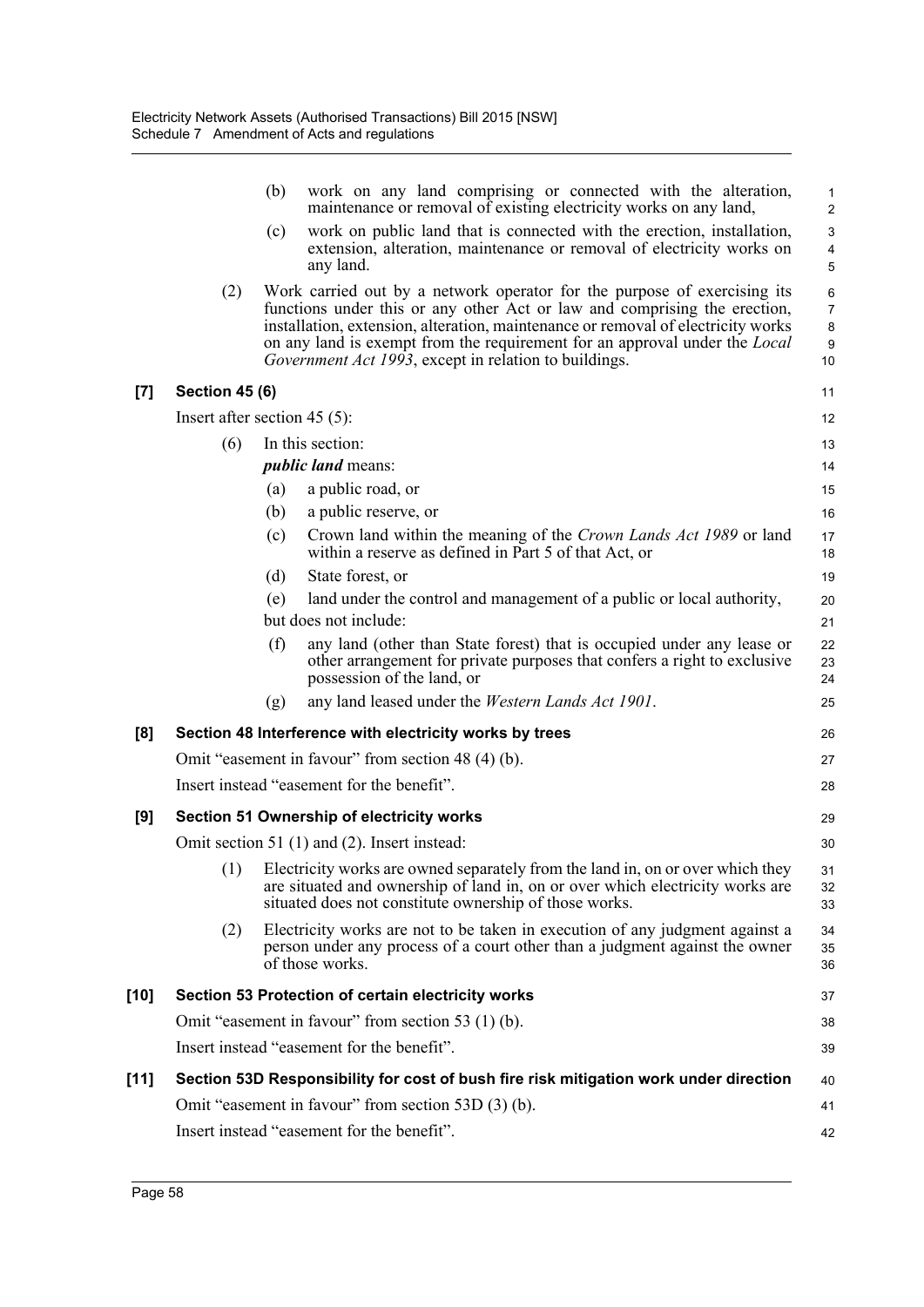(b) work on any land comprising or connected with the alteration, maintenance or removal of existing electricity works on any land,

(c) work on public land that is connected with the erection, installation, extension, alteration, maintenance or removal of electricity works on any land.

(2) Work carried out by a network operator for the purpose of exercising its functions under this or any other Act or law and comprising the erection, installation, extension, alteration, maintenance or removal of electricity works on any land is exempt from the requirement for an approval under the *Local Government Act 1993*, except in relation to buildings.

### [7] Section 45 (6)

Insert after section 45 (5):

(6) In this section:

***public land*** means:

(a) a public road, or

(b) a public reserve, or

(c) Crown land within the meaning of the *Crown Lands Act 1989* or land within a reserve as defined in Part 5 of that Act, or

(d) State forest, or

(e) land under the control and management of a public or local authority,

but does not include:

(f) any land (other than State forest) that is occupied under any lease or other arrangement for private purposes that confers a right to exclusive possession of the land, or

(g) any land leased under the *Western Lands Act 1901*.

### [8] Section 48 Interference with electricity works by trees

Omit "easement in favour" from section 48 (4) (b).

Insert instead "easement for the benefit".

### [9] Section 51 Ownership of electricity works

Omit section 51 (1) and (2). Insert instead:

(1) Electricity works are owned separately from the land in, on or over which they are situated and ownership of land in, on or over which electricity works are situated does not constitute ownership of those works.

(2) Electricity works are not to be taken in execution of any judgment against a person under any process of a court other than a judgment against the owner of those works.

### [10] Section 53 Protection of certain electricity works

Omit "easement in favour" from section 53 (1) (b).

Insert instead "easement for the benefit".

### [11] Section 53D Responsibility for cost of bush fire risk mitigation work under direction

Omit "easement in favour" from section 53D (3) (b).

Insert instead "easement for the benefit".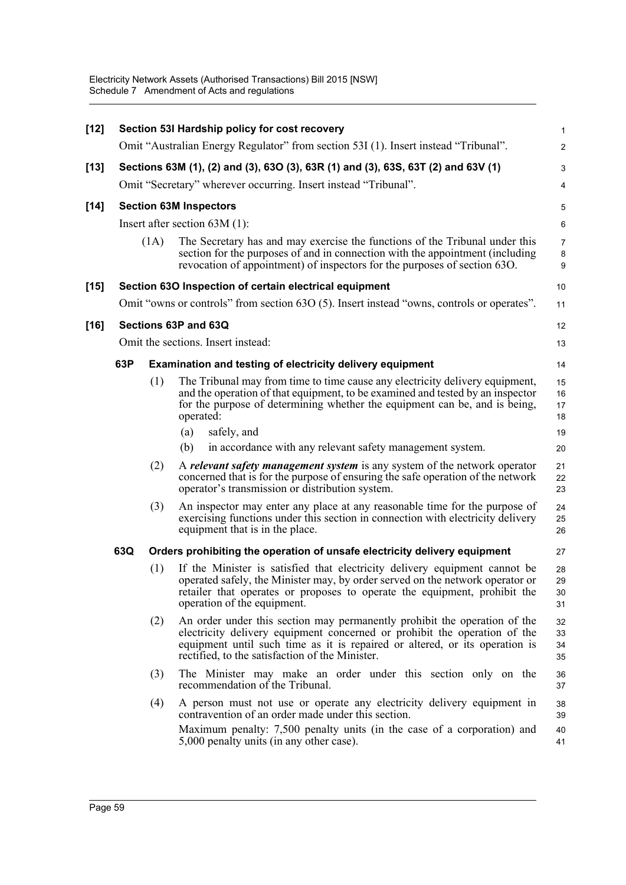**[12] Section 53I Hardship policy for cost recovery**

Omit "Australian Energy Regulator" from section 53I (1). Insert instead "Tribunal".

**[13] Sections 63M (1), (2) and (3), 63O (3), 63R (1) and (3), 63S, 63T (2) and 63V (1)**

Omit "Secretary" wherever occurring. Insert instead "Tribunal".

**[14] Section 63M Inspectors**

Insert after section 63M (1):

(1A) The Secretary has and may exercise the functions of the Tribunal under this section for the purposes of and in connection with the appointment (including revocation of appointment) of inspectors for the purposes of section 63O.

**[15] Section 63O Inspection of certain electrical equipment**

Omit "owns or controls" from section 63O (5). Insert instead "owns, controls or operates".

**[16] Sections 63P and 63Q**

Omit the sections. Insert instead:

**63P Examination and testing of electricity delivery equipment**

(1) The Tribunal may from time to time cause any electricity delivery equipment, and the operation of that equipment, to be examined and tested by an inspector for the purpose of determining whether the equipment can be, and is being, operated:

(a) safely, and

(b) in accordance with any relevant safety management system.

(2) A ***relevant safety management system*** is any system of the network operator concerned that is for the purpose of ensuring the safe operation of the network operator's transmission or distribution system.

(3) An inspector may enter any place at any reasonable time for the purpose of exercising functions under this section in connection with electricity delivery equipment that is in the place.

**63Q Orders prohibiting the operation of unsafe electricity delivery equipment**

(1) If the Minister is satisfied that electricity delivery equipment cannot be operated safely, the Minister may, by order served on the network operator or retailer that operates or proposes to operate the equipment, prohibit the operation of the equipment.

(2) An order under this section may permanently prohibit the operation of the electricity delivery equipment concerned or prohibit the operation of the equipment until such time as it is repaired or altered, or its operation is rectified, to the satisfaction of the Minister.

(3) The Minister may make an order under this section only on the recommendation of the Tribunal.

(4) A person must not use or operate any electricity delivery equipment in contravention of an order made under this section.

Maximum penalty: 7,500 penalty units (in the case of a corporation) and 5,000 penalty units (in any other case).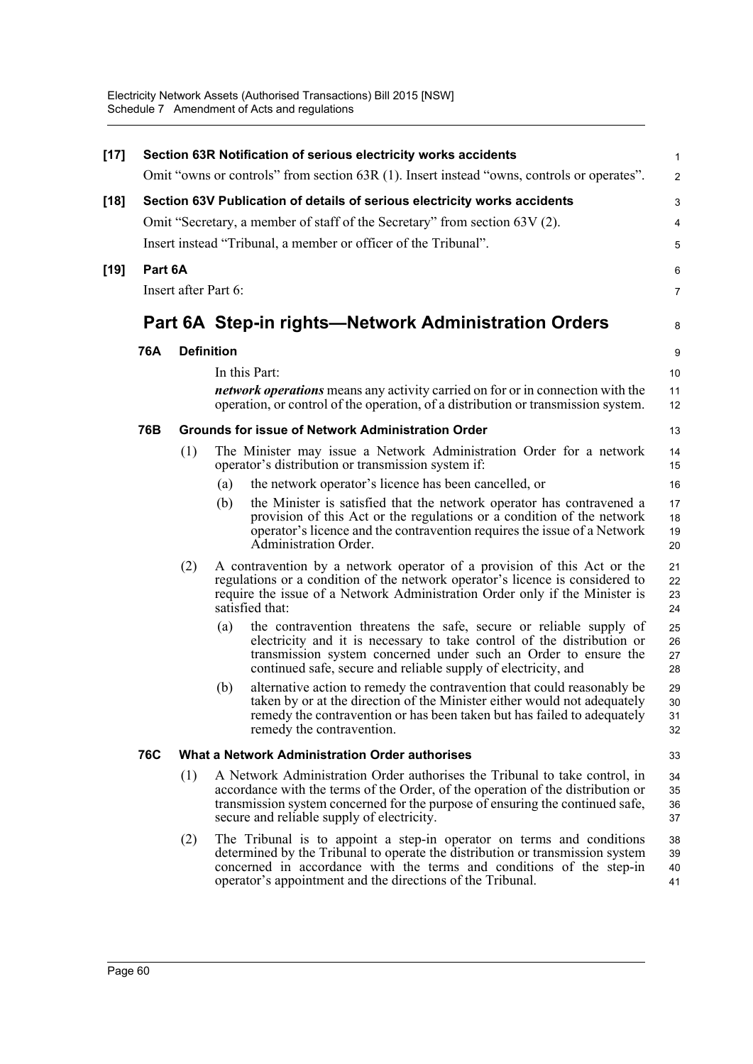**[17] Section 63R Notification of serious electricity works accidents**

Omit "owns or controls" from section 63R (1). Insert instead "owns, controls or operates".

**[18] Section 63V Publication of details of serious electricity works accidents**

Omit "Secretary, a member of staff of the Secretary" from section 63V (2).

Insert instead "Tribunal, a member or officer of the Tribunal".

**[19] Part 6A**

Insert after Part 6:

# Part 6A Step-in rights—Network Administration Orders

### 76A Definition

In this Part:

***network operations*** means any activity carried on for or in connection with the operation, or control of the operation, of a distribution or transmission system.

### 76B Grounds for issue of Network Administration Order

(1) The Minister may issue a Network Administration Order for a network operator's distribution or transmission system if:

- (a) the network operator's licence has been cancelled, or
- (b) the Minister is satisfied that the network operator has contravened a provision of this Act or the regulations or a condition of the network operator's licence and the contravention requires the issue of a Network Administration Order.

(2) A contravention by a network operator of a provision of this Act or the regulations or a condition of the network operator's licence is considered to require the issue of a Network Administration Order only if the Minister is satisfied that:

- (a) the contravention threatens the safe, secure or reliable supply of electricity and it is necessary to take control of the distribution or transmission system concerned under such an Order to ensure the continued safe, secure and reliable supply of electricity, and
- (b) alternative action to remedy the contravention that could reasonably be taken by or at the direction of the Minister either would not adequately remedy the contravention or has been taken but has failed to adequately remedy the contravention.

### 76C What a Network Administration Order authorises

(1) A Network Administration Order authorises the Tribunal to take control, in accordance with the terms of the Order, of the operation of the distribution or transmission system concerned for the purpose of ensuring the continued safe, secure and reliable supply of electricity.

(2) The Tribunal is to appoint a step-in operator on terms and conditions determined by the Tribunal to operate the distribution or transmission system concerned in accordance with the terms and conditions of the step-in operator's appointment and the directions of the Tribunal.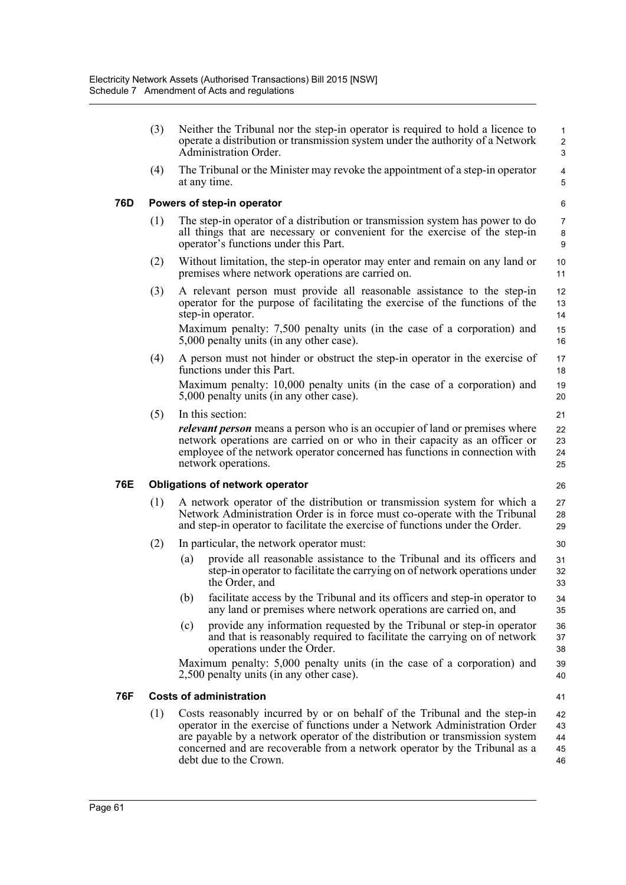(3) Neither the Tribunal nor the step-in operator is required to hold a licence to operate a distribution or transmission system under the authority of a Network Administration Order.

(4) The Tribunal or the Minister may revoke the appointment of a step-in operator at any time.

### 76D Powers of step-in operator

(1) The step-in operator of a distribution or transmission system has power to do all things that are necessary or convenient for the exercise of the step-in operator's functions under this Part.

(2) Without limitation, the step-in operator may enter and remain on any land or premises where network operations are carried on.

(3) A relevant person must provide all reasonable assistance to the step-in operator for the purpose of facilitating the exercise of the functions of the step-in operator.

Maximum penalty: 7,500 penalty units (in the case of a corporation) and 5,000 penalty units (in any other case).

(4) A person must not hinder or obstruct the step-in operator in the exercise of functions under this Part.

Maximum penalty: 10,000 penalty units (in the case of a corporation) and 5,000 penalty units (in any other case).

(5) In this section:

***relevant person*** means a person who is an occupier of land or premises where network operations are carried on or who in their capacity as an officer or employee of the network operator concerned has functions in connection with network operations.

### 76E Obligations of network operator

(1) A network operator of the distribution or transmission system for which a Network Administration Order is in force must co-operate with the Tribunal and step-in operator to facilitate the exercise of functions under the Order.

(2) In particular, the network operator must:

(a) provide all reasonable assistance to the Tribunal and its officers and step-in operator to facilitate the carrying on of network operations under the Order, and

(b) facilitate access by the Tribunal and its officers and step-in operator to any land or premises where network operations are carried on, and

(c) provide any information requested by the Tribunal or step-in operator and that is reasonably required to facilitate the carrying on of network operations under the Order.

Maximum penalty: 5,000 penalty units (in the case of a corporation) and 2,500 penalty units (in any other case).

### 76F Costs of administration

(1) Costs reasonably incurred by or on behalf of the Tribunal and the step-in operator in the exercise of functions under a Network Administration Order are payable by a network operator of the distribution or transmission system concerned and are recoverable from a network operator by the Tribunal as a debt due to the Crown.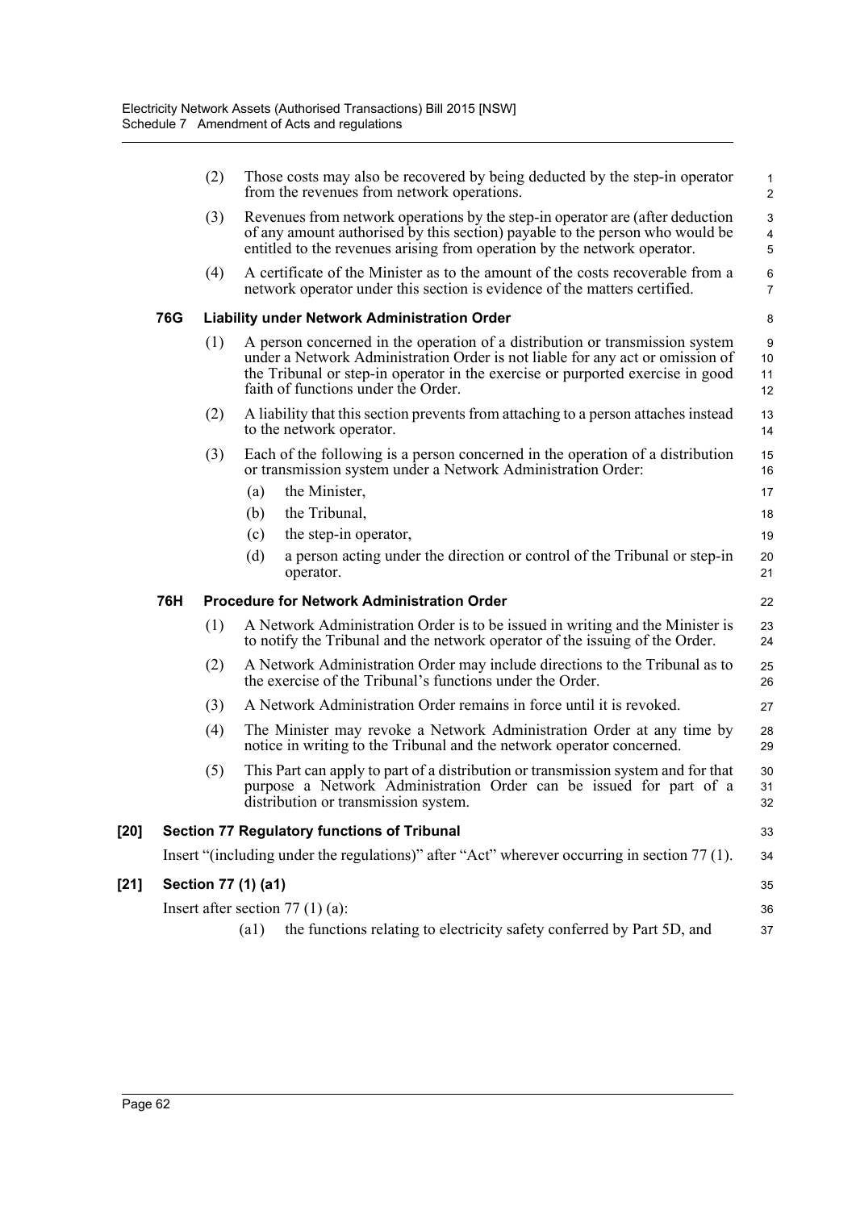(2) Those costs may also be recovered by being deducted by the step-in operator from the revenues from network operations.

(3) Revenues from network operations by the step-in operator are (after deduction of any amount authorised by this section) payable to the person who would be entitled to the revenues arising from operation by the network operator.

(4) A certificate of the Minister as to the amount of the costs recoverable from a network operator under this section is evidence of the matters certified.

**76G Liability under Network Administration Order**

(1) A person concerned in the operation of a distribution or transmission system under a Network Administration Order is not liable for any act or omission of the Tribunal or step-in operator in the exercise or purported exercise in good faith of functions under the Order.

(2) A liability that this section prevents from attaching to a person attaches instead to the network operator.

(3) Each of the following is a person concerned in the operation of a distribution or transmission system under a Network Administration Order:

- (a) the Minister,
- (b) the Tribunal,
- (c) the step-in operator,
- (d) a person acting under the direction or control of the Tribunal or step-in operator.

**76H Procedure for Network Administration Order**

(1) A Network Administration Order is to be issued in writing and the Minister is to notify the Tribunal and the network operator of the issuing of the Order.

(2) A Network Administration Order may include directions to the Tribunal as to the exercise of the Tribunal's functions under the Order.

(3) A Network Administration Order remains in force until it is revoked.

(4) The Minister may revoke a Network Administration Order at any time by notice in writing to the Tribunal and the network operator concerned.

(5) This Part can apply to part of a distribution or transmission system and for that purpose a Network Administration Order can be issued for part of a distribution or transmission system.

**[20] Section 77 Regulatory functions of Tribunal**

Insert "(including under the regulations)" after "Act" wherever occurring in section 77 (1).

**[21] Section 77 (1) (a1)**

Insert after section 77 (1) (a):

(a1) the functions relating to electricity safety conferred by Part 5D, and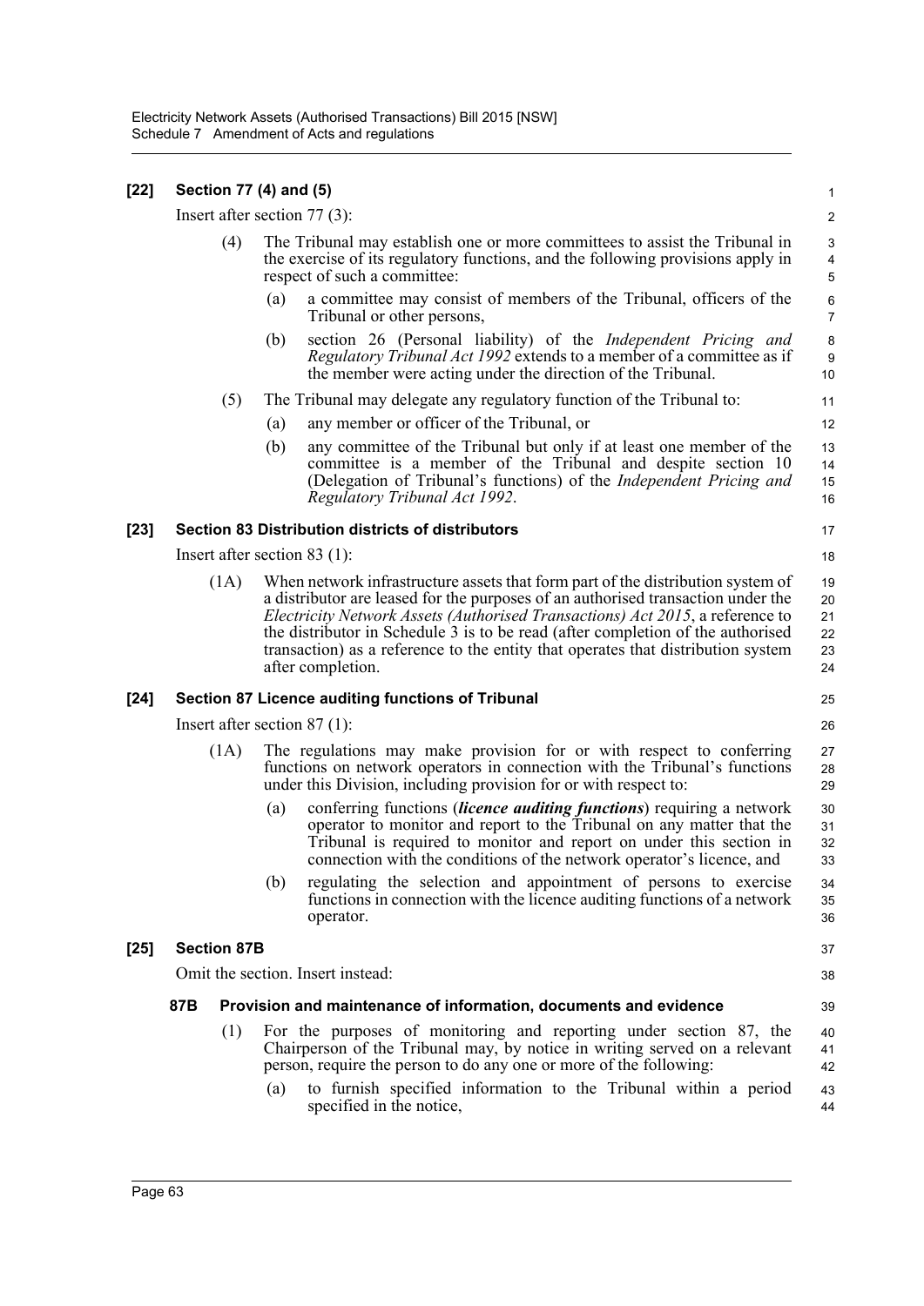**[22] Section 77 (4) and (5)**

Insert after section 77 (3):

(4) The Tribunal may establish one or more committees to assist the Tribunal in the exercise of its regulatory functions, and the following provisions apply in respect of such a committee:

(a) a committee may consist of members of the Tribunal, officers of the Tribunal or other persons,

(b) section 26 (Personal liability) of the *Independent Pricing and Regulatory Tribunal Act 1992* extends to a member of a committee as if the member were acting under the direction of the Tribunal.

(5) The Tribunal may delegate any regulatory function of the Tribunal to:

(a) any member or officer of the Tribunal, or

(b) any committee of the Tribunal but only if at least one member of the committee is a member of the Tribunal and despite section 10 (Delegation of Tribunal's functions) of the *Independent Pricing and Regulatory Tribunal Act 1992*.

**[23] Section 83 Distribution districts of distributors**

Insert after section 83 (1):

(1A) When network infrastructure assets that form part of the distribution system of a distributor are leased for the purposes of an authorised transaction under the *Electricity Network Assets (Authorised Transactions) Act 2015*, a reference to the distributor in Schedule 3 is to be read (after completion of the authorised transaction) as a reference to the entity that operates that distribution system after completion.

**[24] Section 87 Licence auditing functions of Tribunal**

Insert after section 87 (1):

(1A) The regulations may make provision for or with respect to conferring functions on network operators in connection with the Tribunal's functions under this Division, including provision for or with respect to:

(a) conferring functions (***licence auditing functions***) requiring a network operator to monitor and report to the Tribunal on any matter that the Tribunal is required to monitor and report on under this section in connection with the conditions of the network operator's licence, and

(b) regulating the selection and appointment of persons to exercise functions in connection with the licence auditing functions of a network operator.

**[25] Section 87B**

Omit the section. Insert instead:

**87B Provision and maintenance of information, documents and evidence**

(1) For the purposes of monitoring and reporting under section 87, the Chairperson of the Tribunal may, by notice in writing served on a relevant person, require the person to do any one or more of the following:

(a) to furnish specified information to the Tribunal within a period specified in the notice,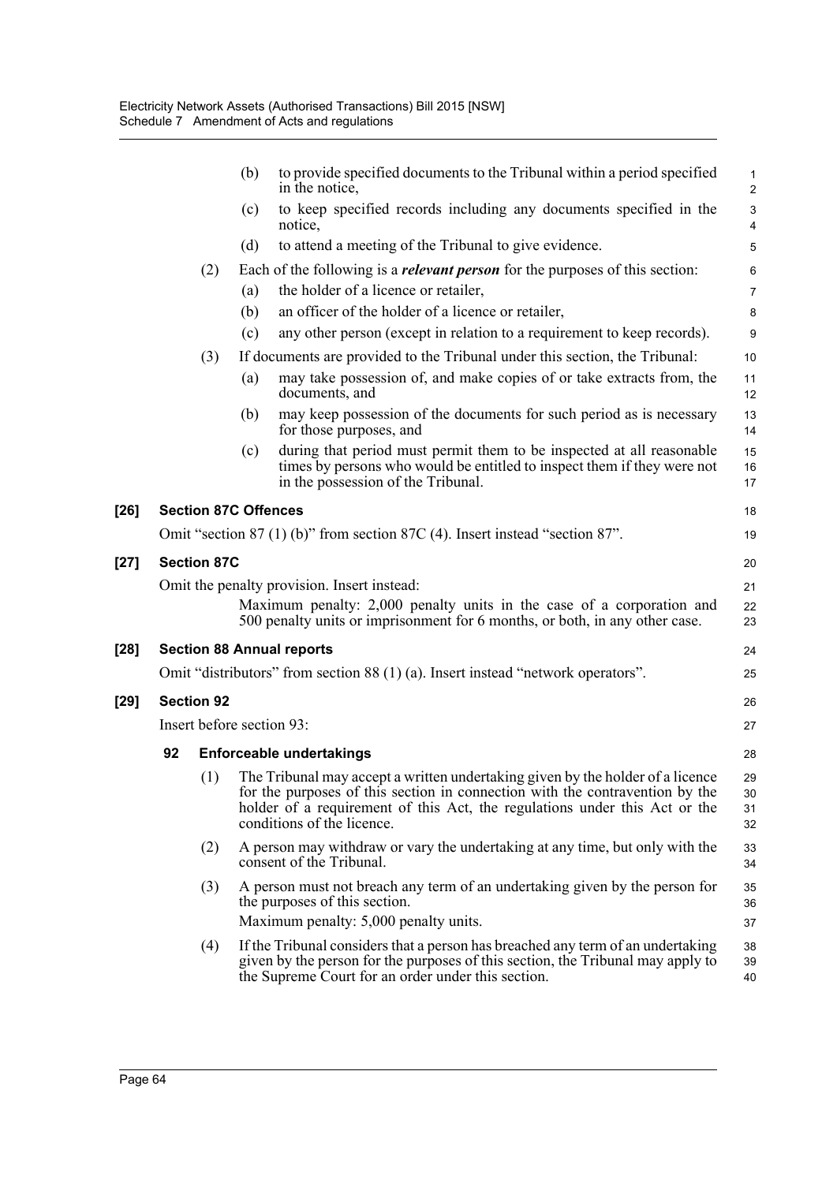(b) to provide specified documents to the Tribunal within a period specified in the notice,

(c) to keep specified records including any documents specified in the notice,

(d) to attend a meeting of the Tribunal to give evidence.

(2) Each of the following is a ***relevant person*** for the purposes of this section:

(a) the holder of a licence or retailer,

(b) an officer of the holder of a licence or retailer,

(c) any other person (except in relation to a requirement to keep records).

(3) If documents are provided to the Tribunal under this section, the Tribunal:

(a) may take possession of, and make copies of or take extracts from, the documents, and

(b) may keep possession of the documents for such period as is necessary for those purposes, and

(c) during that period must permit them to be inspected at all reasonable times by persons who would be entitled to inspect them if they were not in the possession of the Tribunal.

**[26] Section 87C Offences**

Omit "section 87 (1) (b)" from section 87C (4). Insert instead "section 87".

**[27] Section 87C**

Omit the penalty provision. Insert instead:

Maximum penalty: 2,000 penalty units in the case of a corporation and 500 penalty units or imprisonment for 6 months, or both, in any other case.

**[28] Section 88 Annual reports**

Omit "distributors" from section 88 (1) (a). Insert instead "network operators".

**[29] Section 92**

Insert before section 93:

**92 Enforceable undertakings**

(1) The Tribunal may accept a written undertaking given by the holder of a licence for the purposes of this section in connection with the contravention by the holder of a requirement of this Act, the regulations under this Act or the conditions of the licence.

(2) A person may withdraw or vary the undertaking at any time, but only with the consent of the Tribunal.

(3) A person must not breach any term of an undertaking given by the person for the purposes of this section.

Maximum penalty: 5,000 penalty units.

(4) If the Tribunal considers that a person has breached any term of an undertaking given by the person for the purposes of this section, the Tribunal may apply to the Supreme Court for an order under this section.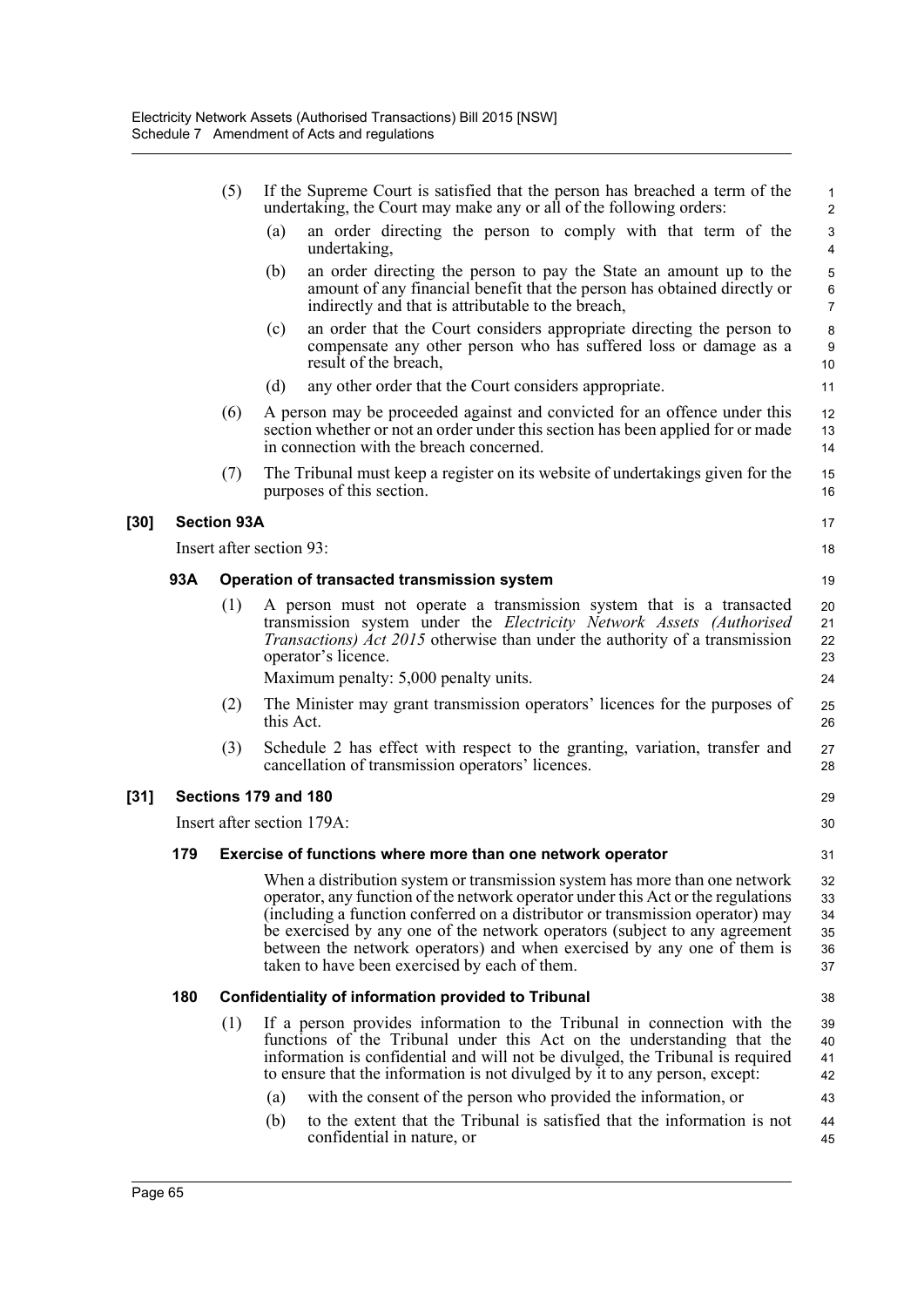(5) If the Supreme Court is satisfied that the person has breached a term of the undertaking, the Court may make any or all of the following orders:

(a) an order directing the person to comply with that term of the undertaking,

(b) an order directing the person to pay the State an amount up to the amount of any financial benefit that the person has obtained directly or indirectly and that is attributable to the breach,

(c) an order that the Court considers appropriate directing the person to compensate any other person who has suffered loss or damage as a result of the breach,

(d) any other order that the Court considers appropriate.

(6) A person may be proceeded against and convicted for an offence under this section whether or not an order under this section has been applied for or made in connection with the breach concerned.

(7) The Tribunal must keep a register on its website of undertakings given for the purposes of this section.

**[30] Section 93A**

Insert after section 93:

**93A Operation of transacted transmission system**

(1) A person must not operate a transmission system that is a transacted transmission system under the *Electricity Network Assets (Authorised Transactions) Act 2015* otherwise than under the authority of a transmission operator's licence.

Maximum penalty: 5,000 penalty units.

(2) The Minister may grant transmission operators' licences for the purposes of this Act.

(3) Schedule 2 has effect with respect to the granting, variation, transfer and cancellation of transmission operators' licences.

**[31] Sections 179 and 180**

Insert after section 179A:

**179 Exercise of functions where more than one network operator**

When a distribution system or transmission system has more than one network operator, any function of the network operator under this Act or the regulations (including a function conferred on a distributor or transmission operator) may be exercised by any one of the network operators (subject to any agreement between the network operators) and when exercised by any one of them is taken to have been exercised by each of them.

**180 Confidentiality of information provided to Tribunal**

(1) If a person provides information to the Tribunal in connection with the functions of the Tribunal under this Act on the understanding that the information is confidential and will not be divulged, the Tribunal is required to ensure that the information is not divulged by it to any person, except:

(a) with the consent of the person who provided the information, or

(b) to the extent that the Tribunal is satisfied that the information is not confidential in nature, or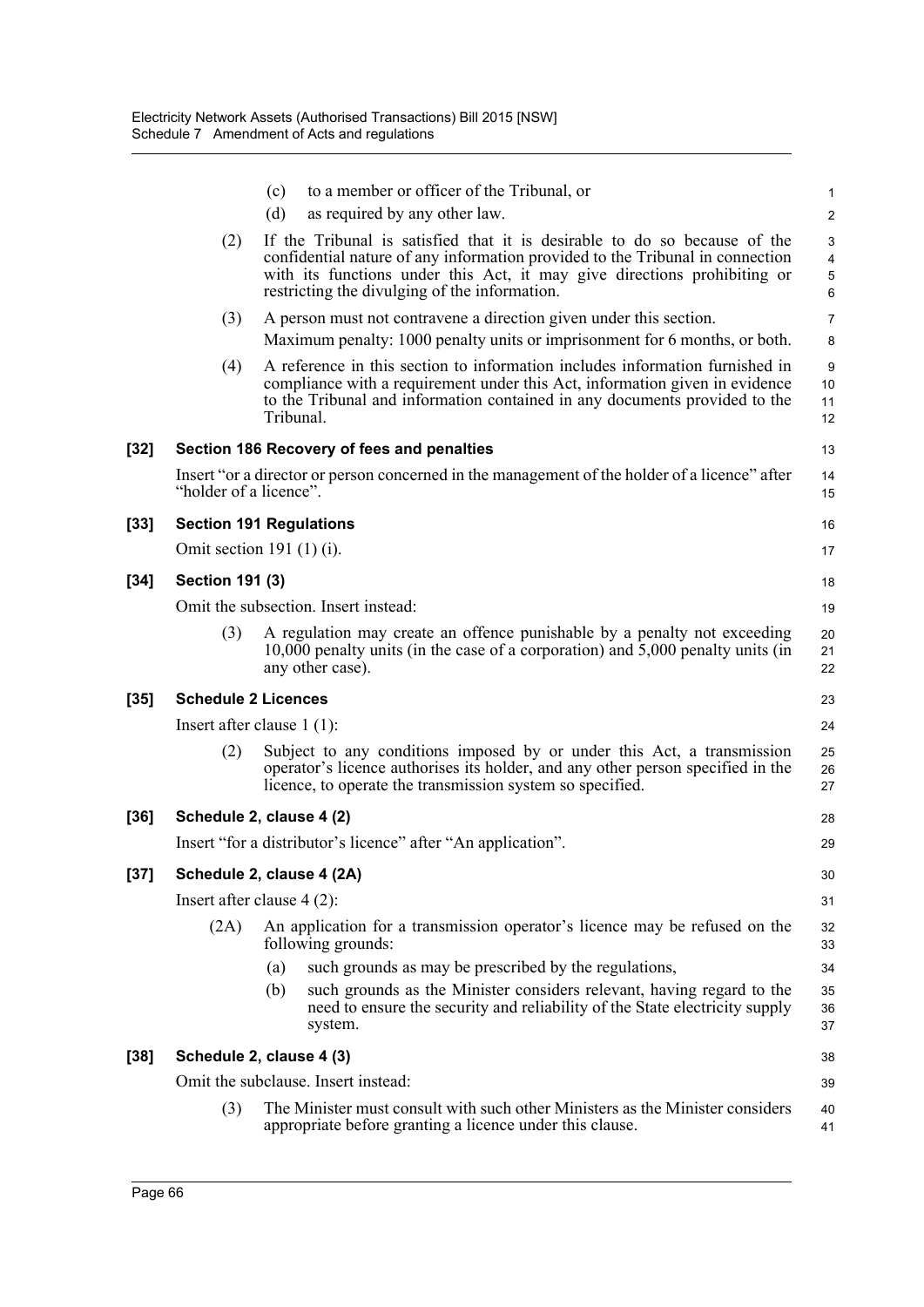(c) to a member or officer of the Tribunal, or

(d) as required by any other law.

(2) If the Tribunal is satisfied that it is desirable to do so because of the confidential nature of any information provided to the Tribunal in connection with its functions under this Act, it may give directions prohibiting or restricting the divulging of the information.

(3) A person must not contravene a direction given under this section.

Maximum penalty: 1000 penalty units or imprisonment for 6 months, or both.

(4) A reference in this section to information includes information furnished in compliance with a requirement under this Act, information given in evidence to the Tribunal and information contained in any documents provided to the Tribunal.

**[32] Section 186 Recovery of fees and penalties**

Insert "or a director or person concerned in the management of the holder of a licence" after "holder of a licence".

**[33] Section 191 Regulations**

Omit section 191 (1) (i).

**[34] Section 191 (3)**

Omit the subsection. Insert instead:

(3) A regulation may create an offence punishable by a penalty not exceeding 10,000 penalty units (in the case of a corporation) and 5,000 penalty units (in any other case).

**[35] Schedule 2 Licences**

Insert after clause 1 (1):

(2) Subject to any conditions imposed by or under this Act, a transmission operator's licence authorises its holder, and any other person specified in the licence, to operate the transmission system so specified.

**[36] Schedule 2, clause 4 (2)**

Insert "for a distributor's licence" after "An application".

**[37] Schedule 2, clause 4 (2A)**

Insert after clause 4 (2):

(2A) An application for a transmission operator's licence may be refused on the following grounds:

(a) such grounds as may be prescribed by the regulations,

(b) such grounds as the Minister considers relevant, having regard to the need to ensure the security and reliability of the State electricity supply system.

**[38] Schedule 2, clause 4 (3)**

Omit the subclause. Insert instead:

(3) The Minister must consult with such other Ministers as the Minister considers appropriate before granting a licence under this clause.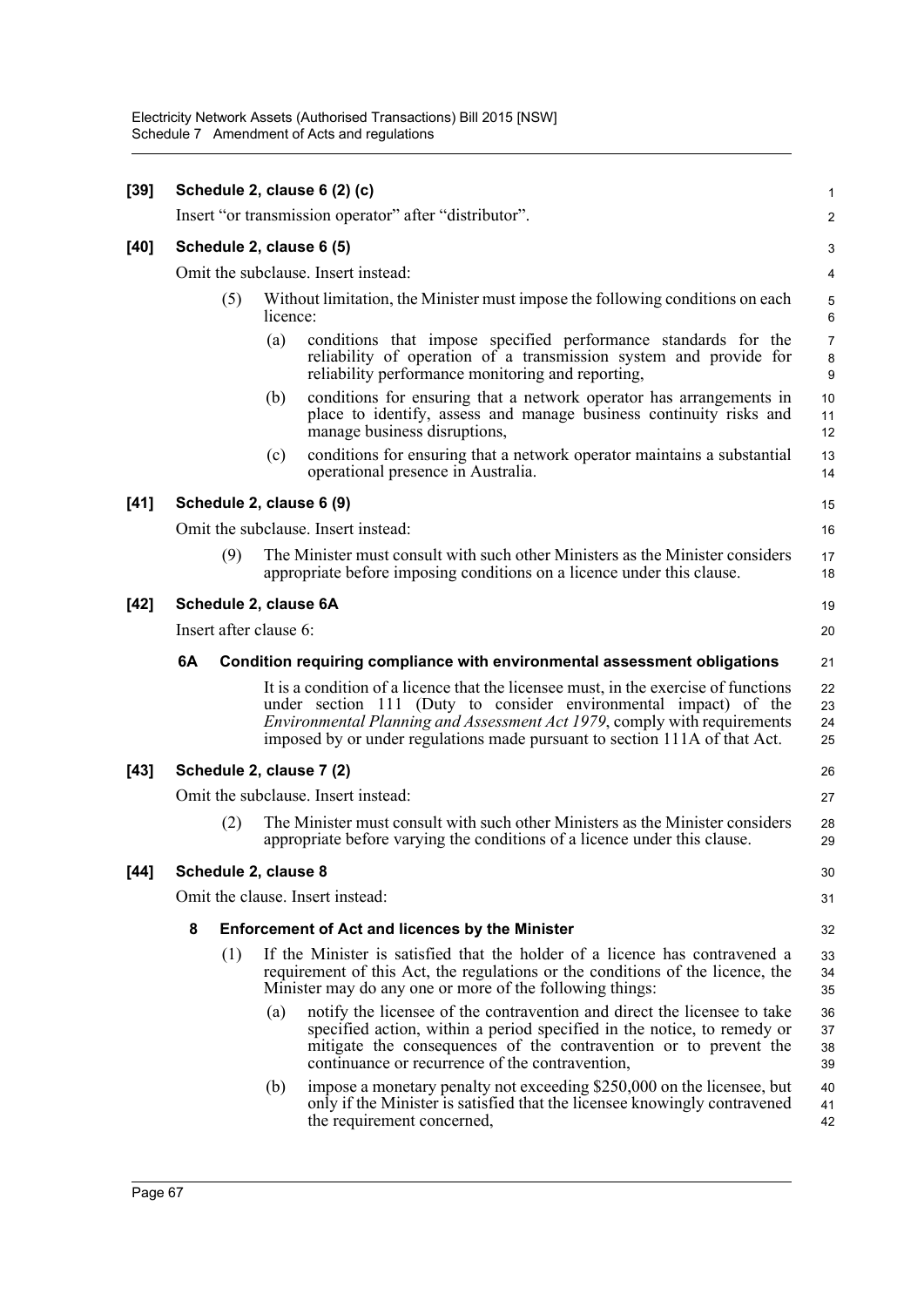**[39] Schedule 2, clause 6 (2) (c)**

Insert "or transmission operator" after "distributor".

**[40] Schedule 2, clause 6 (5)**

Omit the subclause. Insert instead:

(5) Without limitation, the Minister must impose the following conditions on each licence:

(a) conditions that impose specified performance standards for the reliability of operation of a transmission system and provide for reliability performance monitoring and reporting,

(b) conditions for ensuring that a network operator has arrangements in place to identify, assess and manage business continuity risks and manage business disruptions,

(c) conditions for ensuring that a network operator maintains a substantial operational presence in Australia.

**[41] Schedule 2, clause 6 (9)**

Omit the subclause. Insert instead:

(9) The Minister must consult with such other Ministers as the Minister considers appropriate before imposing conditions on a licence under this clause.

**[42] Schedule 2, clause 6A**

Insert after clause 6:

**6A Condition requiring compliance with environmental assessment obligations**

It is a condition of a licence that the licensee must, in the exercise of functions under section 111 (Duty to consider environmental impact) of the *Environmental Planning and Assessment Act 1979*, comply with requirements imposed by or under regulations made pursuant to section 111A of that Act.

**[43] Schedule 2, clause 7 (2)**

Omit the subclause. Insert instead:

(2) The Minister must consult with such other Ministers as the Minister considers appropriate before varying the conditions of a licence under this clause.

**[44] Schedule 2, clause 8**

Omit the clause. Insert instead:

**8 Enforcement of Act and licences by the Minister**

(1) If the Minister is satisfied that the holder of a licence has contravened a requirement of this Act, the regulations or the conditions of the licence, the Minister may do any one or more of the following things:

(a) notify the licensee of the contravention and direct the licensee to take specified action, within a period specified in the notice, to remedy or mitigate the consequences of the contravention or to prevent the continuance or recurrence of the contravention,

(b) impose a monetary penalty not exceeding $250,000 on the licensee, but only if the Minister is satisfied that the licensee knowingly contravened the requirement concerned,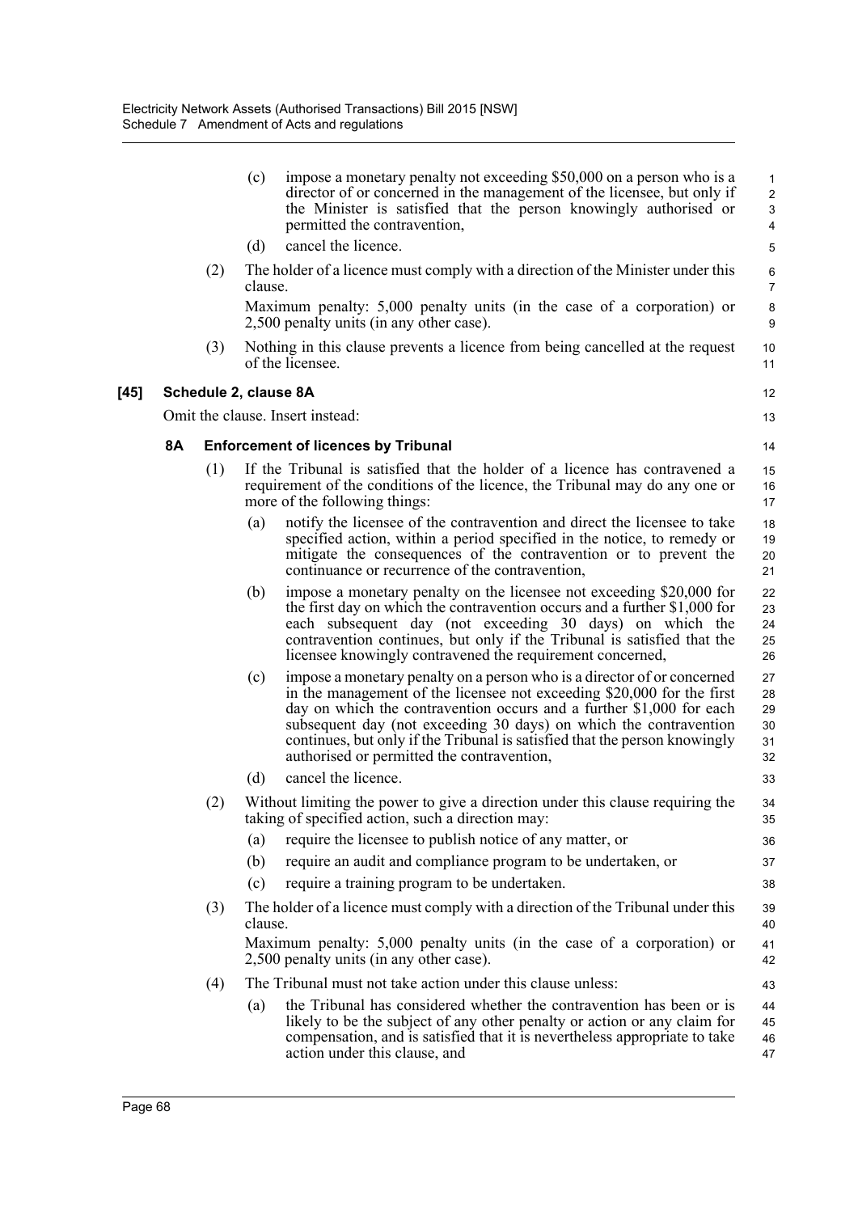(c) impose a monetary penalty not exceeding $50,000 on a person who is a director of or concerned in the management of the licensee, but only if the Minister is satisfied that the person knowingly authorised or permitted the contravention,

(d) cancel the licence.

(2) The holder of a licence must comply with a direction of the Minister under this clause.

Maximum penalty: 5,000 penalty units (in the case of a corporation) or 2,500 penalty units (in any other case).

(3) Nothing in this clause prevents a licence from being cancelled at the request of the licensee.

**[45] Schedule 2, clause 8A**

Omit the clause. Insert instead:

**8A Enforcement of licences by Tribunal**

(1) If the Tribunal is satisfied that the holder of a licence has contravened a requirement of the conditions of the licence, the Tribunal may do any one or more of the following things:

(a) notify the licensee of the contravention and direct the licensee to take specified action, within a period specified in the notice, to remedy or mitigate the consequences of the contravention or to prevent the continuance or recurrence of the contravention,

(b) impose a monetary penalty on the licensee not exceeding $20,000 for the first day on which the contravention occurs and a further $1,000 for each subsequent day (not exceeding 30 days) on which the contravention continues, but only if the Tribunal is satisfied that the licensee knowingly contravened the requirement concerned,

(c) impose a monetary penalty on a person who is a director of or concerned in the management of the licensee not exceeding $20,000 for the first day on which the contravention occurs and a further $1,000 for each subsequent day (not exceeding 30 days) on which the contravention continues, but only if the Tribunal is satisfied that the person knowingly authorised or permitted the contravention,

(d) cancel the licence.

(2) Without limiting the power to give a direction under this clause requiring the taking of specified action, such a direction may:

(a) require the licensee to publish notice of any matter, or

(b) require an audit and compliance program to be undertaken, or

(c) require a training program to be undertaken.

(3) The holder of a licence must comply with a direction of the Tribunal under this clause.

Maximum penalty: 5,000 penalty units (in the case of a corporation) or 2,500 penalty units (in any other case).

(4) The Tribunal must not take action under this clause unless:

(a) the Tribunal has considered whether the contravention has been or is likely to be the subject of any other penalty or action or any claim for compensation, and is satisfied that it is nevertheless appropriate to take action under this clause, and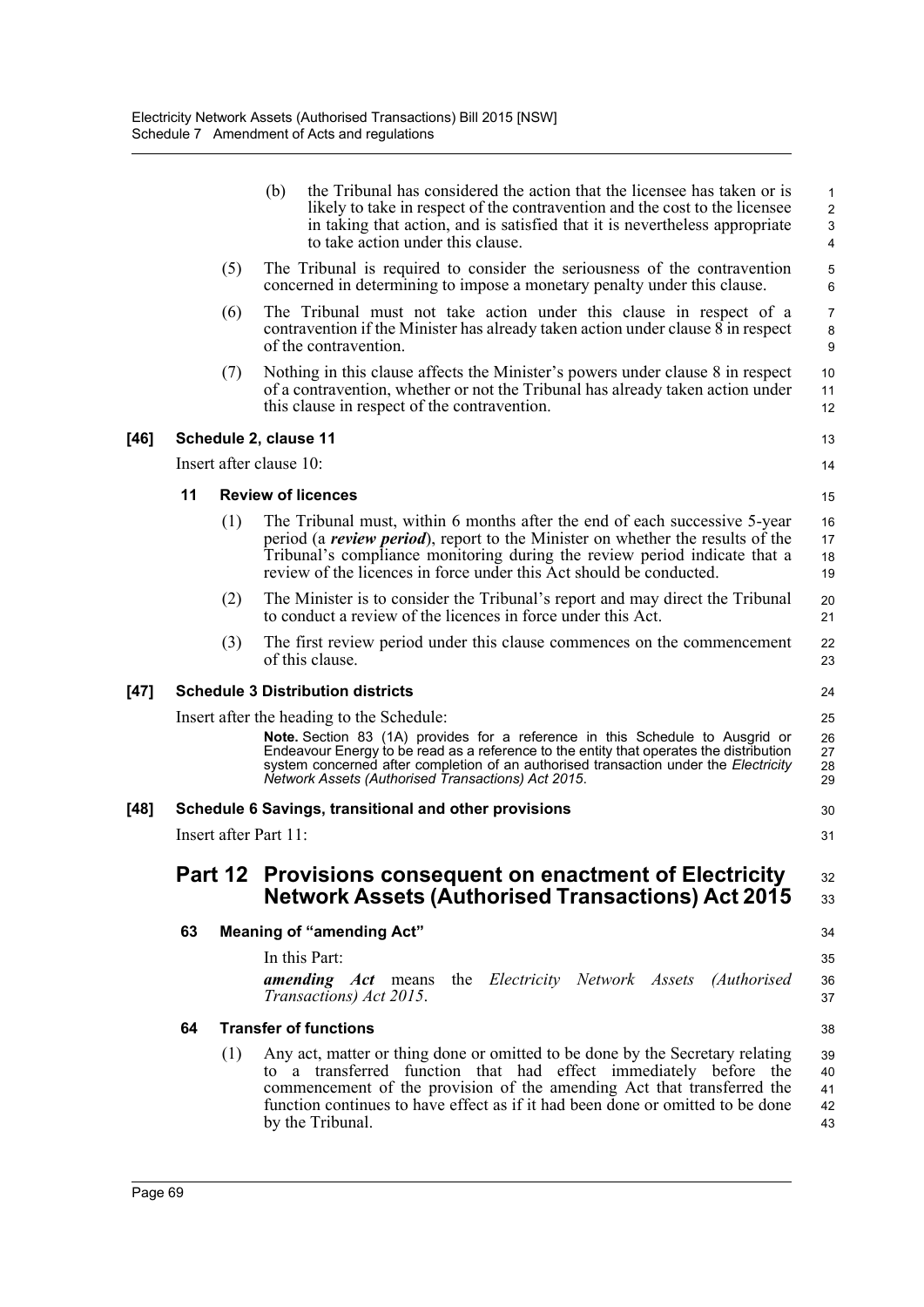(b) the Tribunal has considered the action that the licensee has taken or is likely to take in respect of the contravention and the cost to the licensee in taking that action, and is satisfied that it is nevertheless appropriate to take action under this clause.

(5) The Tribunal is required to consider the seriousness of the contravention concerned in determining to impose a monetary penalty under this clause.

(6) The Tribunal must not take action under this clause in respect of a contravention if the Minister has already taken action under clause 8 in respect of the contravention.

(7) Nothing in this clause affects the Minister's powers under clause 8 in respect of a contravention, whether or not the Tribunal has already taken action under this clause in respect of the contravention.

**[46] Schedule 2, clause 11**

Insert after clause 10:

**11 Review of licences**

(1) The Tribunal must, within 6 months after the end of each successive 5-year period (a ***review period***), report to the Minister on whether the results of the Tribunal's compliance monitoring during the review period indicate that a review of the licences in force under this Act should be conducted.

(2) The Minister is to consider the Tribunal's report and may direct the Tribunal to conduct a review of the licences in force under this Act.

(3) The first review period under this clause commences on the commencement of this clause.

**[47] Schedule 3 Distribution districts**

Insert after the heading to the Schedule:

**Note.** Section 83 (1A) provides for a reference in this Schedule to Ausgrid or Endeavour Energy to be read as a reference to the entity that operates the distribution system concerned after completion of an authorised transaction under the *Electricity Network Assets (Authorised Transactions) Act 2015*.

**[48] Schedule 6 Savings, transitional and other provisions**

Insert after Part 11:

## Part 12 Provisions consequent on enactment of Electricity Network Assets (Authorised Transactions) Act 2015

**63 Meaning of "amending Act"**

In this Part:

***amending Act*** means the *Electricity Network Assets (Authorised Transactions) Act 2015*.

**64 Transfer of functions**

(1) Any act, matter or thing done or omitted to be done by the Secretary relating to a transferred function that had effect immediately before the commencement of the provision of the amending Act that transferred the function continues to have effect as if it had been done or omitted to be done by the Tribunal.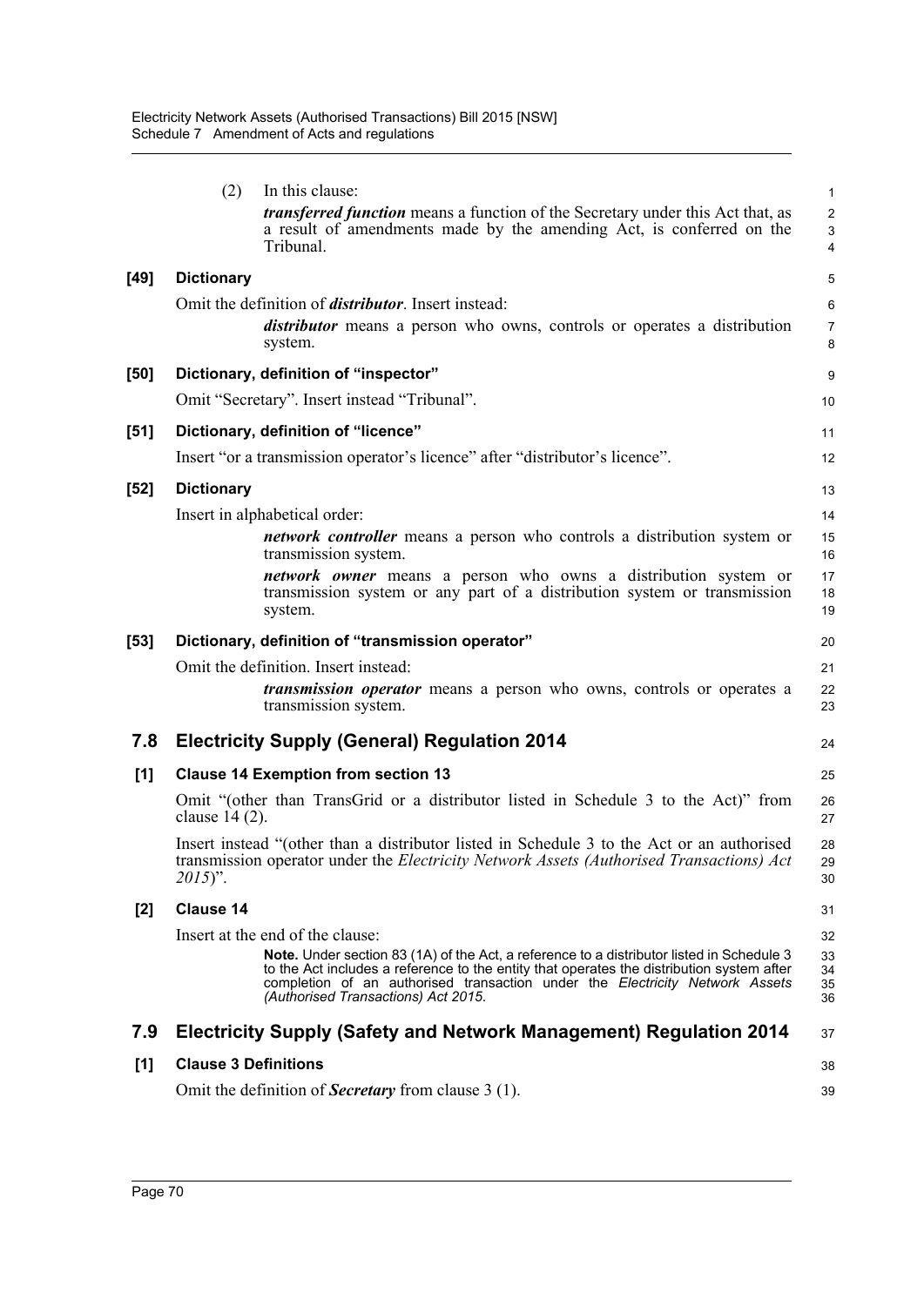(2) In this clause:

*transferred function* means a function of the Secretary under this Act that, as a result of amendments made by the amending Act, is conferred on the Tribunal.

**[49] Dictionary**

Omit the definition of ***distributor***. Insert instead:

> ***distributor*** means a person who owns, controls or operates a distribution system.

**[50] Dictionary, definition of "inspector"**

Omit "Secretary". Insert instead "Tribunal".

**[51] Dictionary, definition of "licence"**

Insert "or a transmission operator's licence" after "distributor's licence".

**[52] Dictionary**

Insert in alphabetical order:

> ***network controller*** means a person who controls a distribution system or transmission system.
>
> ***network owner*** means a person who owns a distribution system or transmission system or any part of a distribution system or transmission system.

**[53] Dictionary, definition of "transmission operator"**

Omit the definition. Insert instead:

> ***transmission operator*** means a person who owns, controls or operates a transmission system.

## 7.8 Electricity Supply (General) Regulation 2014

**[1] Clause 14 Exemption from section 13**

Omit "(other than TransGrid or a distributor listed in Schedule 3 to the Act)" from clause 14 (2).

Insert instead "(other than a distributor listed in Schedule 3 to the Act or an authorised transmission operator under the *Electricity Network Assets (Authorised Transactions) Act 2015*)".

**[2] Clause 14**

Insert at the end of the clause:

> **Note.** Under section 83 (1A) of the Act, a reference to a distributor listed in Schedule 3 to the Act includes a reference to the entity that operates the distribution system after completion of an authorised transaction under the *Electricity Network Assets (Authorised Transactions) Act 2015*.

## 7.9 Electricity Supply (Safety and Network Management) Regulation 2014

**[1] Clause 3 Definitions**

Omit the definition of ***Secretary*** from clause 3 (1).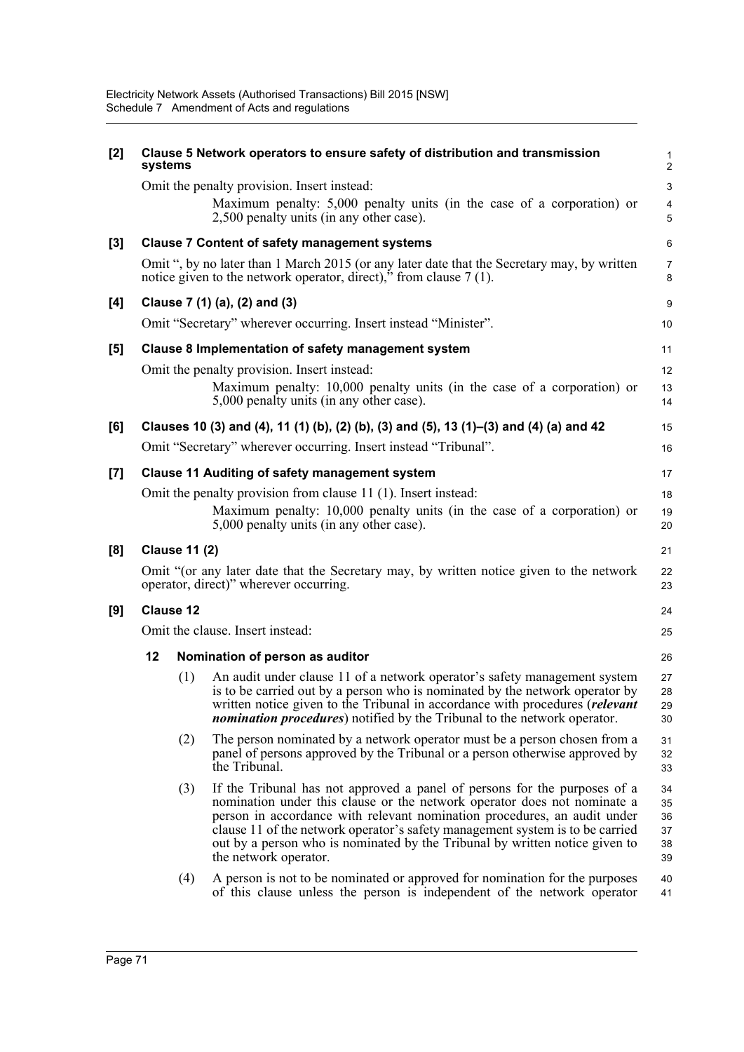**[2] Clause 5 Network operators to ensure safety of distribution and transmission systems**

Omit the penalty provision. Insert instead:

> Maximum penalty: 5,000 penalty units (in the case of a corporation) or 2,500 penalty units (in any other case).

**[3] Clause 7 Content of safety management systems**

Omit ", by no later than 1 March 2015 (or any later date that the Secretary may, by written notice given to the network operator, direct)," from clause 7 (1).

**[4] Clause 7 (1) (a), (2) and (3)**

Omit "Secretary" wherever occurring. Insert instead "Minister".

**[5] Clause 8 Implementation of safety management system**

Omit the penalty provision. Insert instead:

> Maximum penalty: 10,000 penalty units (in the case of a corporation) or 5,000 penalty units (in any other case).

**[6] Clauses 10 (3) and (4), 11 (1) (b), (2) (b), (3) and (5), 13 (1)–(3) and (4) (a) and 42**

Omit "Secretary" wherever occurring. Insert instead "Tribunal".

**[7] Clause 11 Auditing of safety management system**

Omit the penalty provision from clause 11 (1). Insert instead:

> Maximum penalty: 10,000 penalty units (in the case of a corporation) or 5,000 penalty units (in any other case).

**[8] Clause 11 (2)**

Omit "(or any later date that the Secretary may, by written notice given to the network operator, direct)" wherever occurring.

**[9] Clause 12**

Omit the clause. Insert instead:

**12 Nomination of person as auditor**

(1) An audit under clause 11 of a network operator's safety management system is to be carried out by a person who is nominated by the network operator by written notice given to the Tribunal in accordance with procedures (***relevant nomination procedures***) notified by the Tribunal to the network operator.

(2) The person nominated by a network operator must be a person chosen from a panel of persons approved by the Tribunal or a person otherwise approved by the Tribunal.

(3) If the Tribunal has not approved a panel of persons for the purposes of a nomination under this clause or the network operator does not nominate a person in accordance with relevant nomination procedures, an audit under clause 11 of the network operator's safety management system is to be carried out by a person who is nominated by the Tribunal by written notice given to the network operator.

(4) A person is not to be nominated or approved for nomination for the purposes of this clause unless the person is independent of the network operator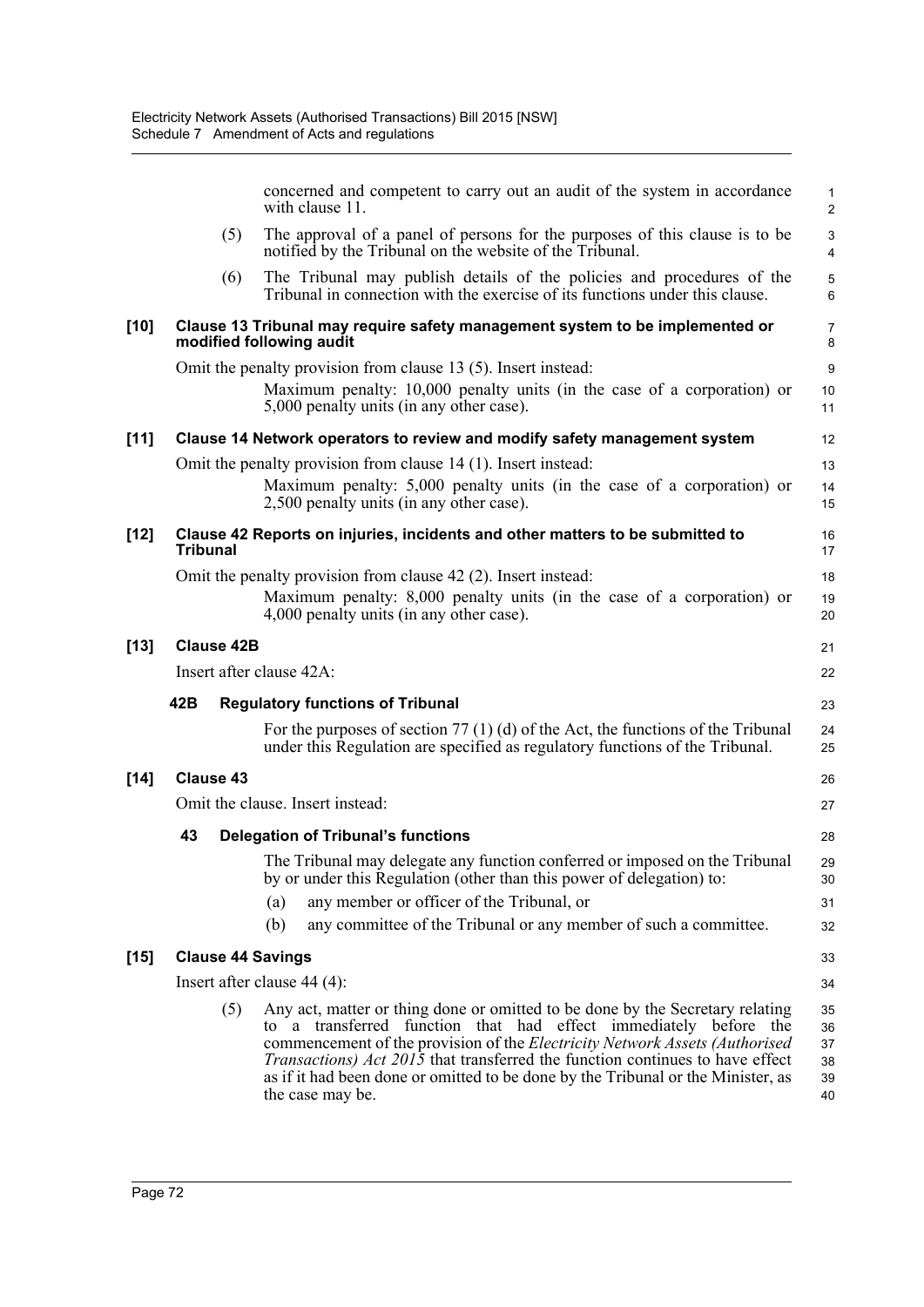concerned and competent to carry out an audit of the system in accordance with clause 11.

(5) The approval of a panel of persons for the purposes of this clause is to be notified by the Tribunal on the website of the Tribunal.

(6) The Tribunal may publish details of the policies and procedures of the Tribunal in connection with the exercise of its functions under this clause.

**[10] Clause 13 Tribunal may require safety management system to be implemented or modified following audit**

Omit the penalty provision from clause 13 (5). Insert instead:

Maximum penalty: 10,000 penalty units (in the case of a corporation) or 5,000 penalty units (in any other case).

**[11] Clause 14 Network operators to review and modify safety management system**

Omit the penalty provision from clause 14 (1). Insert instead:

Maximum penalty: 5,000 penalty units (in the case of a corporation) or 2,500 penalty units (in any other case).

**[12] Clause 42 Reports on injuries, incidents and other matters to be submitted to Tribunal**

Omit the penalty provision from clause 42 (2). Insert instead:

Maximum penalty: 8,000 penalty units (in the case of a corporation) or 4,000 penalty units (in any other case).

**[13] Clause 42B**

Insert after clause 42A:

**42B Regulatory functions of Tribunal**

For the purposes of section 77 (1) (d) of the Act, the functions of the Tribunal under this Regulation are specified as regulatory functions of the Tribunal.

**[14] Clause 43**

Omit the clause. Insert instead:

**43 Delegation of Tribunal's functions**

The Tribunal may delegate any function conferred or imposed on the Tribunal by or under this Regulation (other than this power of delegation) to:

(a) any member or officer of the Tribunal, or

(b) any committee of the Tribunal or any member of such a committee.

**[15] Clause 44 Savings**

Insert after clause 44 (4):

(5) Any act, matter or thing done or omitted to be done by the Secretary relating to a transferred function that had effect immediately before the commencement of the provision of the *Electricity Network Assets (Authorised Transactions) Act 2015* that transferred the function continues to have effect as if it had been done or omitted to be done by the Tribunal or the Minister, as the case may be.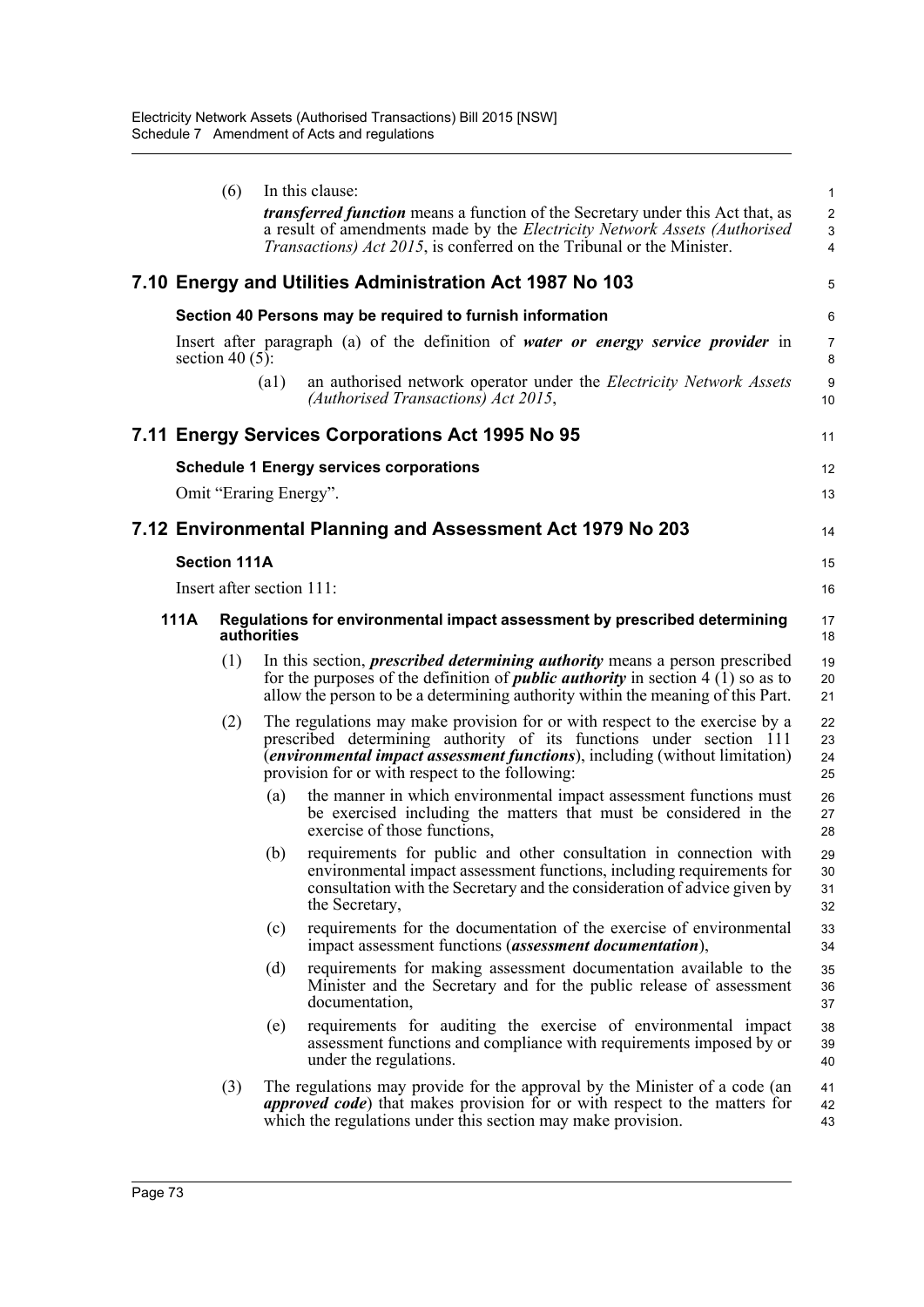(6) In this clause:

***transferred function*** means a function of the Secretary under this Act that, as a result of amendments made by the *Electricity Network Assets (Authorised Transactions) Act 2015*, is conferred on the Tribunal or the Minister.

## 7.10 Energy and Utilities Administration Act 1987 No 103

### Section 40 Persons may be required to furnish information

Insert after paragraph (a) of the definition of ***water or energy service provider*** in section 40 (5):

(a1) an authorised network operator under the *Electricity Network Assets (Authorised Transactions) Act 2015*,

## 7.11 Energy Services Corporations Act 1995 No 95

### Schedule 1 Energy services corporations

Omit "Eraring Energy".

## 7.12 Environmental Planning and Assessment Act 1979 No 203

### Section 111A

Insert after section 111:

**111A Regulations for environmental impact assessment by prescribed determining authorities**

(1) In this section, ***prescribed determining authority*** means a person prescribed for the purposes of the definition of ***public authority*** in section 4 (1) so as to allow the person to be a determining authority within the meaning of this Part.

(2) The regulations may make provision for or with respect to the exercise by a prescribed determining authority of its functions under section 111 (***environmental impact assessment functions***), including (without limitation) provision for or with respect to the following:

(a) the manner in which environmental impact assessment functions must be exercised including the matters that must be considered in the exercise of those functions,

(b) requirements for public and other consultation in connection with environmental impact assessment functions, including requirements for consultation with the Secretary and the consideration of advice given by the Secretary,

(c) requirements for the documentation of the exercise of environmental impact assessment functions (***assessment documentation***),

(d) requirements for making assessment documentation available to the Minister and the Secretary and for the public release of assessment documentation,

(e) requirements for auditing the exercise of environmental impact assessment functions and compliance with requirements imposed by or under the regulations.

(3) The regulations may provide for the approval by the Minister of a code (an ***approved code***) that makes provision for or with respect to the matters for which the regulations under this section may make provision.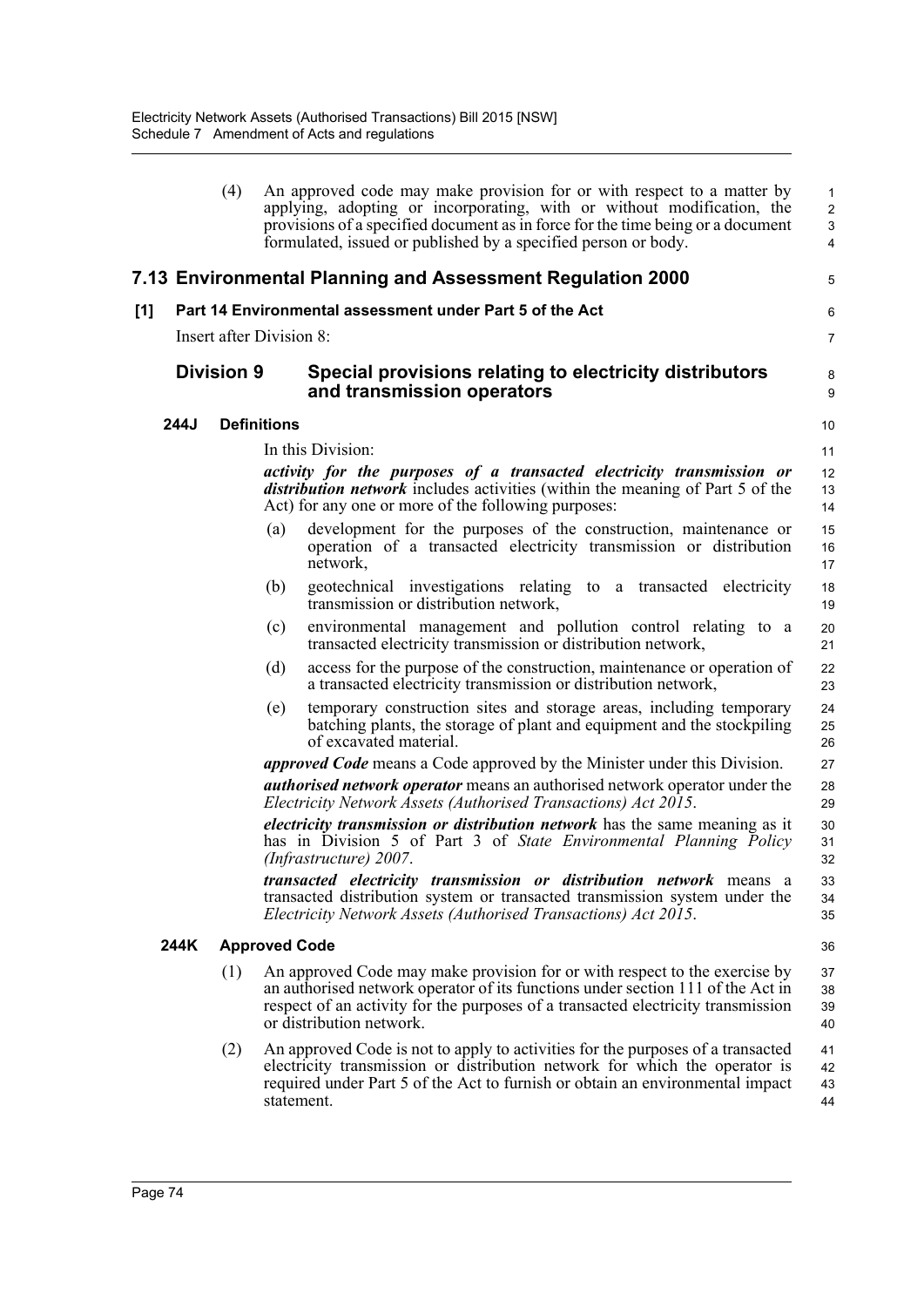(4) An approved code may make provision for or with respect to a matter by applying, adopting or incorporating, with or without modification, the provisions of a specified document as in force for the time being or a document formulated, issued or published by a specified person or body.

## 7.13 Environmental Planning and Assessment Regulation 2000

### [1] Part 14 Environmental assessment under Part 5 of the Act

Insert after Division 8:

### Division 9 Special provisions relating to electricity distributors and transmission operators

#### 244J Definitions

In this Division:

***activity for the purposes of a transacted electricity transmission or distribution network*** includes activities (within the meaning of Part 5 of the Act) for any one or more of the following purposes:

(a) development for the purposes of the construction, maintenance or operation of a transacted electricity transmission or distribution network,

(b) geotechnical investigations relating to a transacted electricity transmission or distribution network,

(c) environmental management and pollution control relating to a transacted electricity transmission or distribution network,

(d) access for the purpose of the construction, maintenance or operation of a transacted electricity transmission or distribution network,

(e) temporary construction sites and storage areas, including temporary batching plants, the storage of plant and equipment and the stockpiling of excavated material.

***approved Code*** means a Code approved by the Minister under this Division.

***authorised network operator*** means an authorised network operator under the *Electricity Network Assets (Authorised Transactions) Act 2015*.

***electricity transmission or distribution network*** has the same meaning as it has in Division 5 of Part 3 of *State Environmental Planning Policy (Infrastructure) 2007*.

***transacted electricity transmission or distribution network*** means a transacted distribution system or transacted transmission system under the *Electricity Network Assets (Authorised Transactions) Act 2015*.

#### 244K Approved Code

(1) An approved Code may make provision for or with respect to the exercise by an authorised network operator of its functions under section 111 of the Act in respect of an activity for the purposes of a transacted electricity transmission or distribution network.

(2) An approved Code is not to apply to activities for the purposes of a transacted electricity transmission or distribution network for which the operator is required under Part 5 of the Act to furnish or obtain an environmental impact statement.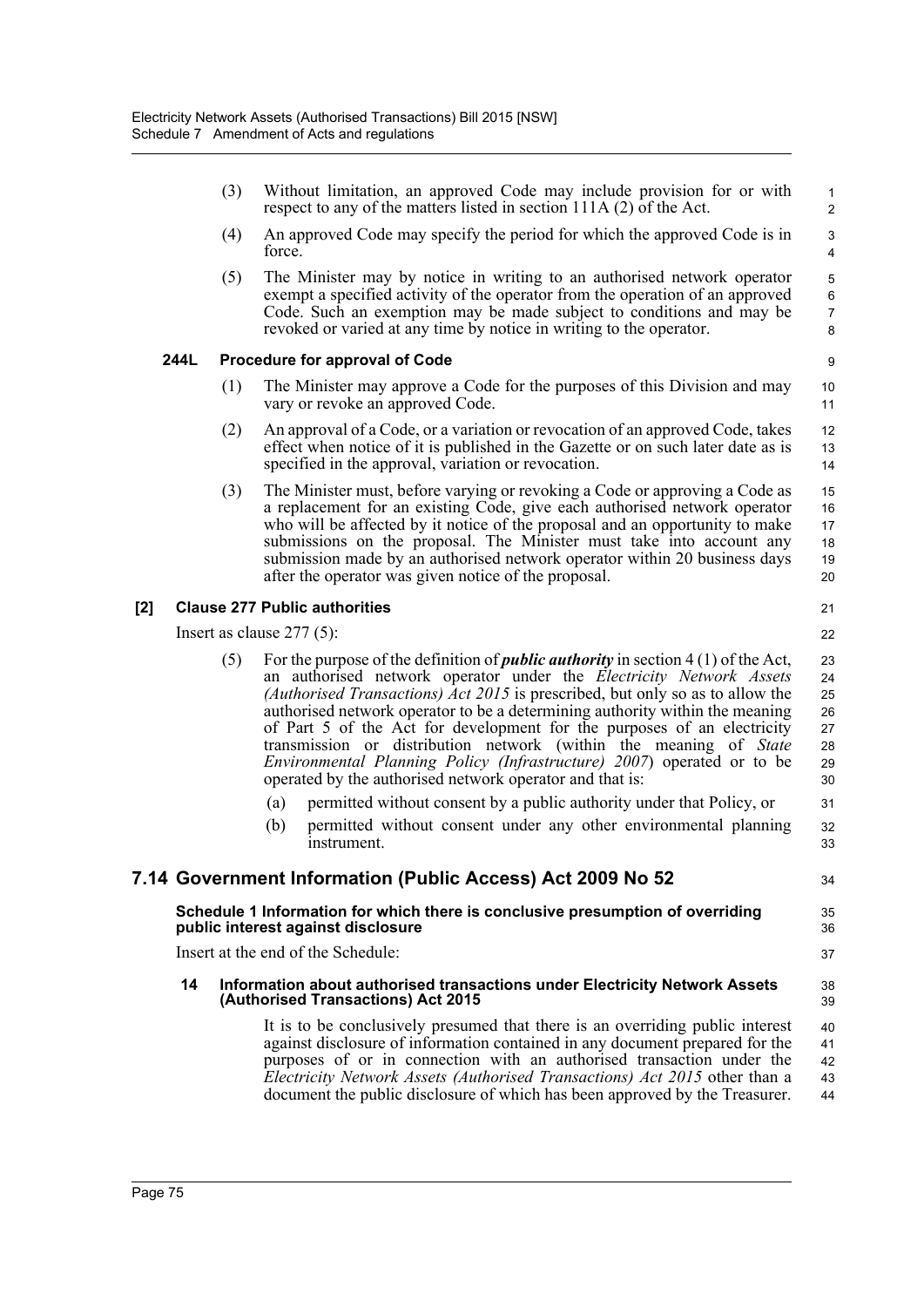(3) Without limitation, an approved Code may include provision for or with respect to any of the matters listed in section 111A (2) of the Act.

(4) An approved Code may specify the period for which the approved Code is in force.

(5) The Minister may by notice in writing to an authorised network operator exempt a specified activity of the operator from the operation of an approved Code. Such an exemption may be made subject to conditions and may be revoked or varied at any time by notice in writing to the operator.

**244L Procedure for approval of Code**

(1) The Minister may approve a Code for the purposes of this Division and may vary or revoke an approved Code.

(2) An approval of a Code, or a variation or revocation of an approved Code, takes effect when notice of it is published in the Gazette or on such later date as is specified in the approval, variation or revocation.

(3) The Minister must, before varying or revoking a Code or approving a Code as a replacement for an existing Code, give each authorised network operator who will be affected by it notice of the proposal and an opportunity to make submissions on the proposal. The Minister must take into account any submission made by an authorised network operator within 20 business days after the operator was given notice of the proposal.

**[2] Clause 277 Public authorities**

Insert as clause 277 (5):

(5) For the purpose of the definition of ***public authority*** in section 4 (1) of the Act, an authorised network operator under the *Electricity Network Assets (Authorised Transactions) Act 2015* is prescribed, but only so as to allow the authorised network operator to be a determining authority within the meaning of Part 5 of the Act for development for the purposes of an electricity transmission or distribution network (within the meaning of *State Environmental Planning Policy (Infrastructure) 2007*) operated or to be operated by the authorised network operator and that is:

(a) permitted without consent by a public authority under that Policy, or

(b) permitted without consent under any other environmental planning instrument.

## 7.14 Government Information (Public Access) Act 2009 No 52

**Schedule 1 Information for which there is conclusive presumption of overriding public interest against disclosure**

Insert at the end of the Schedule:

**14 Information about authorised transactions under Electricity Network Assets (Authorised Transactions) Act 2015**

It is to be conclusively presumed that there is an overriding public interest against disclosure of information contained in any document prepared for the purposes of or in connection with an authorised transaction under the *Electricity Network Assets (Authorised Transactions) Act 2015* other than a document the public disclosure of which has been approved by the Treasurer.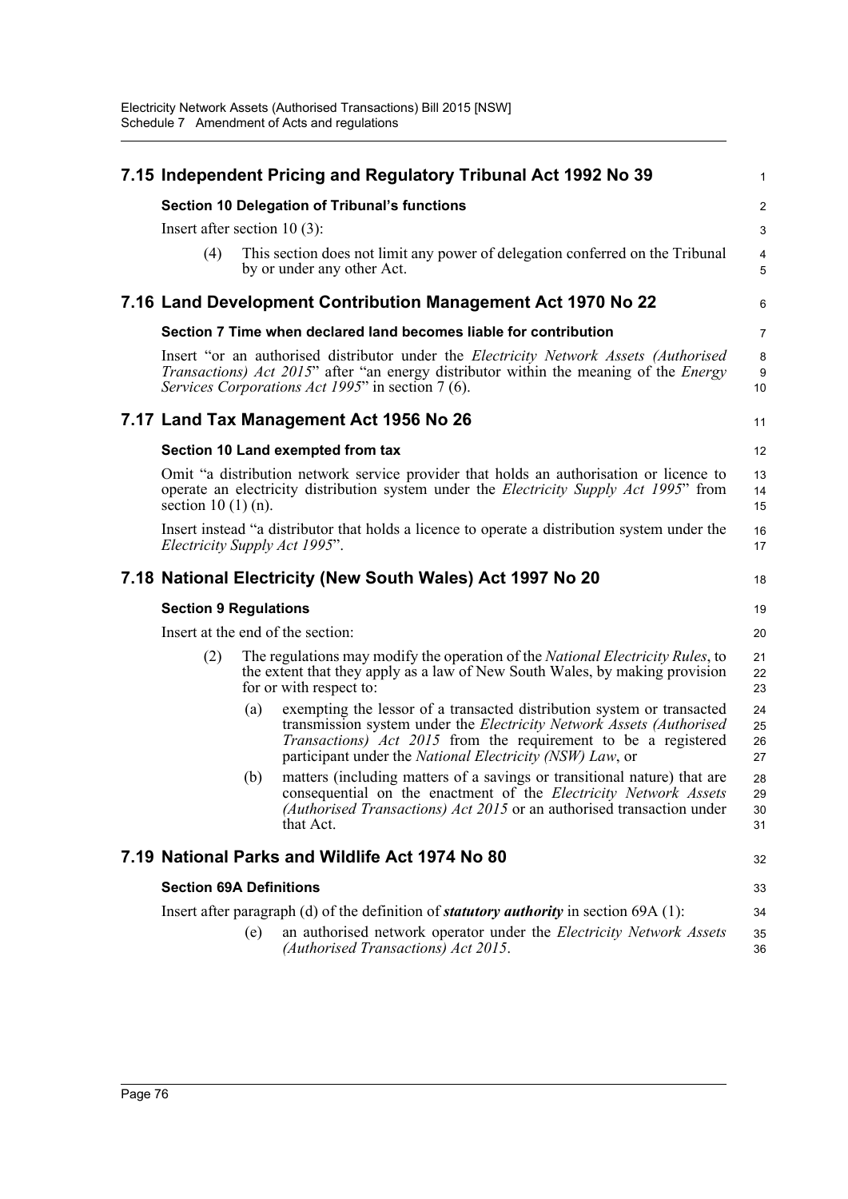## 7.15 Independent Pricing and Regulatory Tribunal Act 1992 No 39

### Section 10 Delegation of Tribunal's functions

Insert after section 10 (3):

(4) This section does not limit any power of delegation conferred on the Tribunal by or under any other Act.

## 7.16 Land Development Contribution Management Act 1970 No 22

### Section 7 Time when declared land becomes liable for contribution

Insert "or an authorised distributor under the *Electricity Network Assets (Authorised Transactions) Act 2015*" after "an energy distributor within the meaning of the *Energy Services Corporations Act 1995*" in section 7 (6).

## 7.17 Land Tax Management Act 1956 No 26

### Section 10 Land exempted from tax

Omit "a distribution network service provider that holds an authorisation or licence to operate an electricity distribution system under the *Electricity Supply Act 1995*" from section 10 (1) (n).

Insert instead "a distributor that holds a licence to operate a distribution system under the *Electricity Supply Act 1995*".

## 7.18 National Electricity (New South Wales) Act 1997 No 20

### Section 9 Regulations

Insert at the end of the section:

(2) The regulations may modify the operation of the *National Electricity Rules*, to the extent that they apply as a law of New South Wales, by making provision for or with respect to:

(a) exempting the lessor of a transacted distribution system or transacted transmission system under the *Electricity Network Assets (Authorised Transactions) Act 2015* from the requirement to be a registered participant under the *National Electricity (NSW) Law*, or

(b) matters (including matters of a savings or transitional nature) that are consequential on the enactment of the *Electricity Network Assets (Authorised Transactions) Act 2015* or an authorised transaction under that Act.

## 7.19 National Parks and Wildlife Act 1974 No 80

### Section 69A Definitions

Insert after paragraph (d) of the definition of ***statutory authority*** in section 69A (1):

(e) an authorised network operator under the *Electricity Network Assets (Authorised Transactions) Act 2015*.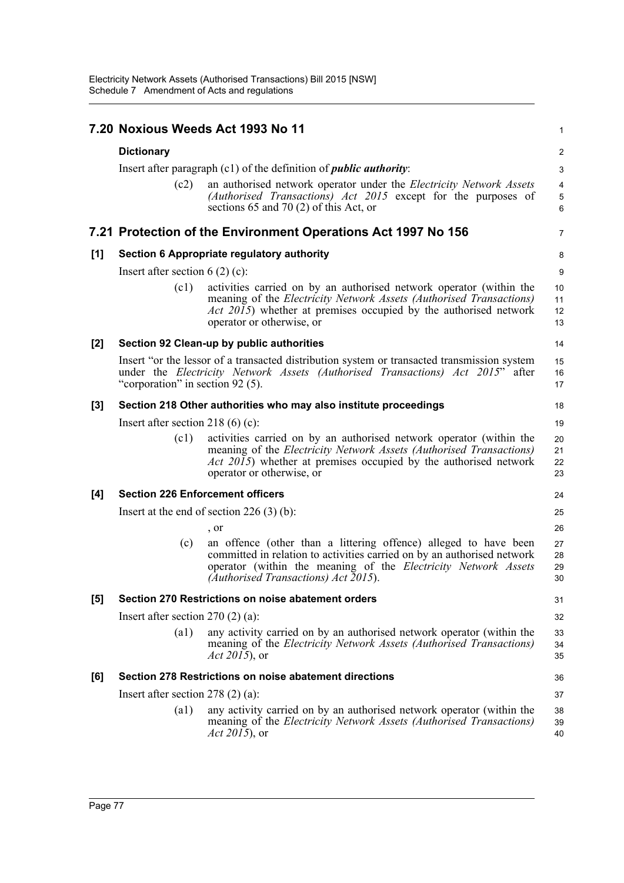## 7.20 Noxious Weeds Act 1993 No 11

### Dictionary

Insert after paragraph (c1) of the definition of ***public authority***:

(c2) an authorised network operator under the *Electricity Network Assets (Authorised Transactions) Act 2015* except for the purposes of sections 65 and 70 (2) of this Act, or

## 7.21 Protection of the Environment Operations Act 1997 No 156

### [1] Section 6 Appropriate regulatory authority

Insert after section 6 (2) (c):

(c1) activities carried on by an authorised network operator (within the meaning of the *Electricity Network Assets (Authorised Transactions) Act 2015*) whether at premises occupied by the authorised network operator or otherwise, or

### [2] Section 92 Clean-up by public authorities

Insert "or the lessor of a transacted distribution system or transacted transmission system under the *Electricity Network Assets (Authorised Transactions) Act 2015*" after "corporation" in section 92 (5).

### [3] Section 218 Other authorities who may also institute proceedings

Insert after section 218 (6) (c):

(c1) activities carried on by an authorised network operator (within the meaning of the *Electricity Network Assets (Authorised Transactions) Act 2015*) whether at premises occupied by the authorised network operator or otherwise, or

### [4] Section 226 Enforcement officers

Insert at the end of section 226 (3) (b):

, or

(c) an offence (other than a littering offence) alleged to have been committed in relation to activities carried on by an authorised network operator (within the meaning of the *Electricity Network Assets (Authorised Transactions) Act 2015*).

### [5] Section 270 Restrictions on noise abatement orders

Insert after section 270 (2) (a):

(a1) any activity carried on by an authorised network operator (within the meaning of the *Electricity Network Assets (Authorised Transactions) Act 2015*), or

### [6] Section 278 Restrictions on noise abatement directions

Insert after section 278 (2) (a):

(a1) any activity carried on by an authorised network operator (within the meaning of the *Electricity Network Assets (Authorised Transactions) Act 2015*), or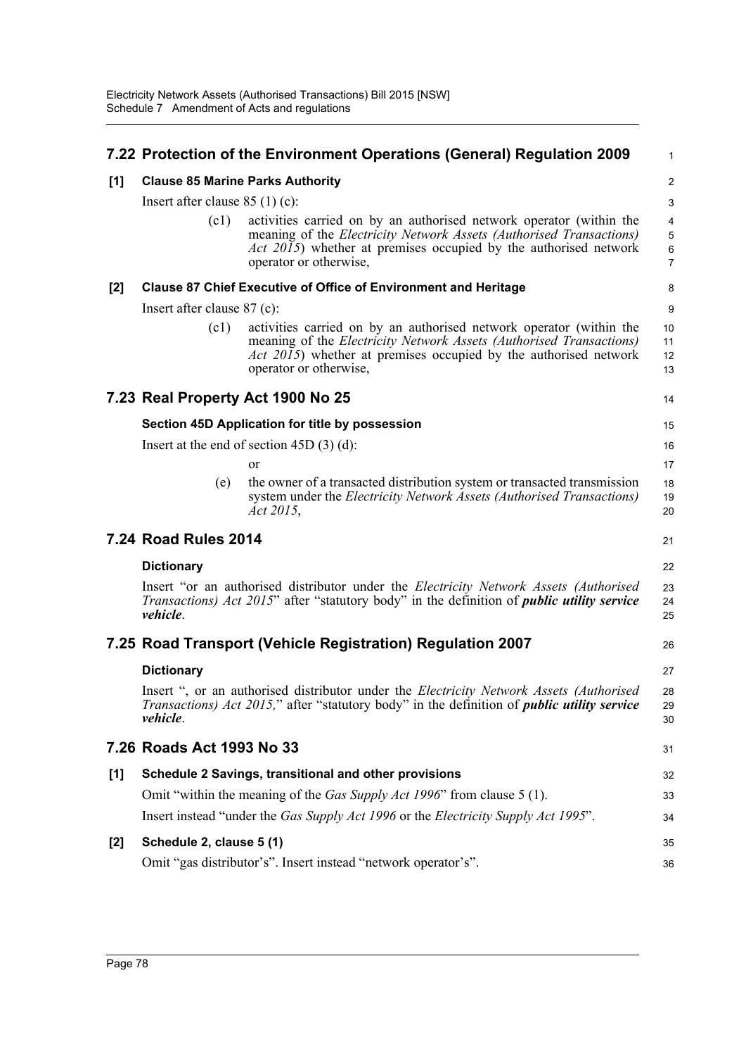## 7.22 Protection of the Environment Operations (General) Regulation 2009

**[1] Clause 85 Marine Parks Authority**

Insert after clause 85 (1) (c):

> (c1) activities carried on by an authorised network operator (within the meaning of the *Electricity Network Assets (Authorised Transactions) Act 2015*) whether at premises occupied by the authorised network operator or otherwise,

**[2] Clause 87 Chief Executive of Office of Environment and Heritage**

Insert after clause 87 (c):

> (c1) activities carried on by an authorised network operator (within the meaning of the *Electricity Network Assets (Authorised Transactions) Act 2015*) whether at premises occupied by the authorised network operator or otherwise,

## 7.23 Real Property Act 1900 No 25

**Section 45D Application for title by possession**

Insert at the end of section 45D (3) (d):

> or
>
> (e) the owner of a transacted distribution system or transacted transmission system under the *Electricity Network Assets (Authorised Transactions) Act 2015*,

## 7.24 Road Rules 2014

**Dictionary**

Insert "or an authorised distributor under the *Electricity Network Assets (Authorised Transactions) Act 2015*" after "statutory body" in the definition of ***public utility service vehicle***.

## 7.25 Road Transport (Vehicle Registration) Regulation 2007

**Dictionary**

Insert ", or an authorised distributor under the *Electricity Network Assets (Authorised Transactions) Act 2015,*" after "statutory body" in the definition of ***public utility service vehicle***.

## 7.26 Roads Act 1993 No 33

**[1] Schedule 2 Savings, transitional and other provisions**

Omit "within the meaning of the *Gas Supply Act 1996*" from clause 5 (1).

Insert instead "under the *Gas Supply Act 1996* or the *Electricity Supply Act 1995*".

**[2] Schedule 2, clause 5 (1)**

Omit "gas distributor's". Insert instead "network operator's".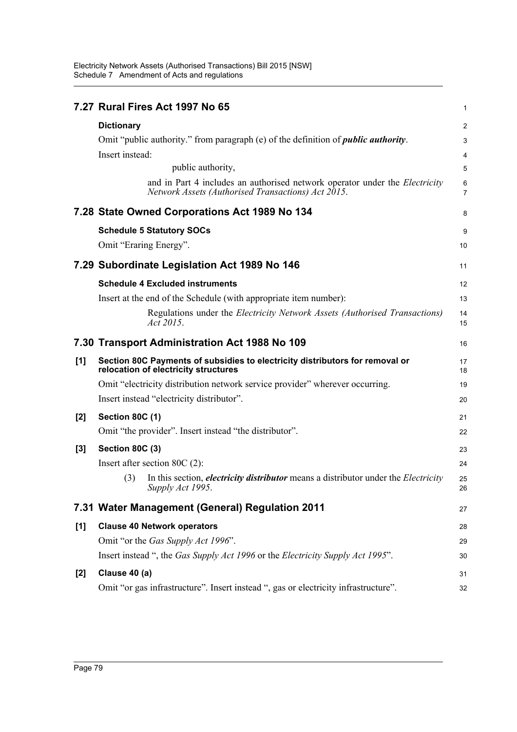## 7.27 Rural Fires Act 1997 No 65

**Dictionary**

Omit "public authority." from paragraph (e) of the definition of ***public authority***.

Insert instead:

> public authority,
>
> and in Part 4 includes an authorised network operator under the *Electricity Network Assets (Authorised Transactions) Act 2015*.

## 7.28 State Owned Corporations Act 1989 No 134

**Schedule 5 Statutory SOCs**

Omit "Eraring Energy".

## 7.29 Subordinate Legislation Act 1989 No 146

**Schedule 4 Excluded instruments**

Insert at the end of the Schedule (with appropriate item number):

> Regulations under the *Electricity Network Assets (Authorised Transactions) Act 2015*.

## 7.30 Transport Administration Act 1988 No 109

**[1] Section 80C Payments of subsidies to electricity distributors for removal or relocation of electricity structures**

Omit "electricity distribution network service provider" wherever occurring.

Insert instead "electricity distributor".

**[2] Section 80C (1)**

Omit "the provider". Insert instead "the distributor".

**[3] Section 80C (3)**

Insert after section 80C (2):

> (3) In this section, ***electricity distributor*** means a distributor under the *Electricity Supply Act 1995*.

## 7.31 Water Management (General) Regulation 2011

**[1] Clause 40 Network operators**

Omit "or the *Gas Supply Act 1996*".

Insert instead ", the *Gas Supply Act 1996* or the *Electricity Supply Act 1995*".

**[2] Clause 40 (a)**

Omit "or gas infrastructure". Insert instead ", gas or electricity infrastructure".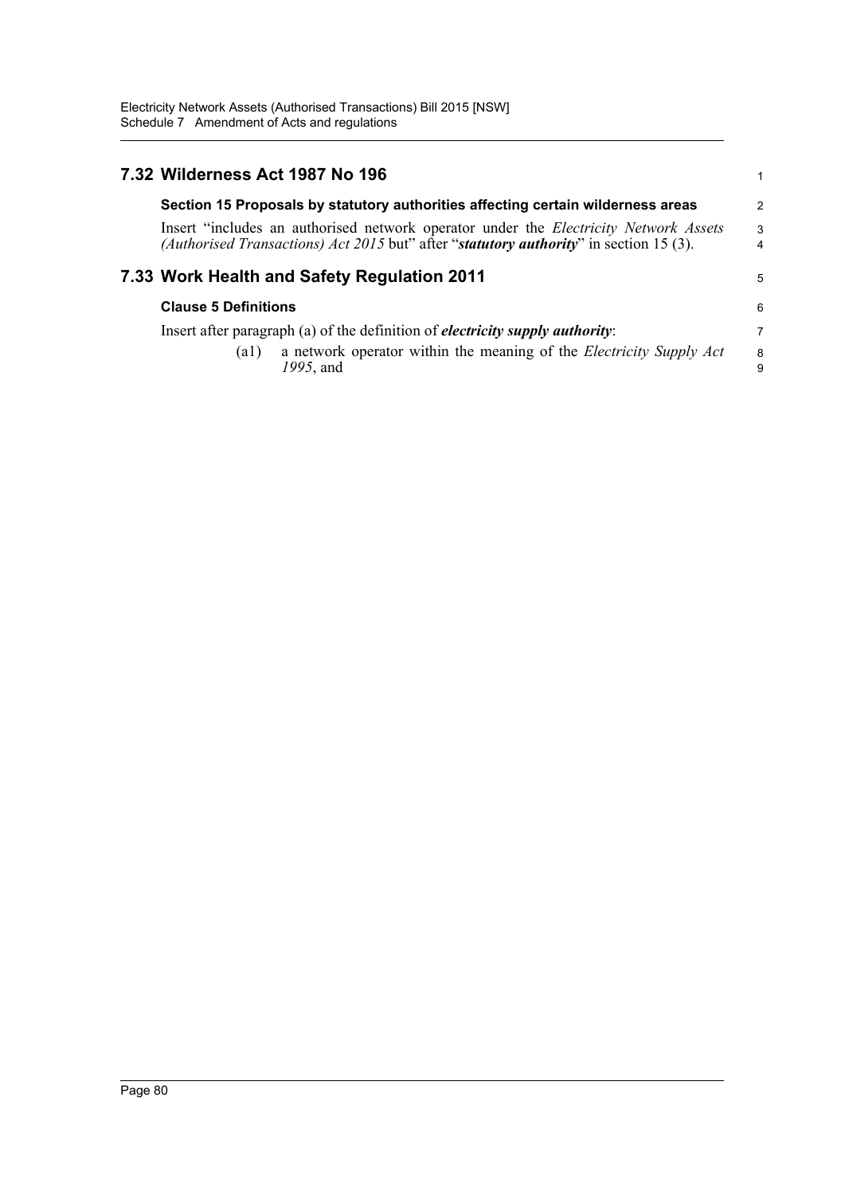## 7.32 Wilderness Act 1987 No 196

### Section 15 Proposals by statutory authorities affecting certain wilderness areas

Insert "includes an authorised network operator under the *Electricity Network Assets (Authorised Transactions) Act 2015* but" after "***statutory authority***" in section 15 (3).

## 7.33 Work Health and Safety Regulation 2011

### Clause 5 Definitions

Insert after paragraph (a) of the definition of ***electricity supply authority***:

(a1) a network operator within the meaning of the *Electricity Supply Act 1995*, and